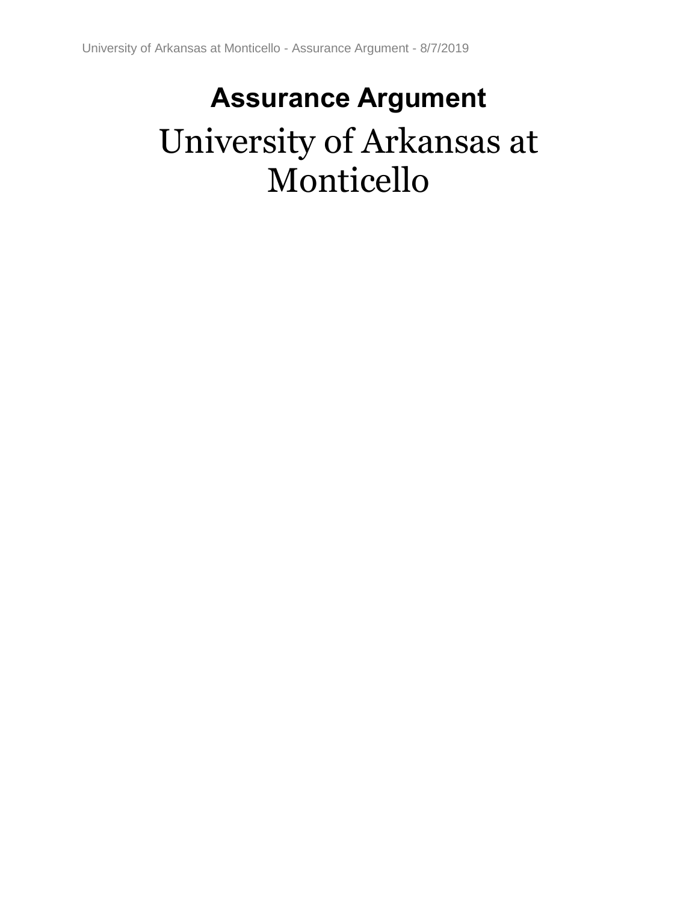# Assurance Argument

# University of Arkansas at Monticello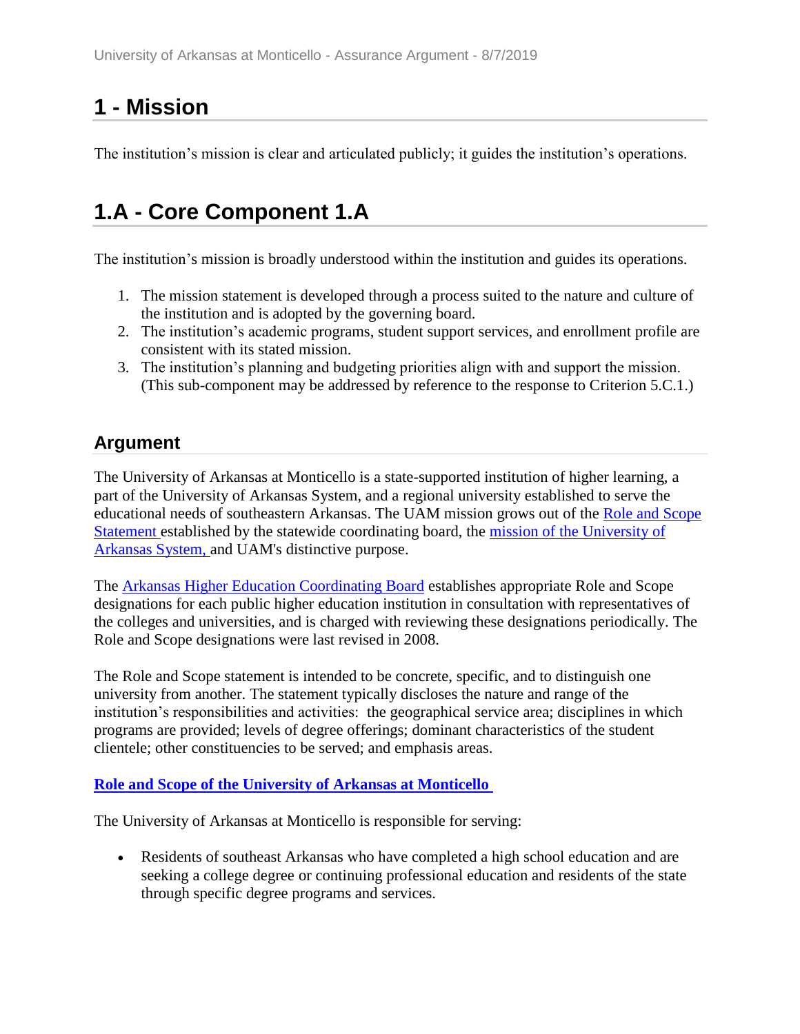# 1 - Mission

The institution's mission is clear and articulated publicly; it guides the institution's operations.

# 1.A - Core Component 1.A

The institution's mission is broadly understood within the institution and guides its operations.

1. The mission statement is developed through a process suited to the nature and culture of the institution and is adopted by the governing board.
2. The institution's academic programs, student support services, and enrollment profile are consistent with its stated mission.
3. The institution's planning and budgeting priorities align with and support the mission. (This sub-component may be addressed by reference to the response to Criterion 5.C.1.)

## Argument

The University of Arkansas at Monticello is a state-supported institution of higher learning, a part of the University of Arkansas System, and a regional university established to serve the educational needs of southeastern Arkansas. The UAM mission grows out of the Role and Scope Statement established by the statewide coordinating board, the mission of the University of Arkansas System, and UAM's distinctive purpose.

The Arkansas Higher Education Coordinating Board establishes appropriate Role and Scope designations for each public higher education institution in consultation with representatives of the colleges and universities, and is charged with reviewing these designations periodically. The Role and Scope designations were last revised in 2008.

The Role and Scope statement is intended to be concrete, specific, and to distinguish one university from another. The statement typically discloses the nature and range of the institution's responsibilities and activities: the geographical service area; disciplines in which programs are provided; levels of degree offerings; dominant characteristics of the student clientele; other constituencies to be served; and emphasis areas.

**Role and Scope of the University of Arkansas at Monticello**

The University of Arkansas at Monticello is responsible for serving:

- Residents of southeast Arkansas who have completed a high school education and are seeking a college degree or continuing professional education and residents of the state through specific degree programs and services.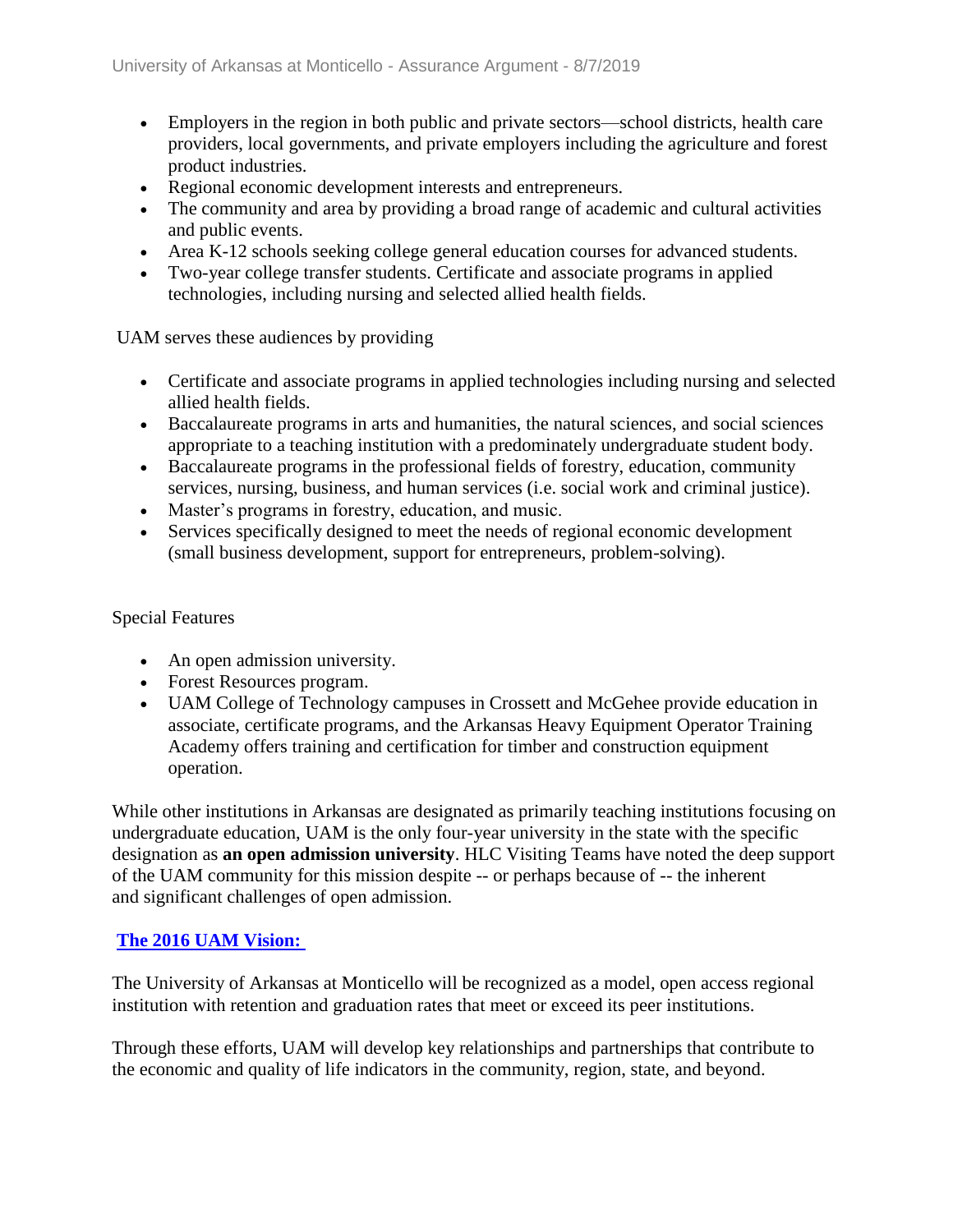- Employers in the region in both public and private sectors—school districts, health care providers, local governments, and private employers including the agriculture and forest product industries.
- Regional economic development interests and entrepreneurs.
- The community and area by providing a broad range of academic and cultural activities and public events.
- Area K-12 schools seeking college general education courses for advanced students.
- Two-year college transfer students. Certificate and associate programs in applied technologies, including nursing and selected allied health fields.

UAM serves these audiences by providing

- Certificate and associate programs in applied technologies including nursing and selected allied health fields.
- Baccalaureate programs in arts and humanities, the natural sciences, and social sciences appropriate to a teaching institution with a predominately undergraduate student body.
- Baccalaureate programs in the professional fields of forestry, education, community services, nursing, business, and human services (i.e. social work and criminal justice).
- Master's programs in forestry, education, and music.
- Services specifically designed to meet the needs of regional economic development (small business development, support for entrepreneurs, problem-solving).

Special Features

- An open admission university.
- Forest Resources program.
- UAM College of Technology campuses in Crossett and McGehee provide education in associate, certificate programs, and the Arkansas Heavy Equipment Operator Training Academy offers training and certification for timber and construction equipment operation.

While other institutions in Arkansas are designated as primarily teaching institutions focusing on undergraduate education, UAM is the only four-year university in the state with the specific designation as **an open admission university**. HLC Visiting Teams have noted the deep support of the UAM community for this mission despite -- or perhaps because of -- the inherent and significant challenges of open admission.

**The 2016 UAM Vision:**

The University of Arkansas at Monticello will be recognized as a model, open access regional institution with retention and graduation rates that meet or exceed its peer institutions.

Through these efforts, UAM will develop key relationships and partnerships that contribute to the economic and quality of life indicators in the community, region, state, and beyond.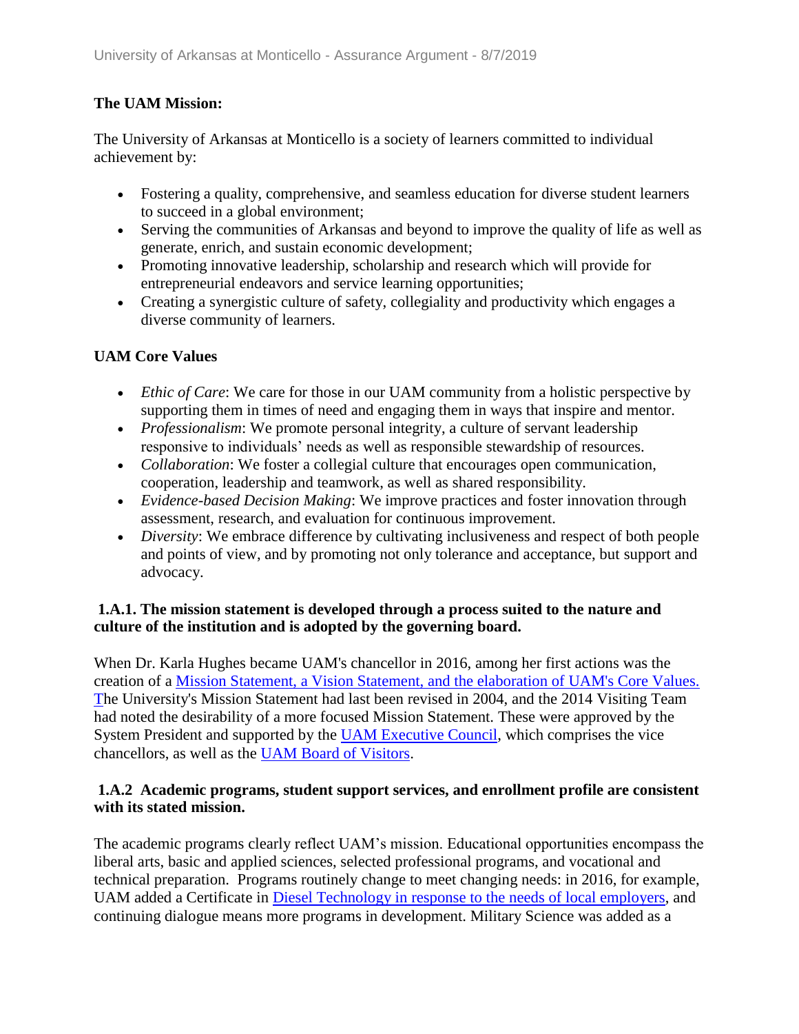**The UAM Mission:**

The University of Arkansas at Monticello is a society of learners committed to individual achievement by:

- Fostering a quality, comprehensive, and seamless education for diverse student learners to succeed in a global environment;
- Serving the communities of Arkansas and beyond to improve the quality of life as well as generate, enrich, and sustain economic development;
- Promoting innovative leadership, scholarship and research which will provide for entrepreneurial endeavors and service learning opportunities;
- Creating a synergistic culture of safety, collegiality and productivity which engages a diverse community of learners.

**UAM Core Values**

- *Ethic of Care*: We care for those in our UAM community from a holistic perspective by supporting them in times of need and engaging them in ways that inspire and mentor.
- *Professionalism*: We promote personal integrity, a culture of servant leadership responsive to individuals' needs as well as responsible stewardship of resources.
- *Collaboration*: We foster a collegial culture that encourages open communication, cooperation, leadership and teamwork, as well as shared responsibility.
- *Evidence-based Decision Making*: We improve practices and foster innovation through assessment, research, and evaluation for continuous improvement.
- *Diversity*: We embrace difference by cultivating inclusiveness and respect of both people and points of view, and by promoting not only tolerance and acceptance, but support and advocacy.

**1.A.1. The mission statement is developed through a process suited to the nature and culture of the institution and is adopted by the governing board.**

When Dr. Karla Hughes became UAM's chancellor in 2016, among her first actions was the creation of a Mission Statement, a Vision Statement, and the elaboration of UAM's Core Values. The University's Mission Statement had last been revised in 2004, and the 2014 Visiting Team had noted the desirability of a more focused Mission Statement. These were approved by the System President and supported by the UAM Executive Council, which comprises the vice chancellors, as well as the UAM Board of Visitors.

**1.A.2 Academic programs, student support services, and enrollment profile are consistent with its stated mission.**

The academic programs clearly reflect UAM's mission. Educational opportunities encompass the liberal arts, basic and applied sciences, selected professional programs, and vocational and technical preparation. Programs routinely change to meet changing needs: in 2016, for example, UAM added a Certificate in Diesel Technology in response to the needs of local employers, and continuing dialogue means more programs in development. Military Science was added as a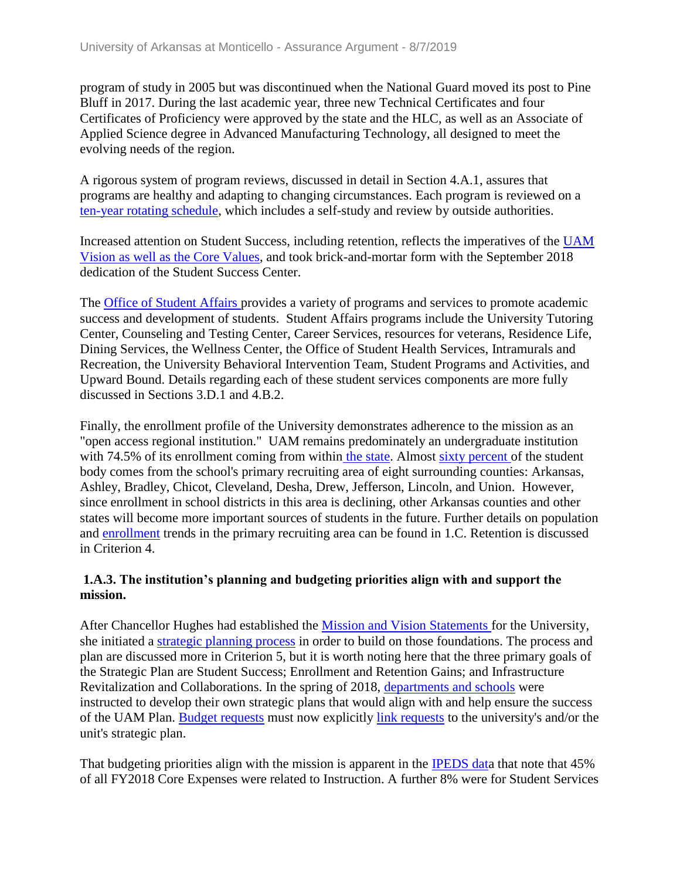program of study in 2005 but was discontinued when the National Guard moved its post to Pine Bluff in 2017. During the last academic year, three new Technical Certificates and four Certificates of Proficiency were approved by the state and the HLC, as well as an Associate of Applied Science degree in Advanced Manufacturing Technology, all designed to meet the evolving needs of the region.

A rigorous system of program reviews, discussed in detail in Section 4.A.1, assures that programs are healthy and adapting to changing circumstances. Each program is reviewed on a ten-year rotating schedule, which includes a self-study and review by outside authorities.

Increased attention on Student Success, including retention, reflects the imperatives of the UAM Vision as well as the Core Values, and took brick-and-mortar form with the September 2018 dedication of the Student Success Center.

The Office of Student Affairs provides a variety of programs and services to promote academic success and development of students. Student Affairs programs include the University Tutoring Center, Counseling and Testing Center, Career Services, resources for veterans, Residence Life, Dining Services, the Wellness Center, the Office of Student Health Services, Intramurals and Recreation, the University Behavioral Intervention Team, Student Programs and Activities, and Upward Bound. Details regarding each of these student services components are more fully discussed in Sections 3.D.1 and 4.B.2.

Finally, the enrollment profile of the University demonstrates adherence to the mission as an "open access regional institution." UAM remains predominately an undergraduate institution with 74.5% of its enrollment coming from within the state. Almost sixty percent of the student body comes from the school's primary recruiting area of eight surrounding counties: Arkansas, Ashley, Bradley, Chicot, Cleveland, Desha, Drew, Jefferson, Lincoln, and Union. However, since enrollment in school districts in this area is declining, other Arkansas counties and other states will become more important sources of students in the future. Further details on population and enrollment trends in the primary recruiting area can be found in 1.C. Retention is discussed in Criterion 4.

**1.A.3. The institution's planning and budgeting priorities align with and support the mission.**

After Chancellor Hughes had established the Mission and Vision Statements for the University, she initiated a strategic planning process in order to build on those foundations. The process and plan are discussed more in Criterion 5, but it is worth noting here that the three primary goals of the Strategic Plan are Student Success; Enrollment and Retention Gains; and Infrastructure Revitalization and Collaborations. In the spring of 2018, departments and schools were instructed to develop their own strategic plans that would align with and help ensure the success of the UAM Plan. Budget requests must now explicitly link requests to the university's and/or the unit's strategic plan.

That budgeting priorities align with the mission is apparent in the IPEDS data that note that 45% of all FY2018 Core Expenses were related to Instruction. A further 8% were for Student Services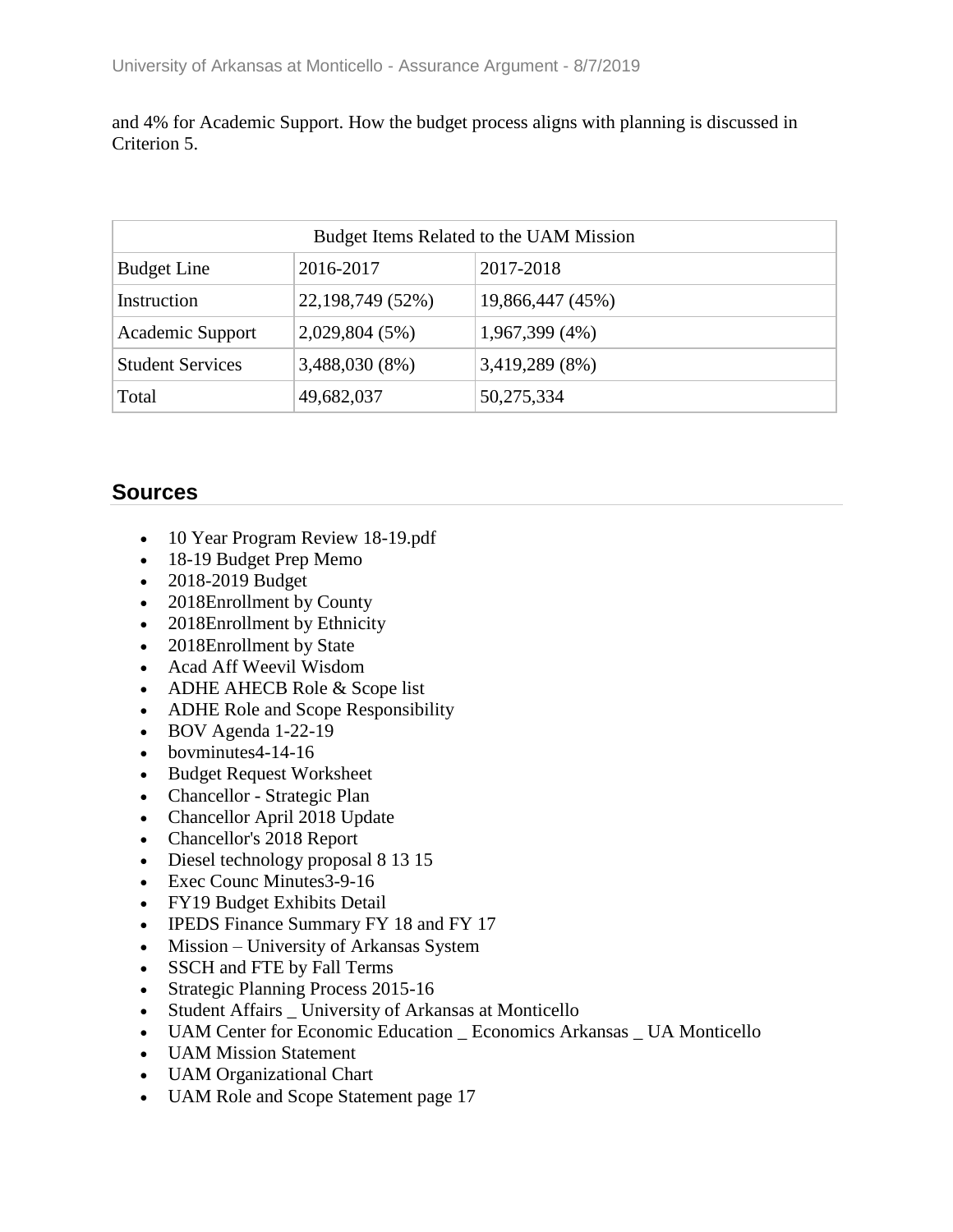and 4% for Academic Support. How the budget process aligns with planning is discussed in Criterion 5.

| Budget Items Related to the UAM Mission | | |
|---|---|---|
| Budget Line | 2016-2017 | 2017-2018 |
| Instruction | 22,198,749 (52%) | 19,866,447 (45%) |
| Academic Support | 2,029,804 (5%) | 1,967,399 (4%) |
| Student Services | 3,488,030 (8%) | 3,419,289 (8%) |
| Total | 49,682,037 | 50,275,334 |

## Sources

- 10 Year Program Review 18-19.pdf
- 18-19 Budget Prep Memo
- 2018-2019 Budget
- 2018Enrollment by County
- 2018Enrollment by Ethnicity
- 2018Enrollment by State
- Acad Aff Weevil Wisdom
- ADHE AHECB Role & Scope list
- ADHE Role and Scope Responsibility
- BOV Agenda 1-22-19
- bovminutes4-14-16
- Budget Request Worksheet
- Chancellor - Strategic Plan
- Chancellor April 2018 Update
- Chancellor's 2018 Report
- Diesel technology proposal 8 13 15
- Exec Counc Minutes3-9-16
- FY19 Budget Exhibits Detail
- IPEDS Finance Summary FY 18 and FY 17
- Mission – University of Arkansas System
- SSCH and FTE by Fall Terms
- Strategic Planning Process 2015-16
- Student Affairs _ University of Arkansas at Monticello
- UAM Center for Economic Education _ Economics Arkansas _ UA Monticello
- UAM Mission Statement
- UAM Organizational Chart
- UAM Role and Scope Statement page 17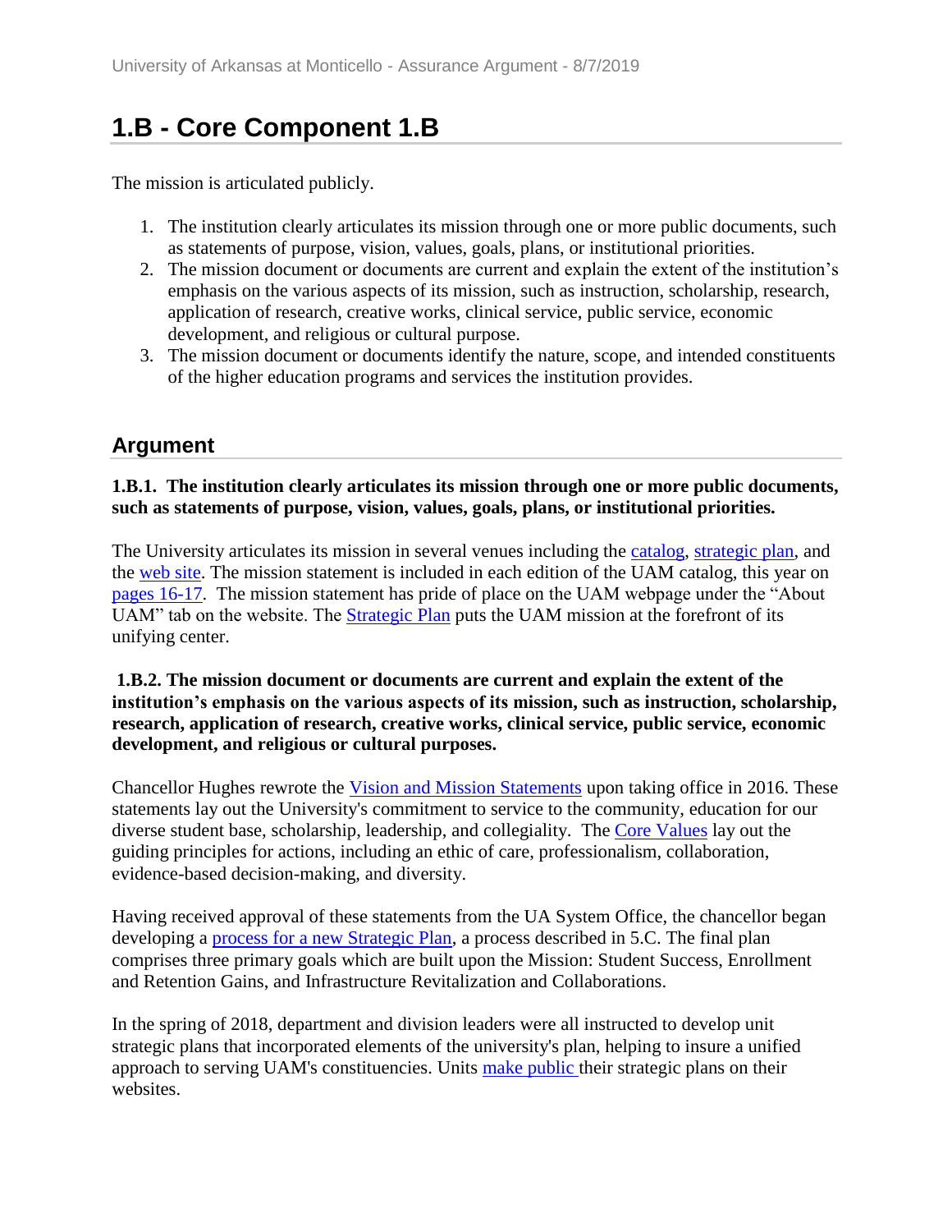## 1.B - Core Component 1.B

The mission is articulated publicly.

1. The institution clearly articulates its mission through one or more public documents, such as statements of purpose, vision, values, goals, plans, or institutional priorities.
2. The mission document or documents are current and explain the extent of the institution's emphasis on the various aspects of its mission, such as instruction, scholarship, research, application of research, creative works, clinical service, public service, economic development, and religious or cultural purpose.
3. The mission document or documents identify the nature, scope, and intended constituents of the higher education programs and services the institution provides.

### Argument

**1.B.1. The institution clearly articulates its mission through one or more public documents, such as statements of purpose, vision, values, goals, plans, or institutional priorities.**

The University articulates its mission in several venues including the catalog, strategic plan, and the web site. The mission statement is included in each edition of the UAM catalog, this year on pages 16-17. The mission statement has pride of place on the UAM webpage under the "About UAM" tab on the website. The Strategic Plan puts the UAM mission at the forefront of its unifying center.

**1.B.2. The mission document or documents are current and explain the extent of the institution's emphasis on the various aspects of its mission, such as instruction, scholarship, research, application of research, creative works, clinical service, public service, economic development, and religious or cultural purposes.**

Chancellor Hughes rewrote the Vision and Mission Statements upon taking office in 2016. These statements lay out the University's commitment to service to the community, education for our diverse student base, scholarship, leadership, and collegiality. The Core Values lay out the guiding principles for actions, including an ethic of care, professionalism, collaboration, evidence-based decision-making, and diversity.

Having received approval of these statements from the UA System Office, the chancellor began developing a process for a new Strategic Plan, a process described in 5.C. The final plan comprises three primary goals which are built upon the Mission: Student Success, Enrollment and Retention Gains, and Infrastructure Revitalization and Collaborations.

In the spring of 2018, department and division leaders were all instructed to develop unit strategic plans that incorporated elements of the university's plan, helping to insure a unified approach to serving UAM's constituencies. Units make public their strategic plans on their websites.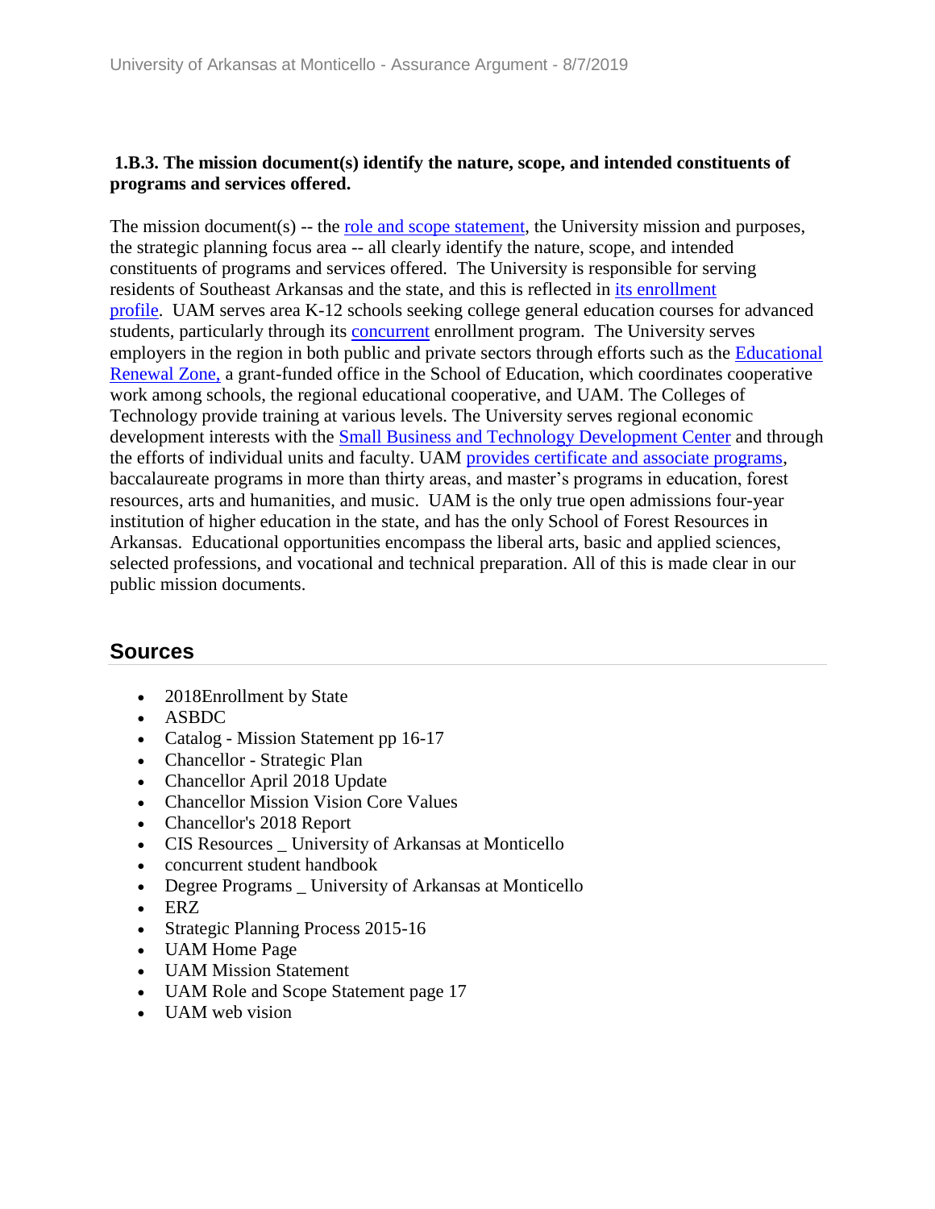**1.B.3. The mission document(s) identify the nature, scope, and intended constituents of programs and services offered.**

The mission document(s) -- the role and scope statement, the University mission and purposes, the strategic planning focus area -- all clearly identify the nature, scope, and intended constituents of programs and services offered. The University is responsible for serving residents of Southeast Arkansas and the state, and this is reflected in its enrollment profile. UAM serves area K-12 schools seeking college general education courses for advanced students, particularly through its concurrent enrollment program. The University serves employers in the region in both public and private sectors through efforts such as the Educational Renewal Zone, a grant-funded office in the School of Education, which coordinates cooperative work among schools, the regional educational cooperative, and UAM. The Colleges of Technology provide training at various levels. The University serves regional economic development interests with the Small Business and Technology Development Center and through the efforts of individual units and faculty. UAM provides certificate and associate programs, baccalaureate programs in more than thirty areas, and master's programs in education, forest resources, arts and humanities, and music. UAM is the only true open admissions four-year institution of higher education in the state, and has the only School of Forest Resources in Arkansas. Educational opportunities encompass the liberal arts, basic and applied sciences, selected professions, and vocational and technical preparation. All of this is made clear in our public mission documents.

## Sources

- 2018Enrollment by State
- ASBDC
- Catalog - Mission Statement pp 16-17
- Chancellor - Strategic Plan
- Chancellor April 2018 Update
- Chancellor Mission Vision Core Values
- Chancellor's 2018 Report
- CIS Resources _ University of Arkansas at Monticello
- concurrent student handbook
- Degree Programs _ University of Arkansas at Monticello
- ERZ
- Strategic Planning Process 2015-16
- UAM Home Page
- UAM Mission Statement
- UAM Role and Scope Statement page 17
- UAM web vision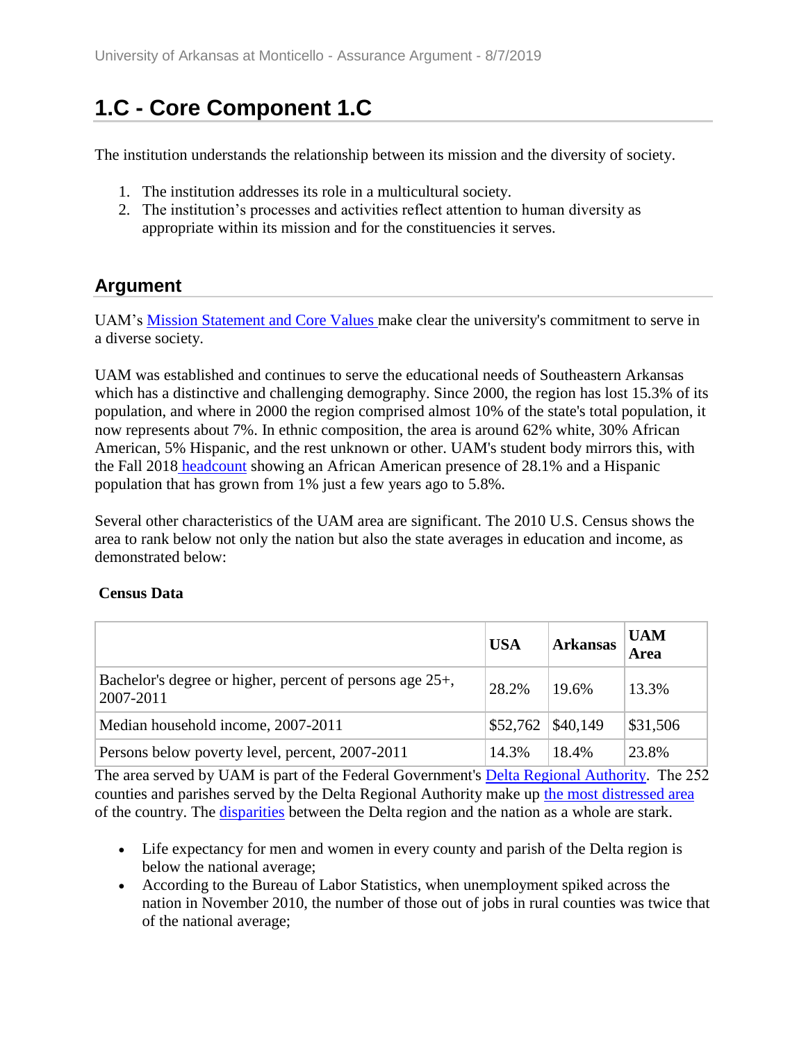# 1.C - Core Component 1.C

The institution understands the relationship between its mission and the diversity of society.

1. The institution addresses its role in a multicultural society.
2. The institution's processes and activities reflect attention to human diversity as appropriate within its mission and for the constituencies it serves.

## Argument

UAM's Mission Statement and Core Values make clear the university's commitment to serve in a diverse society.

UAM was established and continues to serve the educational needs of Southeastern Arkansas which has a distinctive and challenging demography. Since 2000, the region has lost 15.3% of its population, and where in 2000 the region comprised almost 10% of the state's total population, it now represents about 7%. In ethnic composition, the area is around 62% white, 30% African American, 5% Hispanic, and the rest unknown or other. UAM's student body mirrors this, with the Fall 2018 headcount showing an African American presence of 28.1% and a Hispanic population that has grown from 1% just a few years ago to 5.8%.

Several other characteristics of the UAM area are significant. The 2010 U.S. Census shows the area to rank below not only the nation but also the state averages in education and income, as demonstrated below:

**Census Data**

| | USA | Arkansas | UAM Area |
|---|---|---|---|
| Bachelor's degree or higher, percent of persons age 25+, 2007-2011 | 28.2% | 19.6% | 13.3% |
| Median household income, 2007-2011 | $52,762 | $40,149 | $31,506 |
| Persons below poverty level, percent, 2007-2011 | 14.3% | 18.4% | 23.8% |

The area served by UAM is part of the Federal Government's Delta Regional Authority. The 252 counties and parishes served by the Delta Regional Authority make up the most distressed area of the country. The disparities between the Delta region and the nation as a whole are stark.

- Life expectancy for men and women in every county and parish of the Delta region is below the national average;
- According to the Bureau of Labor Statistics, when unemployment spiked across the nation in November 2010, the number of those out of jobs in rural counties was twice that of the national average;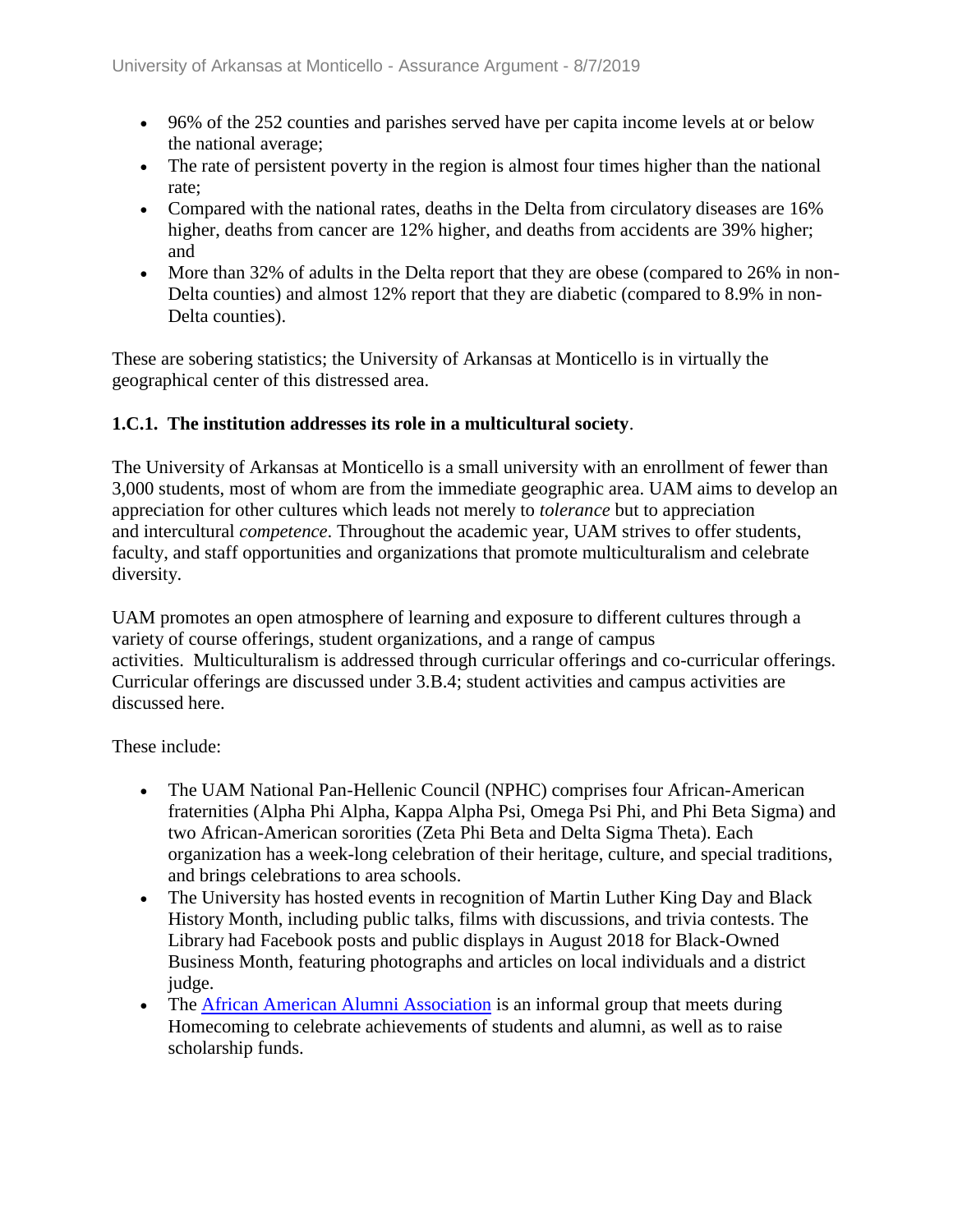- 96% of the 252 counties and parishes served have per capita income levels at or below the national average;
- The rate of persistent poverty in the region is almost four times higher than the national rate;
- Compared with the national rates, deaths in the Delta from circulatory diseases are 16% higher, deaths from cancer are 12% higher, and deaths from accidents are 39% higher; and
- More than 32% of adults in the Delta report that they are obese (compared to 26% in non-Delta counties) and almost 12% report that they are diabetic (compared to 8.9% in non-Delta counties).

These are sobering statistics; the University of Arkansas at Monticello is in virtually the geographical center of this distressed area.

**1.C.1. The institution addresses its role in a multicultural society**.

The University of Arkansas at Monticello is a small university with an enrollment of fewer than 3,000 students, most of whom are from the immediate geographic area. UAM aims to develop an appreciation for other cultures which leads not merely to *tolerance* but to appreciation and intercultural *competence*. Throughout the academic year, UAM strives to offer students, faculty, and staff opportunities and organizations that promote multiculturalism and celebrate diversity.

UAM promotes an open atmosphere of learning and exposure to different cultures through a variety of course offerings, student organizations, and a range of campus activities. Multiculturalism is addressed through curricular offerings and co-curricular offerings. Curricular offerings are discussed under 3.B.4; student activities and campus activities are discussed here.

These include:

- The UAM National Pan-Hellenic Council (NPHC) comprises four African-American fraternities (Alpha Phi Alpha, Kappa Alpha Psi, Omega Psi Phi, and Phi Beta Sigma) and two African-American sororities (Zeta Phi Beta and Delta Sigma Theta). Each organization has a week-long celebration of their heritage, culture, and special traditions, and brings celebrations to area schools.
- The University has hosted events in recognition of Martin Luther King Day and Black History Month, including public talks, films with discussions, and trivia contests. The Library had Facebook posts and public displays in August 2018 for Black-Owned Business Month, featuring photographs and articles on local individuals and a district judge.
- The African American Alumni Association is an informal group that meets during Homecoming to celebrate achievements of students and alumni, as well as to raise scholarship funds.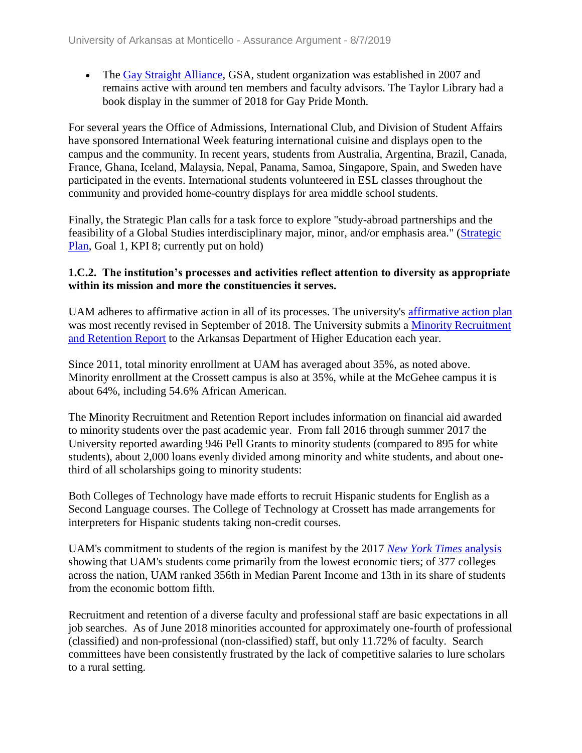- The Gay Straight Alliance, GSA, student organization was established in 2007 and remains active with around ten members and faculty advisors. The Taylor Library had a book display in the summer of 2018 for Gay Pride Month.

For several years the Office of Admissions, International Club, and Division of Student Affairs have sponsored International Week featuring international cuisine and displays open to the campus and the community. In recent years, students from Australia, Argentina, Brazil, Canada, France, Ghana, Iceland, Malaysia, Nepal, Panama, Samoa, Singapore, Spain, and Sweden have participated in the events. International students volunteered in ESL classes throughout the community and provided home-country displays for area middle school students.

Finally, the Strategic Plan calls for a task force to explore "study-abroad partnerships and the feasibility of a Global Studies interdisciplinary major, minor, and/or emphasis area." (Strategic Plan, Goal 1, KPI 8; currently put on hold)

**1.C.2. The institution's processes and activities reflect attention to diversity as appropriate within its mission and more the constituencies it serves.**

UAM adheres to affirmative action in all of its processes. The university's affirmative action plan was most recently revised in September of 2018. The University submits a Minority Recruitment and Retention Report to the Arkansas Department of Higher Education each year.

Since 2011, total minority enrollment at UAM has averaged about 35%, as noted above. Minority enrollment at the Crossett campus is also at 35%, while at the McGehee campus it is about 64%, including 54.6% African American.

The Minority Recruitment and Retention Report includes information on financial aid awarded to minority students over the past academic year. From fall 2016 through summer 2017 the University reported awarding 946 Pell Grants to minority students (compared to 895 for white students), about 2,000 loans evenly divided among minority and white students, and about one-third of all scholarships going to minority students:

Both Colleges of Technology have made efforts to recruit Hispanic students for English as a Second Language courses. The College of Technology at Crossett has made arrangements for interpreters for Hispanic students taking non-credit courses.

UAM's commitment to students of the region is manifest by the 2017 *New York Times* analysis showing that UAM's students come primarily from the lowest economic tiers; of 377 colleges across the nation, UAM ranked 356th in Median Parent Income and 13th in its share of students from the economic bottom fifth.

Recruitment and retention of a diverse faculty and professional staff are basic expectations in all job searches. As of June 2018 minorities accounted for approximately one-fourth of professional (classified) and non-professional (non-classified) staff, but only 11.72% of faculty. Search committees have been consistently frustrated by the lack of competitive salaries to lure scholars to a rural setting.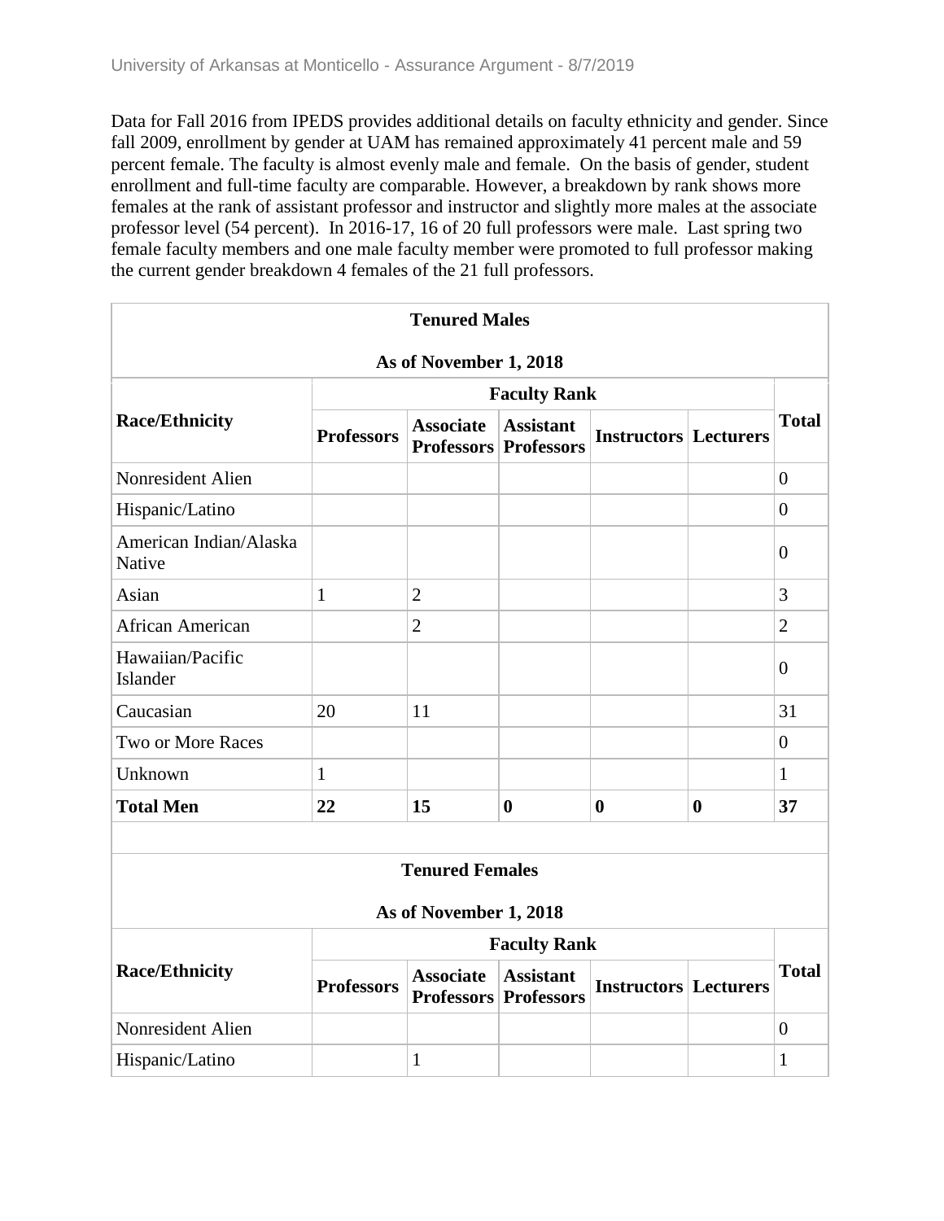Data for Fall 2016 from IPEDS provides additional details on faculty ethnicity and gender. Since fall 2009, enrollment by gender at UAM has remained approximately 41 percent male and 59 percent female. The faculty is almost evenly male and female. On the basis of gender, student enrollment and full-time faculty are comparable. However, a breakdown by rank shows more females at the rank of assistant professor and instructor and slightly more males at the associate professor level (54 percent). In 2016-17, 16 of 20 full professors were male. Last spring two female faculty members and one male faculty member were promoted to full professor making the current gender breakdown 4 females of the 21 full professors.

**Tenured Males**

**As of November 1, 2018**

| Race/Ethnicity | Faculty Rank | | | | | Total |
|---|---|---|---|---|---|---|
| | Professors | Associate Professors | Assistant Professors | Instructors | Lecturers | |
| Nonresident Alien | | | | | | 0 |
| Hispanic/Latino | | | | | | 0 |
| American Indian/Alaska Native | | | | | | 0 |
| Asian | 1 | 2 | | | | 3 |
| African American | | 2 | | | | 2 |
| Hawaiian/Pacific Islander | | | | | | 0 |
| Caucasian | 20 | 11 | | | | 31 |
| Two or More Races | | | | | | 0 |
| Unknown | 1 | | | | | 1 |
| **Total Men** | **22** | **15** | **0** | **0** | **0** | **37** |

**Tenured Females**

**As of November 1, 2018**

| Race/Ethnicity | Faculty Rank | | | | | Total |
|---|---|---|---|---|---|---|
| | Professors | Associate Professors | Assistant Professors | Instructors | Lecturers | |
| Nonresident Alien | | | | | | 0 |
| Hispanic/Latino | | 1 | | | | 1 |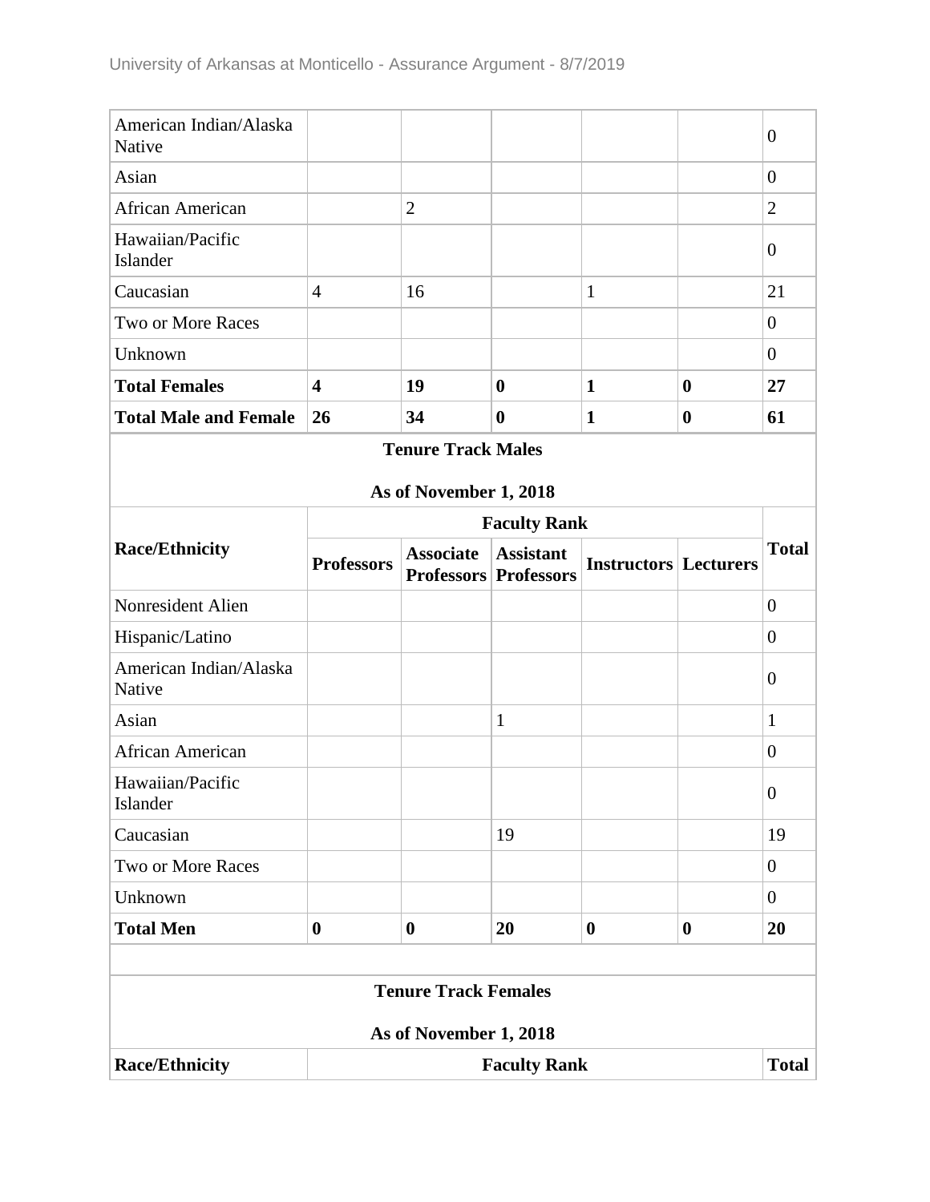| American Indian/Alaska Native | | | | | | 0 |
|---|---|---|---|---|---|---|
| Asian | | | | | | 0 |
| African American | | 2 | | | | 2 |
| Hawaiian/Pacific Islander | | | | | | 0 |
| Caucasian | 4 | 16 | | 1 | | 21 |
| Two or More Races | | | | | | 0 |
| Unknown | | | | | | 0 |
| **Total Females** | **4** | **19** | **0** | **1** | **0** | **27** |
| **Total Male and Female** | **26** | **34** | **0** | **1** | **0** | **61** |

**Tenure Track Males**

**As of November 1, 2018**

| Race/Ethnicity | Faculty Rank | | | | | Total |
|---|---|---|---|---|---|---|
| | Professors | Associate Professors | Assistant Professors | Instructors | Lecturers | |
| Nonresident Alien | | | | | | 0 |
| Hispanic/Latino | | | | | | 0 |
| American Indian/Alaska Native | | | | | | 0 |
| Asian | | | 1 | | | 1 |
| African American | | | | | | 0 |
| Hawaiian/Pacific Islander | | | | | | 0 |
| Caucasian | | | 19 | | | 19 |
| Two or More Races | | | | | | 0 |
| Unknown | | | | | | 0 |
| **Total Men** | **0** | **0** | **20** | **0** | **0** | **20** |

**Tenure Track Females**

**As of November 1, 2018**

| Race/Ethnicity | Faculty Rank | Total |
|---|---|---|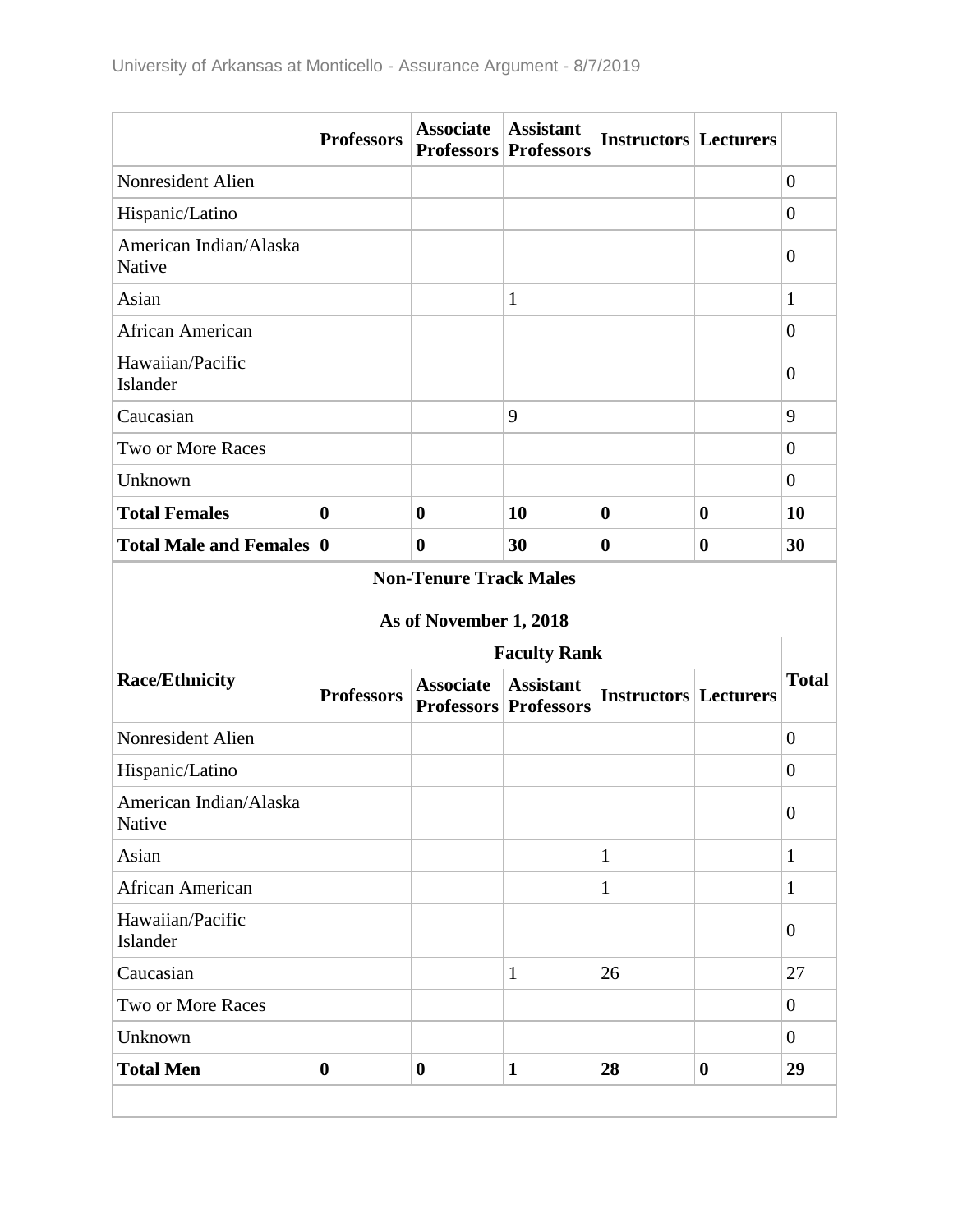| | Professors | Associate Professors | Assistant Professors | Instructors | Lecturers | |
|---|---|---|---|---|---|---|
| Nonresident Alien | | | | | | 0 |
| Hispanic/Latino | | | | | | 0 |
| American Indian/Alaska Native | | | | | | 0 |
| Asian | | | 1 | | | 1 |
| African American | | | | | | 0 |
| Hawaiian/Pacific Islander | | | | | | 0 |
| Caucasian | | | 9 | | | 9 |
| Two or More Races | | | | | | 0 |
| Unknown | | | | | | 0 |
| **Total Females** | **0** | **0** | **10** | **0** | **0** | **10** |
| **Total Male and Females** | **0** | **0** | **30** | **0** | **0** | **30** |

**Non-Tenure Track Males**

**As of November 1, 2018**

| **Race/Ethnicity** | **Faculty Rank** | | | | | **Total** |
|---|---|---|---|---|---|---|
| | **Professors** | **Associate Professors** | **Assistant Professors** | **Instructors** | **Lecturers** | |
| Nonresident Alien | | | | | | 0 |
| Hispanic/Latino | | | | | | 0 |
| American Indian/Alaska Native | | | | | | 0 |
| Asian | | | | 1 | | 1 |
| African American | | | | 1 | | 1 |
| Hawaiian/Pacific Islander | | | | | | 0 |
| Caucasian | | | 1 | 26 | | 27 |
| Two or More Races | | | | | | 0 |
| Unknown | | | | | | 0 |
| **Total Men** | **0** | **0** | **1** | **28** | **0** | **29** |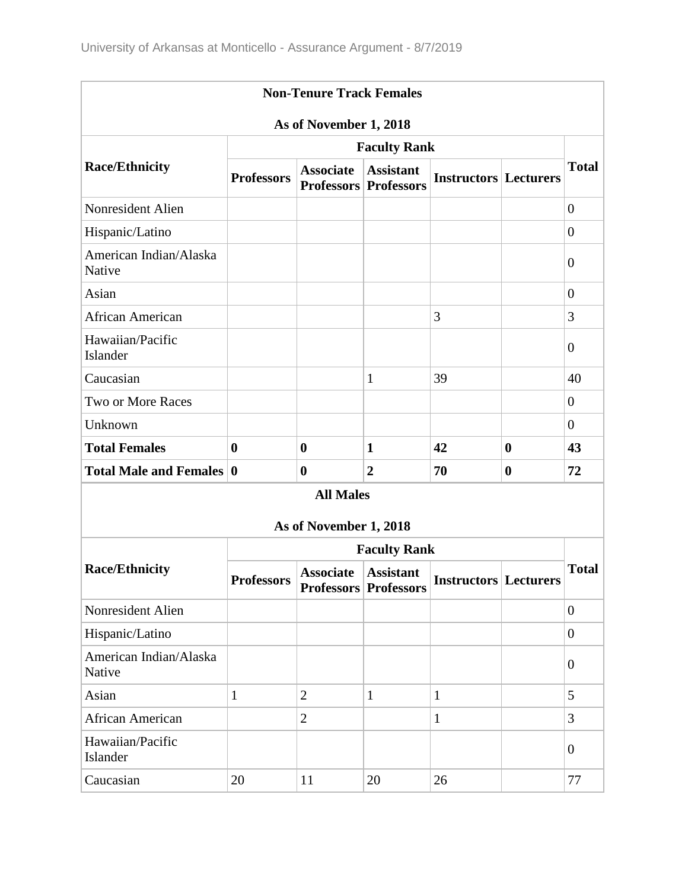| Non-Tenure Track Females As of November 1, 2018 | | | | | | |
|---|---|---|---|---|---|---|
| **Race/Ethnicity** | **Faculty Rank** | | | | | **Total** |
| | **Professors** | **Associate Professors** | **Assistant Professors** | **Instructors** | **Lecturers** | |
| Nonresident Alien | | | | | | 0 |
| Hispanic/Latino | | | | | | 0 |
| American Indian/Alaska Native | | | | | | 0 |
| Asian | | | | | | 0 |
| African American | | | | 3 | | 3 |
| Hawaiian/Pacific Islander | | | | | | 0 |
| Caucasian | | | 1 | 39 | | 40 |
| Two or More Races | | | | | | 0 |
| Unknown | | | | | | 0 |
| **Total Females** | **0** | **0** | **1** | **42** | **0** | **43** |
| **Total Male and Females** | **0** | **0** | **2** | **70** | **0** | **72** |

| All Males As of November 1, 2018 | | | | | | |
|---|---|---|---|---|---|---|
| **Race/Ethnicity** | **Faculty Rank** | | | | | **Total** |
| | **Professors** | **Associate Professors** | **Assistant Professors** | **Instructors** | **Lecturers** | |
| Nonresident Alien | | | | | | 0 |
| Hispanic/Latino | | | | | | 0 |
| American Indian/Alaska Native | | | | | | 0 |
| Asian | 1 | 2 | 1 | 1 | | 5 |
| African American | | 2 | | 1 | | 3 |
| Hawaiian/Pacific Islander | | | | | | 0 |
| Caucasian | 20 | 11 | 20 | 26 | | 77 |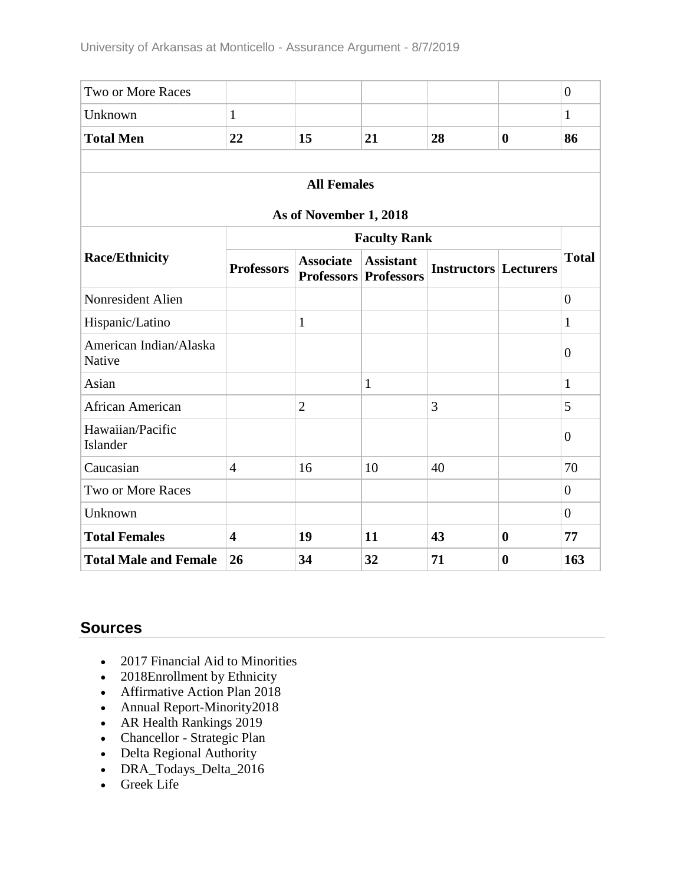| Race/Ethnicity | Professors | Associate Professors | Assistant Professors | Instructors | Lecturers | Total |
|---|---|---|---|---|---|---|
| Two or More Races | | | | | | 0 |
| Unknown | 1 | | | | | 1 |
| **Total Men** | **22** | **15** | **21** | **28** | **0** | **86** |

**All Females**

**As of November 1, 2018**

| Race/Ethnicity | Faculty Rank | | | | | Total |
|---|---|---|---|---|---|---|
| | Professors | Associate Professors | Assistant Professors | Instructors | Lecturers | |
| Nonresident Alien | | | | | | 0 |
| Hispanic/Latino | | 1 | | | | 1 |
| American Indian/Alaska Native | | | | | | 0 |
| Asian | | | 1 | | | 1 |
| African American | | 2 | | 3 | | 5 |
| Hawaiian/Pacific Islander | | | | | | 0 |
| Caucasian | 4 | 16 | 10 | 40 | | 70 |
| Two or More Races | | | | | | 0 |
| Unknown | | | | | | 0 |
| **Total Females** | **4** | **19** | **11** | **43** | **0** | **77** |
| **Total Male and Female** | **26** | **34** | **32** | **71** | **0** | **163** |

## Sources

- 2017 Financial Aid to Minorities
- 2018Enrollment by Ethnicity
- Affirmative Action Plan 2018
- Annual Report-Minority2018
- AR Health Rankings 2019
- Chancellor - Strategic Plan
- Delta Regional Authority
- DRA_Todays_Delta_2016
- Greek Life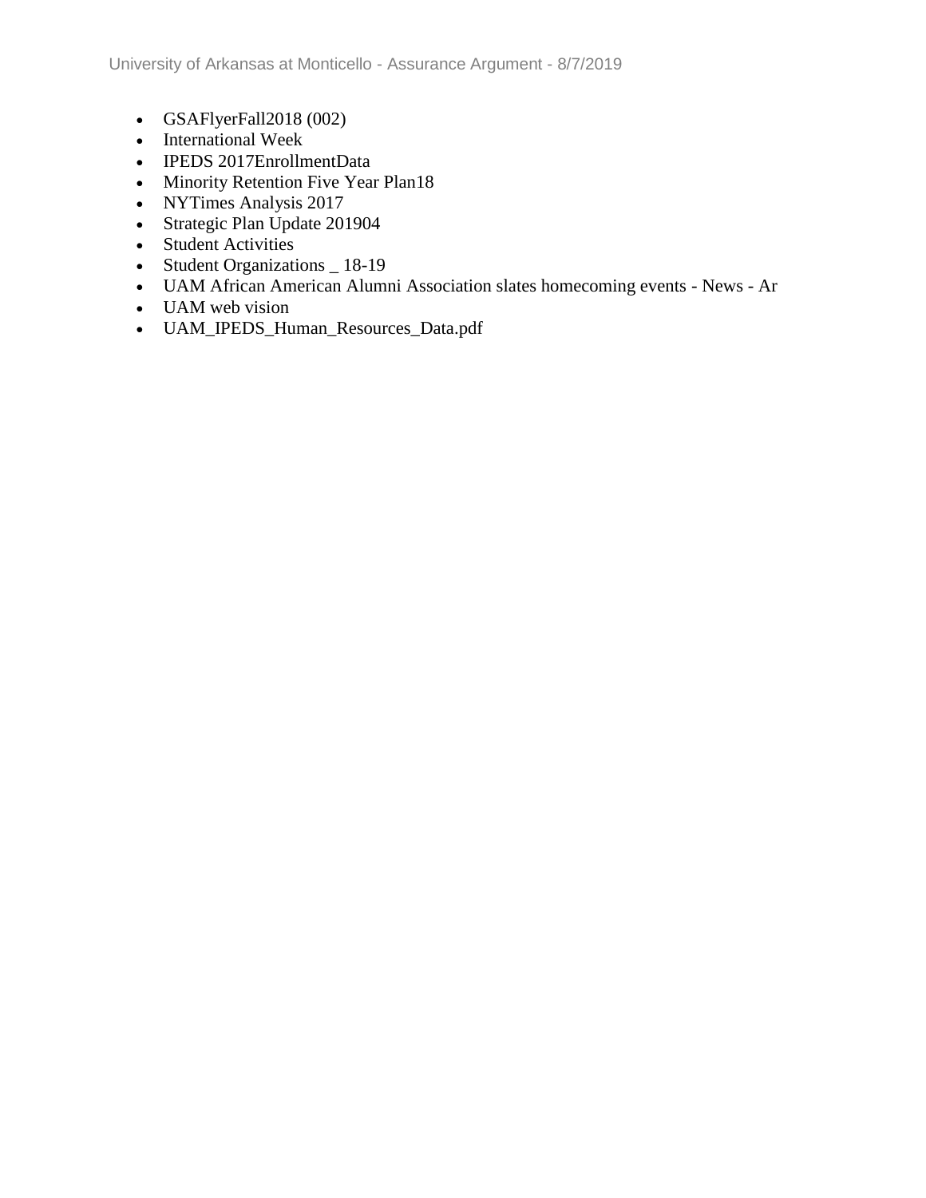- GSAFlyerFall2018 (002)
- International Week
- IPEDS 2017EnrollmentData
- Minority Retention Five Year Plan18
- NYTimes Analysis 2017
- Strategic Plan Update 201904
- Student Activities
- Student Organizations _ 18-19
- UAM African American Alumni Association slates homecoming events - News - Ar
- UAM web vision
- UAM_IPEDS_Human_Resources_Data.pdf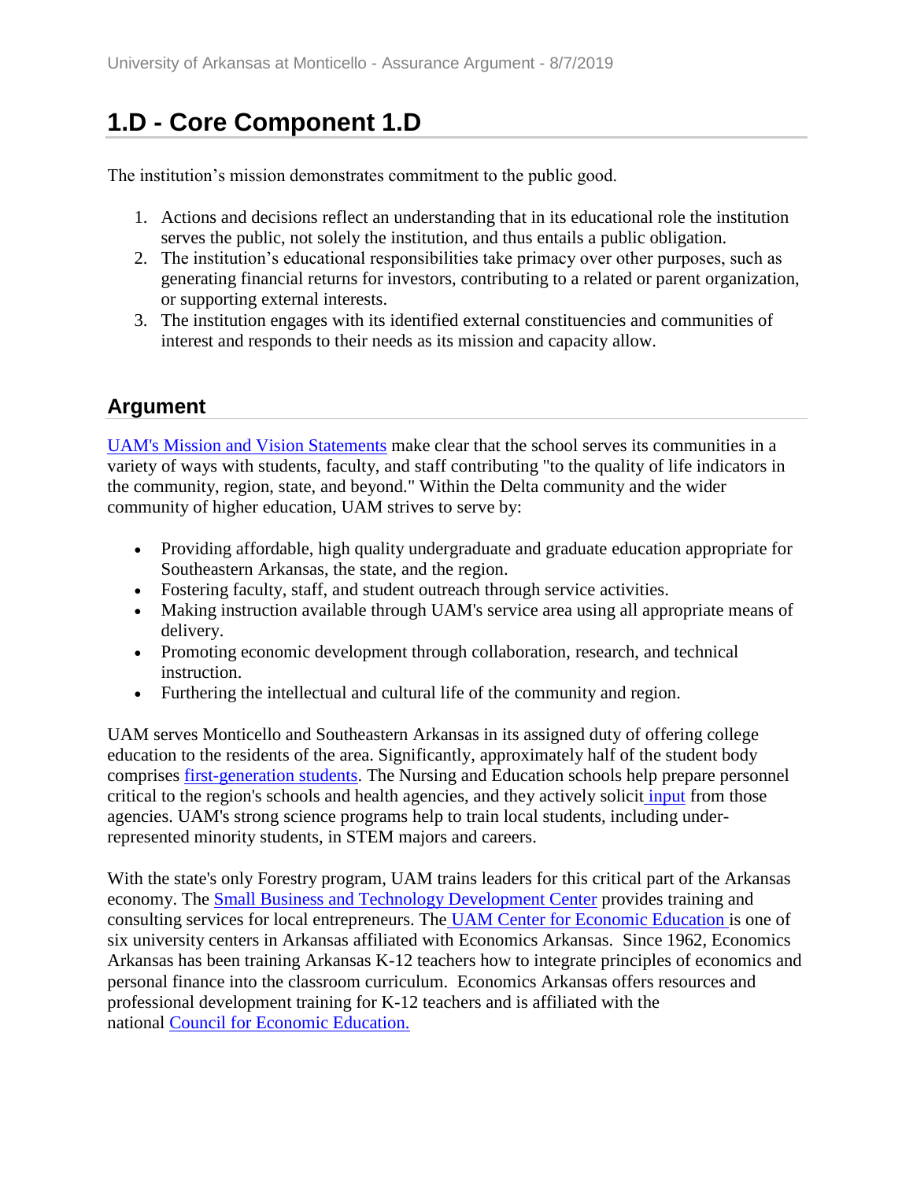# 1.D - Core Component 1.D

The institution's mission demonstrates commitment to the public good.

1. Actions and decisions reflect an understanding that in its educational role the institution serves the public, not solely the institution, and thus entails a public obligation.
2. The institution's educational responsibilities take primacy over other purposes, such as generating financial returns for investors, contributing to a related or parent organization, or supporting external interests.
3. The institution engages with its identified external constituencies and communities of interest and responds to their needs as its mission and capacity allow.

## Argument

UAM's Mission and Vision Statements make clear that the school serves its communities in a variety of ways with students, faculty, and staff contributing "to the quality of life indicators in the community, region, state, and beyond." Within the Delta community and the wider community of higher education, UAM strives to serve by:

- Providing affordable, high quality undergraduate and graduate education appropriate for Southeastern Arkansas, the state, and the region.
- Fostering faculty, staff, and student outreach through service activities.
- Making instruction available through UAM's service area using all appropriate means of delivery.
- Promoting economic development through collaboration, research, and technical instruction.
- Furthering the intellectual and cultural life of the community and region.

UAM serves Monticello and Southeastern Arkansas in its assigned duty of offering college education to the residents of the area. Significantly, approximately half of the student body comprises first-generation students. The Nursing and Education schools help prepare personnel critical to the region's schools and health agencies, and they actively solicit input from those agencies. UAM's strong science programs help to train local students, including under-represented minority students, in STEM majors and careers.

With the state's only Forestry program, UAM trains leaders for this critical part of the Arkansas economy. The Small Business and Technology Development Center provides training and consulting services for local entrepreneurs. The UAM Center for Economic Education is one of six university centers in Arkansas affiliated with Economics Arkansas. Since 1962, Economics Arkansas has been training Arkansas K-12 teachers how to integrate principles of economics and personal finance into the classroom curriculum. Economics Arkansas offers resources and professional development training for K-12 teachers and is affiliated with the national Council for Economic Education.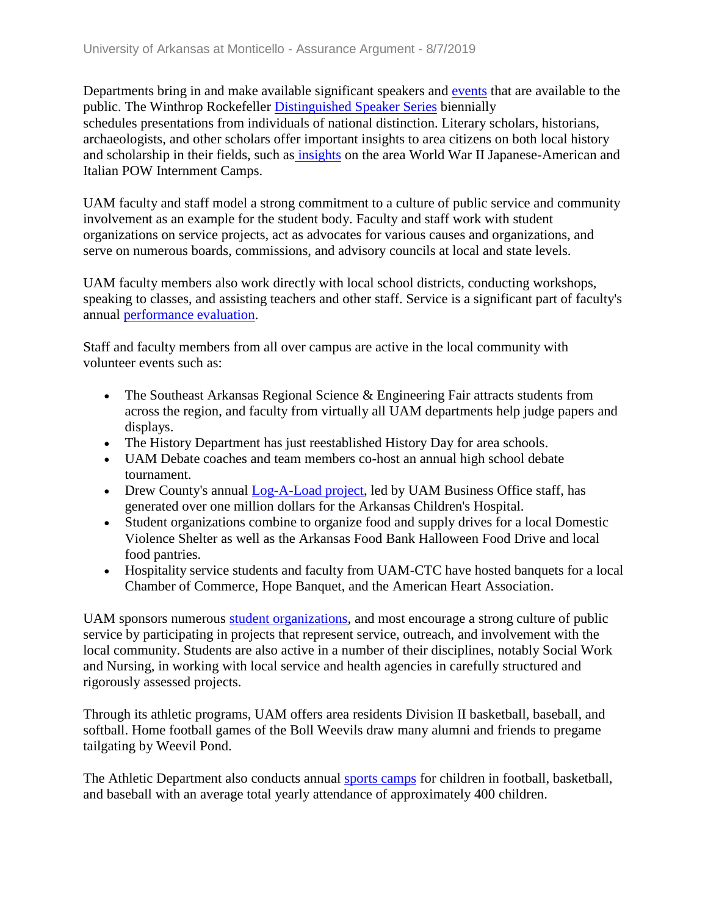Departments bring in and make available significant speakers and events that are available to the public. The Winthrop Rockefeller Distinguished Speaker Series biennially schedules presentations from individuals of national distinction. Literary scholars, historians, archaeologists, and other scholars offer important insights to area citizens on both local history and scholarship in their fields, such as insights on the area World War II Japanese-American and Italian POW Internment Camps.

UAM faculty and staff model a strong commitment to a culture of public service and community involvement as an example for the student body. Faculty and staff work with student organizations on service projects, act as advocates for various causes and organizations, and serve on numerous boards, commissions, and advisory councils at local and state levels.

UAM faculty members also work directly with local school districts, conducting workshops, speaking to classes, and assisting teachers and other staff. Service is a significant part of faculty's annual performance evaluation.

Staff and faculty members from all over campus are active in the local community with volunteer events such as:

- The Southeast Arkansas Regional Science & Engineering Fair attracts students from across the region, and faculty from virtually all UAM departments help judge papers and displays.
- The History Department has just reestablished History Day for area schools.
- UAM Debate coaches and team members co-host an annual high school debate tournament.
- Drew County's annual Log-A-Load project, led by UAM Business Office staff, has generated over one million dollars for the Arkansas Children's Hospital.
- Student organizations combine to organize food and supply drives for a local Domestic Violence Shelter as well as the Arkansas Food Bank Halloween Food Drive and local food pantries.
- Hospitality service students and faculty from UAM-CTC have hosted banquets for a local Chamber of Commerce, Hope Banquet, and the American Heart Association.

UAM sponsors numerous student organizations, and most encourage a strong culture of public service by participating in projects that represent service, outreach, and involvement with the local community. Students are also active in a number of their disciplines, notably Social Work and Nursing, in working with local service and health agencies in carefully structured and rigorously assessed projects.

Through its athletic programs, UAM offers area residents Division II basketball, baseball, and softball. Home football games of the Boll Weevils draw many alumni and friends to pregame tailgating by Weevil Pond.

The Athletic Department also conducts annual sports camps for children in football, basketball, and baseball with an average total yearly attendance of approximately 400 children.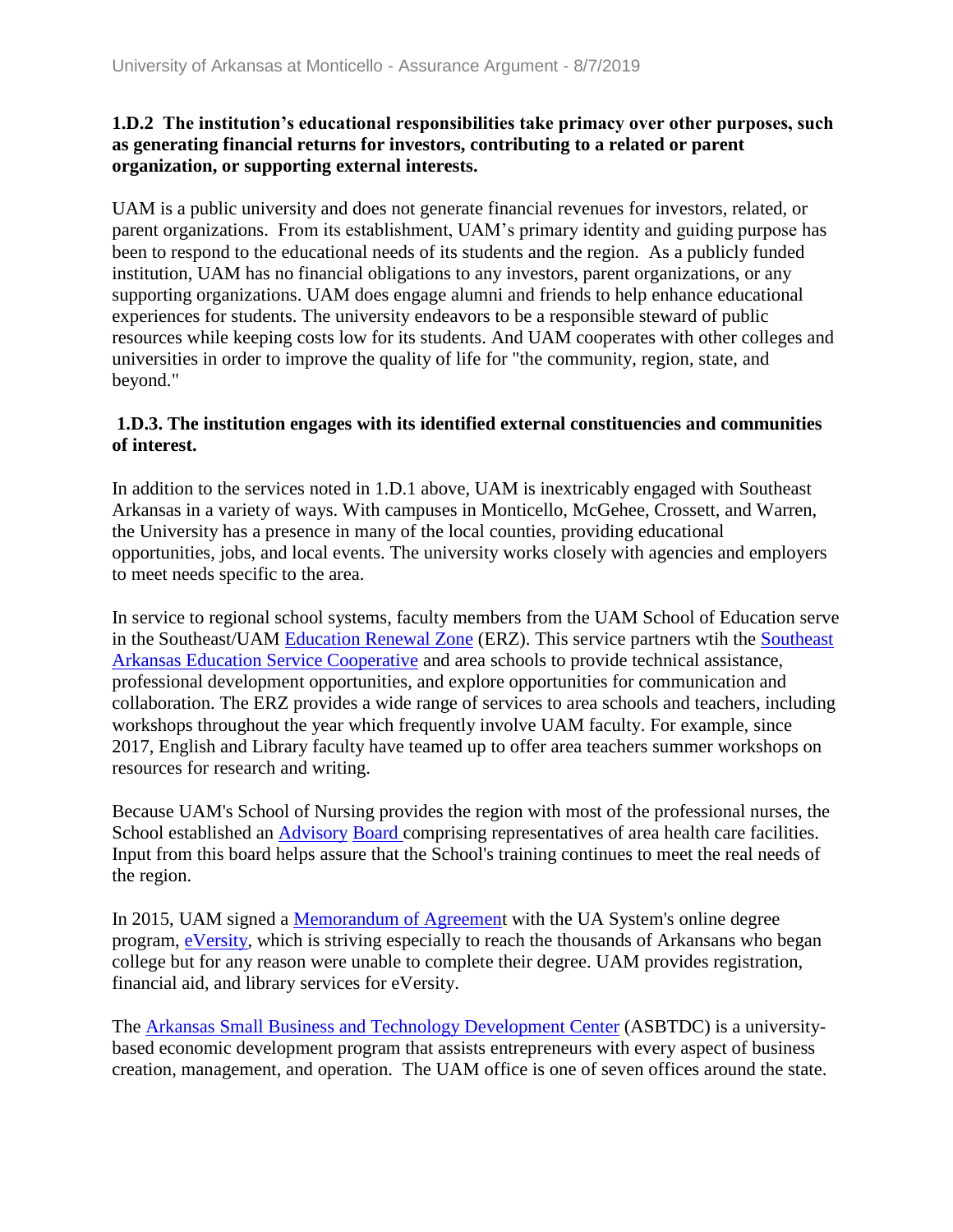**1.D.2 The institution's educational responsibilities take primacy over other purposes, such as generating financial returns for investors, contributing to a related or parent organization, or supporting external interests.**

UAM is a public university and does not generate financial revenues for investors, related, or parent organizations. From its establishment, UAM's primary identity and guiding purpose has been to respond to the educational needs of its students and the region. As a publicly funded institution, UAM has no financial obligations to any investors, parent organizations, or any supporting organizations. UAM does engage alumni and friends to help enhance educational experiences for students. The university endeavors to be a responsible steward of public resources while keeping costs low for its students. And UAM cooperates with other colleges and universities in order to improve the quality of life for "the community, region, state, and beyond."

**1.D.3. The institution engages with its identified external constituencies and communities of interest.**

In addition to the services noted in 1.D.1 above, UAM is inextricably engaged with Southeast Arkansas in a variety of ways. With campuses in Monticello, McGehee, Crossett, and Warren, the University has a presence in many of the local counties, providing educational opportunities, jobs, and local events. The university works closely with agencies and employers to meet needs specific to the area.

In service to regional school systems, faculty members from the UAM School of Education serve in the Southeast/UAM Education Renewal Zone (ERZ). This service partners wtih the Southeast Arkansas Education Service Cooperative and area schools to provide technical assistance, professional development opportunities, and explore opportunities for communication and collaboration. The ERZ provides a wide range of services to area schools and teachers, including workshops throughout the year which frequently involve UAM faculty. For example, since 2017, English and Library faculty have teamed up to offer area teachers summer workshops on resources for research and writing.

Because UAM's School of Nursing provides the region with most of the professional nurses, the School established an Advisory Board comprising representatives of area health care facilities. Input from this board helps assure that the School's training continues to meet the real needs of the region.

In 2015, UAM signed a Memorandum of Agreement with the UA System's online degree program, eVersity, which is striving especially to reach the thousands of Arkansans who began college but for any reason were unable to complete their degree. UAM provides registration, financial aid, and library services for eVersity.

The Arkansas Small Business and Technology Development Center (ASBTDC) is a university-based economic development program that assists entrepreneurs with every aspect of business creation, management, and operation. The UAM office is one of seven offices around the state.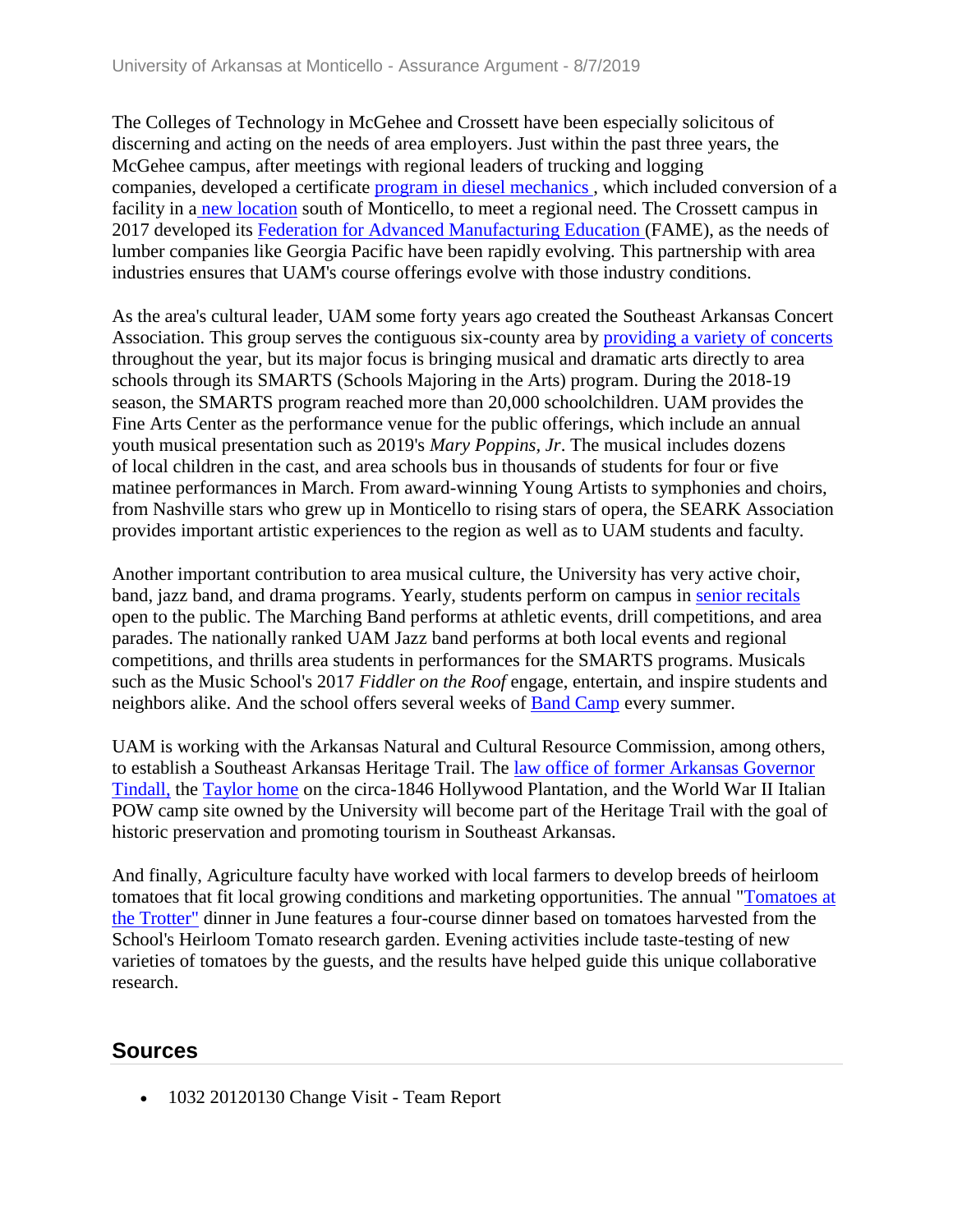The Colleges of Technology in McGehee and Crossett have been especially solicitous of discerning and acting on the needs of area employers. Just within the past three years, the McGehee campus, after meetings with regional leaders of trucking and logging companies, developed a certificate program in diesel mechanics , which included conversion of a facility in a new location south of Monticello, to meet a regional need. The Crossett campus in 2017 developed its Federation for Advanced Manufacturing Education (FAME), as the needs of lumber companies like Georgia Pacific have been rapidly evolving. This partnership with area industries ensures that UAM's course offerings evolve with those industry conditions.

As the area's cultural leader, UAM some forty years ago created the Southeast Arkansas Concert Association. This group serves the contiguous six-county area by providing a variety of concerts throughout the year, but its major focus is bringing musical and dramatic arts directly to area schools through its SMARTS (Schools Majoring in the Arts) program. During the 2018-19 season, the SMARTS program reached more than 20,000 schoolchildren. UAM provides the Fine Arts Center as the performance venue for the public offerings, which include an annual youth musical presentation such as 2019's *Mary Poppins, Jr*. The musical includes dozens of local children in the cast, and area schools bus in thousands of students for four or five matinee performances in March. From award-winning Young Artists to symphonies and choirs, from Nashville stars who grew up in Monticello to rising stars of opera, the SEARK Association provides important artistic experiences to the region as well as to UAM students and faculty.

Another important contribution to area musical culture, the University has very active choir, band, jazz band, and drama programs. Yearly, students perform on campus in senior recitals open to the public. The Marching Band performs at athletic events, drill competitions, and area parades. The nationally ranked UAM Jazz band performs at both local events and regional competitions, and thrills area students in performances for the SMARTS programs. Musicals such as the Music School's 2017 *Fiddler on the Roof* engage, entertain, and inspire students and neighbors alike. And the school offers several weeks of Band Camp every summer.

UAM is working with the Arkansas Natural and Cultural Resource Commission, among others, to establish a Southeast Arkansas Heritage Trail. The law office of former Arkansas Governor Tindall, the Taylor home on the circa-1846 Hollywood Plantation, and the World War II Italian POW camp site owned by the University will become part of the Heritage Trail with the goal of historic preservation and promoting tourism in Southeast Arkansas.

And finally, Agriculture faculty have worked with local farmers to develop breeds of heirloom tomatoes that fit local growing conditions and marketing opportunities. The annual "Tomatoes at the Trotter" dinner in June features a four-course dinner based on tomatoes harvested from the School's Heirloom Tomato research garden. Evening activities include taste-testing of new varieties of tomatoes by the guests, and the results have helped guide this unique collaborative research.

## Sources

- 1032 20120130 Change Visit - Team Report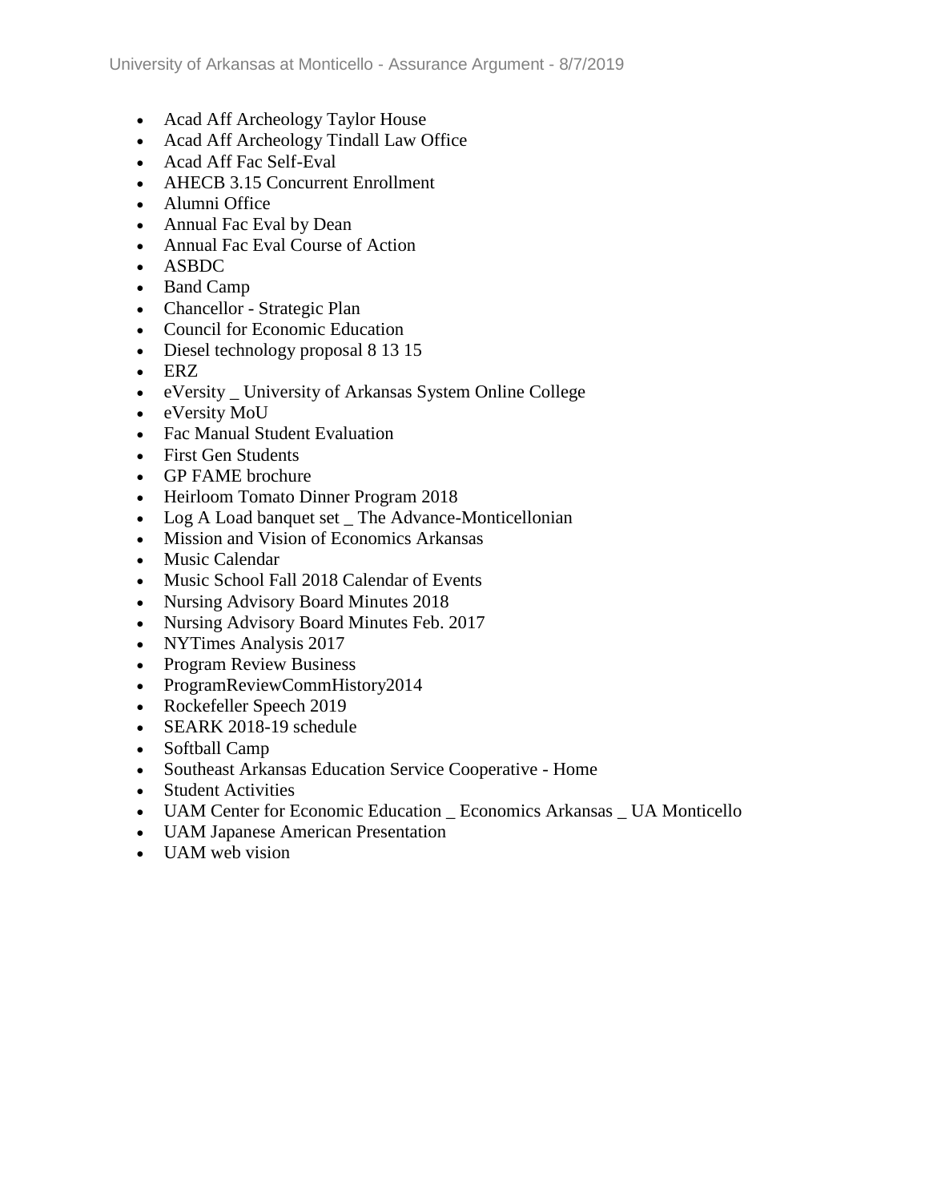- Acad Aff Archeology Taylor House
- Acad Aff Archeology Tindall Law Office
- Acad Aff Fac Self-Eval
- AHECB 3.15 Concurrent Enrollment
- Alumni Office
- Annual Fac Eval by Dean
- Annual Fac Eval Course of Action
- ASBDC
- Band Camp
- Chancellor - Strategic Plan
- Council for Economic Education
- Diesel technology proposal 8 13 15
- ERZ
- eVersity _ University of Arkansas System Online College
- eVersity MoU
- Fac Manual Student Evaluation
- First Gen Students
- GP FAME brochure
- Heirloom Tomato Dinner Program 2018
- Log A Load banquet set _ The Advance-Monticellonian
- Mission and Vision of Economics Arkansas
- Music Calendar
- Music School Fall 2018 Calendar of Events
- Nursing Advisory Board Minutes 2018
- Nursing Advisory Board Minutes Feb. 2017
- NYTimes Analysis 2017
- Program Review Business
- ProgramReviewCommHistory2014
- Rockefeller Speech 2019
- SEARK 2018-19 schedule
- Softball Camp
- Southeast Arkansas Education Service Cooperative - Home
- Student Activities
- UAM Center for Economic Education _ Economics Arkansas _ UA Monticello
- UAM Japanese American Presentation
- UAM web vision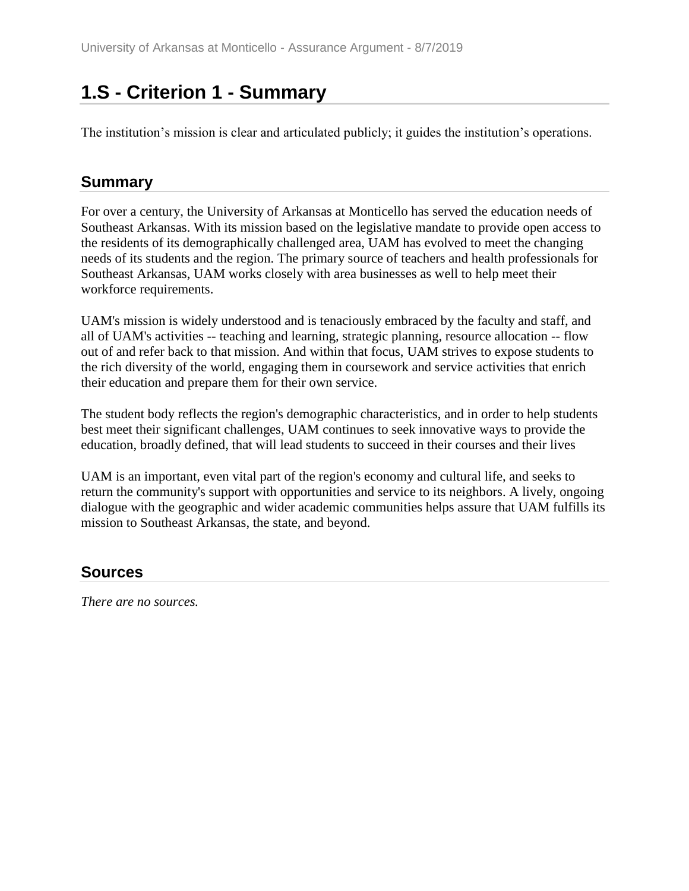# 1.S - Criterion 1 - Summary

The institution's mission is clear and articulated publicly; it guides the institution's operations.

## Summary

For over a century, the University of Arkansas at Monticello has served the education needs of Southeast Arkansas. With its mission based on the legislative mandate to provide open access to the residents of its demographically challenged area, UAM has evolved to meet the changing needs of its students and the region. The primary source of teachers and health professionals for Southeast Arkansas, UAM works closely with area businesses as well to help meet their workforce requirements.

UAM's mission is widely understood and is tenaciously embraced by the faculty and staff, and all of UAM's activities -- teaching and learning, strategic planning, resource allocation -- flow out of and refer back to that mission. And within that focus, UAM strives to expose students to the rich diversity of the world, engaging them in coursework and service activities that enrich their education and prepare them for their own service.

The student body reflects the region's demographic characteristics, and in order to help students best meet their significant challenges, UAM continues to seek innovative ways to provide the education, broadly defined, that will lead students to succeed in their courses and their lives

UAM is an important, even vital part of the region's economy and cultural life, and seeks to return the community's support with opportunities and service to its neighbors. A lively, ongoing dialogue with the geographic and wider academic communities helps assure that UAM fulfills its mission to Southeast Arkansas, the state, and beyond.

## Sources

*There are no sources.*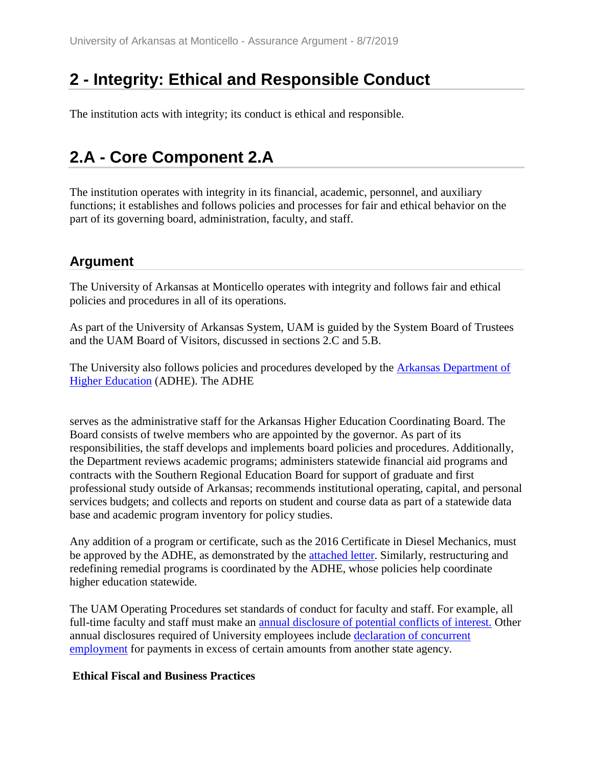# 2 - Integrity: Ethical and Responsible Conduct

The institution acts with integrity; its conduct is ethical and responsible.

# 2.A - Core Component 2.A

The institution operates with integrity in its financial, academic, personnel, and auxiliary functions; it establishes and follows policies and processes for fair and ethical behavior on the part of its governing board, administration, faculty, and staff.

## Argument

The University of Arkansas at Monticello operates with integrity and follows fair and ethical policies and procedures in all of its operations.

As part of the University of Arkansas System, UAM is guided by the System Board of Trustees and the UAM Board of Visitors, discussed in sections 2.C and 5.B.

The University also follows policies and procedures developed by the Arkansas Department of Higher Education (ADHE). The ADHE

serves as the administrative staff for the Arkansas Higher Education Coordinating Board. The Board consists of twelve members who are appointed by the governor. As part of its responsibilities, the staff develops and implements board policies and procedures. Additionally, the Department reviews academic programs; administers statewide financial aid programs and contracts with the Southern Regional Education Board for support of graduate and first professional study outside of Arkansas; recommends institutional operating, capital, and personal services budgets; and collects and reports on student and course data as part of a statewide data base and academic program inventory for policy studies.

Any addition of a program or certificate, such as the 2016 Certificate in Diesel Mechanics, must be approved by the ADHE, as demonstrated by the attached letter. Similarly, restructuring and redefining remedial programs is coordinated by the ADHE, whose policies help coordinate higher education statewide.

The UAM Operating Procedures set standards of conduct for faculty and staff. For example, all full-time faculty and staff must make an annual disclosure of potential conflicts of interest. Other annual disclosures required of University employees include declaration of concurrent employment for payments in excess of certain amounts from another state agency.

**Ethical Fiscal and Business Practices**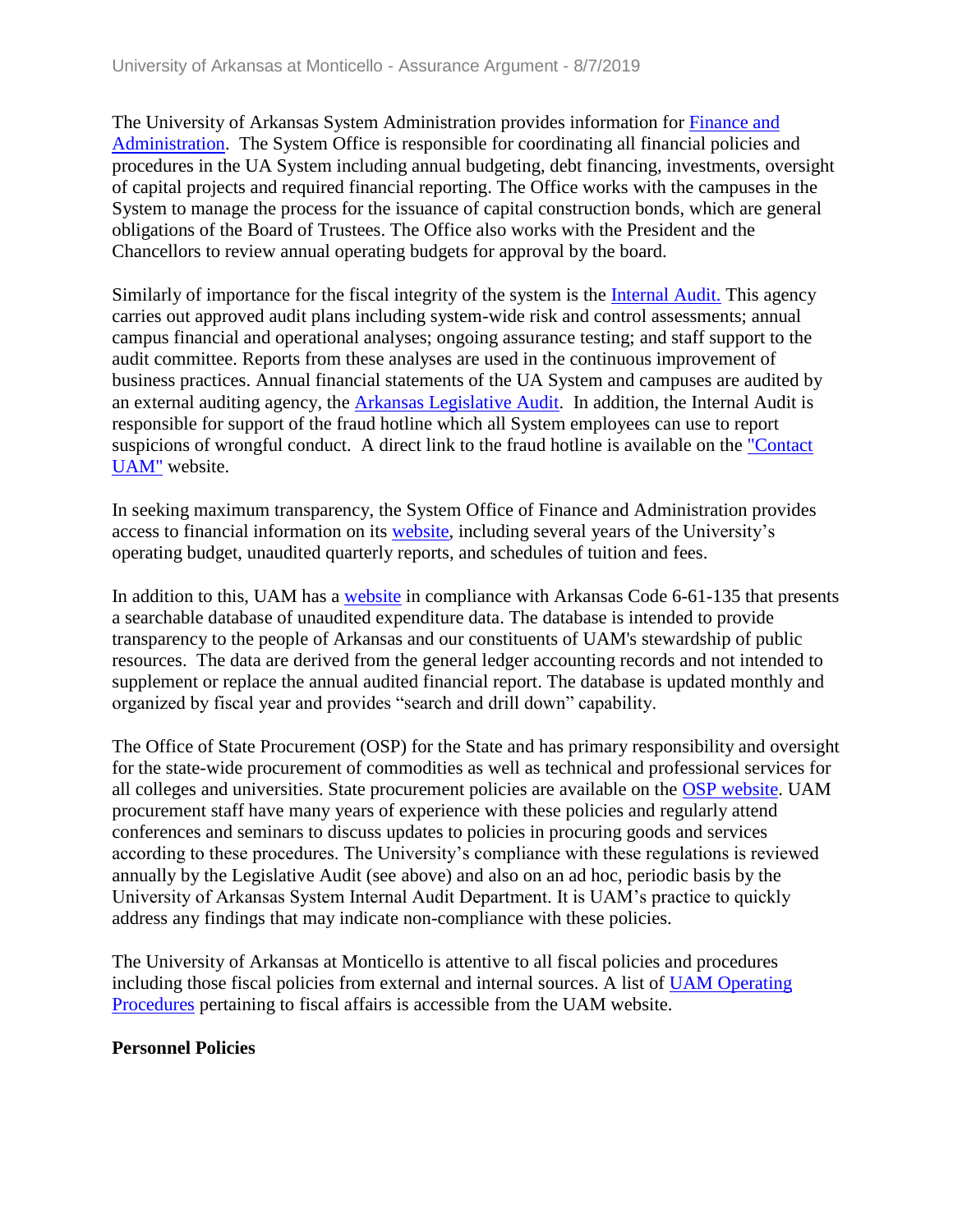The University of Arkansas System Administration provides information for Finance and Administration. The System Office is responsible for coordinating all financial policies and procedures in the UA System including annual budgeting, debt financing, investments, oversight of capital projects and required financial reporting. The Office works with the campuses in the System to manage the process for the issuance of capital construction bonds, which are general obligations of the Board of Trustees. The Office also works with the President and the Chancellors to review annual operating budgets for approval by the board.

Similarly of importance for the fiscal integrity of the system is the Internal Audit. This agency carries out approved audit plans including system-wide risk and control assessments; annual campus financial and operational analyses; ongoing assurance testing; and staff support to the audit committee. Reports from these analyses are used in the continuous improvement of business practices. Annual financial statements of the UA System and campuses are audited by an external auditing agency, the Arkansas Legislative Audit. In addition, the Internal Audit is responsible for support of the fraud hotline which all System employees can use to report suspicions of wrongful conduct. A direct link to the fraud hotline is available on the "Contact UAM" website.

In seeking maximum transparency, the System Office of Finance and Administration provides access to financial information on its website, including several years of the University's operating budget, unaudited quarterly reports, and schedules of tuition and fees.

In addition to this, UAM has a website in compliance with Arkansas Code 6-61-135 that presents a searchable database of unaudited expenditure data. The database is intended to provide transparency to the people of Arkansas and our constituents of UAM's stewardship of public resources. The data are derived from the general ledger accounting records and not intended to supplement or replace the annual audited financial report. The database is updated monthly and organized by fiscal year and provides "search and drill down" capability.

The Office of State Procurement (OSP) for the State and has primary responsibility and oversight for the state-wide procurement of commodities as well as technical and professional services for all colleges and universities. State procurement policies are available on the OSP website. UAM procurement staff have many years of experience with these policies and regularly attend conferences and seminars to discuss updates to policies in procuring goods and services according to these procedures. The University's compliance with these regulations is reviewed annually by the Legislative Audit (see above) and also on an ad hoc, periodic basis by the University of Arkansas System Internal Audit Department. It is UAM's practice to quickly address any findings that may indicate non-compliance with these policies.

The University of Arkansas at Monticello is attentive to all fiscal policies and procedures including those fiscal policies from external and internal sources. A list of UAM Operating Procedures pertaining to fiscal affairs is accessible from the UAM website.

**Personnel Policies**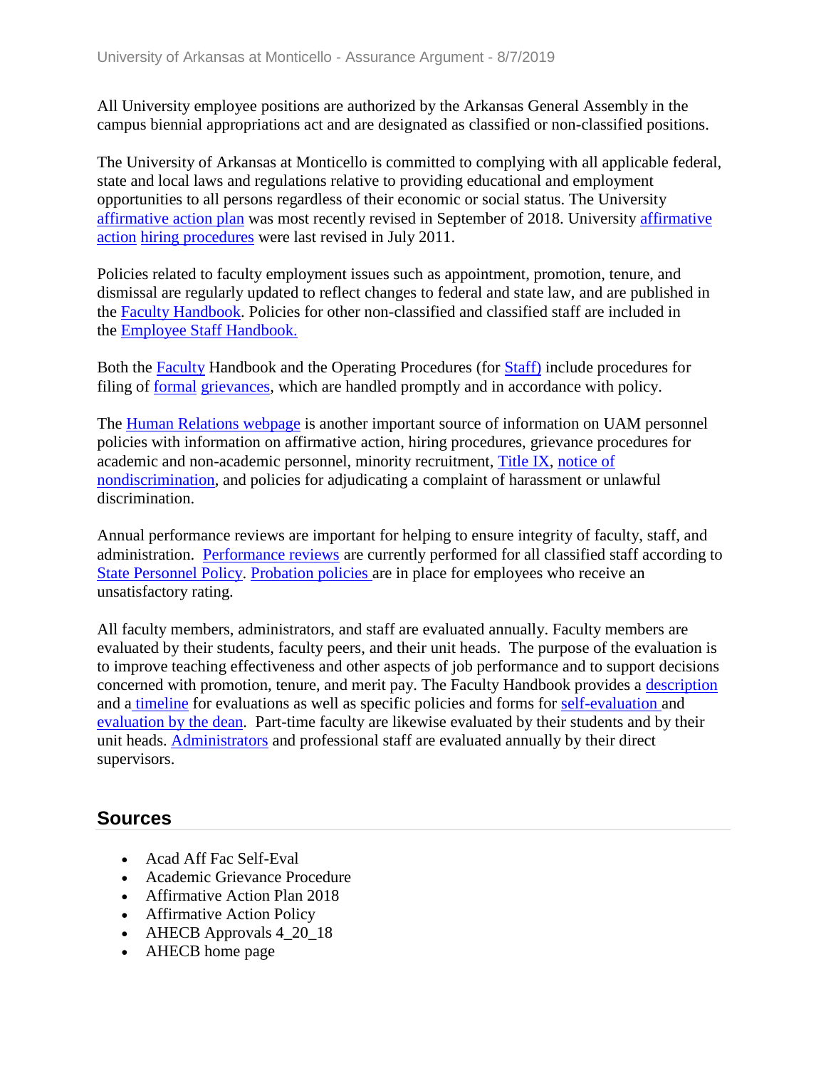All University employee positions are authorized by the Arkansas General Assembly in the campus biennial appropriations act and are designated as classified or non-classified positions.

The University of Arkansas at Monticello is committed to complying with all applicable federal, state and local laws and regulations relative to providing educational and employment opportunities to all persons regardless of their economic or social status. The University affirmative action plan was most recently revised in September of 2018. University affirmative action hiring procedures were last revised in July 2011.

Policies related to faculty employment issues such as appointment, promotion, tenure, and dismissal are regularly updated to reflect changes to federal and state law, and are published in the Faculty Handbook. Policies for other non-classified and classified staff are included in the Employee Staff Handbook.

Both the Faculty Handbook and the Operating Procedures (for Staff) include procedures for filing of formal grievances, which are handled promptly and in accordance with policy.

The Human Relations webpage is another important source of information on UAM personnel policies with information on affirmative action, hiring procedures, grievance procedures for academic and non-academic personnel, minority recruitment, Title IX, notice of nondiscrimination, and policies for adjudicating a complaint of harassment or unlawful discrimination.

Annual performance reviews are important for helping to ensure integrity of faculty, staff, and administration. Performance reviews are currently performed for all classified staff according to State Personnel Policy. Probation policies are in place for employees who receive an unsatisfactory rating.

All faculty members, administrators, and staff are evaluated annually. Faculty members are evaluated by their students, faculty peers, and their unit heads. The purpose of the evaluation is to improve teaching effectiveness and other aspects of job performance and to support decisions concerned with promotion, tenure, and merit pay. The Faculty Handbook provides a description and a timeline for evaluations as well as specific policies and forms for self-evaluation and evaluation by the dean. Part-time faculty are likewise evaluated by their students and by their unit heads. Administrators and professional staff are evaluated annually by their direct supervisors.

## Sources

- Acad Aff Fac Self-Eval
- Academic Grievance Procedure
- Affirmative Action Plan 2018
- Affirmative Action Policy
- AHECB Approvals 4_20_18
- AHECB home page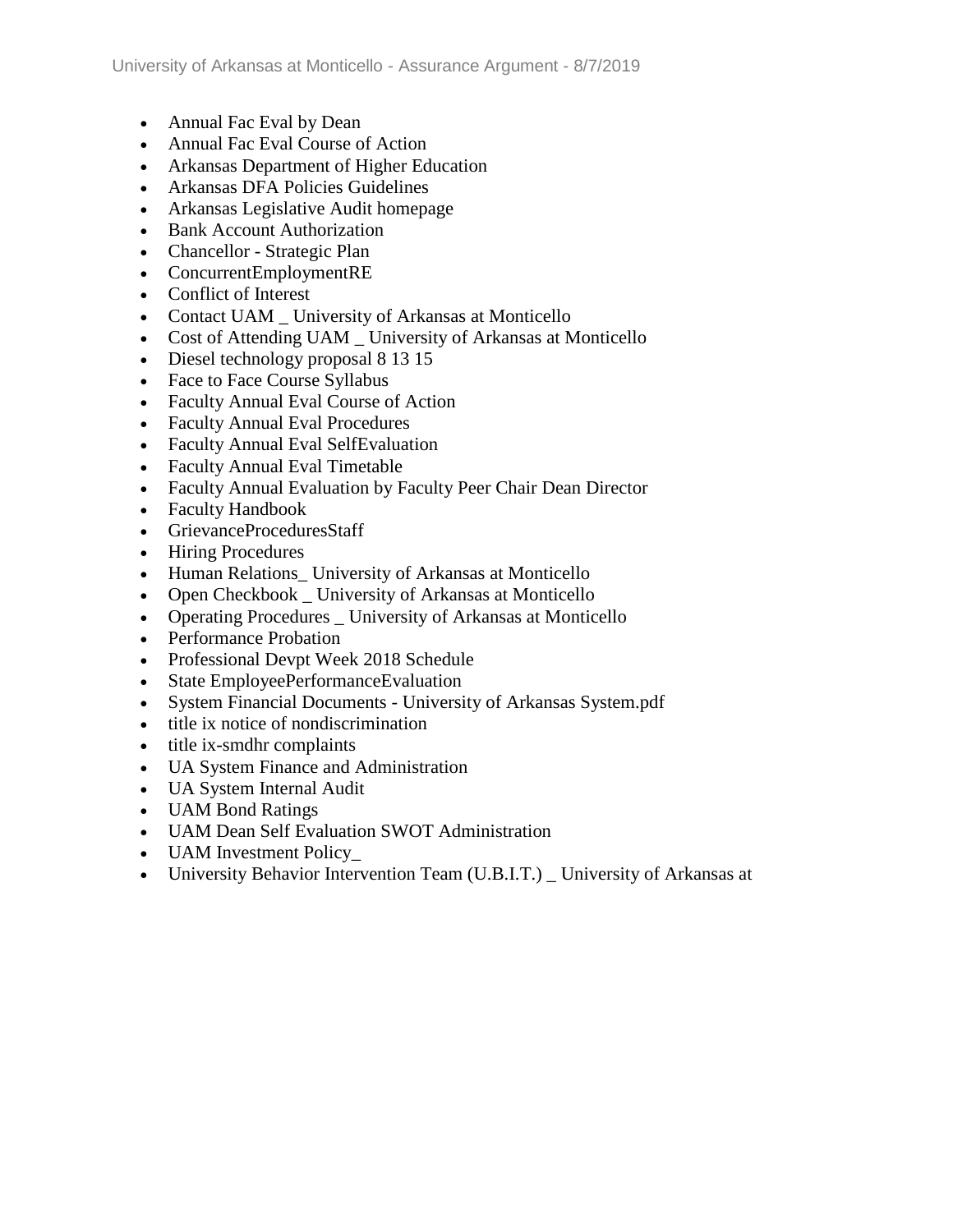- Annual Fac Eval by Dean
- Annual Fac Eval Course of Action
- Arkansas Department of Higher Education
- Arkansas DFA Policies Guidelines
- Arkansas Legislative Audit homepage
- Bank Account Authorization
- Chancellor - Strategic Plan
- ConcurrentEmploymentRE
- Conflict of Interest
- Contact UAM _ University of Arkansas at Monticello
- Cost of Attending UAM _ University of Arkansas at Monticello
- Diesel technology proposal 8 13 15
- Face to Face Course Syllabus
- Faculty Annual Eval Course of Action
- Faculty Annual Eval Procedures
- Faculty Annual Eval SelfEvaluation
- Faculty Annual Eval Timetable
- Faculty Annual Evaluation by Faculty Peer Chair Dean Director
- Faculty Handbook
- GrievanceProceduresStaff
- Hiring Procedures
- Human Relations_ University of Arkansas at Monticello
- Open Checkbook _ University of Arkansas at Monticello
- Operating Procedures _ University of Arkansas at Monticello
- Performance Probation
- Professional Devpt Week 2018 Schedule
- State EmployeePerformanceEvaluation
- System Financial Documents - University of Arkansas System.pdf
- title ix notice of nondiscrimination
- title ix-smdhr complaints
- UA System Finance and Administration
- UA System Internal Audit
- UAM Bond Ratings
- UAM Dean Self Evaluation SWOT Administration
- UAM Investment Policy_
- University Behavior Intervention Team (U.B.I.T.) _ University of Arkansas at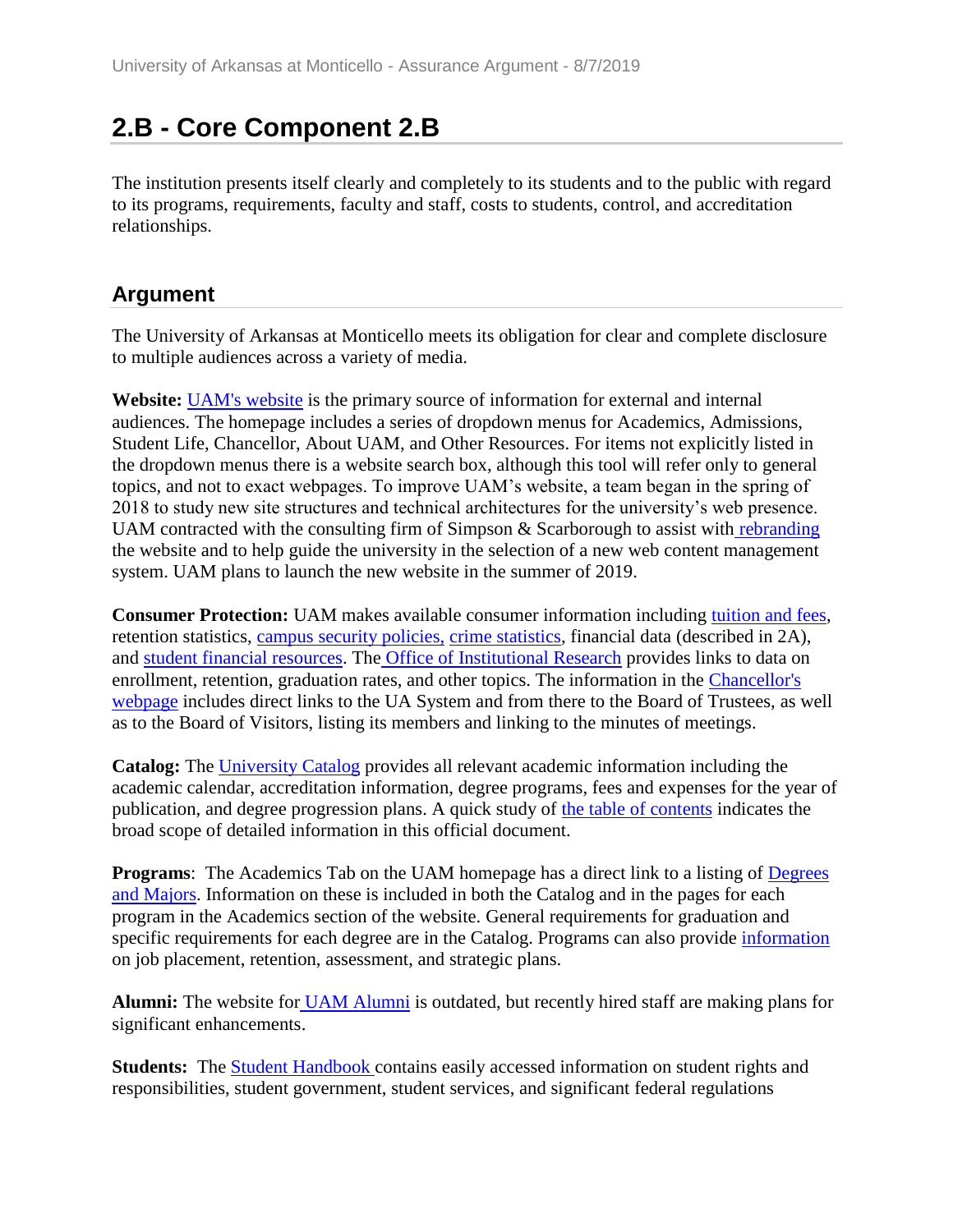## 2.B - Core Component 2.B

The institution presents itself clearly and completely to its students and to the public with regard to its programs, requirements, faculty and staff, costs to students, control, and accreditation relationships.

### Argument

The University of Arkansas at Monticello meets its obligation for clear and complete disclosure to multiple audiences across a variety of media.

**Website:** UAM's website is the primary source of information for external and internal audiences. The homepage includes a series of dropdown menus for Academics, Admissions, Student Life, Chancellor, About UAM, and Other Resources. For items not explicitly listed in the dropdown menus there is a website search box, although this tool will refer only to general topics, and not to exact webpages. To improve UAM's website, a team began in the spring of 2018 to study new site structures and technical architectures for the university's web presence. UAM contracted with the consulting firm of Simpson & Scarborough to assist with rebranding the website and to help guide the university in the selection of a new web content management system. UAM plans to launch the new website in the summer of 2019.

**Consumer Protection:** UAM makes available consumer information including tuition and fees, retention statistics, campus security policies, crime statistics, financial data (described in 2A), and student financial resources. The Office of Institutional Research provides links to data on enrollment, retention, graduation rates, and other topics. The information in the Chancellor's webpage includes direct links to the UA System and from there to the Board of Trustees, as well as to the Board of Visitors, listing its members and linking to the minutes of meetings.

**Catalog:** The University Catalog provides all relevant academic information including the academic calendar, accreditation information, degree programs, fees and expenses for the year of publication, and degree progression plans. A quick study of the table of contents indicates the broad scope of detailed information in this official document.

**Programs**: The Academics Tab on the UAM homepage has a direct link to a listing of Degrees and Majors. Information on these is included in both the Catalog and in the pages for each program in the Academics section of the website. General requirements for graduation and specific requirements for each degree are in the Catalog. Programs can also provide information on job placement, retention, assessment, and strategic plans.

**Alumni:** The website for UAM Alumni is outdated, but recently hired staff are making plans for significant enhancements.

**Students:** The Student Handbook contains easily accessed information on student rights and responsibilities, student government, student services, and significant federal regulations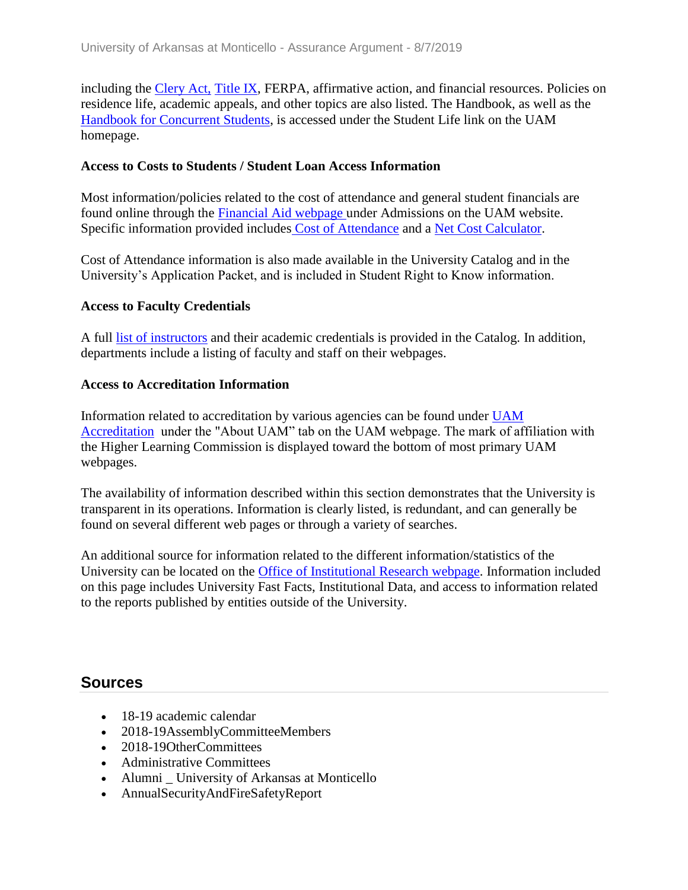including the Clery Act, Title IX, FERPA, affirmative action, and financial resources. Policies on residence life, academic appeals, and other topics are also listed. The Handbook, as well as the Handbook for Concurrent Students, is accessed under the Student Life link on the UAM homepage.

**Access to Costs to Students / Student Loan Access Information**

Most information/policies related to the cost of attendance and general student financials are found online through the Financial Aid webpage under Admissions on the UAM website. Specific information provided includes Cost of Attendance and a Net Cost Calculator.

Cost of Attendance information is also made available in the University Catalog and in the University's Application Packet, and is included in Student Right to Know information.

**Access to Faculty Credentials**

A full list of instructors and their academic credentials is provided in the Catalog. In addition, departments include a listing of faculty and staff on their webpages.

**Access to Accreditation Information**

Information related to accreditation by various agencies can be found under UAM Accreditation under the "About UAM" tab on the UAM webpage. The mark of affiliation with the Higher Learning Commission is displayed toward the bottom of most primary UAM webpages.

The availability of information described within this section demonstrates that the University is transparent in its operations. Information is clearly listed, is redundant, and can generally be found on several different web pages or through a variety of searches.

An additional source for information related to the different information/statistics of the University can be located on the Office of Institutional Research webpage. Information included on this page includes University Fast Facts, Institutional Data, and access to information related to the reports published by entities outside of the University.

## Sources

- 18-19 academic calendar
- 2018-19AssemblyCommitteeMembers
- 2018-19OtherCommittees
- Administrative Committees
- Alumni _ University of Arkansas at Monticello
- AnnualSecurityAndFireSafetyReport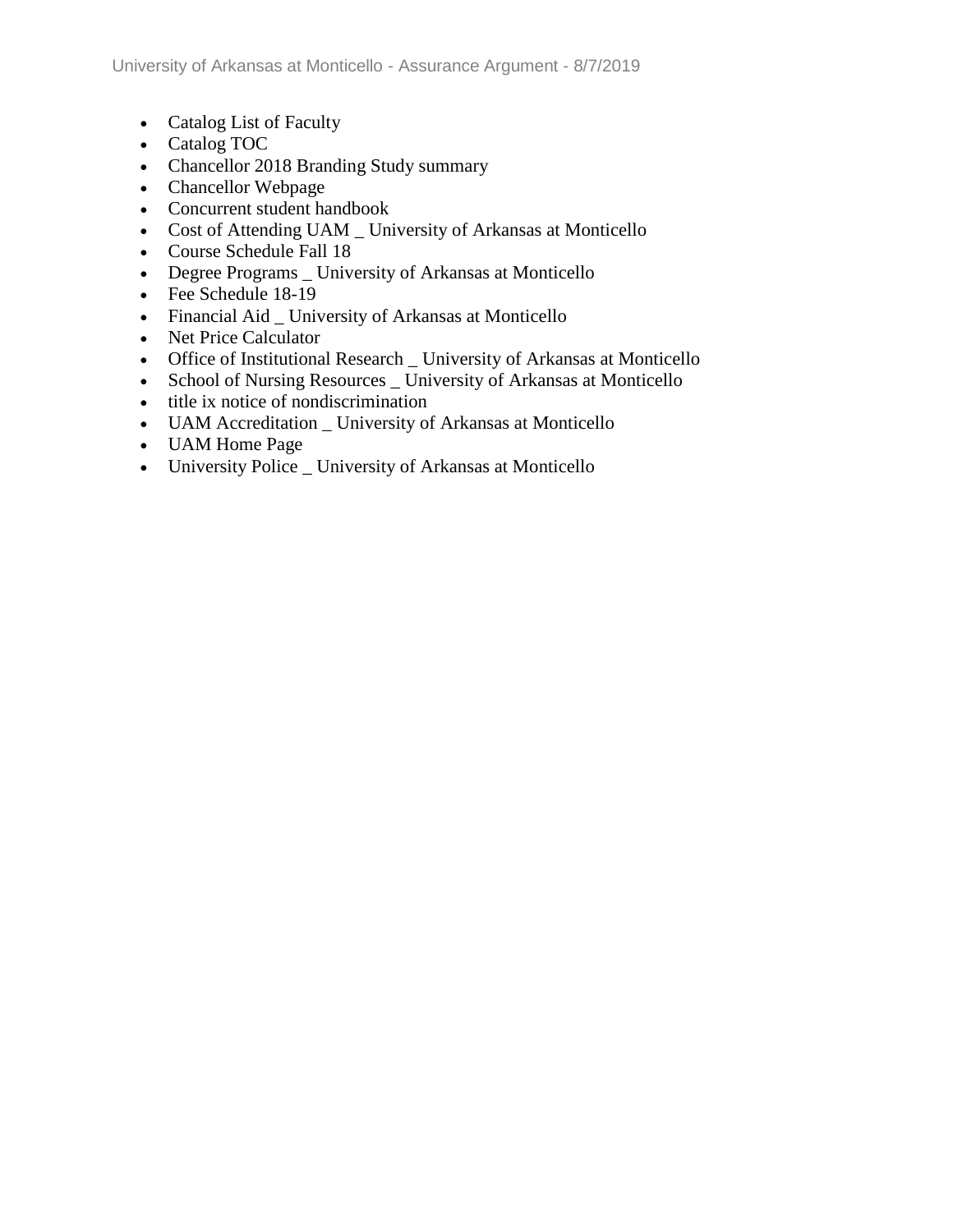- Catalog List of Faculty
- Catalog TOC
- Chancellor 2018 Branding Study summary
- Chancellor Webpage
- Concurrent student handbook
- Cost of Attending UAM _ University of Arkansas at Monticello
- Course Schedule Fall 18
- Degree Programs _ University of Arkansas at Monticello
- Fee Schedule 18-19
- Financial Aid _ University of Arkansas at Monticello
- Net Price Calculator
- Office of Institutional Research _ University of Arkansas at Monticello
- School of Nursing Resources _ University of Arkansas at Monticello
- title ix notice of nondiscrimination
- UAM Accreditation _ University of Arkansas at Monticello
- UAM Home Page
- University Police _ University of Arkansas at Monticello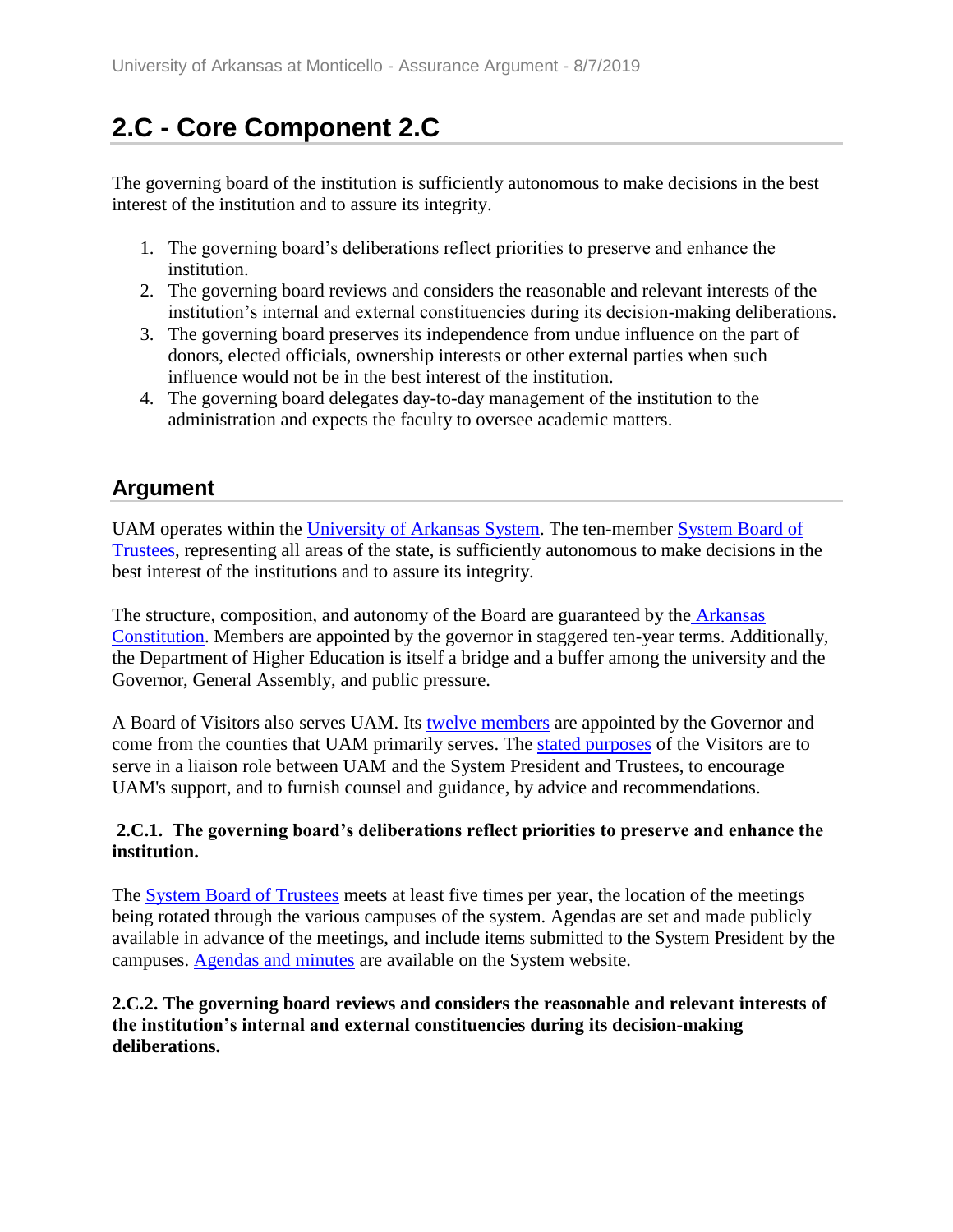## 2.C - Core Component 2.C

The governing board of the institution is sufficiently autonomous to make decisions in the best interest of the institution and to assure its integrity.

1. The governing board's deliberations reflect priorities to preserve and enhance the institution.
2. The governing board reviews and considers the reasonable and relevant interests of the institution's internal and external constituencies during its decision-making deliberations.
3. The governing board preserves its independence from undue influence on the part of donors, elected officials, ownership interests or other external parties when such influence would not be in the best interest of the institution.
4. The governing board delegates day-to-day management of the institution to the administration and expects the faculty to oversee academic matters.

## Argument

UAM operates within the University of Arkansas System. The ten-member System Board of Trustees, representing all areas of the state, is sufficiently autonomous to make decisions in the best interest of the institutions and to assure its integrity.

The structure, composition, and autonomy of the Board are guaranteed by the Arkansas Constitution. Members are appointed by the governor in staggered ten-year terms. Additionally, the Department of Higher Education is itself a bridge and a buffer among the university and the Governor, General Assembly, and public pressure.

A Board of Visitors also serves UAM. Its twelve members are appointed by the Governor and come from the counties that UAM primarily serves. The stated purposes of the Visitors are to serve in a liaison role between UAM and the System President and Trustees, to encourage UAM's support, and to furnish counsel and guidance, by advice and recommendations.

**2.C.1. The governing board's deliberations reflect priorities to preserve and enhance the institution.**

The System Board of Trustees meets at least five times per year, the location of the meetings being rotated through the various campuses of the system. Agendas are set and made publicly available in advance of the meetings, and include items submitted to the System President by the campuses. Agendas and minutes are available on the System website.

**2.C.2. The governing board reviews and considers the reasonable and relevant interests of the institution's internal and external constituencies during its decision-making deliberations.**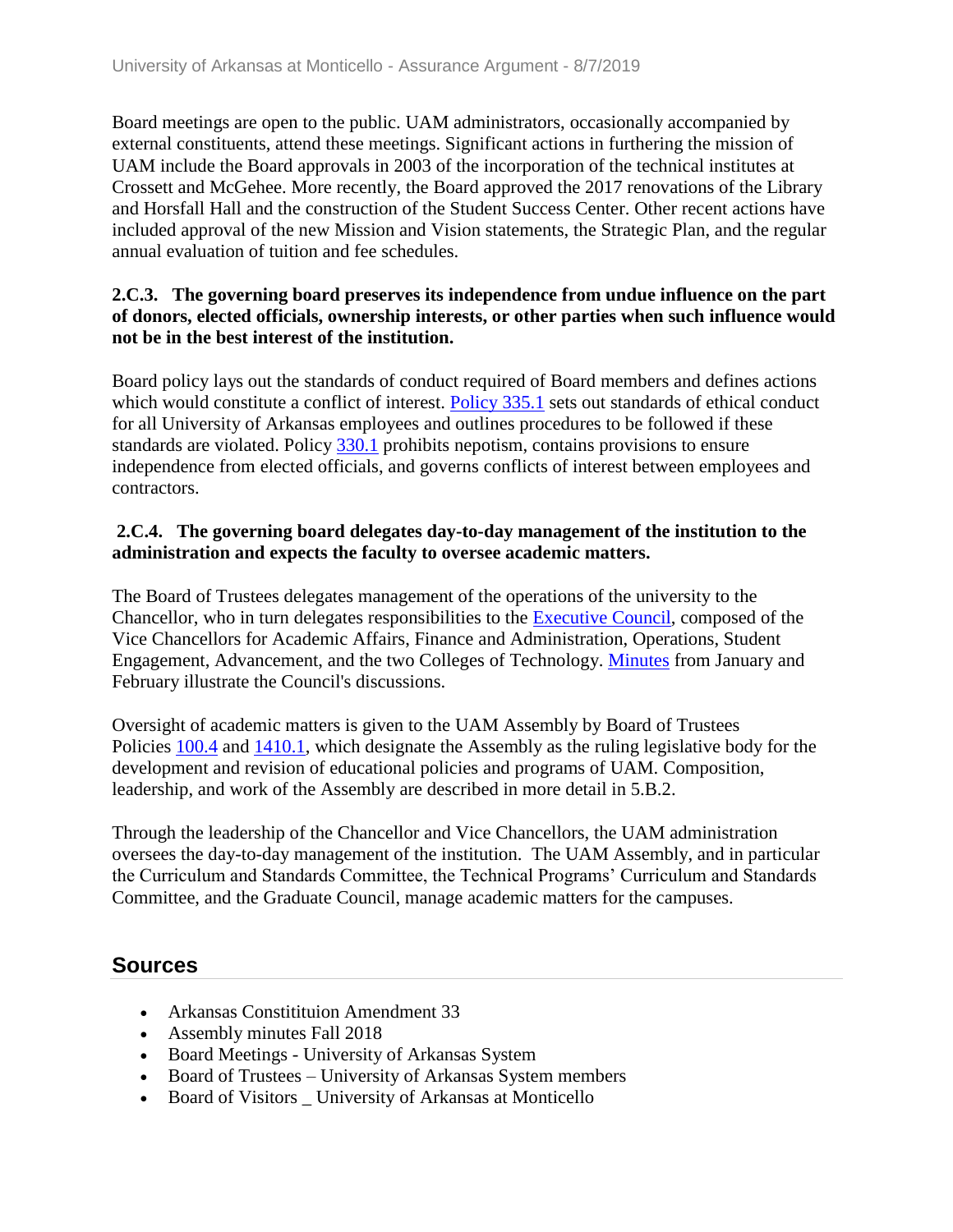Board meetings are open to the public. UAM administrators, occasionally accompanied by external constituents, attend these meetings. Significant actions in furthering the mission of UAM include the Board approvals in 2003 of the incorporation of the technical institutes at Crossett and McGehee. More recently, the Board approved the 2017 renovations of the Library and Horsfall Hall and the construction of the Student Success Center. Other recent actions have included approval of the new Mission and Vision statements, the Strategic Plan, and the regular annual evaluation of tuition and fee schedules.

**2.C.3. The governing board preserves its independence from undue influence on the part of donors, elected officials, ownership interests, or other parties when such influence would not be in the best interest of the institution.**

Board policy lays out the standards of conduct required of Board members and defines actions which would constitute a conflict of interest. Policy 335.1 sets out standards of ethical conduct for all University of Arkansas employees and outlines procedures to be followed if these standards are violated. Policy 330.1 prohibits nepotism, contains provisions to ensure independence from elected officials, and governs conflicts of interest between employees and contractors.

**2.C.4. The governing board delegates day-to-day management of the institution to the administration and expects the faculty to oversee academic matters.**

The Board of Trustees delegates management of the operations of the university to the Chancellor, who in turn delegates responsibilities to the Executive Council, composed of the Vice Chancellors for Academic Affairs, Finance and Administration, Operations, Student Engagement, Advancement, and the two Colleges of Technology. Minutes from January and February illustrate the Council's discussions.

Oversight of academic matters is given to the UAM Assembly by Board of Trustees Policies 100.4 and 1410.1, which designate the Assembly as the ruling legislative body for the development and revision of educational policies and programs of UAM. Composition, leadership, and work of the Assembly are described in more detail in 5.B.2.

Through the leadership of the Chancellor and Vice Chancellors, the UAM administration oversees the day-to-day management of the institution. The UAM Assembly, and in particular the Curriculum and Standards Committee, the Technical Programs' Curriculum and Standards Committee, and the Graduate Council, manage academic matters for the campuses.

## Sources

- Arkansas Constitituion Amendment 33
- Assembly minutes Fall 2018
- Board Meetings - University of Arkansas System
- Board of Trustees – University of Arkansas System members
- Board of Visitors _ University of Arkansas at Monticello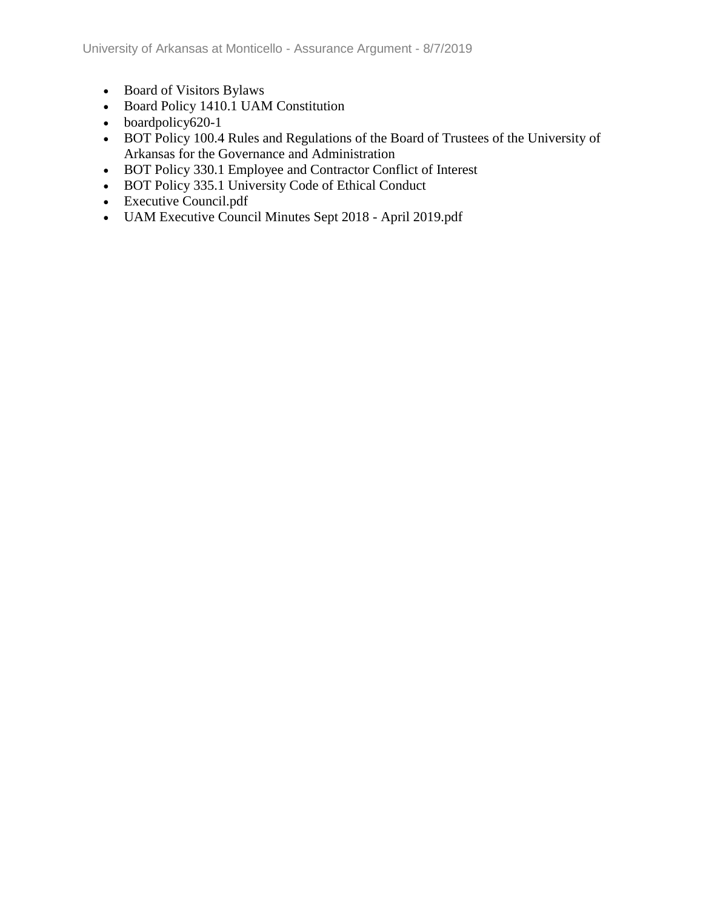- Board of Visitors Bylaws
- Board Policy 1410.1 UAM Constitution
- boardpolicy620-1
- BOT Policy 100.4 Rules and Regulations of the Board of Trustees of the University of Arkansas for the Governance and Administration
- BOT Policy 330.1 Employee and Contractor Conflict of Interest
- BOT Policy 335.1 University Code of Ethical Conduct
- Executive Council.pdf
- UAM Executive Council Minutes Sept 2018 - April 2019.pdf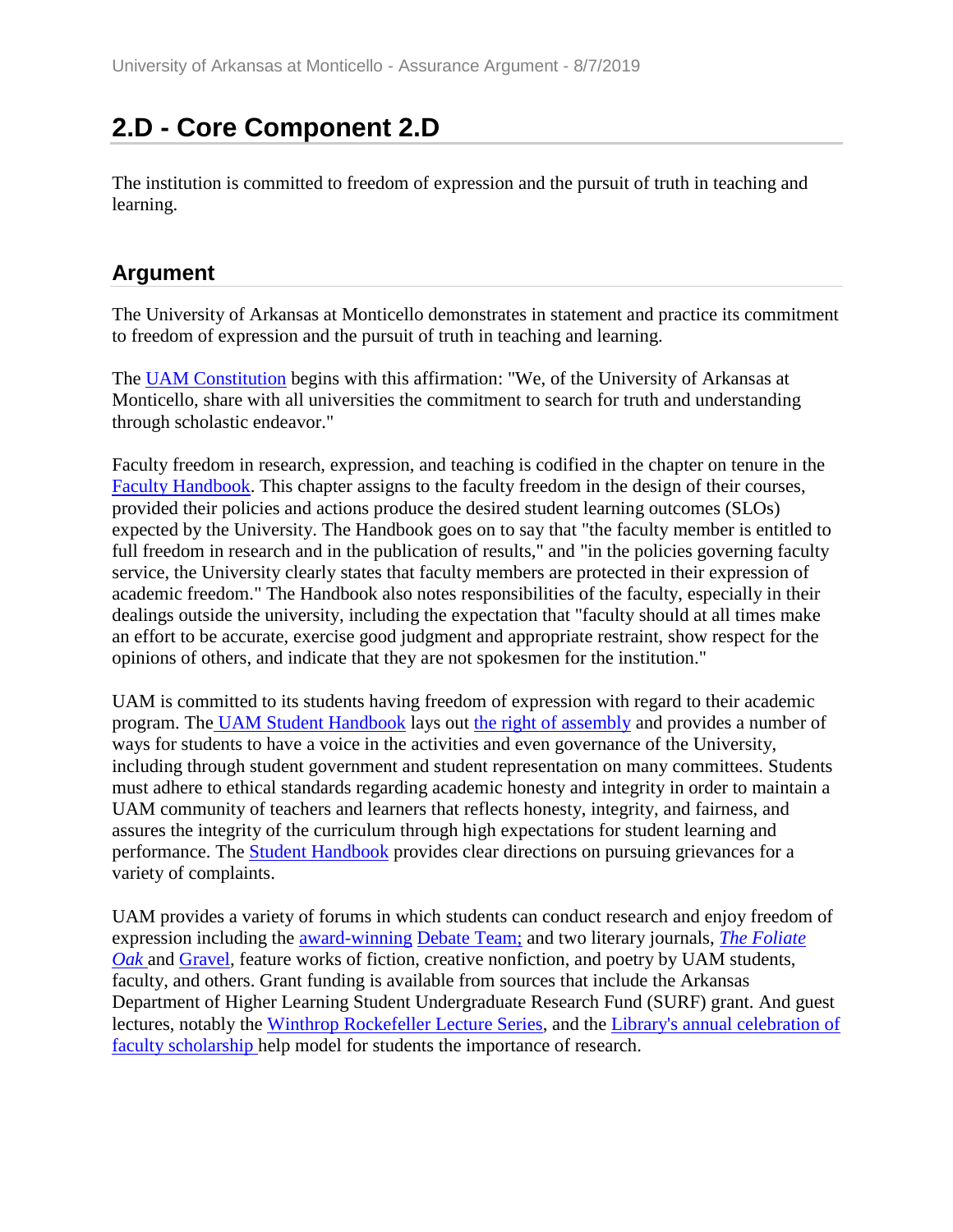## 2.D - Core Component 2.D

The institution is committed to freedom of expression and the pursuit of truth in teaching and learning.

### Argument

The University of Arkansas at Monticello demonstrates in statement and practice its commitment to freedom of expression and the pursuit of truth in teaching and learning.

The UAM Constitution begins with this affirmation: "We, of the University of Arkansas at Monticello, share with all universities the commitment to search for truth and understanding through scholastic endeavor."

Faculty freedom in research, expression, and teaching is codified in the chapter on tenure in the Faculty Handbook. This chapter assigns to the faculty freedom in the design of their courses, provided their policies and actions produce the desired student learning outcomes (SLOs) expected by the University. The Handbook goes on to say that "the faculty member is entitled to full freedom in research and in the publication of results," and "in the policies governing faculty service, the University clearly states that faculty members are protected in their expression of academic freedom." The Handbook also notes responsibilities of the faculty, especially in their dealings outside the university, including the expectation that "faculty should at all times make an effort to be accurate, exercise good judgment and appropriate restraint, show respect for the opinions of others, and indicate that they are not spokesmen for the institution."

UAM is committed to its students having freedom of expression with regard to their academic program. The UAM Student Handbook lays out the right of assembly and provides a number of ways for students to have a voice in the activities and even governance of the University, including through student government and student representation on many committees. Students must adhere to ethical standards regarding academic honesty and integrity in order to maintain a UAM community of teachers and learners that reflects honesty, integrity, and fairness, and assures the integrity of the curriculum through high expectations for student learning and performance. The Student Handbook provides clear directions on pursuing grievances for a variety of complaints.

UAM provides a variety of forums in which students can conduct research and enjoy freedom of expression including the award-winning Debate Team; and two literary journals, *The Foliate Oak* and Gravel, feature works of fiction, creative nonfiction, and poetry by UAM students, faculty, and others. Grant funding is available from sources that include the Arkansas Department of Higher Learning Student Undergraduate Research Fund (SURF) grant. And guest lectures, notably the Winthrop Rockefeller Lecture Series, and the Library's annual celebration of faculty scholarship help model for students the importance of research.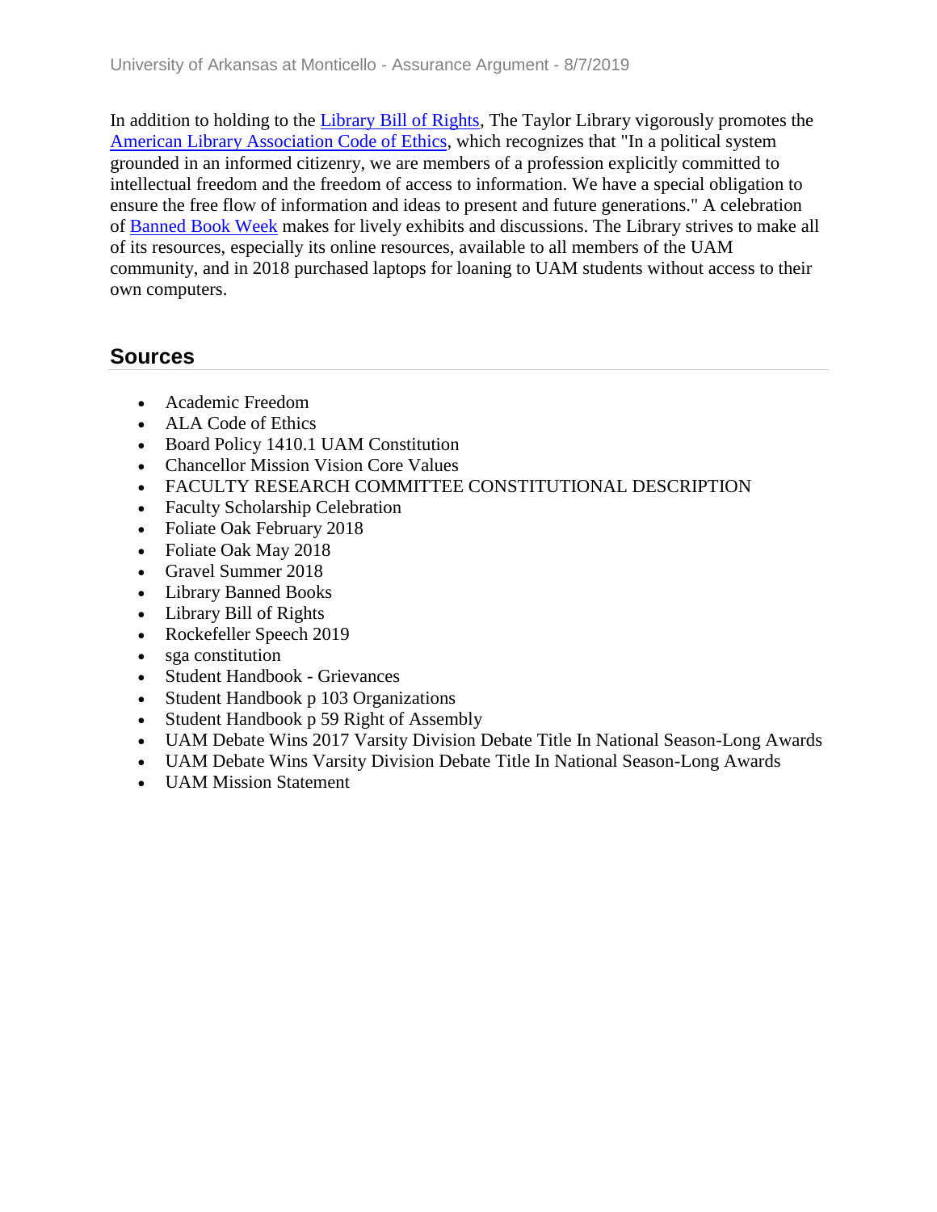In addition to holding to the Library Bill of Rights, The Taylor Library vigorously promotes the American Library Association Code of Ethics, which recognizes that "In a political system grounded in an informed citizenry, we are members of a profession explicitly committed to intellectual freedom and the freedom of access to information. We have a special obligation to ensure the free flow of information and ideas to present and future generations." A celebration of Banned Book Week makes for lively exhibits and discussions. The Library strives to make all of its resources, especially its online resources, available to all members of the UAM community, and in 2018 purchased laptops for loaning to UAM students without access to their own computers.

## Sources

- Academic Freedom
- ALA Code of Ethics
- Board Policy 1410.1 UAM Constitution
- Chancellor Mission Vision Core Values
- FACULTY RESEARCH COMMITTEE CONSTITUTIONAL DESCRIPTION
- Faculty Scholarship Celebration
- Foliate Oak February 2018
- Foliate Oak May 2018
- Gravel Summer 2018
- Library Banned Books
- Library Bill of Rights
- Rockefeller Speech 2019
- sga constitution
- Student Handbook - Grievances
- Student Handbook p 103 Organizations
- Student Handbook p 59 Right of Assembly
- UAM Debate Wins 2017 Varsity Division Debate Title In National Season-Long Awards
- UAM Debate Wins Varsity Division Debate Title In National Season-Long Awards
- UAM Mission Statement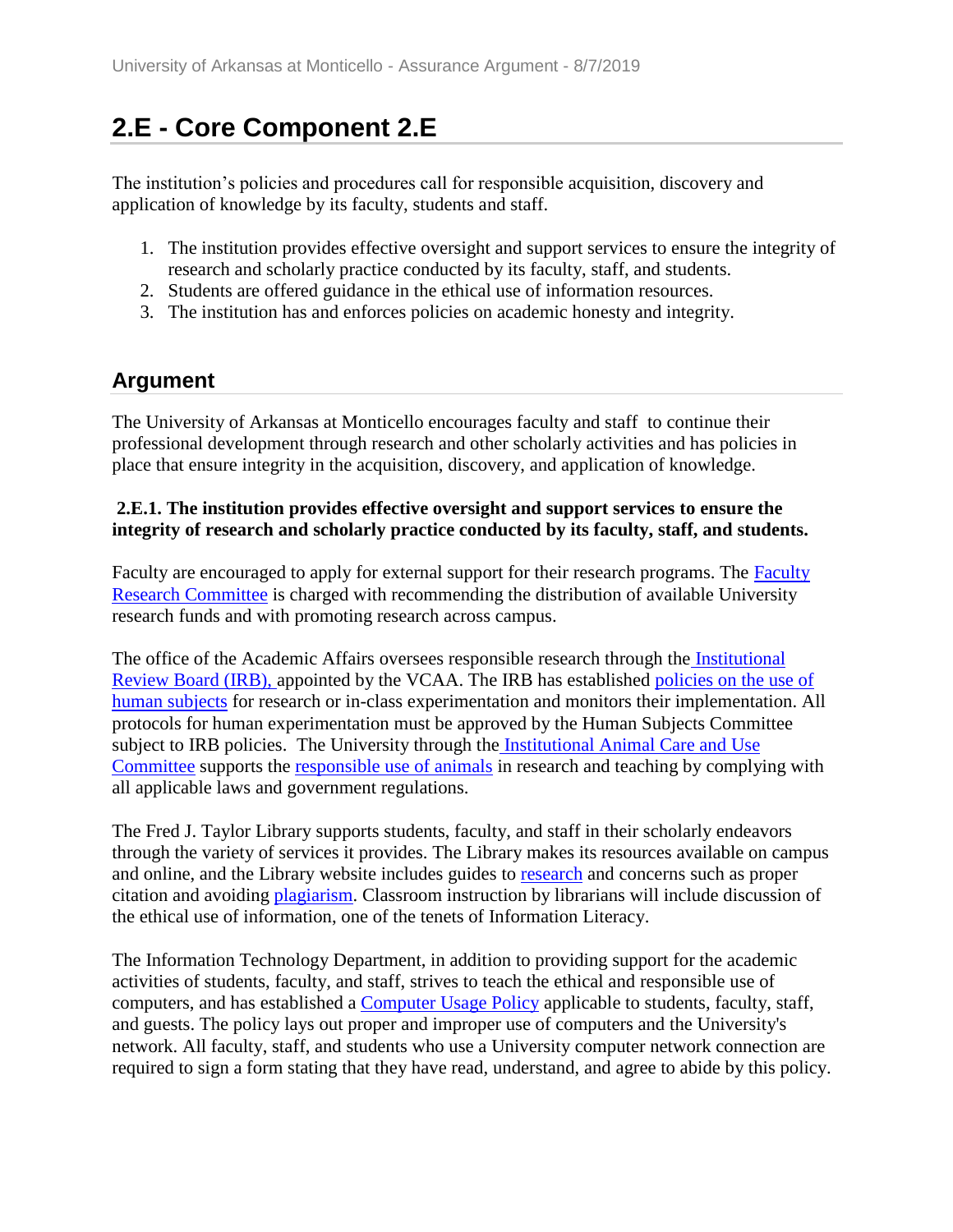## 2.E - Core Component 2.E

The institution's policies and procedures call for responsible acquisition, discovery and application of knowledge by its faculty, students and staff.

1. The institution provides effective oversight and support services to ensure the integrity of research and scholarly practice conducted by its faculty, staff, and students.
2. Students are offered guidance in the ethical use of information resources.
3. The institution has and enforces policies on academic honesty and integrity.

### Argument

The University of Arkansas at Monticello encourages faculty and staff to continue their professional development through research and other scholarly activities and has policies in place that ensure integrity in the acquisition, discovery, and application of knowledge.

**2.E.1. The institution provides effective oversight and support services to ensure the integrity of research and scholarly practice conducted by its faculty, staff, and students.**

Faculty are encouraged to apply for external support for their research programs. The Faculty Research Committee is charged with recommending the distribution of available University research funds and with promoting research across campus.

The office of the Academic Affairs oversees responsible research through the Institutional Review Board (IRB), appointed by the VCAA. The IRB has established policies on the use of human subjects for research or in-class experimentation and monitors their implementation. All protocols for human experimentation must be approved by the Human Subjects Committee subject to IRB policies. The University through the Institutional Animal Care and Use Committee supports the responsible use of animals in research and teaching by complying with all applicable laws and government regulations.

The Fred J. Taylor Library supports students, faculty, and staff in their scholarly endeavors through the variety of services it provides. The Library makes its resources available on campus and online, and the Library website includes guides to research and concerns such as proper citation and avoiding plagiarism. Classroom instruction by librarians will include discussion of the ethical use of information, one of the tenets of Information Literacy.

The Information Technology Department, in addition to providing support for the academic activities of students, faculty, and staff, strives to teach the ethical and responsible use of computers, and has established a Computer Usage Policy applicable to students, faculty, staff, and guests. The policy lays out proper and improper use of computers and the University's network. All faculty, staff, and students who use a University computer network connection are required to sign a form stating that they have read, understand, and agree to abide by this policy.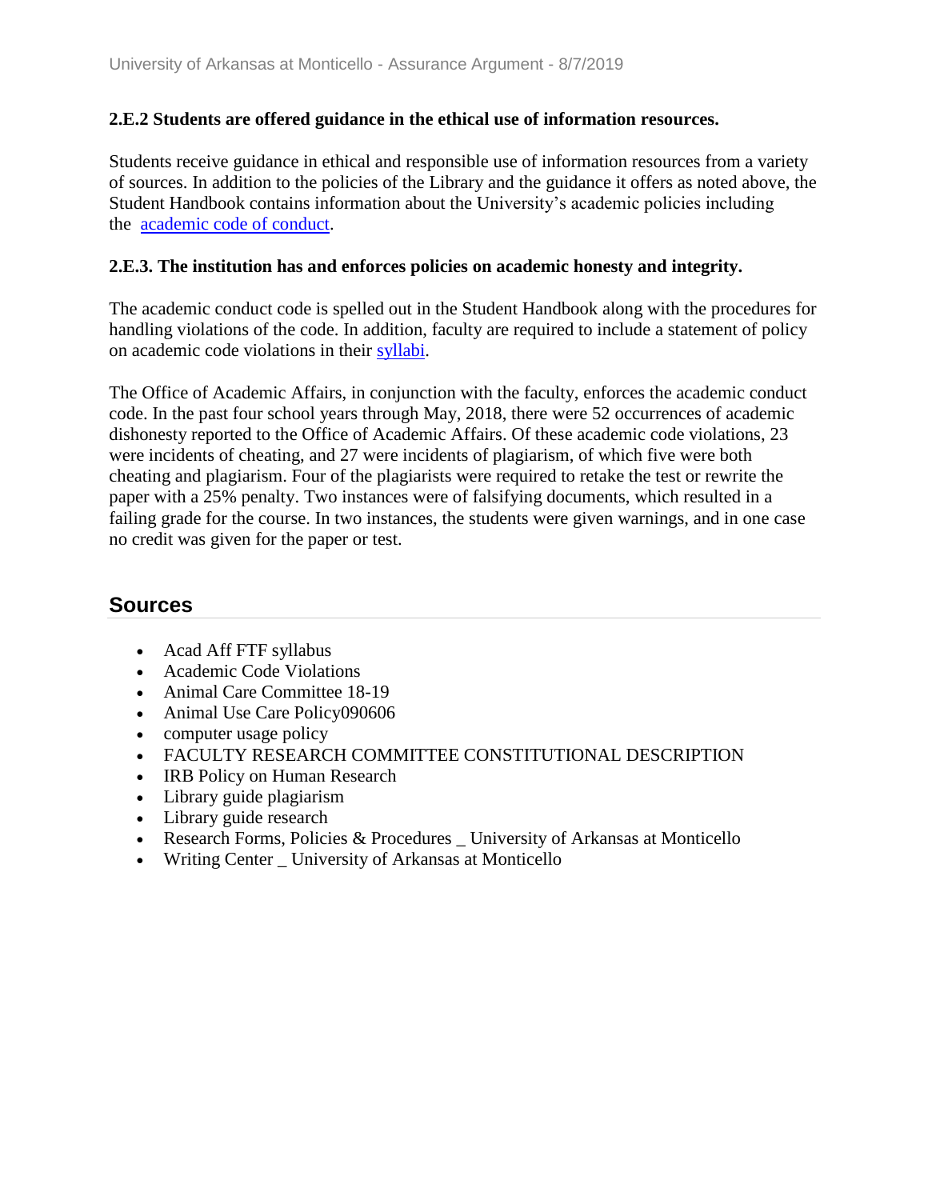**2.E.2 Students are offered guidance in the ethical use of information resources.**

Students receive guidance in ethical and responsible use of information resources from a variety of sources. In addition to the policies of the Library and the guidance it offers as noted above, the Student Handbook contains information about the University's academic policies including the academic code of conduct.

**2.E.3. The institution has and enforces policies on academic honesty and integrity.**

The academic conduct code is spelled out in the Student Handbook along with the procedures for handling violations of the code. In addition, faculty are required to include a statement of policy on academic code violations in their syllabi.

The Office of Academic Affairs, in conjunction with the faculty, enforces the academic conduct code. In the past four school years through May, 2018, there were 52 occurrences of academic dishonesty reported to the Office of Academic Affairs. Of these academic code violations, 23 were incidents of cheating, and 27 were incidents of plagiarism, of which five were both cheating and plagiarism. Four of the plagiarists were required to retake the test or rewrite the paper with a 25% penalty. Two instances were of falsifying documents, which resulted in a failing grade for the course. In two instances, the students were given warnings, and in one case no credit was given for the paper or test.

## Sources

- Acad Aff FTF syllabus
- Academic Code Violations
- Animal Care Committee 18-19
- Animal Use Care Policy090606
- computer usage policy
- FACULTY RESEARCH COMMITTEE CONSTITUTIONAL DESCRIPTION
- IRB Policy on Human Research
- Library guide plagiarism
- Library guide research
- Research Forms, Policies & Procedures _ University of Arkansas at Monticello
- Writing Center _ University of Arkansas at Monticello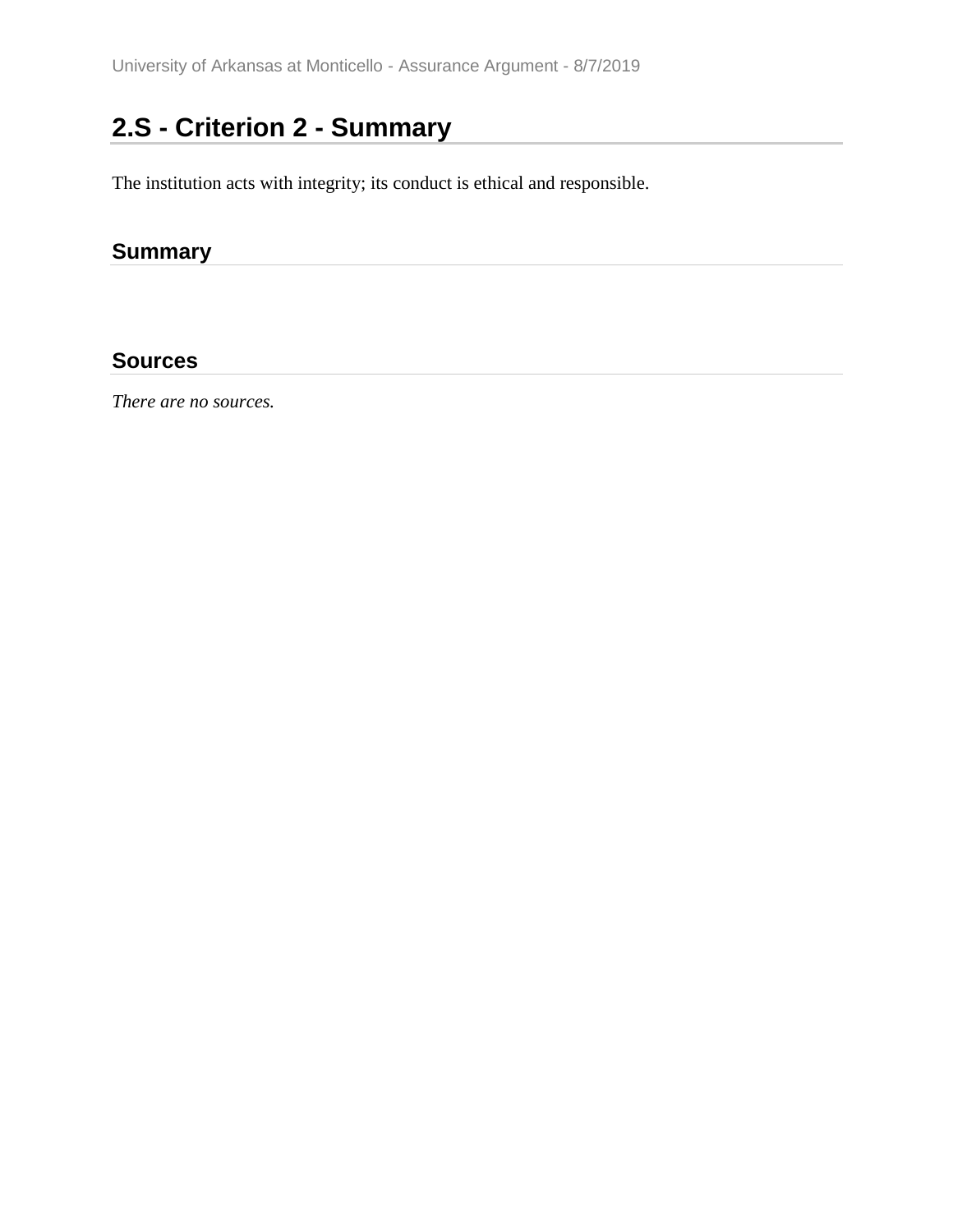## 2.S - Criterion 2 - Summary

The institution acts with integrity; its conduct is ethical and responsible.

### Summary

### Sources

*There are no sources.*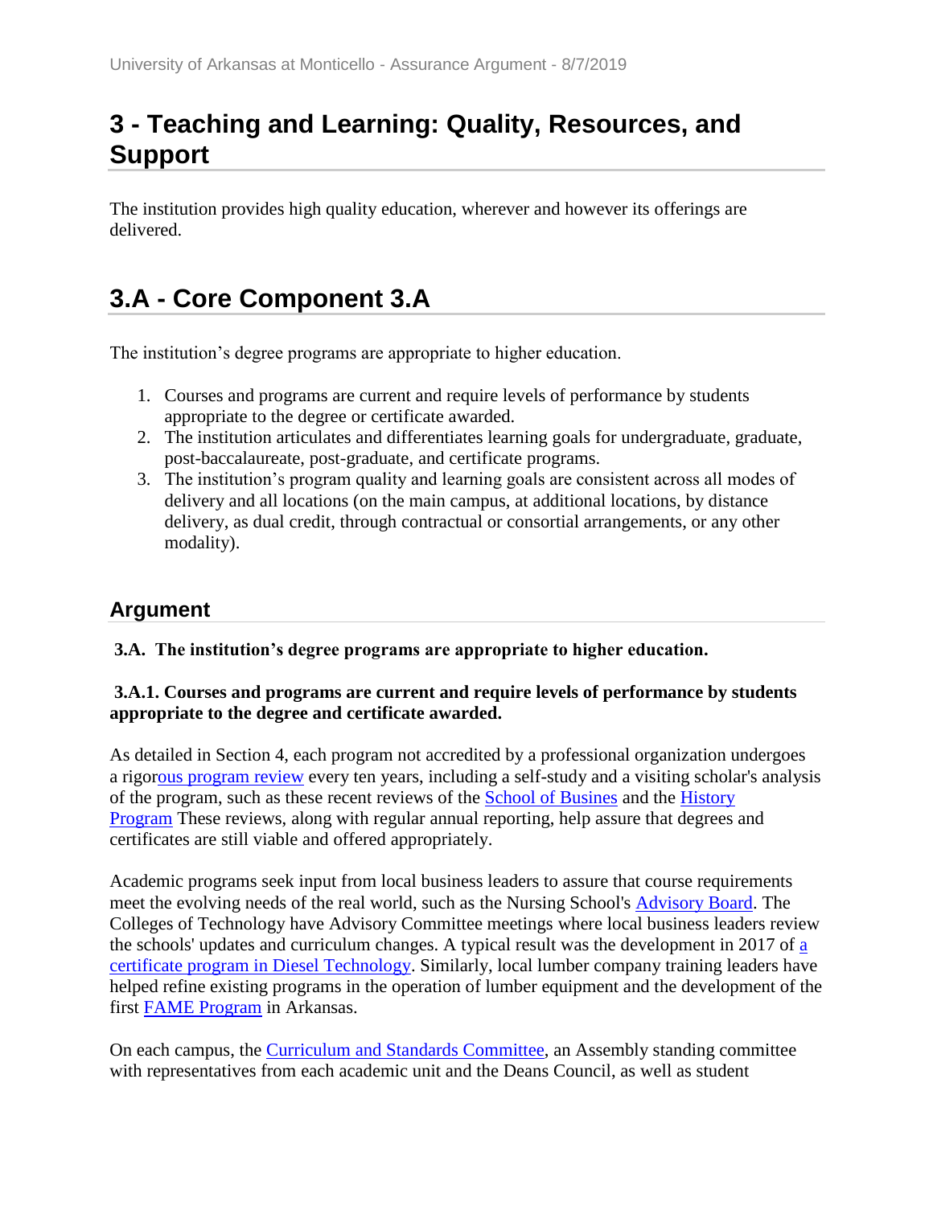# 3 - Teaching and Learning: Quality, Resources, and Support

The institution provides high quality education, wherever and however its offerings are delivered.

# 3.A - Core Component 3.A

The institution's degree programs are appropriate to higher education.

1. Courses and programs are current and require levels of performance by students appropriate to the degree or certificate awarded.
2. The institution articulates and differentiates learning goals for undergraduate, graduate, post-baccalaureate, post-graduate, and certificate programs.
3. The institution's program quality and learning goals are consistent across all modes of delivery and all locations (on the main campus, at additional locations, by distance delivery, as dual credit, through contractual or consortial arrangements, or any other modality).

## Argument

**3.A. The institution's degree programs are appropriate to higher education.**

**3.A.1. Courses and programs are current and require levels of performance by students appropriate to the degree and certificate awarded.**

As detailed in Section 4, each program not accredited by a professional organization undergoes a rigorous program review every ten years, including a self-study and a visiting scholar's analysis of the program, such as these recent reviews of the School of Busines and the History Program These reviews, along with regular annual reporting, help assure that degrees and certificates are still viable and offered appropriately.

Academic programs seek input from local business leaders to assure that course requirements meet the evolving needs of the real world, such as the Nursing School's Advisory Board. The Colleges of Technology have Advisory Committee meetings where local business leaders review the schools' updates and curriculum changes. A typical result was the development in 2017 of a certificate program in Diesel Technology. Similarly, local lumber company training leaders have helped refine existing programs in the operation of lumber equipment and the development of the first FAME Program in Arkansas.

On each campus, the Curriculum and Standards Committee, an Assembly standing committee with representatives from each academic unit and the Deans Council, as well as student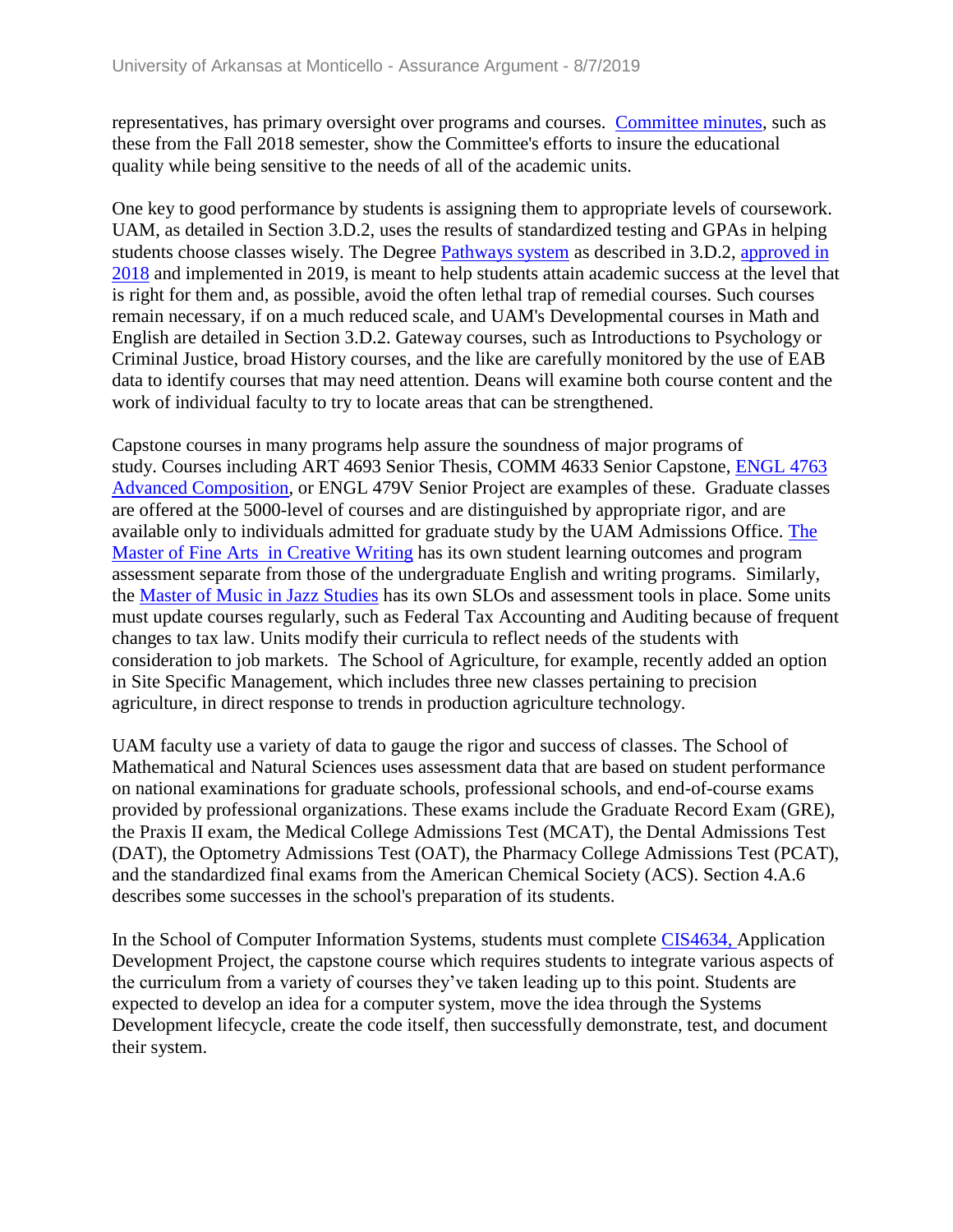representatives, has primary oversight over programs and courses. Committee minutes, such as these from the Fall 2018 semester, show the Committee's efforts to insure the educational quality while being sensitive to the needs of all of the academic units.

One key to good performance by students is assigning them to appropriate levels of coursework. UAM, as detailed in Section 3.D.2, uses the results of standardized testing and GPAs in helping students choose classes wisely. The Degree Pathways system as described in 3.D.2, approved in 2018 and implemented in 2019, is meant to help students attain academic success at the level that is right for them and, as possible, avoid the often lethal trap of remedial courses. Such courses remain necessary, if on a much reduced scale, and UAM's Developmental courses in Math and English are detailed in Section 3.D.2. Gateway courses, such as Introductions to Psychology or Criminal Justice, broad History courses, and the like are carefully monitored by the use of EAB data to identify courses that may need attention. Deans will examine both course content and the work of individual faculty to try to locate areas that can be strengthened.

Capstone courses in many programs help assure the soundness of major programs of study. Courses including ART 4693 Senior Thesis, COMM 4633 Senior Capstone, ENGL 4763 Advanced Composition, or ENGL 479V Senior Project are examples of these. Graduate classes are offered at the 5000-level of courses and are distinguished by appropriate rigor, and are available only to individuals admitted for graduate study by the UAM Admissions Office. The Master of Fine Arts in Creative Writing has its own student learning outcomes and program assessment separate from those of the undergraduate English and writing programs. Similarly, the Master of Music in Jazz Studies has its own SLOs and assessment tools in place. Some units must update courses regularly, such as Federal Tax Accounting and Auditing because of frequent changes to tax law. Units modify their curricula to reflect needs of the students with consideration to job markets. The School of Agriculture, for example, recently added an option in Site Specific Management, which includes three new classes pertaining to precision agriculture, in direct response to trends in production agriculture technology.

UAM faculty use a variety of data to gauge the rigor and success of classes. The School of Mathematical and Natural Sciences uses assessment data that are based on student performance on national examinations for graduate schools, professional schools, and end-of-course exams provided by professional organizations. These exams include the Graduate Record Exam (GRE), the Praxis II exam, the Medical College Admissions Test (MCAT), the Dental Admissions Test (DAT), the Optometry Admissions Test (OAT), the Pharmacy College Admissions Test (PCAT), and the standardized final exams from the American Chemical Society (ACS). Section 4.A.6 describes some successes in the school's preparation of its students.

In the School of Computer Information Systems, students must complete CIS4634, Application Development Project, the capstone course which requires students to integrate various aspects of the curriculum from a variety of courses they've taken leading up to this point. Students are expected to develop an idea for a computer system, move the idea through the Systems Development lifecycle, create the code itself, then successfully demonstrate, test, and document their system.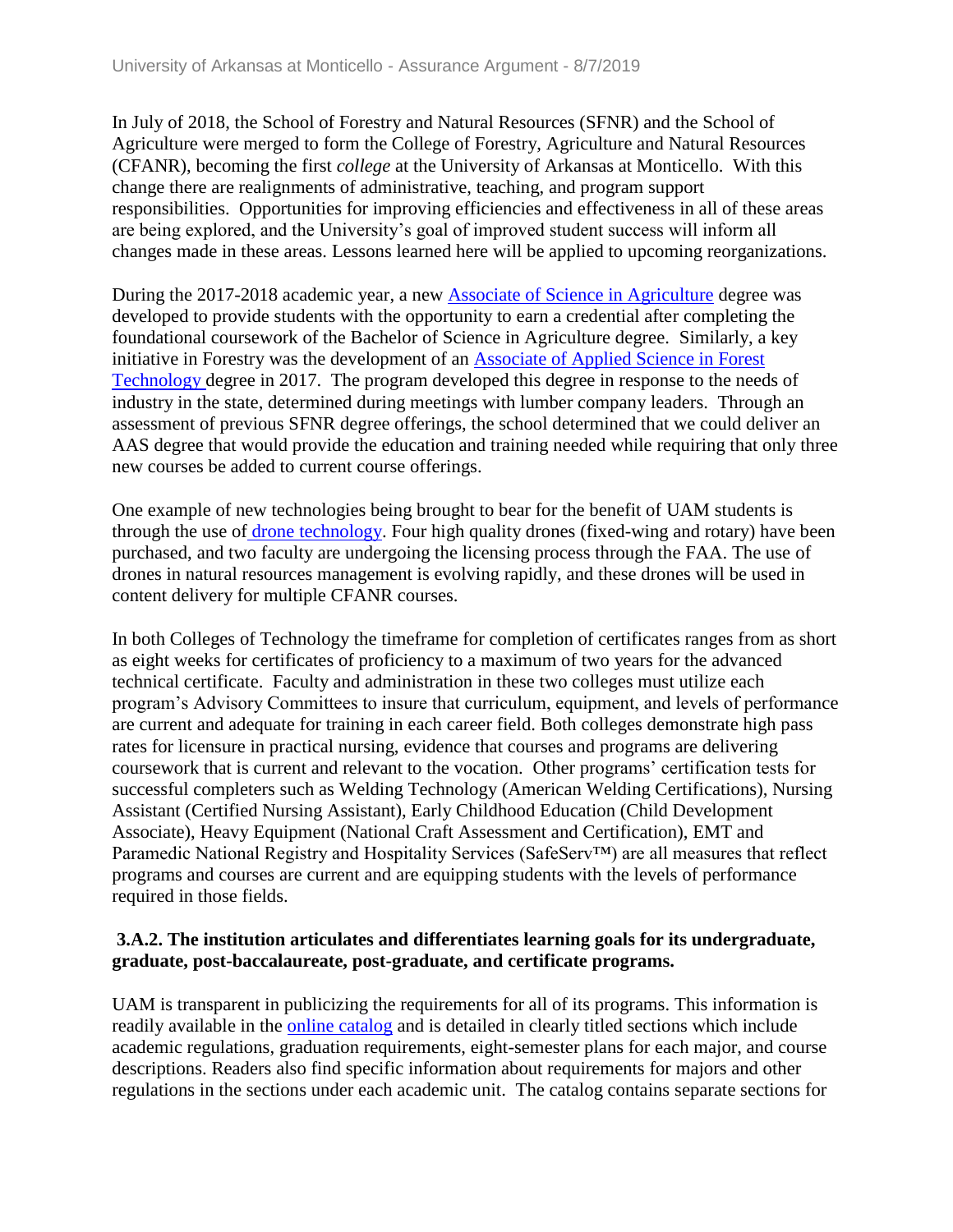In July of 2018, the School of Forestry and Natural Resources (SFNR) and the School of Agriculture were merged to form the College of Forestry, Agriculture and Natural Resources (CFANR), becoming the first *college* at the University of Arkansas at Monticello. With this change there are realignments of administrative, teaching, and program support responsibilities. Opportunities for improving efficiencies and effectiveness in all of these areas are being explored, and the University's goal of improved student success will inform all changes made in these areas. Lessons learned here will be applied to upcoming reorganizations.

During the 2017-2018 academic year, a new Associate of Science in Agriculture degree was developed to provide students with the opportunity to earn a credential after completing the foundational coursework of the Bachelor of Science in Agriculture degree. Similarly, a key initiative in Forestry was the development of an Associate of Applied Science in Forest Technology degree in 2017. The program developed this degree in response to the needs of industry in the state, determined during meetings with lumber company leaders. Through an assessment of previous SFNR degree offerings, the school determined that we could deliver an AAS degree that would provide the education and training needed while requiring that only three new courses be added to current course offerings.

One example of new technologies being brought to bear for the benefit of UAM students is through the use of drone technology. Four high quality drones (fixed-wing and rotary) have been purchased, and two faculty are undergoing the licensing process through the FAA. The use of drones in natural resources management is evolving rapidly, and these drones will be used in content delivery for multiple CFANR courses.

In both Colleges of Technology the timeframe for completion of certificates ranges from as short as eight weeks for certificates of proficiency to a maximum of two years for the advanced technical certificate. Faculty and administration in these two colleges must utilize each program's Advisory Committees to insure that curriculum, equipment, and levels of performance are current and adequate for training in each career field. Both colleges demonstrate high pass rates for licensure in practical nursing, evidence that courses and programs are delivering coursework that is current and relevant to the vocation. Other programs' certification tests for successful completers such as Welding Technology (American Welding Certifications), Nursing Assistant (Certified Nursing Assistant), Early Childhood Education (Child Development Associate), Heavy Equipment (National Craft Assessment and Certification), EMT and Paramedic National Registry and Hospitality Services (SafeServ™) are all measures that reflect programs and courses are current and are equipping students with the levels of performance required in those fields.

**3.A.2. The institution articulates and differentiates learning goals for its undergraduate, graduate, post-baccalaureate, post-graduate, and certificate programs.**

UAM is transparent in publicizing the requirements for all of its programs. This information is readily available in the online catalog and is detailed in clearly titled sections which include academic regulations, graduation requirements, eight-semester plans for each major, and course descriptions. Readers also find specific information about requirements for majors and other regulations in the sections under each academic unit. The catalog contains separate sections for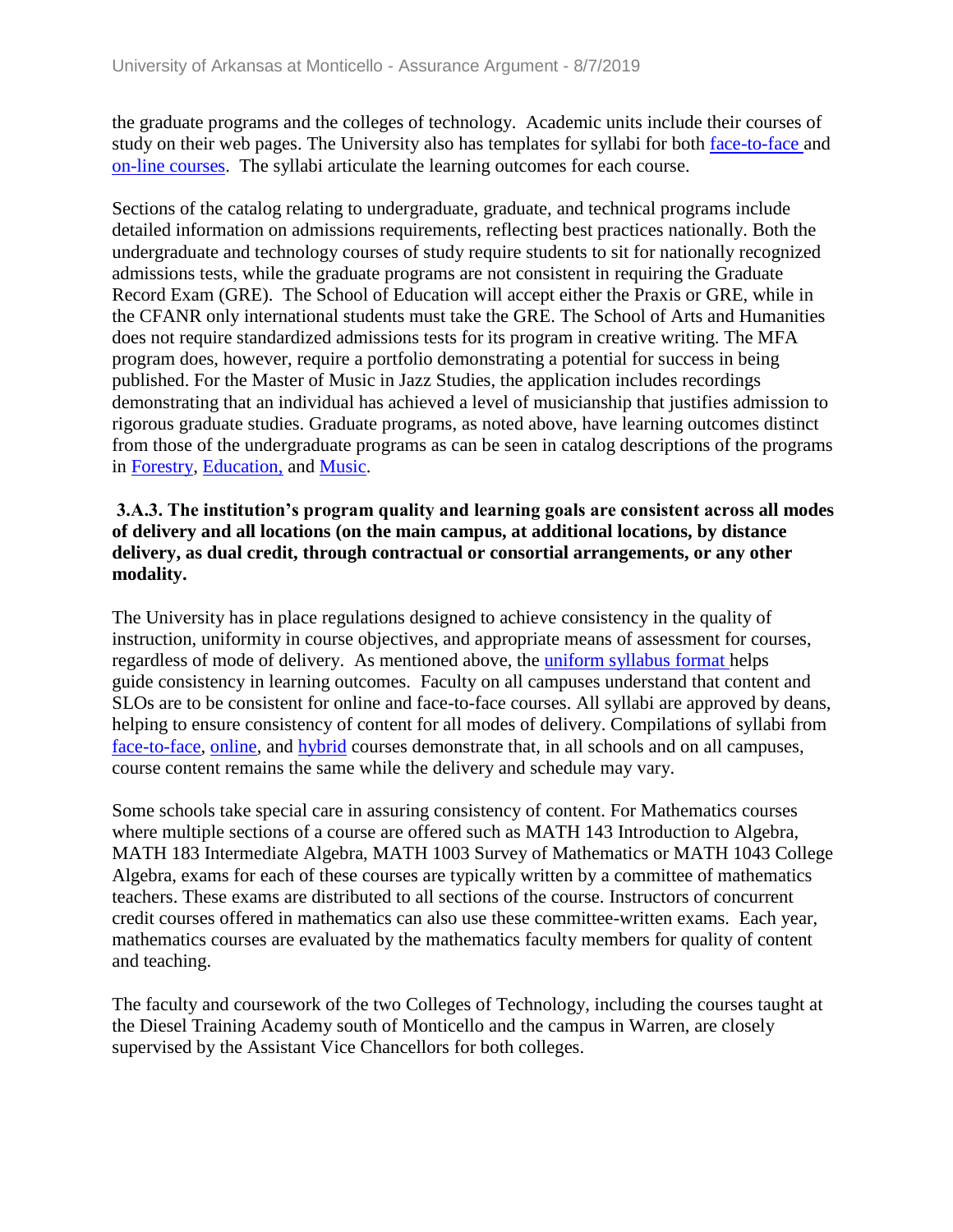the graduate programs and the colleges of technology. Academic units include their courses of study on their web pages. The University also has templates for syllabi for both face-to-face and on-line courses. The syllabi articulate the learning outcomes for each course.

Sections of the catalog relating to undergraduate, graduate, and technical programs include detailed information on admissions requirements, reflecting best practices nationally. Both the undergraduate and technology courses of study require students to sit for nationally recognized admissions tests, while the graduate programs are not consistent in requiring the Graduate Record Exam (GRE). The School of Education will accept either the Praxis or GRE, while in the CFANR only international students must take the GRE. The School of Arts and Humanities does not require standardized admissions tests for its program in creative writing. The MFA program does, however, require a portfolio demonstrating a potential for success in being published. For the Master of Music in Jazz Studies, the application includes recordings demonstrating that an individual has achieved a level of musicianship that justifies admission to rigorous graduate studies. Graduate programs, as noted above, have learning outcomes distinct from those of the undergraduate programs as can be seen in catalog descriptions of the programs in Forestry, Education, and Music.

**3.A.3. The institution's program quality and learning goals are consistent across all modes of delivery and all locations (on the main campus, at additional locations, by distance delivery, as dual credit, through contractual or consortial arrangements, or any other modality.**

The University has in place regulations designed to achieve consistency in the quality of instruction, uniformity in course objectives, and appropriate means of assessment for courses, regardless of mode of delivery. As mentioned above, the uniform syllabus format helps guide consistency in learning outcomes. Faculty on all campuses understand that content and SLOs are to be consistent for online and face-to-face courses. All syllabi are approved by deans, helping to ensure consistency of content for all modes of delivery. Compilations of syllabi from face-to-face, online, and hybrid courses demonstrate that, in all schools and on all campuses, course content remains the same while the delivery and schedule may vary.

Some schools take special care in assuring consistency of content. For Mathematics courses where multiple sections of a course are offered such as MATH 143 Introduction to Algebra, MATH 183 Intermediate Algebra, MATH 1003 Survey of Mathematics or MATH 1043 College Algebra, exams for each of these courses are typically written by a committee of mathematics teachers. These exams are distributed to all sections of the course. Instructors of concurrent credit courses offered in mathematics can also use these committee-written exams. Each year, mathematics courses are evaluated by the mathematics faculty members for quality of content and teaching.

The faculty and coursework of the two Colleges of Technology, including the courses taught at the Diesel Training Academy south of Monticello and the campus in Warren, are closely supervised by the Assistant Vice Chancellors for both colleges.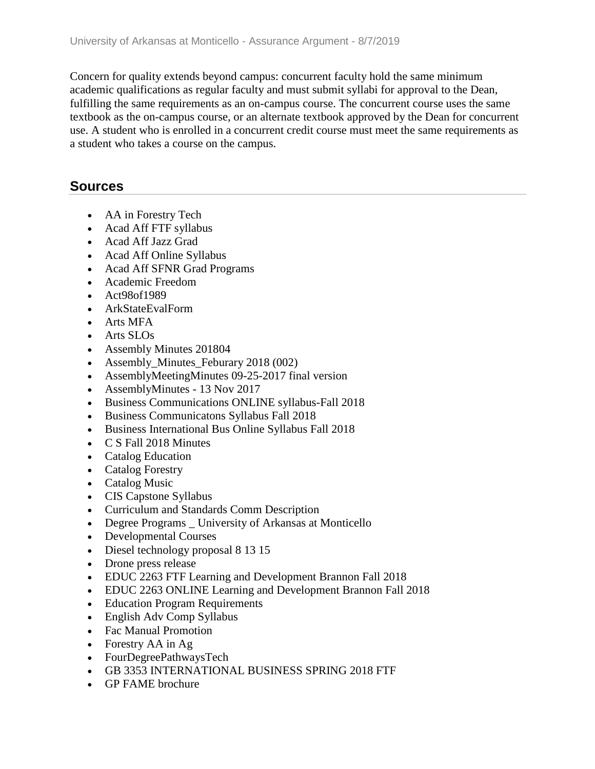Concern for quality extends beyond campus: concurrent faculty hold the same minimum academic qualifications as regular faculty and must submit syllabi for approval to the Dean, fulfilling the same requirements as an on-campus course. The concurrent course uses the same textbook as the on-campus course, or an alternate textbook approved by the Dean for concurrent use. A student who is enrolled in a concurrent credit course must meet the same requirements as a student who takes a course on the campus.

## Sources

- AA in Forestry Tech
- Acad Aff FTF syllabus
- Acad Aff Jazz Grad
- Acad Aff Online Syllabus
- Acad Aff SFNR Grad Programs
- Academic Freedom
- Act98of1989
- ArkStateEvalForm
- Arts MFA
- Arts SLOs
- Assembly Minutes 201804
- Assembly_Minutes_Feburary 2018 (002)
- AssemblyMeetingMinutes 09-25-2017 final version
- AssemblyMinutes - 13 Nov 2017
- Business Communications ONLINE syllabus-Fall 2018
- Business Communicatons Syllabus Fall 2018
- Business International Bus Online Syllabus Fall 2018
- C S Fall 2018 Minutes
- Catalog Education
- Catalog Forestry
- Catalog Music
- CIS Capstone Syllabus
- Curriculum and Standards Comm Description
- Degree Programs _ University of Arkansas at Monticello
- Developmental Courses
- Diesel technology proposal 8 13 15
- Drone press release
- EDUC 2263 FTF Learning and Development Brannon Fall 2018
- EDUC 2263 ONLINE Learning and Development Brannon Fall 2018
- Education Program Requirements
- English Adv Comp Syllabus
- Fac Manual Promotion
- Forestry AA in Ag
- FourDegreePathwaysTech
- GB 3353 INTERNATIONAL BUSINESS SPRING 2018 FTF
- GP FAME brochure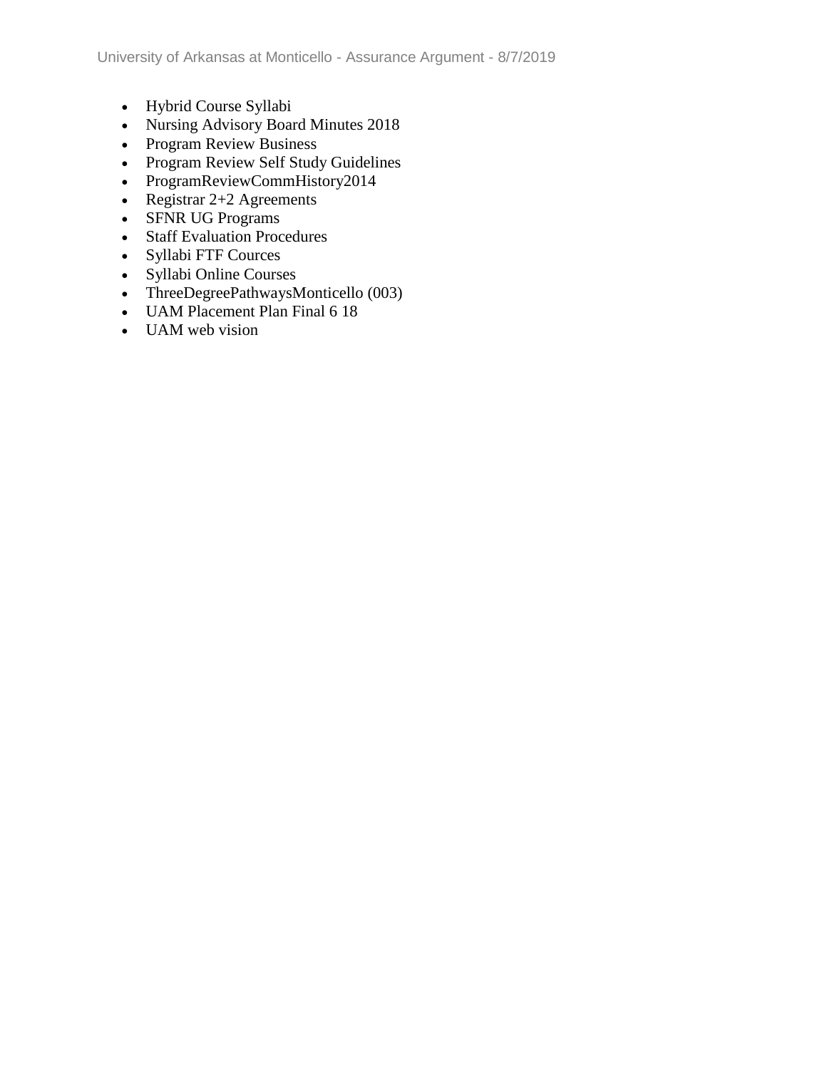- Hybrid Course Syllabi
- Nursing Advisory Board Minutes 2018
- Program Review Business
- Program Review Self Study Guidelines
- ProgramReviewCommHistory2014
- Registrar 2+2 Agreements
- SFNR UG Programs
- Staff Evaluation Procedures
- Syllabi FTF Cources
- Syllabi Online Courses
- ThreeDegreePathwaysMonticello (003)
- UAM Placement Plan Final 6 18
- UAM web vision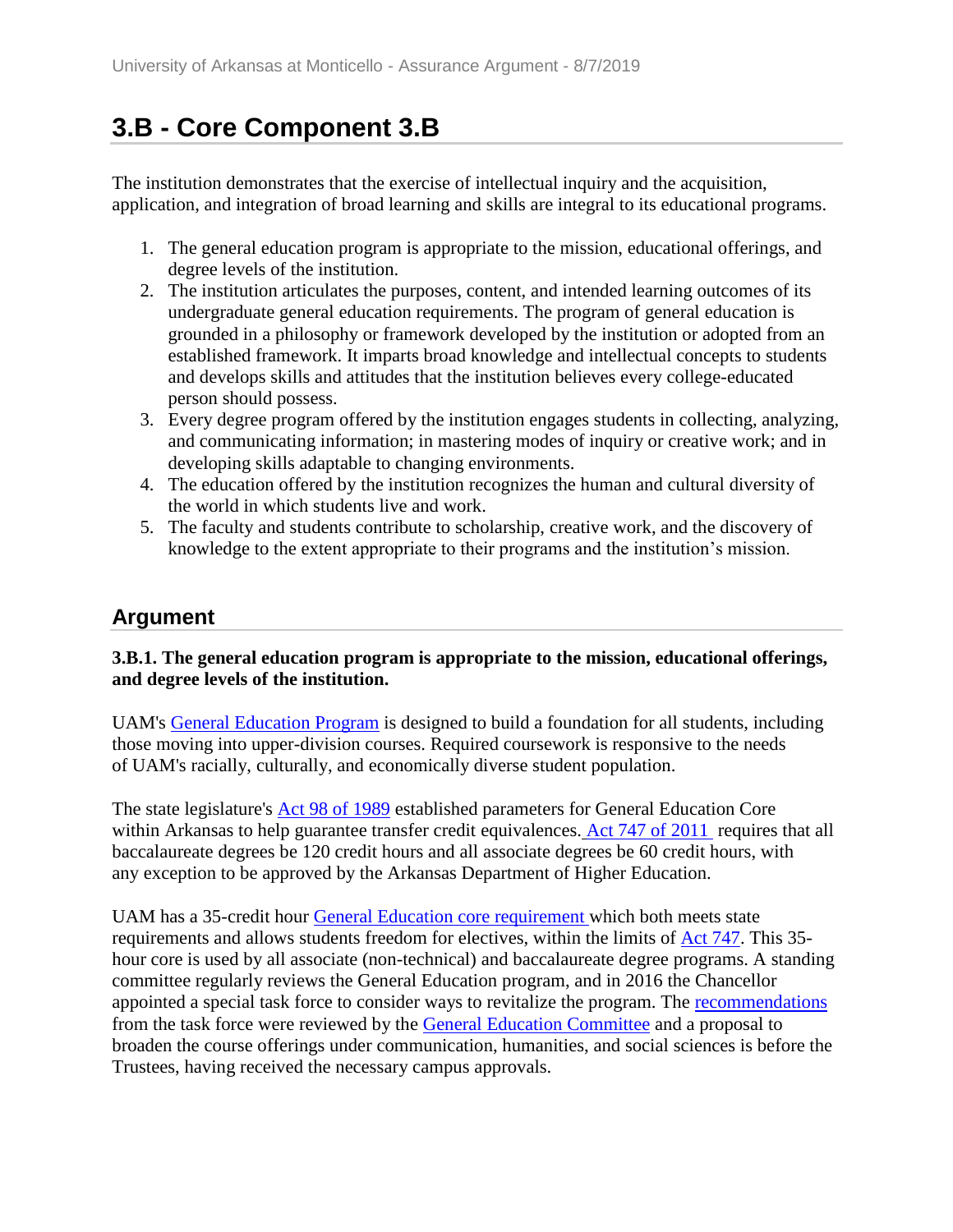# 3.B - Core Component 3.B

The institution demonstrates that the exercise of intellectual inquiry and the acquisition, application, and integration of broad learning and skills are integral to its educational programs.

1. The general education program is appropriate to the mission, educational offerings, and degree levels of the institution.
2. The institution articulates the purposes, content, and intended learning outcomes of its undergraduate general education requirements. The program of general education is grounded in a philosophy or framework developed by the institution or adopted from an established framework. It imparts broad knowledge and intellectual concepts to students and develops skills and attitudes that the institution believes every college-educated person should possess.
3. Every degree program offered by the institution engages students in collecting, analyzing, and communicating information; in mastering modes of inquiry or creative work; and in developing skills adaptable to changing environments.
4. The education offered by the institution recognizes the human and cultural diversity of the world in which students live and work.
5. The faculty and students contribute to scholarship, creative work, and the discovery of knowledge to the extent appropriate to their programs and the institution's mission.

## Argument

**3.B.1. The general education program is appropriate to the mission, educational offerings, and degree levels of the institution.**

UAM's General Education Program is designed to build a foundation for all students, including those moving into upper-division courses. Required coursework is responsive to the needs of UAM's racially, culturally, and economically diverse student population.

The state legislature's Act 98 of 1989 established parameters for General Education Core within Arkansas to help guarantee transfer credit equivalences. Act 747 of 2011 requires that all baccalaureate degrees be 120 credit hours and all associate degrees be 60 credit hours, with any exception to be approved by the Arkansas Department of Higher Education.

UAM has a 35-credit hour General Education core requirement which both meets state requirements and allows students freedom for electives, within the limits of Act 747. This 35-hour core is used by all associate (non-technical) and baccalaureate degree programs. A standing committee regularly reviews the General Education program, and in 2016 the Chancellor appointed a special task force to consider ways to revitalize the program. The recommendations from the task force were reviewed by the General Education Committee and a proposal to broaden the course offerings under communication, humanities, and social sciences is before the Trustees, having received the necessary campus approvals.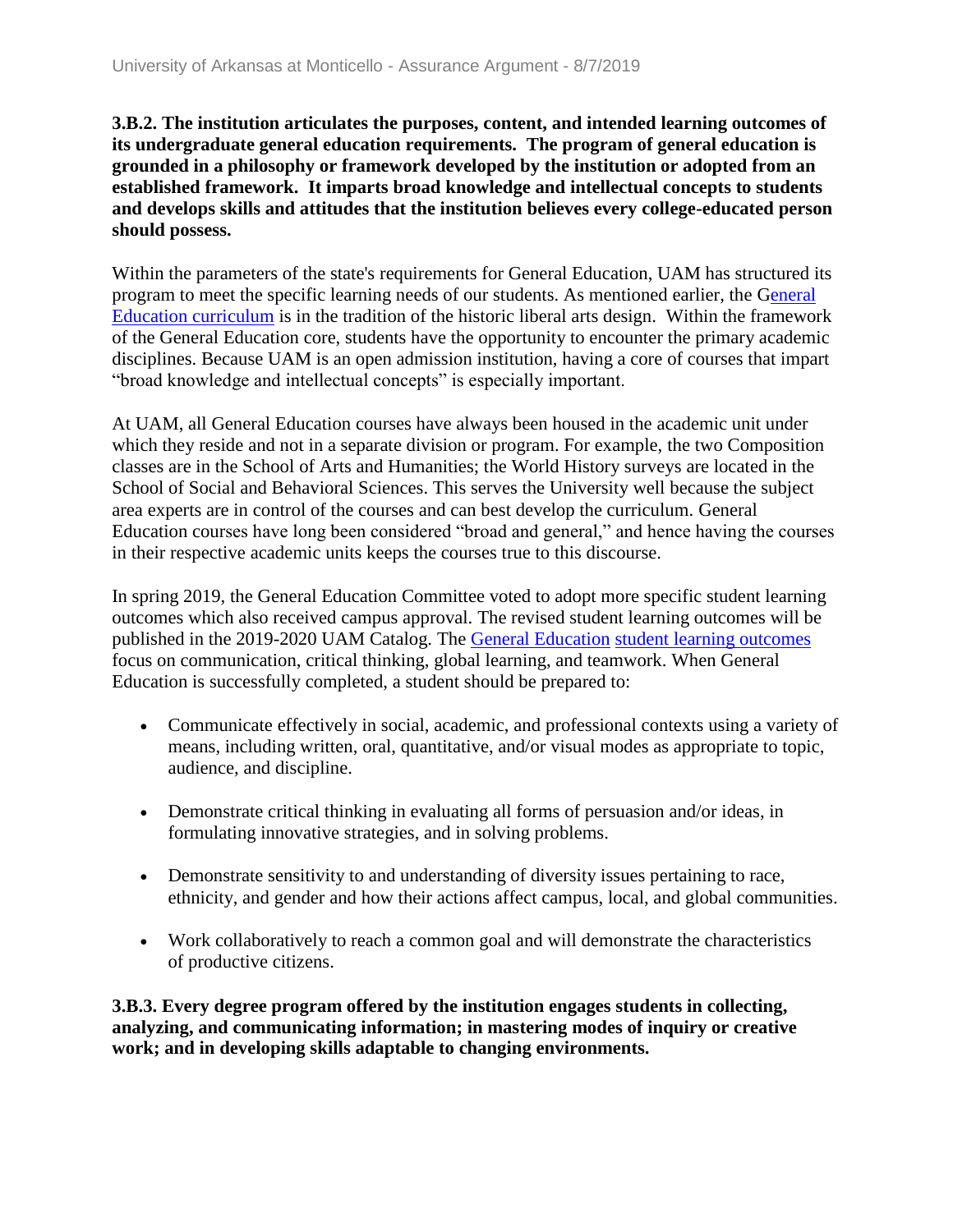**3.B.2. The institution articulates the purposes, content, and intended learning outcomes of its undergraduate general education requirements. The program of general education is grounded in a philosophy or framework developed by the institution or adopted from an established framework. It imparts broad knowledge and intellectual concepts to students and develops skills and attitudes that the institution believes every college-educated person should possess.**

Within the parameters of the state's requirements for General Education, UAM has structured its program to meet the specific learning needs of our students. As mentioned earlier, the General Education curriculum is in the tradition of the historic liberal arts design. Within the framework of the General Education core, students have the opportunity to encounter the primary academic disciplines. Because UAM is an open admission institution, having a core of courses that impart "broad knowledge and intellectual concepts" is especially important.

At UAM, all General Education courses have always been housed in the academic unit under which they reside and not in a separate division or program. For example, the two Composition classes are in the School of Arts and Humanities; the World History surveys are located in the School of Social and Behavioral Sciences. This serves the University well because the subject area experts are in control of the courses and can best develop the curriculum. General Education courses have long been considered "broad and general," and hence having the courses in their respective academic units keeps the courses true to this discourse.

In spring 2019, the General Education Committee voted to adopt more specific student learning outcomes which also received campus approval. The revised student learning outcomes will be published in the 2019-2020 UAM Catalog. The General Education student learning outcomes focus on communication, critical thinking, global learning, and teamwork. When General Education is successfully completed, a student should be prepared to:

- Communicate effectively in social, academic, and professional contexts using a variety of means, including written, oral, quantitative, and/or visual modes as appropriate to topic, audience, and discipline.
- Demonstrate critical thinking in evaluating all forms of persuasion and/or ideas, in formulating innovative strategies, and in solving problems.
- Demonstrate sensitivity to and understanding of diversity issues pertaining to race, ethnicity, and gender and how their actions affect campus, local, and global communities.
- Work collaboratively to reach a common goal and will demonstrate the characteristics of productive citizens.

**3.B.3. Every degree program offered by the institution engages students in collecting, analyzing, and communicating information; in mastering modes of inquiry or creative work; and in developing skills adaptable to changing environments.**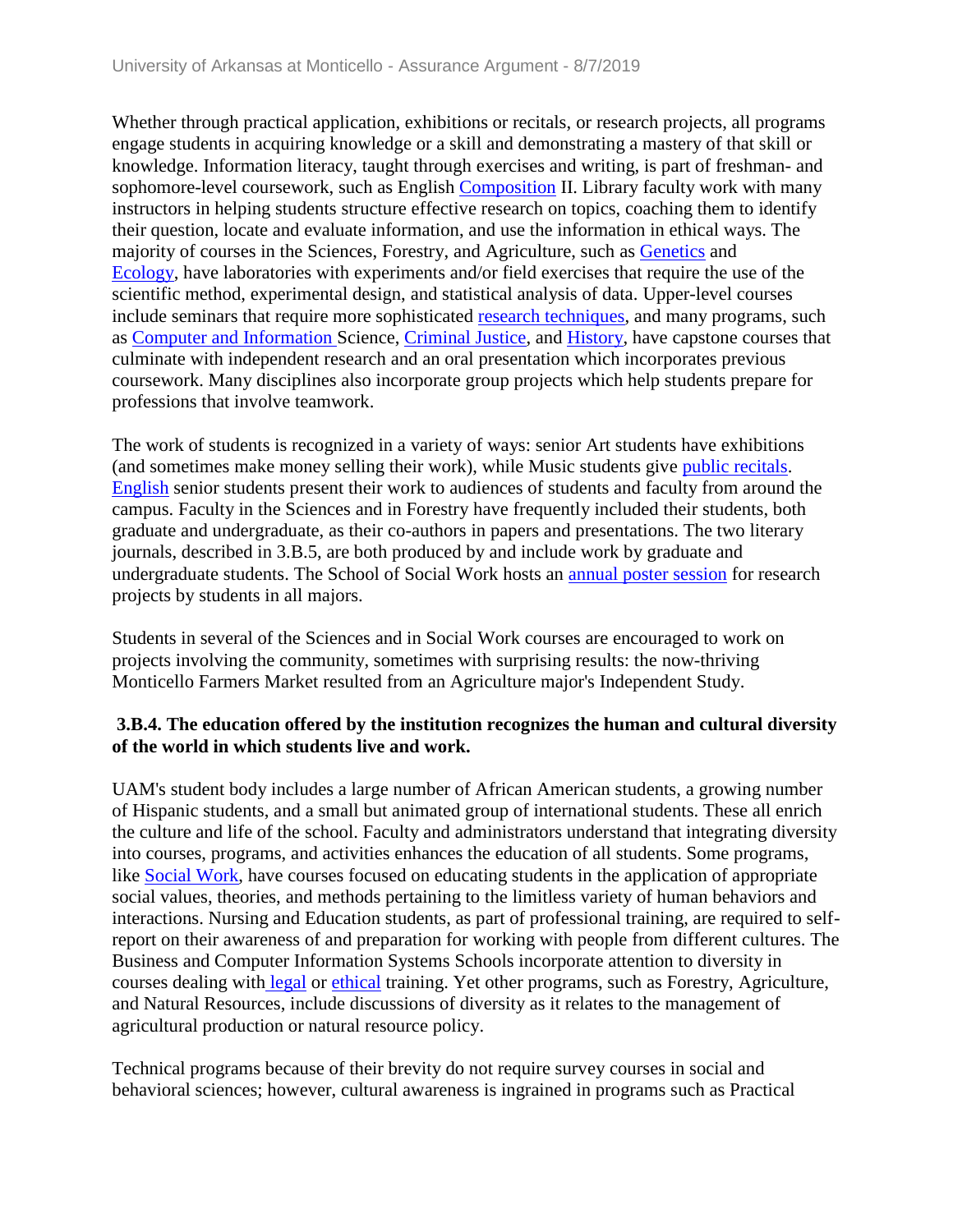Whether through practical application, exhibitions or recitals, or research projects, all programs engage students in acquiring knowledge or a skill and demonstrating a mastery of that skill or knowledge. Information literacy, taught through exercises and writing, is part of freshman- and sophomore-level coursework, such as English Composition II. Library faculty work with many instructors in helping students structure effective research on topics, coaching them to identify their question, locate and evaluate information, and use the information in ethical ways. The majority of courses in the Sciences, Forestry, and Agriculture, such as Genetics and Ecology, have laboratories with experiments and/or field exercises that require the use of the scientific method, experimental design, and statistical analysis of data. Upper-level courses include seminars that require more sophisticated research techniques, and many programs, such as Computer and Information Science, Criminal Justice, and History, have capstone courses that culminate with independent research and an oral presentation which incorporates previous coursework. Many disciplines also incorporate group projects which help students prepare for professions that involve teamwork.

The work of students is recognized in a variety of ways: senior Art students have exhibitions (and sometimes make money selling their work), while Music students give public recitals. English senior students present their work to audiences of students and faculty from around the campus. Faculty in the Sciences and in Forestry have frequently included their students, both graduate and undergraduate, as their co-authors in papers and presentations. The two literary journals, described in 3.B.5, are both produced by and include work by graduate and undergraduate students. The School of Social Work hosts an annual poster session for research projects by students in all majors.

Students in several of the Sciences and in Social Work courses are encouraged to work on projects involving the community, sometimes with surprising results: the now-thriving Monticello Farmers Market resulted from an Agriculture major's Independent Study.

**3.B.4. The education offered by the institution recognizes the human and cultural diversity of the world in which students live and work.**

UAM's student body includes a large number of African American students, a growing number of Hispanic students, and a small but animated group of international students. These all enrich the culture and life of the school. Faculty and administrators understand that integrating diversity into courses, programs, and activities enhances the education of all students. Some programs, like Social Work, have courses focused on educating students in the application of appropriate social values, theories, and methods pertaining to the limitless variety of human behaviors and interactions. Nursing and Education students, as part of professional training, are required to self-report on their awareness of and preparation for working with people from different cultures. The Business and Computer Information Systems Schools incorporate attention to diversity in courses dealing with legal or ethical training. Yet other programs, such as Forestry, Agriculture, and Natural Resources, include discussions of diversity as it relates to the management of agricultural production or natural resource policy.

Technical programs because of their brevity do not require survey courses in social and behavioral sciences; however, cultural awareness is ingrained in programs such as Practical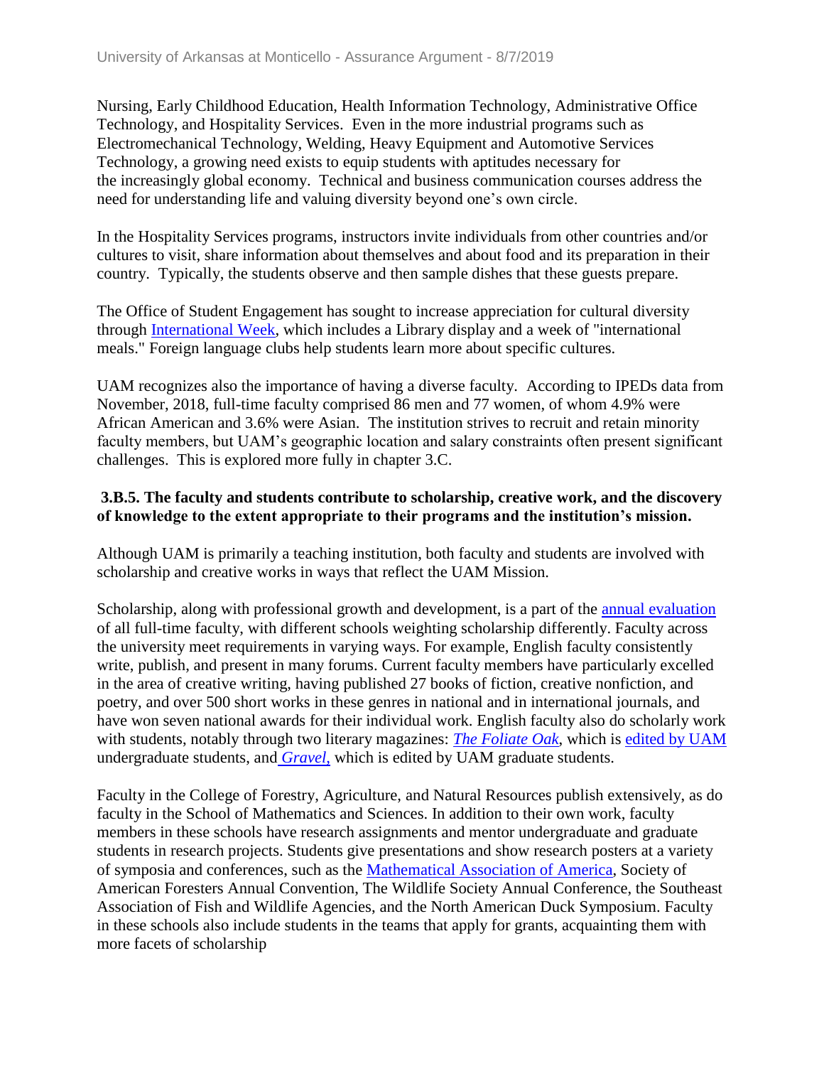Nursing, Early Childhood Education, Health Information Technology, Administrative Office Technology, and Hospitality Services. Even in the more industrial programs such as Electromechanical Technology, Welding, Heavy Equipment and Automotive Services Technology, a growing need exists to equip students with aptitudes necessary for the increasingly global economy. Technical and business communication courses address the need for understanding life and valuing diversity beyond one's own circle.

In the Hospitality Services programs, instructors invite individuals from other countries and/or cultures to visit, share information about themselves and about food and its preparation in their country. Typically, the students observe and then sample dishes that these guests prepare.

The Office of Student Engagement has sought to increase appreciation for cultural diversity through International Week, which includes a Library display and a week of "international meals." Foreign language clubs help students learn more about specific cultures.

UAM recognizes also the importance of having a diverse faculty. According to IPEDs data from November, 2018, full-time faculty comprised 86 men and 77 women, of whom 4.9% were African American and 3.6% were Asian. The institution strives to recruit and retain minority faculty members, but UAM's geographic location and salary constraints often present significant challenges. This is explored more fully in chapter 3.C.

**3.B.5. The faculty and students contribute to scholarship, creative work, and the discovery of knowledge to the extent appropriate to their programs and the institution's mission.**

Although UAM is primarily a teaching institution, both faculty and students are involved with scholarship and creative works in ways that reflect the UAM Mission.

Scholarship, along with professional growth and development, is a part of the annual evaluation of all full-time faculty, with different schools weighting scholarship differently. Faculty across the university meet requirements in varying ways. For example, English faculty consistently write, publish, and present in many forums. Current faculty members have particularly excelled in the area of creative writing, having published 27 books of fiction, creative nonfiction, and poetry, and over 500 short works in these genres in national and in international journals, and have won seven national awards for their individual work. English faculty also do scholarly work with students, notably through two literary magazines: *The Foliate Oak*, which is edited by UAM undergraduate students, and *Gravel*, which is edited by UAM graduate students.

Faculty in the College of Forestry, Agriculture, and Natural Resources publish extensively, as do faculty in the School of Mathematics and Sciences. In addition to their own work, faculty members in these schools have research assignments and mentor undergraduate and graduate students in research projects. Students give presentations and show research posters at a variety of symposia and conferences, such as the Mathematical Association of America, Society of American Foresters Annual Convention, The Wildlife Society Annual Conference, the Southeast Association of Fish and Wildlife Agencies, and the North American Duck Symposium. Faculty in these schools also include students in the teams that apply for grants, acquainting them with more facets of scholarship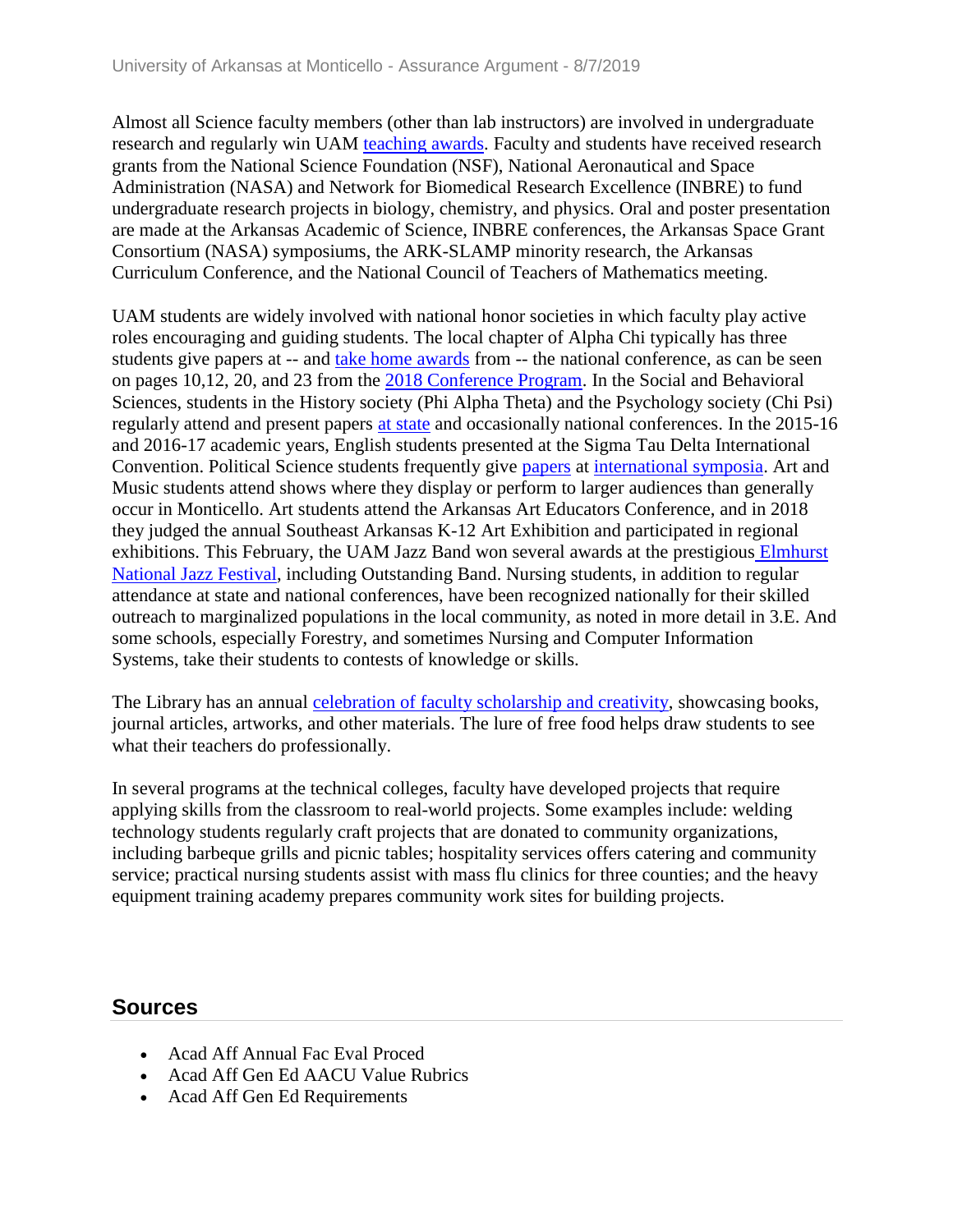Almost all Science faculty members (other than lab instructors) are involved in undergraduate research and regularly win UAM teaching awards. Faculty and students have received research grants from the National Science Foundation (NSF), National Aeronautical and Space Administration (NASA) and Network for Biomedical Research Excellence (INBRE) to fund undergraduate research projects in biology, chemistry, and physics. Oral and poster presentation are made at the Arkansas Academic of Science, INBRE conferences, the Arkansas Space Grant Consortium (NASA) symposiums, the ARK-SLAMP minority research, the Arkansas Curriculum Conference, and the National Council of Teachers of Mathematics meeting.

UAM students are widely involved with national honor societies in which faculty play active roles encouraging and guiding students. The local chapter of Alpha Chi typically has three students give papers at -- and take home awards from -- the national conference, as can be seen on pages 10,12, 20, and 23 from the 2018 Conference Program. In the Social and Behavioral Sciences, students in the History society (Phi Alpha Theta) and the Psychology society (Chi Psi) regularly attend and present papers at state and occasionally national conferences. In the 2015-16 and 2016-17 academic years, English students presented at the Sigma Tau Delta International Convention. Political Science students frequently give papers at international symposia. Art and Music students attend shows where they display or perform to larger audiences than generally occur in Monticello. Art students attend the Arkansas Art Educators Conference, and in 2018 they judged the annual Southeast Arkansas K-12 Art Exhibition and participated in regional exhibitions. This February, the UAM Jazz Band won several awards at the prestigious Elmhurst National Jazz Festival, including Outstanding Band. Nursing students, in addition to regular attendance at state and national conferences, have been recognized nationally for their skilled outreach to marginalized populations in the local community, as noted in more detail in 3.E. And some schools, especially Forestry, and sometimes Nursing and Computer Information Systems, take their students to contests of knowledge or skills.

The Library has an annual celebration of faculty scholarship and creativity, showcasing books, journal articles, artworks, and other materials. The lure of free food helps draw students to see what their teachers do professionally.

In several programs at the technical colleges, faculty have developed projects that require applying skills from the classroom to real-world projects. Some examples include: welding technology students regularly craft projects that are donated to community organizations, including barbeque grills and picnic tables; hospitality services offers catering and community service; practical nursing students assist with mass flu clinics for three counties; and the heavy equipment training academy prepares community work sites for building projects.

## Sources

- Acad Aff Annual Fac Eval Proced
- Acad Aff Gen Ed AACU Value Rubrics
- Acad Aff Gen Ed Requirements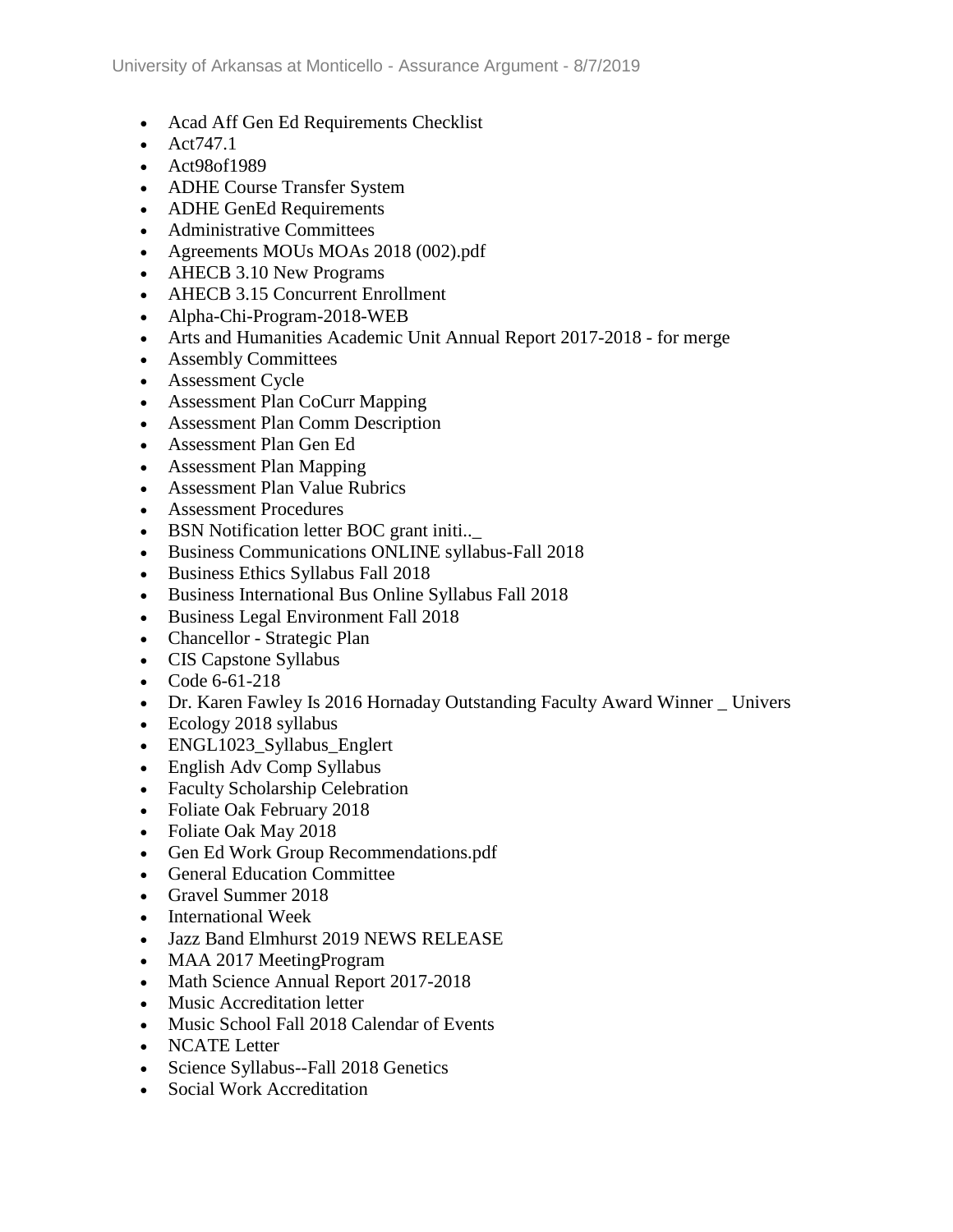- Acad Aff Gen Ed Requirements Checklist
- Act747.1
- Act98of1989
- ADHE Course Transfer System
- ADHE GenEd Requirements
- Administrative Committees
- Agreements MOUs MOAs 2018 (002).pdf
- AHECB 3.10 New Programs
- AHECB 3.15 Concurrent Enrollment
- Alpha-Chi-Program-2018-WEB
- Arts and Humanities Academic Unit Annual Report 2017-2018 - for merge
- Assembly Committees
- Assessment Cycle
- Assessment Plan CoCurr Mapping
- Assessment Plan Comm Description
- Assessment Plan Gen Ed
- Assessment Plan Mapping
- Assessment Plan Value Rubrics
- Assessment Procedures
- BSN Notification letter BOC grant initi.._
- Business Communications ONLINE syllabus-Fall 2018
- Business Ethics Syllabus Fall 2018
- Business International Bus Online Syllabus Fall 2018
- Business Legal Environment Fall 2018
- Chancellor - Strategic Plan
- CIS Capstone Syllabus
- Code 6-61-218
- Dr. Karen Fawley Is 2016 Hornaday Outstanding Faculty Award Winner _ Univers
- Ecology 2018 syllabus
- ENGL1023_Syllabus_Englert
- English Adv Comp Syllabus
- Faculty Scholarship Celebration
- Foliate Oak February 2018
- Foliate Oak May 2018
- Gen Ed Work Group Recommendations.pdf
- General Education Committee
- Gravel Summer 2018
- International Week
- Jazz Band Elmhurst 2019 NEWS RELEASE
- MAA 2017 MeetingProgram
- Math Science Annual Report 2017-2018
- Music Accreditation letter
- Music School Fall 2018 Calendar of Events
- NCATE Letter
- Science Syllabus--Fall 2018 Genetics
- Social Work Accreditation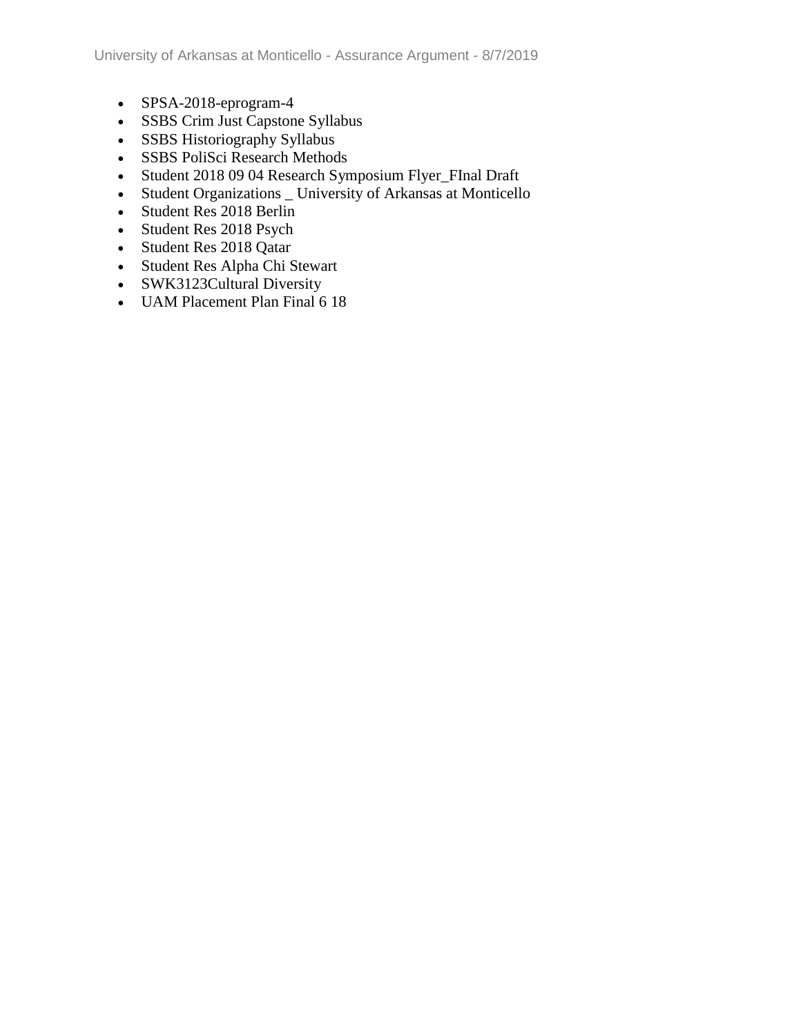- SPSA-2018-eprogram-4
- SSBS Crim Just Capstone Syllabus
- SSBS Historiography Syllabus
- SSBS PoliSci Research Methods
- Student 2018 09 04 Research Symposium Flyer_FInal Draft
- Student Organizations _ University of Arkansas at Monticello
- Student Res 2018 Berlin
- Student Res 2018 Psych
- Student Res 2018 Qatar
- Student Res Alpha Chi Stewart
- SWK3123Cultural Diversity
- UAM Placement Plan Final 6 18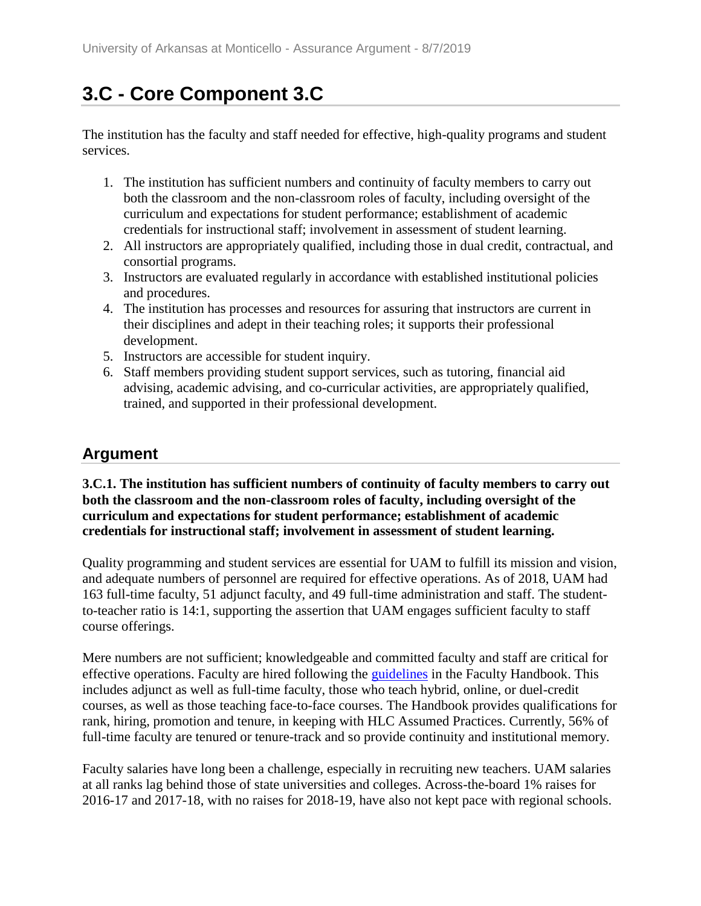## 3.C - Core Component 3.C

The institution has the faculty and staff needed for effective, high-quality programs and student services.

1. The institution has sufficient numbers and continuity of faculty members to carry out both the classroom and the non-classroom roles of faculty, including oversight of the curriculum and expectations for student performance; establishment of academic credentials for instructional staff; involvement in assessment of student learning.
2. All instructors are appropriately qualified, including those in dual credit, contractual, and consortial programs.
3. Instructors are evaluated regularly in accordance with established institutional policies and procedures.
4. The institution has processes and resources for assuring that instructors are current in their disciplines and adept in their teaching roles; it supports their professional development.
5. Instructors are accessible for student inquiry.
6. Staff members providing student support services, such as tutoring, financial aid advising, academic advising, and co-curricular activities, are appropriately qualified, trained, and supported in their professional development.

### Argument

**3.C.1. The institution has sufficient numbers of continuity of faculty members to carry out both the classroom and the non-classroom roles of faculty, including oversight of the curriculum and expectations for student performance; establishment of academic credentials for instructional staff; involvement in assessment of student learning.**

Quality programming and student services are essential for UAM to fulfill its mission and vision, and adequate numbers of personnel are required for effective operations. As of 2018, UAM had 163 full-time faculty, 51 adjunct faculty, and 49 full-time administration and staff. The student-to-teacher ratio is 14:1, supporting the assertion that UAM engages sufficient faculty to staff course offerings.

Mere numbers are not sufficient; knowledgeable and committed faculty and staff are critical for effective operations. Faculty are hired following the guidelines in the Faculty Handbook. This includes adjunct as well as full-time faculty, those who teach hybrid, online, or duel-credit courses, as well as those teaching face-to-face courses. The Handbook provides qualifications for rank, hiring, promotion and tenure, in keeping with HLC Assumed Practices. Currently, 56% of full-time faculty are tenured or tenure-track and so provide continuity and institutional memory.

Faculty salaries have long been a challenge, especially in recruiting new teachers. UAM salaries at all ranks lag behind those of state universities and colleges. Across-the-board 1% raises for 2016-17 and 2017-18, with no raises for 2018-19, have also not kept pace with regional schools.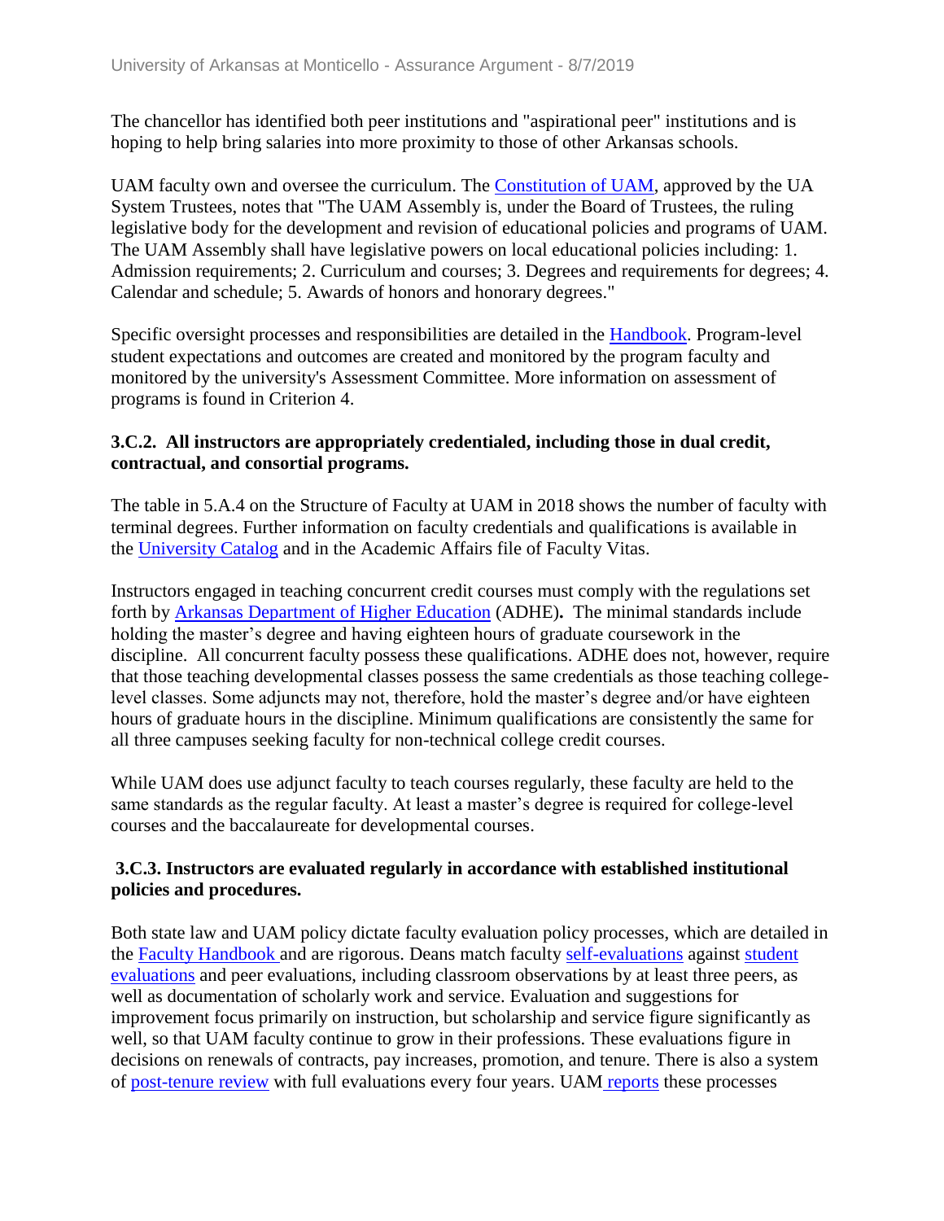The chancellor has identified both peer institutions and "aspirational peer" institutions and is hoping to help bring salaries into more proximity to those of other Arkansas schools.

UAM faculty own and oversee the curriculum. The Constitution of UAM, approved by the UA System Trustees, notes that "The UAM Assembly is, under the Board of Trustees, the ruling legislative body for the development and revision of educational policies and programs of UAM. The UAM Assembly shall have legislative powers on local educational policies including: 1. Admission requirements; 2. Curriculum and courses; 3. Degrees and requirements for degrees; 4. Calendar and schedule; 5. Awards of honors and honorary degrees."

Specific oversight processes and responsibilities are detailed in the Handbook. Program-level student expectations and outcomes are created and monitored by the program faculty and monitored by the university's Assessment Committee. More information on assessment of programs is found in Criterion 4.

**3.C.2. All instructors are appropriately credentialed, including those in dual credit, contractual, and consortial programs.**

The table in 5.A.4 on the Structure of Faculty at UAM in 2018 shows the number of faculty with terminal degrees. Further information on faculty credentials and qualifications is available in the University Catalog and in the Academic Affairs file of Faculty Vitas.

Instructors engaged in teaching concurrent credit courses must comply with the regulations set forth by Arkansas Department of Higher Education (ADHE)**.** The minimal standards include holding the master's degree and having eighteen hours of graduate coursework in the discipline. All concurrent faculty possess these qualifications. ADHE does not, however, require that those teaching developmental classes possess the same credentials as those teaching college-level classes. Some adjuncts may not, therefore, hold the master's degree and/or have eighteen hours of graduate hours in the discipline. Minimum qualifications are consistently the same for all three campuses seeking faculty for non-technical college credit courses.

While UAM does use adjunct faculty to teach courses regularly, these faculty are held to the same standards as the regular faculty. At least a master's degree is required for college-level courses and the baccalaureate for developmental courses.

**3.C.3. Instructors are evaluated regularly in accordance with established institutional policies and procedures.**

Both state law and UAM policy dictate faculty evaluation policy processes, which are detailed in the Faculty Handbook and are rigorous. Deans match faculty self-evaluations against student evaluations and peer evaluations, including classroom observations by at least three peers, as well as documentation of scholarly work and service. Evaluation and suggestions for improvement focus primarily on instruction, but scholarship and service figure significantly as well, so that UAM faculty continue to grow in their professions. These evaluations figure in decisions on renewals of contracts, pay increases, promotion, and tenure. There is also a system of post-tenure review with full evaluations every four years. UAM reports these processes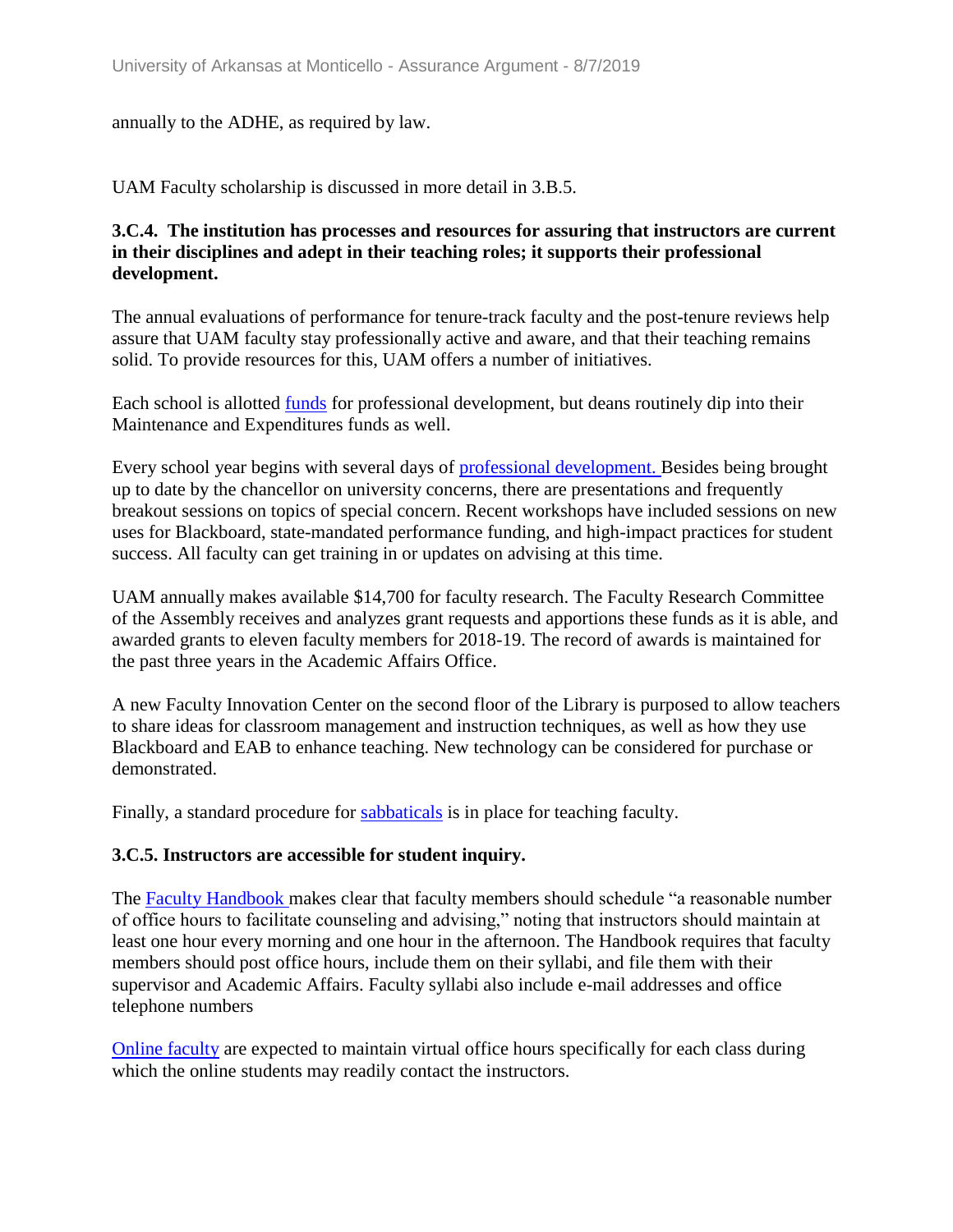annually to the ADHE, as required by law.

UAM Faculty scholarship is discussed in more detail in 3.B.5.

**3.C.4. The institution has processes and resources for assuring that instructors are current in their disciplines and adept in their teaching roles; it supports their professional development.**

The annual evaluations of performance for tenure-track faculty and the post-tenure reviews help assure that UAM faculty stay professionally active and aware, and that their teaching remains solid. To provide resources for this, UAM offers a number of initiatives.

Each school is allotted funds for professional development, but deans routinely dip into their Maintenance and Expenditures funds as well.

Every school year begins with several days of professional development. Besides being brought up to date by the chancellor on university concerns, there are presentations and frequently breakout sessions on topics of special concern. Recent workshops have included sessions on new uses for Blackboard, state-mandated performance funding, and high-impact practices for student success. All faculty can get training in or updates on advising at this time.

UAM annually makes available $14,700 for faculty research. The Faculty Research Committee of the Assembly receives and analyzes grant requests and apportions these funds as it is able, and awarded grants to eleven faculty members for 2018-19. The record of awards is maintained for the past three years in the Academic Affairs Office.

A new Faculty Innovation Center on the second floor of the Library is purposed to allow teachers to share ideas for classroom management and instruction techniques, as well as how they use Blackboard and EAB to enhance teaching. New technology can be considered for purchase or demonstrated.

Finally, a standard procedure for sabbaticals is in place for teaching faculty.

**3.C.5. Instructors are accessible for student inquiry.**

The Faculty Handbook makes clear that faculty members should schedule "a reasonable number of office hours to facilitate counseling and advising," noting that instructors should maintain at least one hour every morning and one hour in the afternoon. The Handbook requires that faculty members should post office hours, include them on their syllabi, and file them with their supervisor and Academic Affairs. Faculty syllabi also include e-mail addresses and office telephone numbers

Online faculty are expected to maintain virtual office hours specifically for each class during which the online students may readily contact the instructors.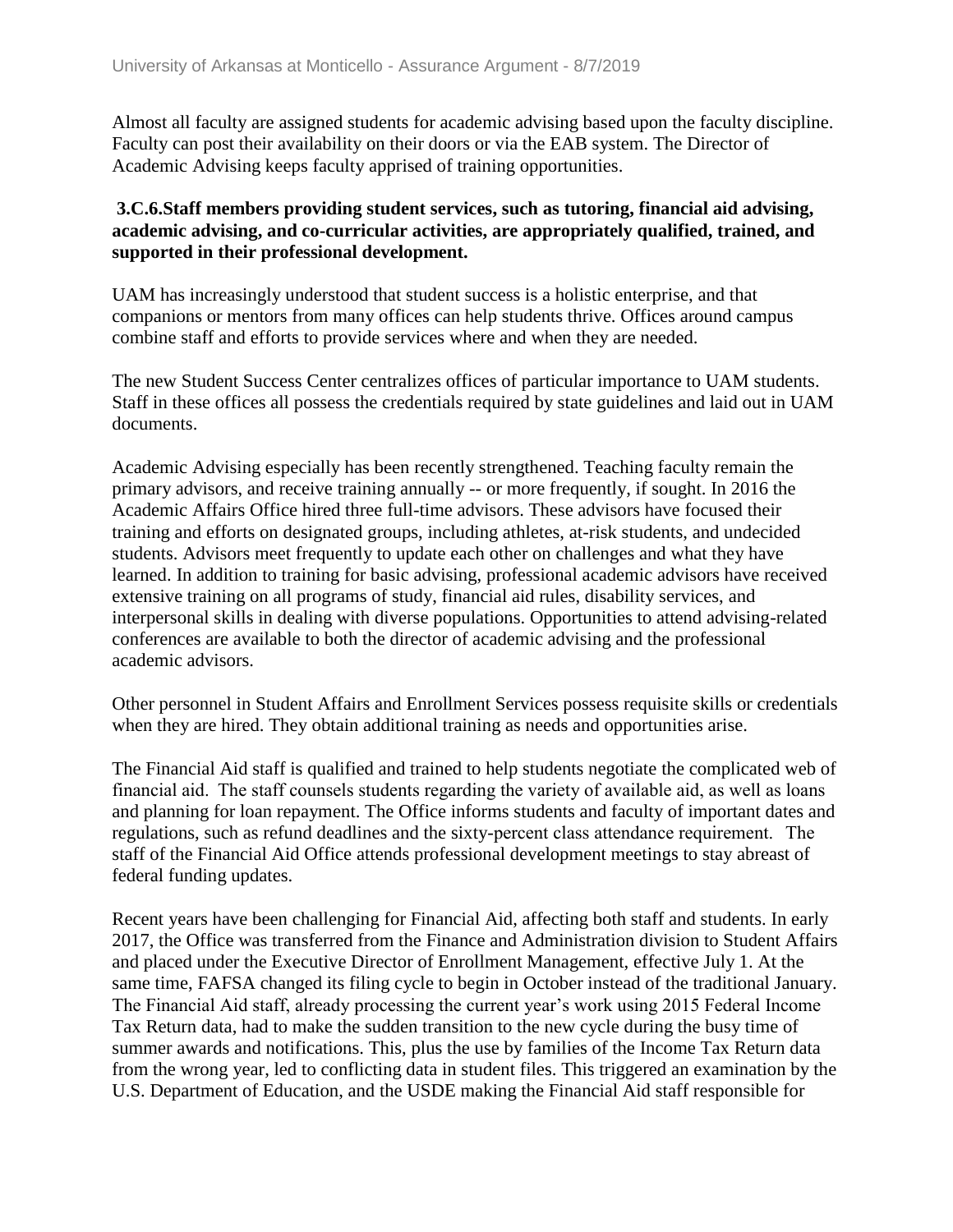Almost all faculty are assigned students for academic advising based upon the faculty discipline. Faculty can post their availability on their doors or via the EAB system. The Director of Academic Advising keeps faculty apprised of training opportunities.

**3.C.6.Staff members providing student services, such as tutoring, financial aid advising, academic advising, and co-curricular activities, are appropriately qualified, trained, and supported in their professional development.**

UAM has increasingly understood that student success is a holistic enterprise, and that companions or mentors from many offices can help students thrive. Offices around campus combine staff and efforts to provide services where and when they are needed.

The new Student Success Center centralizes offices of particular importance to UAM students. Staff in these offices all possess the credentials required by state guidelines and laid out in UAM documents.

Academic Advising especially has been recently strengthened. Teaching faculty remain the primary advisors, and receive training annually -- or more frequently, if sought. In 2016 the Academic Affairs Office hired three full-time advisors. These advisors have focused their training and efforts on designated groups, including athletes, at-risk students, and undecided students. Advisors meet frequently to update each other on challenges and what they have learned. In addition to training for basic advising, professional academic advisors have received extensive training on all programs of study, financial aid rules, disability services, and interpersonal skills in dealing with diverse populations. Opportunities to attend advising-related conferences are available to both the director of academic advising and the professional academic advisors.

Other personnel in Student Affairs and Enrollment Services possess requisite skills or credentials when they are hired. They obtain additional training as needs and opportunities arise.

The Financial Aid staff is qualified and trained to help students negotiate the complicated web of financial aid. The staff counsels students regarding the variety of available aid, as well as loans and planning for loan repayment. The Office informs students and faculty of important dates and regulations, such as refund deadlines and the sixty-percent class attendance requirement. The staff of the Financial Aid Office attends professional development meetings to stay abreast of federal funding updates.

Recent years have been challenging for Financial Aid, affecting both staff and students. In early 2017, the Office was transferred from the Finance and Administration division to Student Affairs and placed under the Executive Director of Enrollment Management, effective July 1. At the same time, FAFSA changed its filing cycle to begin in October instead of the traditional January. The Financial Aid staff, already processing the current year's work using 2015 Federal Income Tax Return data, had to make the sudden transition to the new cycle during the busy time of summer awards and notifications. This, plus the use by families of the Income Tax Return data from the wrong year, led to conflicting data in student files. This triggered an examination by the U.S. Department of Education, and the USDE making the Financial Aid staff responsible for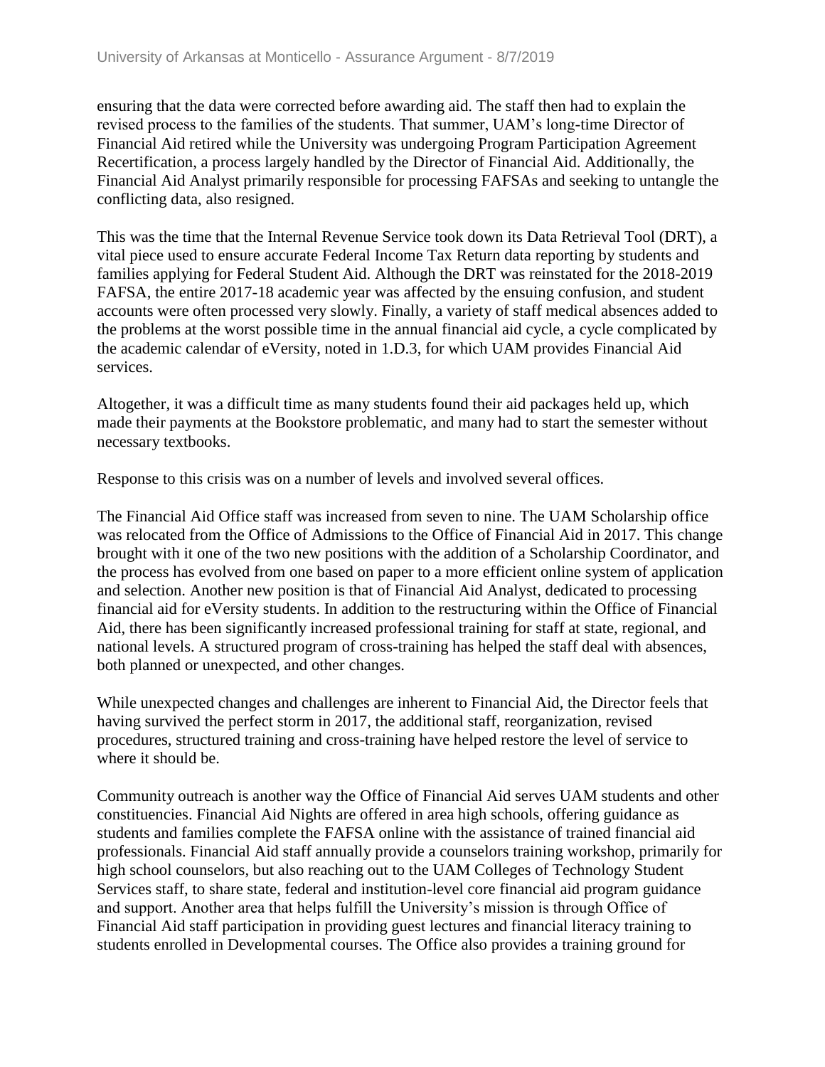ensuring that the data were corrected before awarding aid. The staff then had to explain the revised process to the families of the students. That summer, UAM's long-time Director of Financial Aid retired while the University was undergoing Program Participation Agreement Recertification, a process largely handled by the Director of Financial Aid. Additionally, the Financial Aid Analyst primarily responsible for processing FAFSAs and seeking to untangle the conflicting data, also resigned.

This was the time that the Internal Revenue Service took down its Data Retrieval Tool (DRT), a vital piece used to ensure accurate Federal Income Tax Return data reporting by students and families applying for Federal Student Aid. Although the DRT was reinstated for the 2018-2019 FAFSA, the entire 2017-18 academic year was affected by the ensuing confusion, and student accounts were often processed very slowly. Finally, a variety of staff medical absences added to the problems at the worst possible time in the annual financial aid cycle, a cycle complicated by the academic calendar of eVersity, noted in 1.D.3, for which UAM provides Financial Aid services.

Altogether, it was a difficult time as many students found their aid packages held up, which made their payments at the Bookstore problematic, and many had to start the semester without necessary textbooks.

Response to this crisis was on a number of levels and involved several offices.

The Financial Aid Office staff was increased from seven to nine. The UAM Scholarship office was relocated from the Office of Admissions to the Office of Financial Aid in 2017. This change brought with it one of the two new positions with the addition of a Scholarship Coordinator, and the process has evolved from one based on paper to a more efficient online system of application and selection. Another new position is that of Financial Aid Analyst, dedicated to processing financial aid for eVersity students. In addition to the restructuring within the Office of Financial Aid, there has been significantly increased professional training for staff at state, regional, and national levels. A structured program of cross-training has helped the staff deal with absences, both planned or unexpected, and other changes.

While unexpected changes and challenges are inherent to Financial Aid, the Director feels that having survived the perfect storm in 2017, the additional staff, reorganization, revised procedures, structured training and cross-training have helped restore the level of service to where it should be.

Community outreach is another way the Office of Financial Aid serves UAM students and other constituencies. Financial Aid Nights are offered in area high schools, offering guidance as students and families complete the FAFSA online with the assistance of trained financial aid professionals. Financial Aid staff annually provide a counselors training workshop, primarily for high school counselors, but also reaching out to the UAM Colleges of Technology Student Services staff, to share state, federal and institution-level core financial aid program guidance and support. Another area that helps fulfill the University's mission is through Office of Financial Aid staff participation in providing guest lectures and financial literacy training to students enrolled in Developmental courses. The Office also provides a training ground for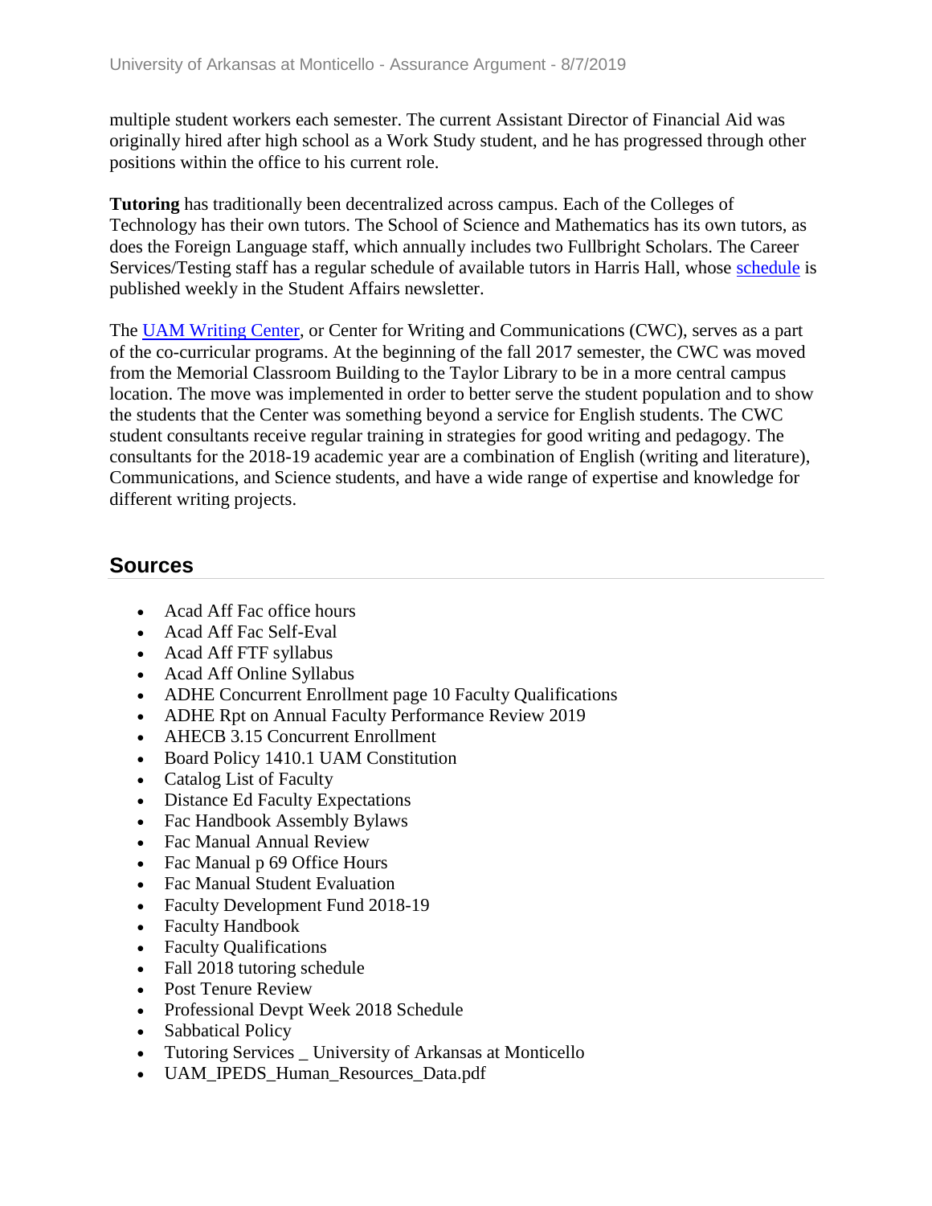multiple student workers each semester. The current Assistant Director of Financial Aid was originally hired after high school as a Work Study student, and he has progressed through other positions within the office to his current role.

**Tutoring** has traditionally been decentralized across campus. Each of the Colleges of Technology has their own tutors. The School of Science and Mathematics has its own tutors, as does the Foreign Language staff, which annually includes two Fullbright Scholars. The Career Services/Testing staff has a regular schedule of available tutors in Harris Hall, whose schedule is published weekly in the Student Affairs newsletter.

The UAM Writing Center, or Center for Writing and Communications (CWC), serves as a part of the co-curricular programs. At the beginning of the fall 2017 semester, the CWC was moved from the Memorial Classroom Building to the Taylor Library to be in a more central campus location. The move was implemented in order to better serve the student population and to show the students that the Center was something beyond a service for English students. The CWC student consultants receive regular training in strategies for good writing and pedagogy. The consultants for the 2018-19 academic year are a combination of English (writing and literature), Communications, and Science students, and have a wide range of expertise and knowledge for different writing projects.

## Sources

- Acad Aff Fac office hours
- Acad Aff Fac Self-Eval
- Acad Aff FTF syllabus
- Acad Aff Online Syllabus
- ADHE Concurrent Enrollment page 10 Faculty Qualifications
- ADHE Rpt on Annual Faculty Performance Review 2019
- AHECB 3.15 Concurrent Enrollment
- Board Policy 1410.1 UAM Constitution
- Catalog List of Faculty
- Distance Ed Faculty Expectations
- Fac Handbook Assembly Bylaws
- Fac Manual Annual Review
- Fac Manual p 69 Office Hours
- Fac Manual Student Evaluation
- Faculty Development Fund 2018-19
- Faculty Handbook
- Faculty Qualifications
- Fall 2018 tutoring schedule
- Post Tenure Review
- Professional Devpt Week 2018 Schedule
- Sabbatical Policy
- Tutoring Services _ University of Arkansas at Monticello
- UAM_IPEDS_Human_Resources_Data.pdf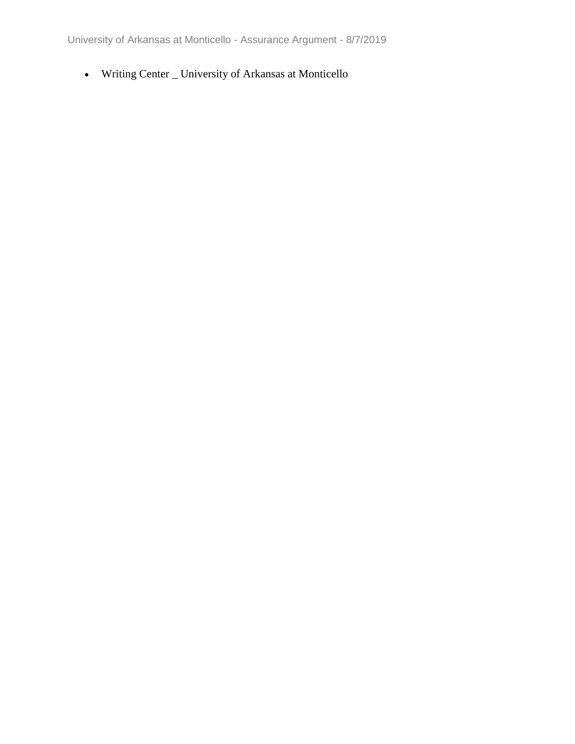- Writing Center _ University of Arkansas at Monticello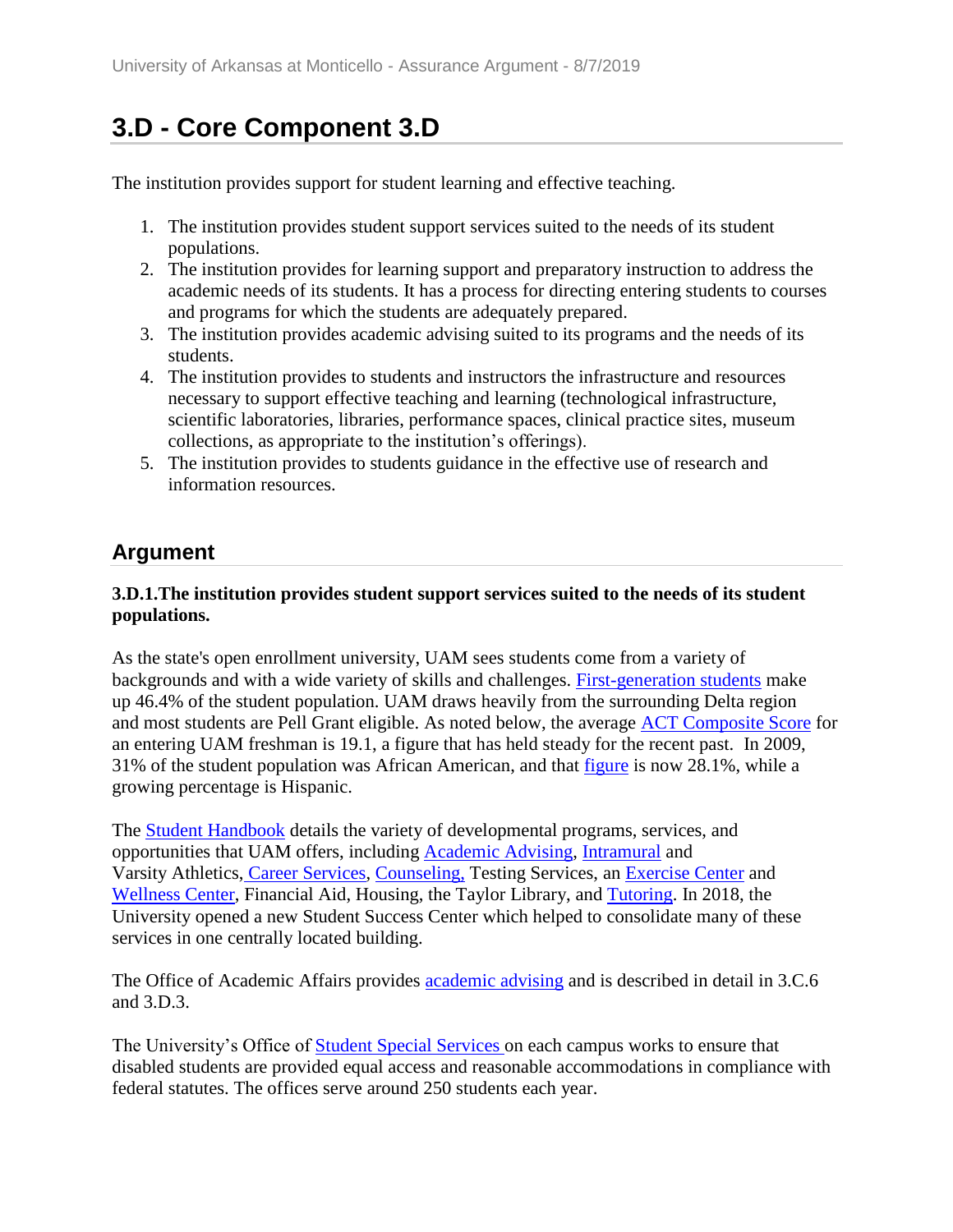## 3.D - Core Component 3.D

The institution provides support for student learning and effective teaching.

1. The institution provides student support services suited to the needs of its student populations.
2. The institution provides for learning support and preparatory instruction to address the academic needs of its students. It has a process for directing entering students to courses and programs for which the students are adequately prepared.
3. The institution provides academic advising suited to its programs and the needs of its students.
4. The institution provides to students and instructors the infrastructure and resources necessary to support effective teaching and learning (technological infrastructure, scientific laboratories, libraries, performance spaces, clinical practice sites, museum collections, as appropriate to the institution's offerings).
5. The institution provides to students guidance in the effective use of research and information resources.

### Argument

**3.D.1.The institution provides student support services suited to the needs of its student populations.**

As the state's open enrollment university, UAM sees students come from a variety of backgrounds and with a wide variety of skills and challenges. First-generation students make up 46.4% of the student population. UAM draws heavily from the surrounding Delta region and most students are Pell Grant eligible. As noted below, the average ACT Composite Score for an entering UAM freshman is 19.1, a figure that has held steady for the recent past. In 2009, 31% of the student population was African American, and that figure is now 28.1%, while a growing percentage is Hispanic.

The Student Handbook details the variety of developmental programs, services, and opportunities that UAM offers, including Academic Advising, Intramural and Varsity Athletics, Career Services, Counseling, Testing Services, an Exercise Center and Wellness Center, Financial Aid, Housing, the Taylor Library, and Tutoring. In 2018, the University opened a new Student Success Center which helped to consolidate many of these services in one centrally located building.

The Office of Academic Affairs provides academic advising and is described in detail in 3.C.6 and 3.D.3.

The University's Office of Student Special Services on each campus works to ensure that disabled students are provided equal access and reasonable accommodations in compliance with federal statutes. The offices serve around 250 students each year.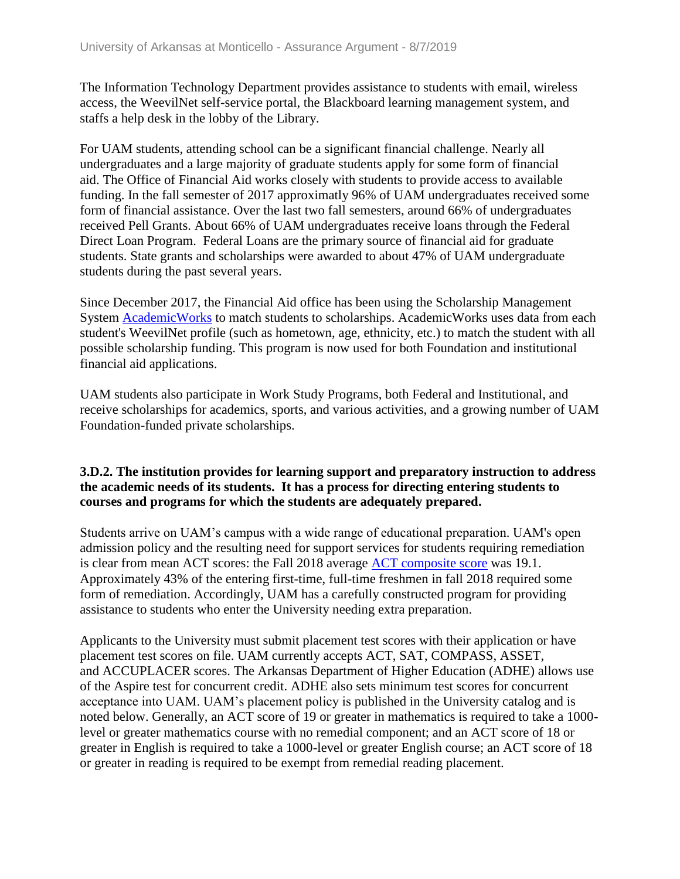The Information Technology Department provides assistance to students with email, wireless access, the WeevilNet self-service portal, the Blackboard learning management system, and staffs a help desk in the lobby of the Library.

For UAM students, attending school can be a significant financial challenge. Nearly all undergraduates and a large majority of graduate students apply for some form of financial aid. The Office of Financial Aid works closely with students to provide access to available funding. In the fall semester of 2017 approximatly 96% of UAM undergraduates received some form of financial assistance. Over the last two fall semesters, around 66% of undergraduates received Pell Grants. About 66% of UAM undergraduates receive loans through the Federal Direct Loan Program. Federal Loans are the primary source of financial aid for graduate students. State grants and scholarships were awarded to about 47% of UAM undergraduate students during the past several years.

Since December 2017, the Financial Aid office has been using the Scholarship Management System AcademicWorks to match students to scholarships. AcademicWorks uses data from each student's WeevilNet profile (such as hometown, age, ethnicity, etc.) to match the student with all possible scholarship funding. This program is now used for both Foundation and institutional financial aid applications.

UAM students also participate in Work Study Programs, both Federal and Institutional, and receive scholarships for academics, sports, and various activities, and a growing number of UAM Foundation-funded private scholarships.

**3.D.2. The institution provides for learning support and preparatory instruction to address the academic needs of its students. It has a process for directing entering students to courses and programs for which the students are adequately prepared.**

Students arrive on UAM's campus with a wide range of educational preparation. UAM's open admission policy and the resulting need for support services for students requiring remediation is clear from mean ACT scores: the Fall 2018 average ACT composite score was 19.1. Approximately 43% of the entering first-time, full-time freshmen in fall 2018 required some form of remediation. Accordingly, UAM has a carefully constructed program for providing assistance to students who enter the University needing extra preparation.

Applicants to the University must submit placement test scores with their application or have placement test scores on file. UAM currently accepts ACT, SAT, COMPASS, ASSET, and ACCUPLACER scores. The Arkansas Department of Higher Education (ADHE) allows use of the Aspire test for concurrent credit. ADHE also sets minimum test scores for concurrent acceptance into UAM. UAM's placement policy is published in the University catalog and is noted below. Generally, an ACT score of 19 or greater in mathematics is required to take a 1000-level or greater mathematics course with no remedial component; and an ACT score of 18 or greater in English is required to take a 1000-level or greater English course; an ACT score of 18 or greater in reading is required to be exempt from remedial reading placement.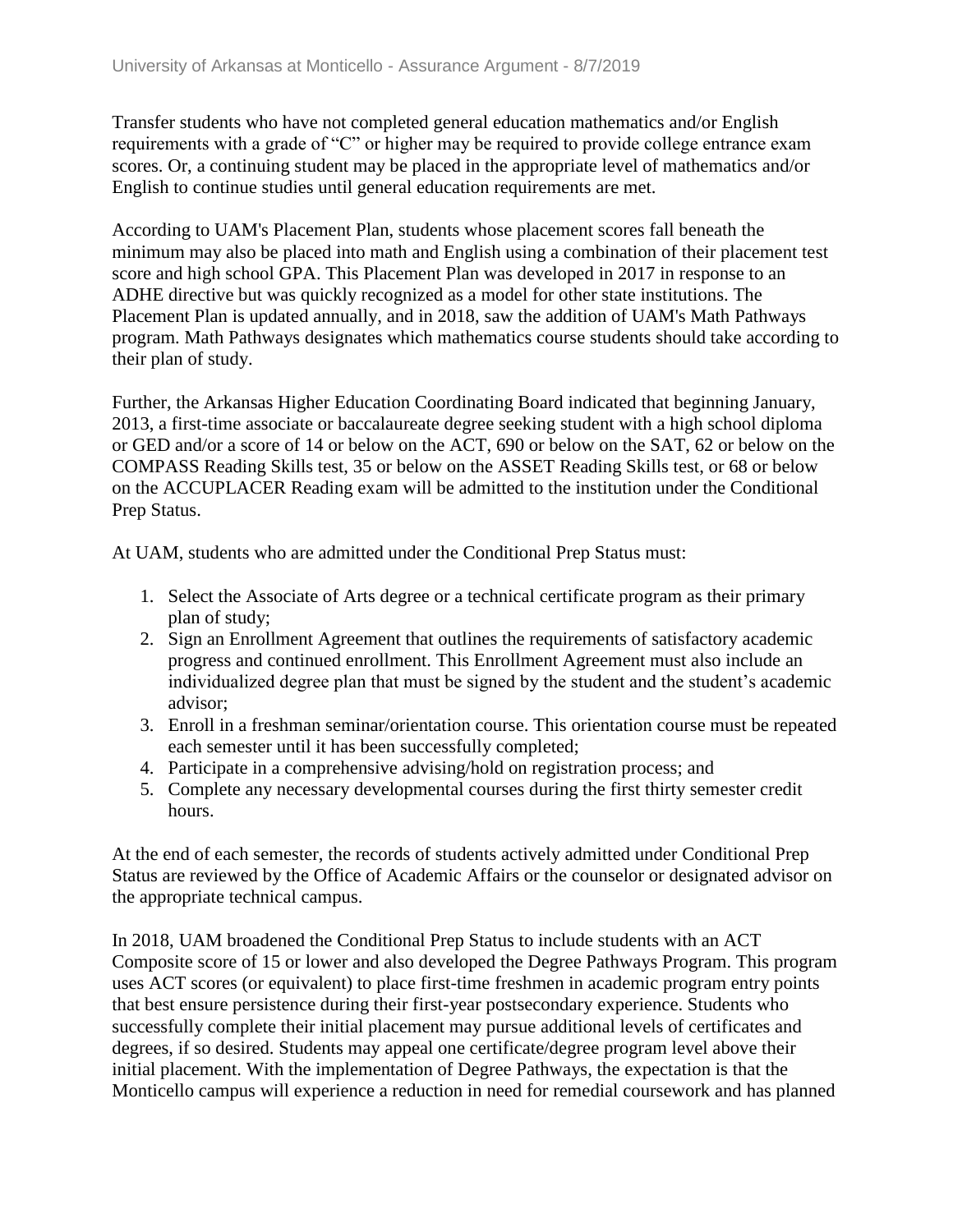Transfer students who have not completed general education mathematics and/or English requirements with a grade of "C" or higher may be required to provide college entrance exam scores. Or, a continuing student may be placed in the appropriate level of mathematics and/or English to continue studies until general education requirements are met.

According to UAM's Placement Plan, students whose placement scores fall beneath the minimum may also be placed into math and English using a combination of their placement test score and high school GPA. This Placement Plan was developed in 2017 in response to an ADHE directive but was quickly recognized as a model for other state institutions. The Placement Plan is updated annually, and in 2018, saw the addition of UAM's Math Pathways program. Math Pathways designates which mathematics course students should take according to their plan of study.

Further, the Arkansas Higher Education Coordinating Board indicated that beginning January, 2013, a first-time associate or baccalaureate degree seeking student with a high school diploma or GED and/or a score of 14 or below on the ACT, 690 or below on the SAT, 62 or below on the COMPASS Reading Skills test, 35 or below on the ASSET Reading Skills test, or 68 or below on the ACCUPLACER Reading exam will be admitted to the institution under the Conditional Prep Status.

At UAM, students who are admitted under the Conditional Prep Status must:

1. Select the Associate of Arts degree or a technical certificate program as their primary plan of study;
2. Sign an Enrollment Agreement that outlines the requirements of satisfactory academic progress and continued enrollment. This Enrollment Agreement must also include an individualized degree plan that must be signed by the student and the student's academic advisor;
3. Enroll in a freshman seminar/orientation course. This orientation course must be repeated each semester until it has been successfully completed;
4. Participate in a comprehensive advising/hold on registration process; and
5. Complete any necessary developmental courses during the first thirty semester credit hours.

At the end of each semester, the records of students actively admitted under Conditional Prep Status are reviewed by the Office of Academic Affairs or the counselor or designated advisor on the appropriate technical campus.

In 2018, UAM broadened the Conditional Prep Status to include students with an ACT Composite score of 15 or lower and also developed the Degree Pathways Program. This program uses ACT scores (or equivalent) to place first-time freshmen in academic program entry points that best ensure persistence during their first-year postsecondary experience. Students who successfully complete their initial placement may pursue additional levels of certificates and degrees, if so desired. Students may appeal one certificate/degree program level above their initial placement. With the implementation of Degree Pathways, the expectation is that the Monticello campus will experience a reduction in need for remedial coursework and has planned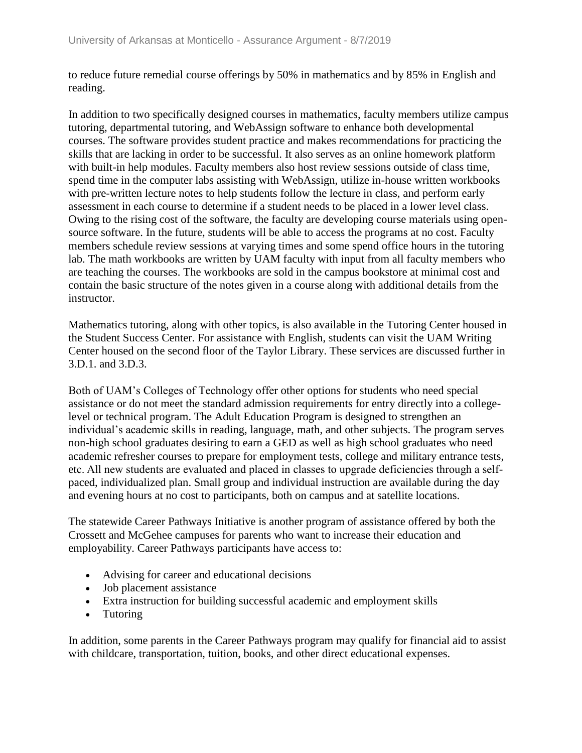to reduce future remedial course offerings by 50% in mathematics and by 85% in English and reading.

In addition to two specifically designed courses in mathematics, faculty members utilize campus tutoring, departmental tutoring, and WebAssign software to enhance both developmental courses. The software provides student practice and makes recommendations for practicing the skills that are lacking in order to be successful. It also serves as an online homework platform with built-in help modules. Faculty members also host review sessions outside of class time, spend time in the computer labs assisting with WebAssign, utilize in-house written workbooks with pre-written lecture notes to help students follow the lecture in class, and perform early assessment in each course to determine if a student needs to be placed in a lower level class. Owing to the rising cost of the software, the faculty are developing course materials using open-source software. In the future, students will be able to access the programs at no cost. Faculty members schedule review sessions at varying times and some spend office hours in the tutoring lab. The math workbooks are written by UAM faculty with input from all faculty members who are teaching the courses. The workbooks are sold in the campus bookstore at minimal cost and contain the basic structure of the notes given in a course along with additional details from the instructor.

Mathematics tutoring, along with other topics, is also available in the Tutoring Center housed in the Student Success Center. For assistance with English, students can visit the UAM Writing Center housed on the second floor of the Taylor Library. These services are discussed further in 3.D.1. and 3.D.3.

Both of UAM's Colleges of Technology offer other options for students who need special assistance or do not meet the standard admission requirements for entry directly into a college-level or technical program. The Adult Education Program is designed to strengthen an individual's academic skills in reading, language, math, and other subjects. The program serves non-high school graduates desiring to earn a GED as well as high school graduates who need academic refresher courses to prepare for employment tests, college and military entrance tests, etc. All new students are evaluated and placed in classes to upgrade deficiencies through a self-paced, individualized plan. Small group and individual instruction are available during the day and evening hours at no cost to participants, both on campus and at satellite locations.

The statewide Career Pathways Initiative is another program of assistance offered by both the Crossett and McGehee campuses for parents who want to increase their education and employability. Career Pathways participants have access to:

- Advising for career and educational decisions
- Job placement assistance
- Extra instruction for building successful academic and employment skills
- Tutoring

In addition, some parents in the Career Pathways program may qualify for financial aid to assist with childcare, transportation, tuition, books, and other direct educational expenses.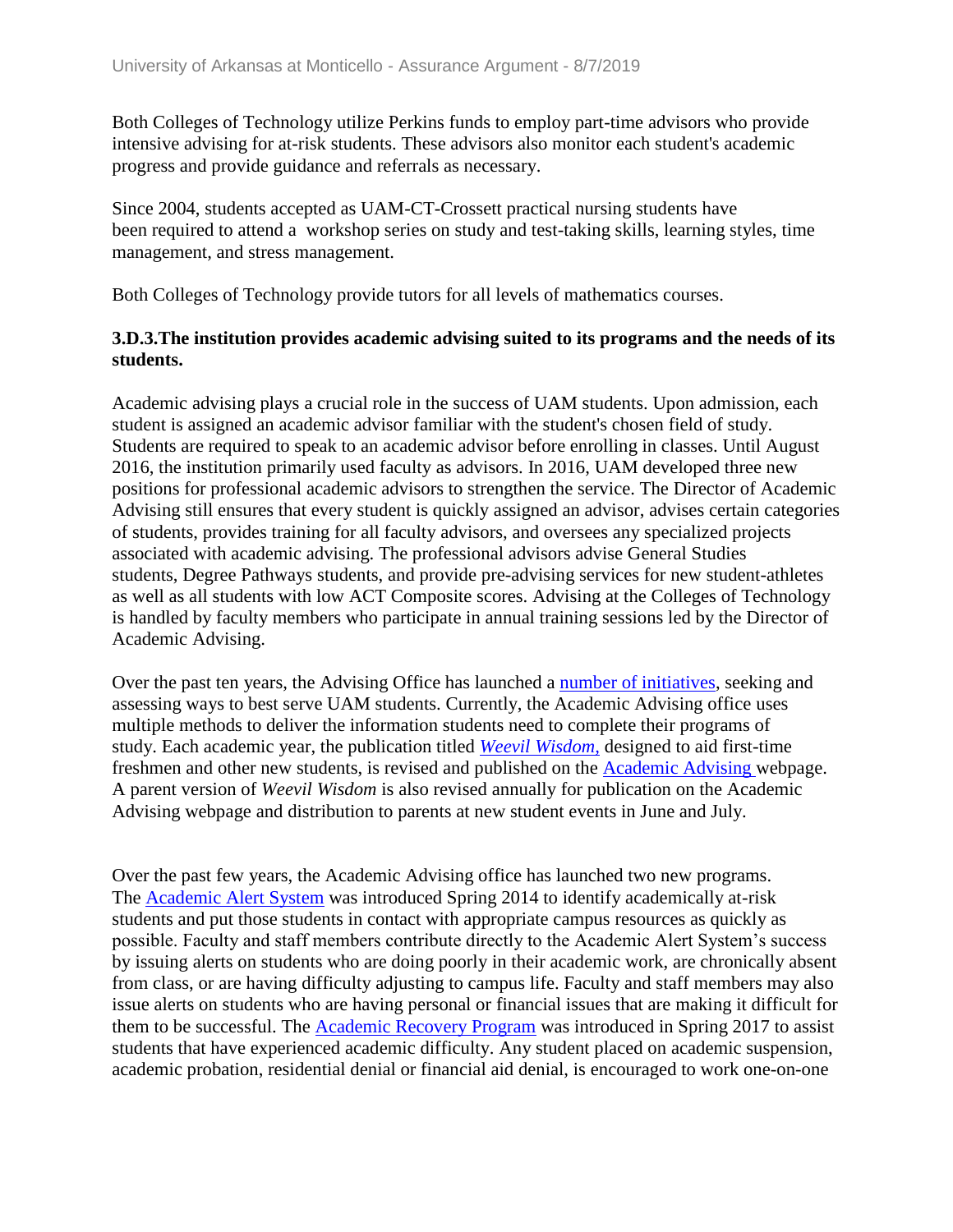Both Colleges of Technology utilize Perkins funds to employ part-time advisors who provide intensive advising for at-risk students. These advisors also monitor each student's academic progress and provide guidance and referrals as necessary.

Since 2004, students accepted as UAM-CT-Crossett practical nursing students have been required to attend a workshop series on study and test-taking skills, learning styles, time management, and stress management.

Both Colleges of Technology provide tutors for all levels of mathematics courses.

**3.D.3.The institution provides academic advising suited to its programs and the needs of its students.**

Academic advising plays a crucial role in the success of UAM students. Upon admission, each student is assigned an academic advisor familiar with the student's chosen field of study. Students are required to speak to an academic advisor before enrolling in classes. Until August 2016, the institution primarily used faculty as advisors. In 2016, UAM developed three new positions for professional academic advisors to strengthen the service. The Director of Academic Advising still ensures that every student is quickly assigned an advisor, advises certain categories of students, provides training for all faculty advisors, and oversees any specialized projects associated with academic advising. The professional advisors advise General Studies students, Degree Pathways students, and provide pre-advising services for new student-athletes as well as all students with low ACT Composite scores. Advising at the Colleges of Technology is handled by faculty members who participate in annual training sessions led by the Director of Academic Advising.

Over the past ten years, the Advising Office has launched a number of initiatives, seeking and assessing ways to best serve UAM students. Currently, the Academic Advising office uses multiple methods to deliver the information students need to complete their programs of study. Each academic year, the publication titled *Weevil Wisdom,* designed to aid first-time freshmen and other new students, is revised and published on the Academic Advising webpage. A parent version of *Weevil Wisdom* is also revised annually for publication on the Academic Advising webpage and distribution to parents at new student events in June and July.

Over the past few years, the Academic Advising office has launched two new programs. The Academic Alert System was introduced Spring 2014 to identify academically at-risk students and put those students in contact with appropriate campus resources as quickly as possible. Faculty and staff members contribute directly to the Academic Alert System's success by issuing alerts on students who are doing poorly in their academic work, are chronically absent from class, or are having difficulty adjusting to campus life. Faculty and staff members may also issue alerts on students who are having personal or financial issues that are making it difficult for them to be successful. The Academic Recovery Program was introduced in Spring 2017 to assist students that have experienced academic difficulty. Any student placed on academic suspension, academic probation, residential denial or financial aid denial, is encouraged to work one-on-one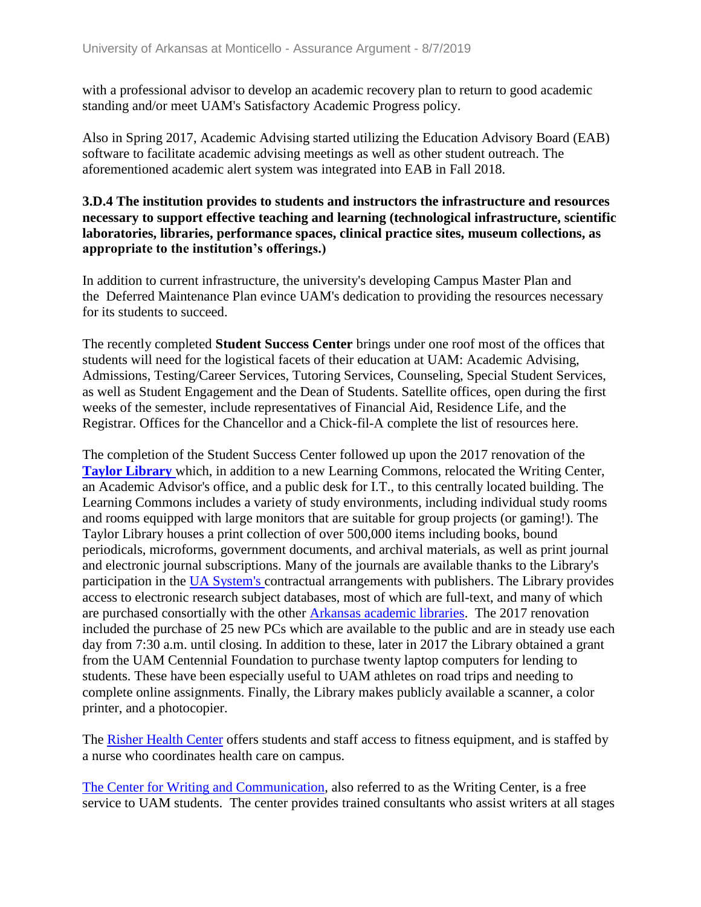with a professional advisor to develop an academic recovery plan to return to good academic standing and/or meet UAM's Satisfactory Academic Progress policy.

Also in Spring 2017, Academic Advising started utilizing the Education Advisory Board (EAB) software to facilitate academic advising meetings as well as other student outreach. The aforementioned academic alert system was integrated into EAB in Fall 2018.

**3.D.4 The institution provides to students and instructors the infrastructure and resources necessary to support effective teaching and learning (technological infrastructure, scientific laboratories, libraries, performance spaces, clinical practice sites, museum collections, as appropriate to the institution's offerings.)**

In addition to current infrastructure, the university's developing Campus Master Plan and the Deferred Maintenance Plan evince UAM's dedication to providing the resources necessary for its students to succeed.

The recently completed **Student Success Center** brings under one roof most of the offices that students will need for the logistical facets of their education at UAM: Academic Advising, Admissions, Testing/Career Services, Tutoring Services, Counseling, Special Student Services, as well as Student Engagement and the Dean of Students. Satellite offices, open during the first weeks of the semester, include representatives of Financial Aid, Residence Life, and the Registrar. Offices for the Chancellor and a Chick-fil-A complete the list of resources here.

The completion of the Student Success Center followed up upon the 2017 renovation of the **Taylor Library** which, in addition to a new Learning Commons, relocated the Writing Center, an Academic Advisor's office, and a public desk for I.T., to this centrally located building. The Learning Commons includes a variety of study environments, including individual study rooms and rooms equipped with large monitors that are suitable for group projects (or gaming!). The Taylor Library houses a print collection of over 500,000 items including books, bound periodicals, microforms, government documents, and archival materials, as well as print journal and electronic journal subscriptions. Many of the journals are available thanks to the Library's participation in the UA System's contractual arrangements with publishers. The Library provides access to electronic research subject databases, most of which are full-text, and many of which are purchased consortially with the other Arkansas academic libraries. The 2017 renovation included the purchase of 25 new PCs which are available to the public and are in steady use each day from 7:30 a.m. until closing. In addition to these, later in 2017 the Library obtained a grant from the UAM Centennial Foundation to purchase twenty laptop computers for lending to students. These have been especially useful to UAM athletes on road trips and needing to complete online assignments. Finally, the Library makes publicly available a scanner, a color printer, and a photocopier.

The Risher Health Center offers students and staff access to fitness equipment, and is staffed by a nurse who coordinates health care on campus.

The Center for Writing and Communication, also referred to as the Writing Center, is a free service to UAM students. The center provides trained consultants who assist writers at all stages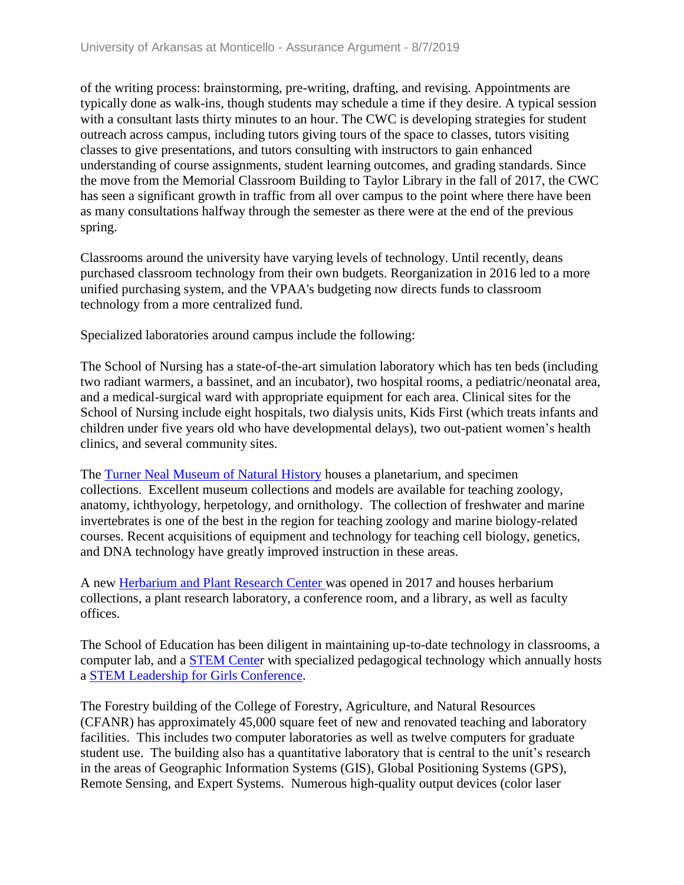of the writing process: brainstorming, pre-writing, drafting, and revising. Appointments are typically done as walk-ins, though students may schedule a time if they desire. A typical session with a consultant lasts thirty minutes to an hour. The CWC is developing strategies for student outreach across campus, including tutors giving tours of the space to classes, tutors visiting classes to give presentations, and tutors consulting with instructors to gain enhanced understanding of course assignments, student learning outcomes, and grading standards. Since the move from the Memorial Classroom Building to Taylor Library in the fall of 2017, the CWC has seen a significant growth in traffic from all over campus to the point where there have been as many consultations halfway through the semester as there were at the end of the previous spring.

Classrooms around the university have varying levels of technology. Until recently, deans purchased classroom technology from their own budgets. Reorganization in 2016 led to a more unified purchasing system, and the VPAA's budgeting now directs funds to classroom technology from a more centralized fund.

Specialized laboratories around campus include the following:

The School of Nursing has a state-of-the-art simulation laboratory which has ten beds (including two radiant warmers, a bassinet, and an incubator), two hospital rooms, a pediatric/neonatal area, and a medical-surgical ward with appropriate equipment for each area. Clinical sites for the School of Nursing include eight hospitals, two dialysis units, Kids First (which treats infants and children under five years old who have developmental delays), two out-patient women's health clinics, and several community sites.

The Turner Neal Museum of Natural History houses a planetarium, and specimen collections. Excellent museum collections and models are available for teaching zoology, anatomy, ichthyology, herpetology, and ornithology. The collection of freshwater and marine invertebrates is one of the best in the region for teaching zoology and marine biology-related courses. Recent acquisitions of equipment and technology for teaching cell biology, genetics, and DNA technology have greatly improved instruction in these areas.

A new Herbarium and Plant Research Center was opened in 2017 and houses herbarium collections, a plant research laboratory, a conference room, and a library, as well as faculty offices.

The School of Education has been diligent in maintaining up-to-date technology in classrooms, a computer lab, and a STEM Center with specialized pedagogical technology which annually hosts a STEM Leadership for Girls Conference.

The Forestry building of the College of Forestry, Agriculture, and Natural Resources (CFANR) has approximately 45,000 square feet of new and renovated teaching and laboratory facilities. This includes two computer laboratories as well as twelve computers for graduate student use. The building also has a quantitative laboratory that is central to the unit's research in the areas of Geographic Information Systems (GIS), Global Positioning Systems (GPS), Remote Sensing, and Expert Systems. Numerous high-quality output devices (color laser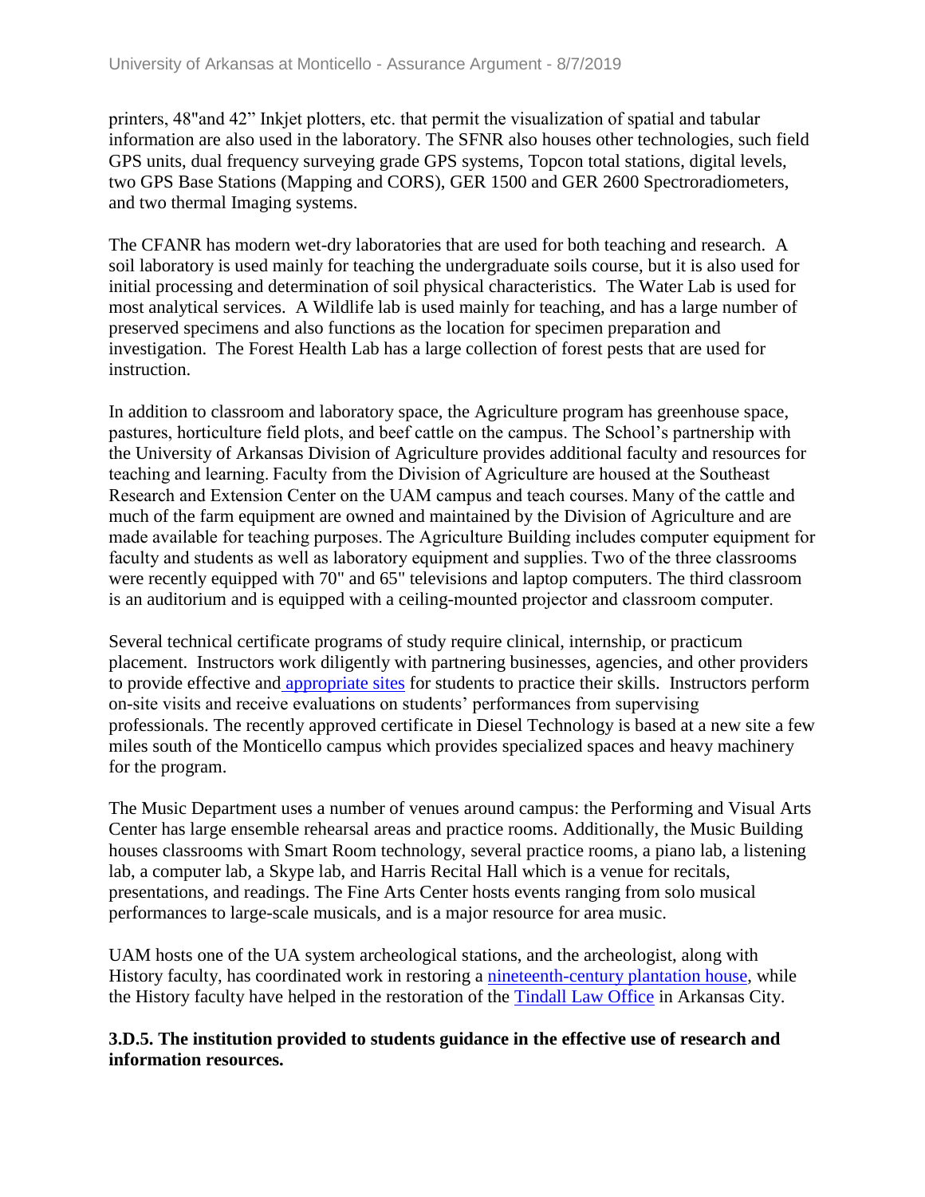printers, 48"and 42” Inkjet plotters, etc. that permit the visualization of spatial and tabular information are also used in the laboratory. The SFNR also houses other technologies, such field GPS units, dual frequency surveying grade GPS systems, Topcon total stations, digital levels, two GPS Base Stations (Mapping and CORS), GER 1500 and GER 2600 Spectroradiometers, and two thermal Imaging systems.

The CFANR has modern wet-dry laboratories that are used for both teaching and research. A soil laboratory is used mainly for teaching the undergraduate soils course, but it is also used for initial processing and determination of soil physical characteristics. The Water Lab is used for most analytical services. A Wildlife lab is used mainly for teaching, and has a large number of preserved specimens and also functions as the location for specimen preparation and investigation. The Forest Health Lab has a large collection of forest pests that are used for instruction.

In addition to classroom and laboratory space, the Agriculture program has greenhouse space, pastures, horticulture field plots, and beef cattle on the campus. The School’s partnership with the University of Arkansas Division of Agriculture provides additional faculty and resources for teaching and learning. Faculty from the Division of Agriculture are housed at the Southeast Research and Extension Center on the UAM campus and teach courses. Many of the cattle and much of the farm equipment are owned and maintained by the Division of Agriculture and are made available for teaching purposes. The Agriculture Building includes computer equipment for faculty and students as well as laboratory equipment and supplies. Two of the three classrooms were recently equipped with 70" and 65" televisions and laptop computers. The third classroom is an auditorium and is equipped with a ceiling-mounted projector and classroom computer.

Several technical certificate programs of study require clinical, internship, or practicum placement. Instructors work diligently with partnering businesses, agencies, and other providers to provide effective and appropriate sites for students to practice their skills. Instructors perform on-site visits and receive evaluations on students’ performances from supervising professionals. The recently approved certificate in Diesel Technology is based at a new site a few miles south of the Monticello campus which provides specialized spaces and heavy machinery for the program.

The Music Department uses a number of venues around campus: the Performing and Visual Arts Center has large ensemble rehearsal areas and practice rooms. Additionally, the Music Building houses classrooms with Smart Room technology, several practice rooms, a piano lab, a listening lab, a computer lab, a Skype lab, and Harris Recital Hall which is a venue for recitals, presentations, and readings. The Fine Arts Center hosts events ranging from solo musical performances to large-scale musicals, and is a major resource for area music.

UAM hosts one of the UA system archeological stations, and the archeologist, along with History faculty, has coordinated work in restoring a nineteenth-century plantation house, while the History faculty have helped in the restoration of the Tindall Law Office in Arkansas City.

**3.D.5. The institution provided to students guidance in the effective use of research and information resources.**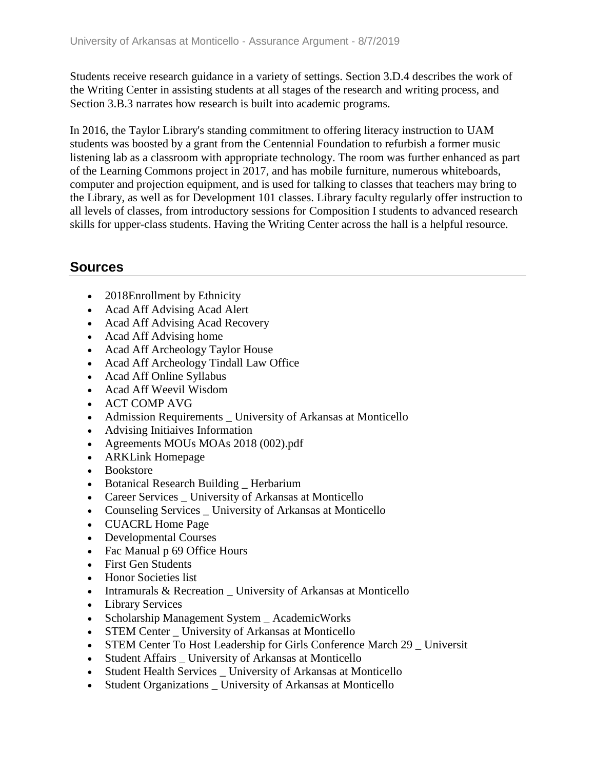Students receive research guidance in a variety of settings. Section 3.D.4 describes the work of the Writing Center in assisting students at all stages of the research and writing process, and Section 3.B.3 narrates how research is built into academic programs.

In 2016, the Taylor Library's standing commitment to offering literacy instruction to UAM students was boosted by a grant from the Centennial Foundation to refurbish a former music listening lab as a classroom with appropriate technology. The room was further enhanced as part of the Learning Commons project in 2017, and has mobile furniture, numerous whiteboards, computer and projection equipment, and is used for talking to classes that teachers may bring to the Library, as well as for Development 101 classes. Library faculty regularly offer instruction to all levels of classes, from introductory sessions for Composition I students to advanced research skills for upper-class students. Having the Writing Center across the hall is a helpful resource.

## Sources

- 2018Enrollment by Ethnicity
- Acad Aff Advising Acad Alert
- Acad Aff Advising Acad Recovery
- Acad Aff Advising home
- Acad Aff Archeology Taylor House
- Acad Aff Archeology Tindall Law Office
- Acad Aff Online Syllabus
- Acad Aff Weevil Wisdom
- ACT COMP AVG
- Admission Requirements _ University of Arkansas at Monticello
- Advising Initiaives Information
- Agreements MOUs MOAs 2018 (002).pdf
- ARKLink Homepage
- Bookstore
- Botanical Research Building _ Herbarium
- Career Services _ University of Arkansas at Monticello
- Counseling Services _ University of Arkansas at Monticello
- CUACRL Home Page
- Developmental Courses
- Fac Manual p 69 Office Hours
- First Gen Students
- Honor Societies list
- Intramurals & Recreation _ University of Arkansas at Monticello
- Library Services
- Scholarship Management System _ AcademicWorks
- STEM Center _ University of Arkansas at Monticello
- STEM Center To Host Leadership for Girls Conference March 29 _ Universit
- Student Affairs _ University of Arkansas at Monticello
- Student Health Services _ University of Arkansas at Monticello
- Student Organizations _ University of Arkansas at Monticello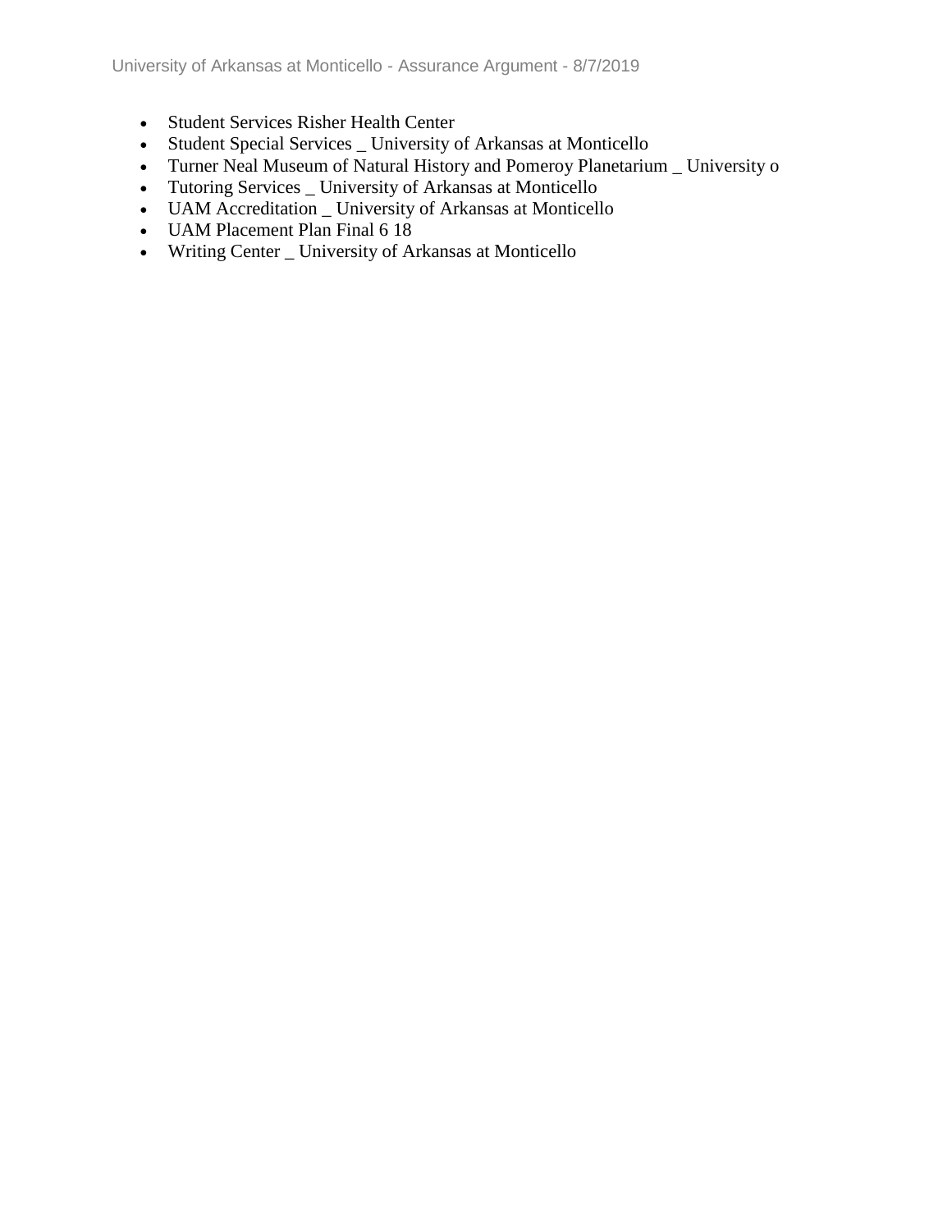- Student Services Risher Health Center
- Student Special Services _ University of Arkansas at Monticello
- Turner Neal Museum of Natural History and Pomeroy Planetarium _ University o
- Tutoring Services _ University of Arkansas at Monticello
- UAM Accreditation _ University of Arkansas at Monticello
- UAM Placement Plan Final 6 18
- Writing Center _ University of Arkansas at Monticello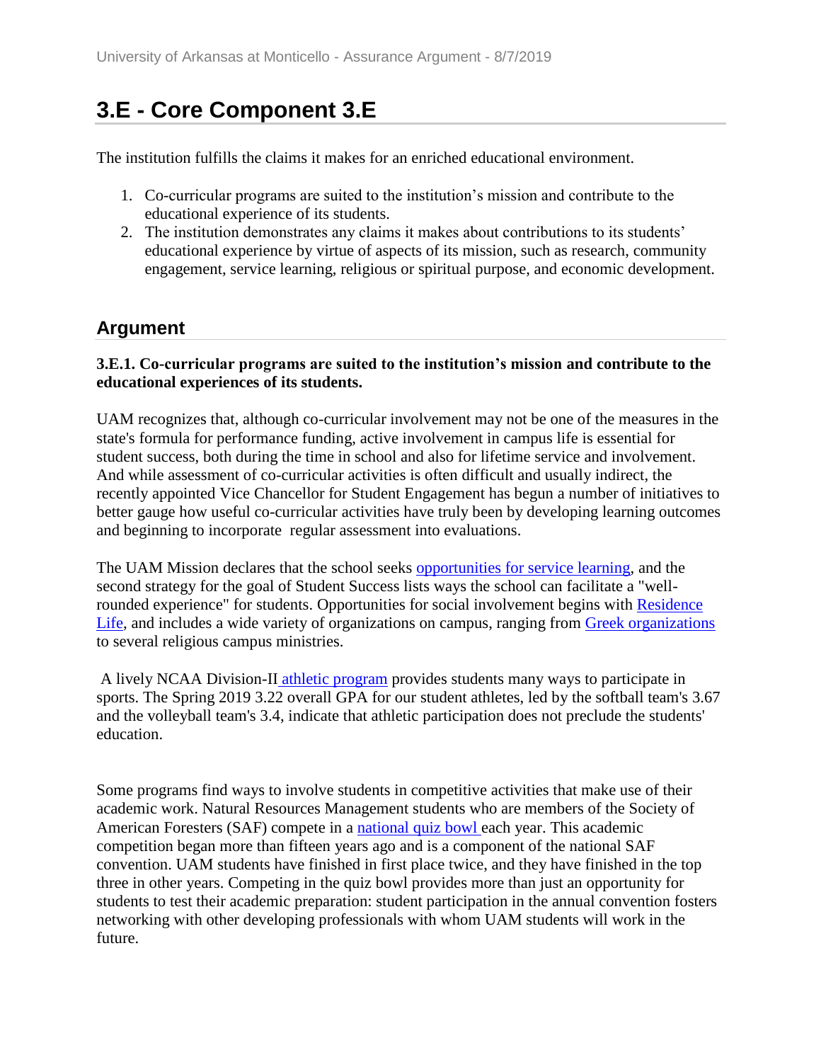# 3.E - Core Component 3.E

The institution fulfills the claims it makes for an enriched educational environment.

1. Co-curricular programs are suited to the institution's mission and contribute to the educational experience of its students.
2. The institution demonstrates any claims it makes about contributions to its students' educational experience by virtue of aspects of its mission, such as research, community engagement, service learning, religious or spiritual purpose, and economic development.

## Argument

**3.E.1. Co-curricular programs are suited to the institution's mission and contribute to the educational experiences of its students.**

UAM recognizes that, although co-curricular involvement may not be one of the measures in the state's formula for performance funding, active involvement in campus life is essential for student success, both during the time in school and also for lifetime service and involvement. And while assessment of co-curricular activities is often difficult and usually indirect, the recently appointed Vice Chancellor for Student Engagement has begun a number of initiatives to better gauge how useful co-curricular activities have truly been by developing learning outcomes and beginning to incorporate regular assessment into evaluations.

The UAM Mission declares that the school seeks opportunities for service learning, and the second strategy for the goal of Student Success lists ways the school can facilitate a "well-rounded experience" for students. Opportunities for social involvement begins with Residence Life, and includes a wide variety of organizations on campus, ranging from Greek organizations to several religious campus ministries.

A lively NCAA Division-II athletic program provides students many ways to participate in sports. The Spring 2019 3.22 overall GPA for our student athletes, led by the softball team's 3.67 and the volleyball team's 3.4, indicate that athletic participation does not preclude the students' education.

Some programs find ways to involve students in competitive activities that make use of their academic work. Natural Resources Management students who are members of the Society of American Foresters (SAF) compete in a national quiz bowl each year. This academic competition began more than fifteen years ago and is a component of the national SAF convention. UAM students have finished in first place twice, and they have finished in the top three in other years. Competing in the quiz bowl provides more than just an opportunity for students to test their academic preparation: student participation in the annual convention fosters networking with other developing professionals with whom UAM students will work in the future.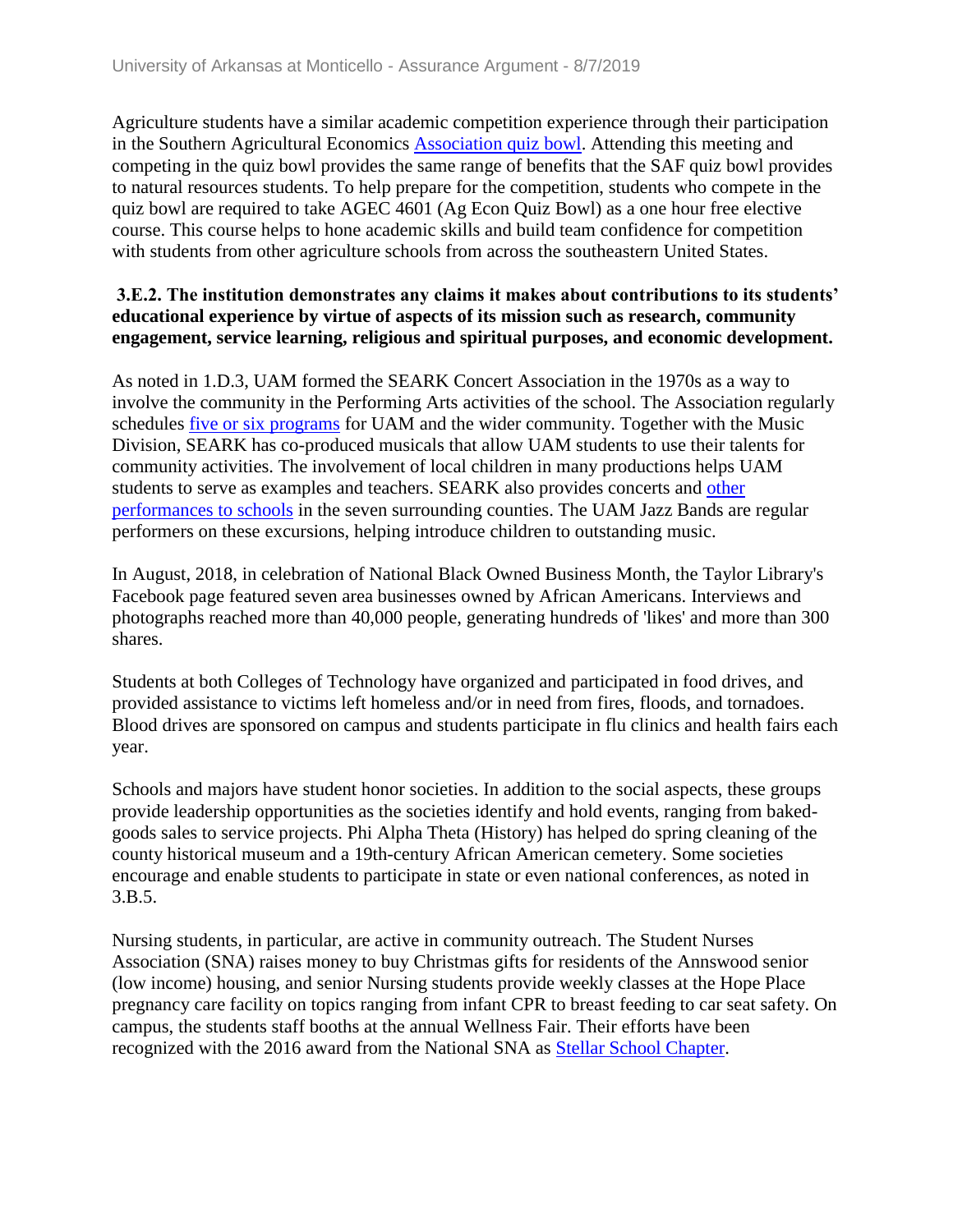Agriculture students have a similar academic competition experience through their participation in the Southern Agricultural Economics Association quiz bowl. Attending this meeting and competing in the quiz bowl provides the same range of benefits that the SAF quiz bowl provides to natural resources students. To help prepare for the competition, students who compete in the quiz bowl are required to take AGEC 4601 (Ag Econ Quiz Bowl) as a one hour free elective course. This course helps to hone academic skills and build team confidence for competition with students from other agriculture schools from across the southeastern United States.

**3.E.2. The institution demonstrates any claims it makes about contributions to its students' educational experience by virtue of aspects of its mission such as research, community engagement, service learning, religious and spiritual purposes, and economic development.**

As noted in 1.D.3, UAM formed the SEARK Concert Association in the 1970s as a way to involve the community in the Performing Arts activities of the school. The Association regularly schedules five or six programs for UAM and the wider community. Together with the Music Division, SEARK has co-produced musicals that allow UAM students to use their talents for community activities. The involvement of local children in many productions helps UAM students to serve as examples and teachers. SEARK also provides concerts and other performances to schools in the seven surrounding counties. The UAM Jazz Bands are regular performers on these excursions, helping introduce children to outstanding music.

In August, 2018, in celebration of National Black Owned Business Month, the Taylor Library's Facebook page featured seven area businesses owned by African Americans. Interviews and photographs reached more than 40,000 people, generating hundreds of 'likes' and more than 300 shares.

Students at both Colleges of Technology have organized and participated in food drives, and provided assistance to victims left homeless and/or in need from fires, floods, and tornadoes. Blood drives are sponsored on campus and students participate in flu clinics and health fairs each year.

Schools and majors have student honor societies. In addition to the social aspects, these groups provide leadership opportunities as the societies identify and hold events, ranging from baked-goods sales to service projects. Phi Alpha Theta (History) has helped do spring cleaning of the county historical museum and a 19th-century African American cemetery. Some societies encourage and enable students to participate in state or even national conferences, as noted in 3.B.5.

Nursing students, in particular, are active in community outreach. The Student Nurses Association (SNA) raises money to buy Christmas gifts for residents of the Annswood senior (low income) housing, and senior Nursing students provide weekly classes at the Hope Place pregnancy care facility on topics ranging from infant CPR to breast feeding to car seat safety. On campus, the students staff booths at the annual Wellness Fair. Their efforts have been recognized with the 2016 award from the National SNA as Stellar School Chapter.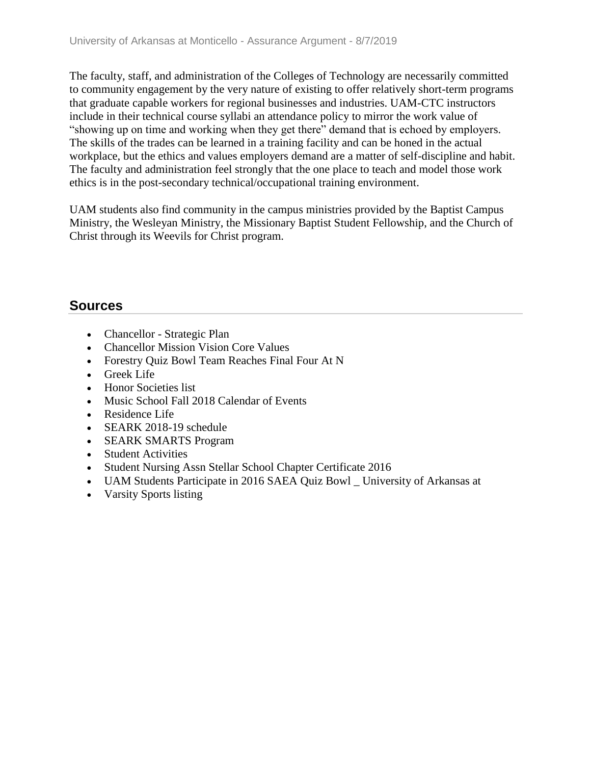The faculty, staff, and administration of the Colleges of Technology are necessarily committed to community engagement by the very nature of existing to offer relatively short-term programs that graduate capable workers for regional businesses and industries. UAM-CTC instructors include in their technical course syllabi an attendance policy to mirror the work value of "showing up on time and working when they get there" demand that is echoed by employers. The skills of the trades can be learned in a training facility and can be honed in the actual workplace, but the ethics and values employers demand are a matter of self-discipline and habit. The faculty and administration feel strongly that the one place to teach and model those work ethics is in the post-secondary technical/occupational training environment.

UAM students also find community in the campus ministries provided by the Baptist Campus Ministry, the Wesleyan Ministry, the Missionary Baptist Student Fellowship, and the Church of Christ through its Weevils for Christ program.

## Sources

- Chancellor - Strategic Plan
- Chancellor Mission Vision Core Values
- Forestry Quiz Bowl Team Reaches Final Four At N
- Greek Life
- Honor Societies list
- Music School Fall 2018 Calendar of Events
- Residence Life
- SEARK 2018-19 schedule
- SEARK SMARTS Program
- Student Activities
- Student Nursing Assn Stellar School Chapter Certificate 2016
- UAM Students Participate in 2016 SAEA Quiz Bowl _ University of Arkansas at
- Varsity Sports listing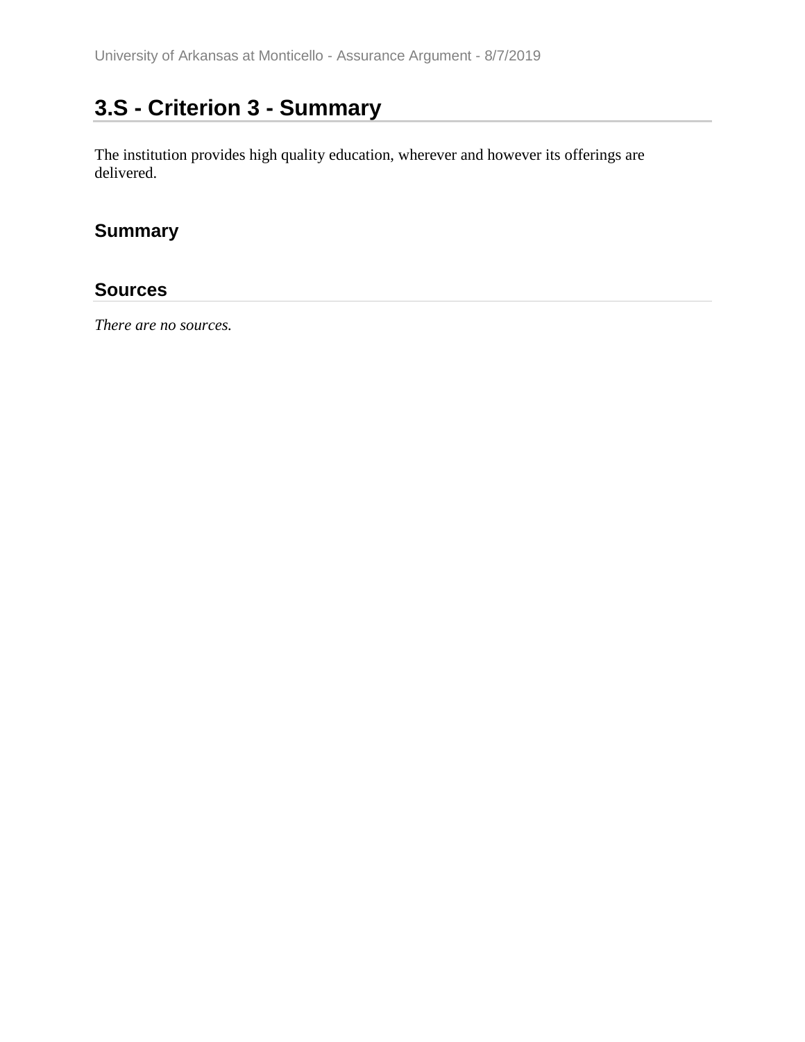## 3.S - Criterion 3 - Summary

The institution provides high quality education, wherever and however its offerings are delivered.

### Summary

### Sources

*There are no sources.*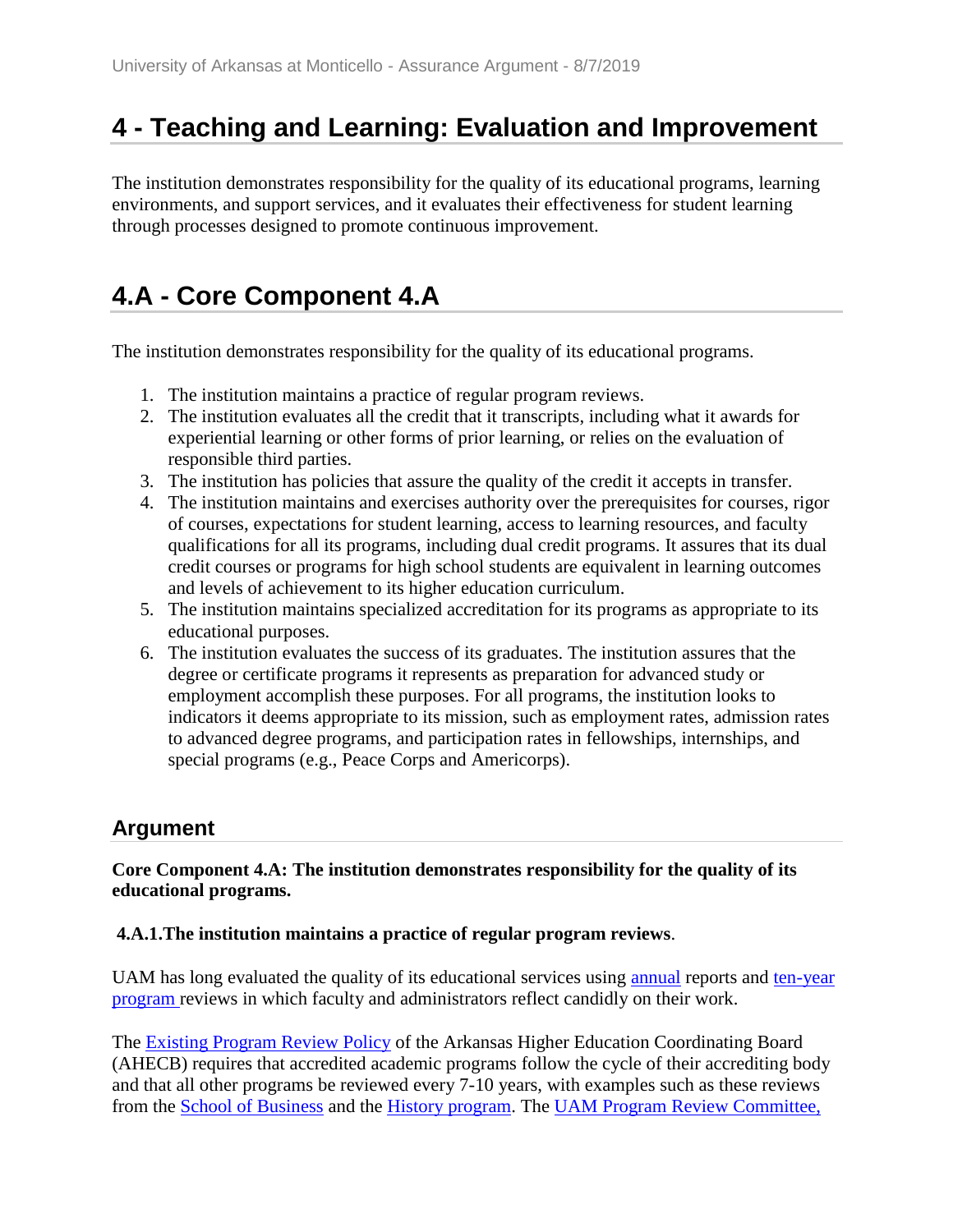# 4 - Teaching and Learning: Evaluation and Improvement

The institution demonstrates responsibility for the quality of its educational programs, learning environments, and support services, and it evaluates their effectiveness for student learning through processes designed to promote continuous improvement.

# 4.A - Core Component 4.A

The institution demonstrates responsibility for the quality of its educational programs.

1. The institution maintains a practice of regular program reviews.
2. The institution evaluates all the credit that it transcripts, including what it awards for experiential learning or other forms of prior learning, or relies on the evaluation of responsible third parties.
3. The institution has policies that assure the quality of the credit it accepts in transfer.
4. The institution maintains and exercises authority over the prerequisites for courses, rigor of courses, expectations for student learning, access to learning resources, and faculty qualifications for all its programs, including dual credit programs. It assures that its dual credit courses or programs for high school students are equivalent in learning outcomes and levels of achievement to its higher education curriculum.
5. The institution maintains specialized accreditation for its programs as appropriate to its educational purposes.
6. The institution evaluates the success of its graduates. The institution assures that the degree or certificate programs it represents as preparation for advanced study or employment accomplish these purposes. For all programs, the institution looks to indicators it deems appropriate to its mission, such as employment rates, admission rates to advanced degree programs, and participation rates in fellowships, internships, and special programs (e.g., Peace Corps and Americorps).

## Argument

**Core Component 4.A: The institution demonstrates responsibility for the quality of its educational programs.**

**4.A.1.The institution maintains a practice of regular program reviews**.

UAM has long evaluated the quality of its educational services using annual reports and ten-year program reviews in which faculty and administrators reflect candidly on their work.

The Existing Program Review Policy of the Arkansas Higher Education Coordinating Board (AHECB) requires that accredited academic programs follow the cycle of their accrediting body and that all other programs be reviewed every 7-10 years, with examples such as these reviews from the School of Business and the History program. The UAM Program Review Committee,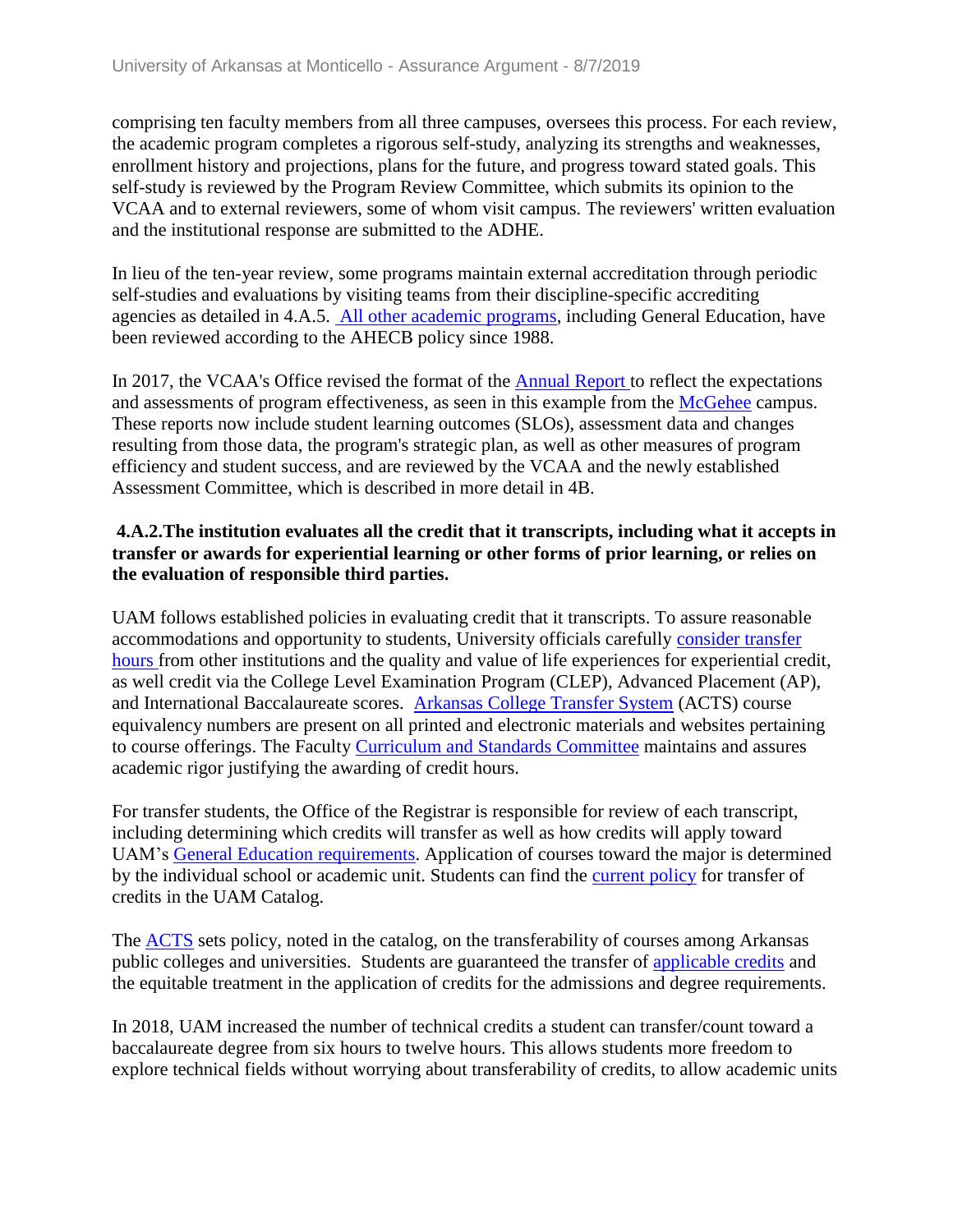comprising ten faculty members from all three campuses, oversees this process. For each review, the academic program completes a rigorous self-study, analyzing its strengths and weaknesses, enrollment history and projections, plans for the future, and progress toward stated goals. This self-study is reviewed by the Program Review Committee, which submits its opinion to the VCAA and to external reviewers, some of whom visit campus. The reviewers' written evaluation and the institutional response are submitted to the ADHE.

In lieu of the ten-year review, some programs maintain external accreditation through periodic self-studies and evaluations by visiting teams from their discipline-specific accrediting agencies as detailed in 4.A.5. All other academic programs, including General Education, have been reviewed according to the AHECB policy since 1988.

In 2017, the VCAA's Office revised the format of the Annual Report to reflect the expectations and assessments of program effectiveness, as seen in this example from the McGehee campus. These reports now include student learning outcomes (SLOs), assessment data and changes resulting from those data, the program's strategic plan, as well as other measures of program efficiency and student success, and are reviewed by the VCAA and the newly established Assessment Committee, which is described in more detail in 4B.

**4.A.2.The institution evaluates all the credit that it transcripts, including what it accepts in transfer or awards for experiential learning or other forms of prior learning, or relies on the evaluation of responsible third parties.**

UAM follows established policies in evaluating credit that it transcripts. To assure reasonable accommodations and opportunity to students, University officials carefully consider transfer hours from other institutions and the quality and value of life experiences for experiential credit, as well credit via the College Level Examination Program (CLEP), Advanced Placement (AP), and International Baccalaureate scores. Arkansas College Transfer System (ACTS) course equivalency numbers are present on all printed and electronic materials and websites pertaining to course offerings. The Faculty Curriculum and Standards Committee maintains and assures academic rigor justifying the awarding of credit hours.

For transfer students, the Office of the Registrar is responsible for review of each transcript, including determining which credits will transfer as well as how credits will apply toward UAM's General Education requirements. Application of courses toward the major is determined by the individual school or academic unit. Students can find the current policy for transfer of credits in the UAM Catalog.

The ACTS sets policy, noted in the catalog, on the transferability of courses among Arkansas public colleges and universities. Students are guaranteed the transfer of applicable credits and the equitable treatment in the application of credits for the admissions and degree requirements.

In 2018, UAM increased the number of technical credits a student can transfer/count toward a baccalaureate degree from six hours to twelve hours. This allows students more freedom to explore technical fields without worrying about transferability of credits, to allow academic units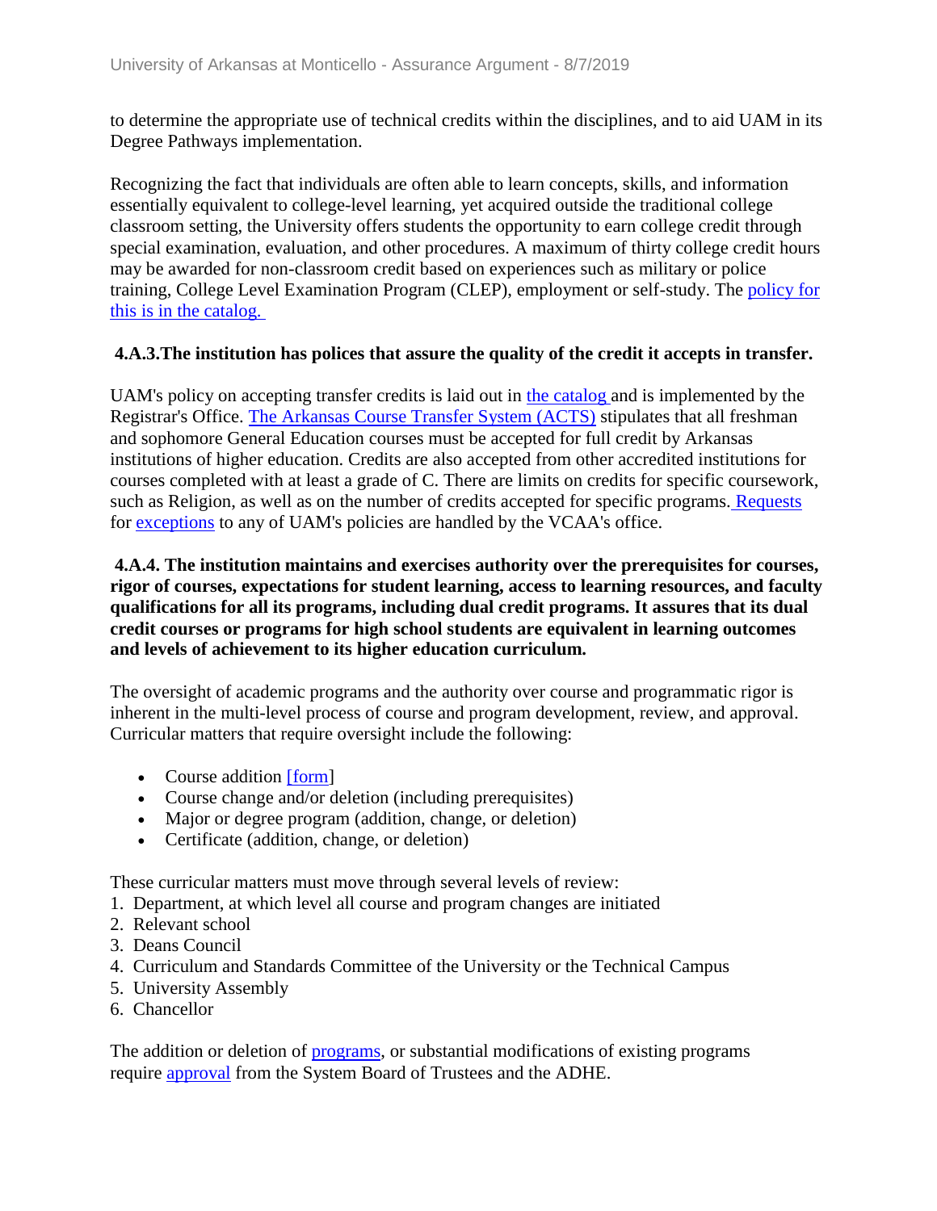to determine the appropriate use of technical credits within the disciplines, and to aid UAM in its Degree Pathways implementation.

Recognizing the fact that individuals are often able to learn concepts, skills, and information essentially equivalent to college-level learning, yet acquired outside the traditional college classroom setting, the University offers students the opportunity to earn college credit through special examination, evaluation, and other procedures. A maximum of thirty college credit hours may be awarded for non-classroom credit based on experiences such as military or police training, College Level Examination Program (CLEP), employment or self-study. The policy for this is in the catalog.

**4.A.3.The institution has polices that assure the quality of the credit it accepts in transfer.**

UAM's policy on accepting transfer credits is laid out in the catalog and is implemented by the Registrar's Office. The Arkansas Course Transfer System (ACTS) stipulates that all freshman and sophomore General Education courses must be accepted for full credit by Arkansas institutions of higher education. Credits are also accepted from other accredited institutions for courses completed with at least a grade of C. There are limits on credits for specific coursework, such as Religion, as well as on the number of credits accepted for specific programs. Requests for exceptions to any of UAM's policies are handled by the VCAA's office.

**4.A.4. The institution maintains and exercises authority over the prerequisites for courses, rigor of courses, expectations for student learning, access to learning resources, and faculty qualifications for all its programs, including dual credit programs. It assures that its dual credit courses or programs for high school students are equivalent in learning outcomes and levels of achievement to its higher education curriculum.**

The oversight of academic programs and the authority over course and programmatic rigor is inherent in the multi-level process of course and program development, review, and approval. Curricular matters that require oversight include the following:

- Course addition [form]
- Course change and/or deletion (including prerequisites)
- Major or degree program (addition, change, or deletion)
- Certificate (addition, change, or deletion)

These curricular matters must move through several levels of review:

1. Department, at which level all course and program changes are initiated
2. Relevant school
3. Deans Council
4. Curriculum and Standards Committee of the University or the Technical Campus
5. University Assembly
6. Chancellor

The addition or deletion of programs, or substantial modifications of existing programs require approval from the System Board of Trustees and the ADHE.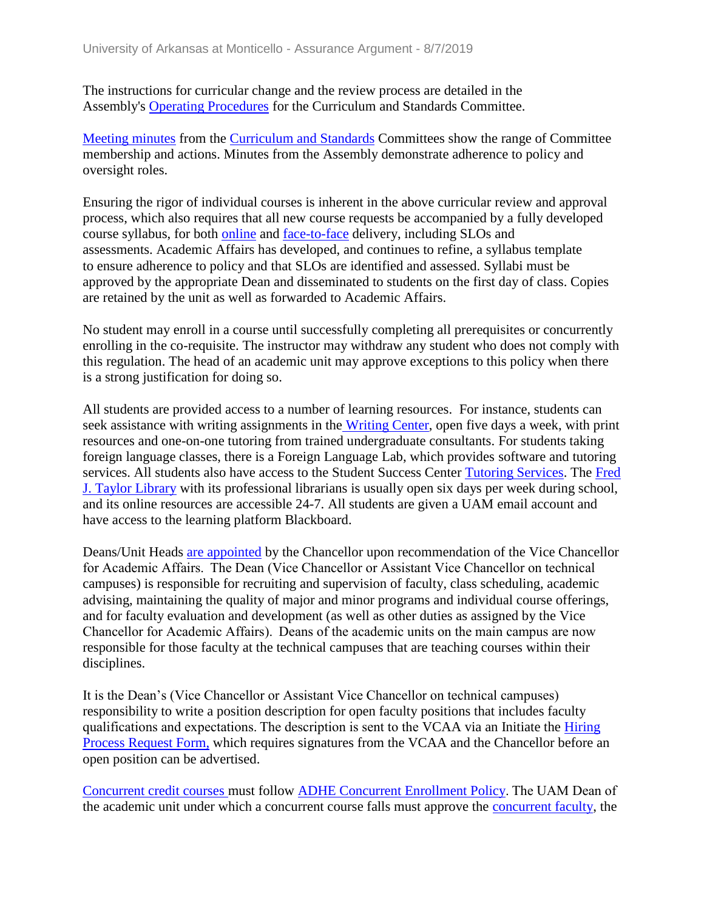The instructions for curricular change and the review process are detailed in the Assembly's Operating Procedures for the Curriculum and Standards Committee.

Meeting minutes from the Curriculum and Standards Committees show the range of Committee membership and actions. Minutes from the Assembly demonstrate adherence to policy and oversight roles.

Ensuring the rigor of individual courses is inherent in the above curricular review and approval process, which also requires that all new course requests be accompanied by a fully developed course syllabus, for both online and face-to-face delivery, including SLOs and assessments. Academic Affairs has developed, and continues to refine, a syllabus template to ensure adherence to policy and that SLOs are identified and assessed. Syllabi must be approved by the appropriate Dean and disseminated to students on the first day of class. Copies are retained by the unit as well as forwarded to Academic Affairs.

No student may enroll in a course until successfully completing all prerequisites or concurrently enrolling in the co-requisite. The instructor may withdraw any student who does not comply with this regulation. The head of an academic unit may approve exceptions to this policy when there is a strong justification for doing so.

All students are provided access to a number of learning resources. For instance, students can seek assistance with writing assignments in the Writing Center, open five days a week, with print resources and one-on-one tutoring from trained undergraduate consultants. For students taking foreign language classes, there is a Foreign Language Lab, which provides software and tutoring services. All students also have access to the Student Success Center Tutoring Services. The Fred J. Taylor Library with its professional librarians is usually open six days per week during school, and its online resources are accessible 24-7. All students are given a UAM email account and have access to the learning platform Blackboard.

Deans/Unit Heads are appointed by the Chancellor upon recommendation of the Vice Chancellor for Academic Affairs. The Dean (Vice Chancellor or Assistant Vice Chancellor on technical campuses) is responsible for recruiting and supervision of faculty, class scheduling, academic advising, maintaining the quality of major and minor programs and individual course offerings, and for faculty evaluation and development (as well as other duties as assigned by the Vice Chancellor for Academic Affairs). Deans of the academic units on the main campus are now responsible for those faculty at the technical campuses that are teaching courses within their disciplines.

It is the Dean's (Vice Chancellor or Assistant Vice Chancellor on technical campuses) responsibility to write a position description for open faculty positions that includes faculty qualifications and expectations. The description is sent to the VCAA via an Initiate the Hiring Process Request Form, which requires signatures from the VCAA and the Chancellor before an open position can be advertised.

Concurrent credit courses must follow ADHE Concurrent Enrollment Policy. The UAM Dean of the academic unit under which a concurrent course falls must approve the concurrent faculty, the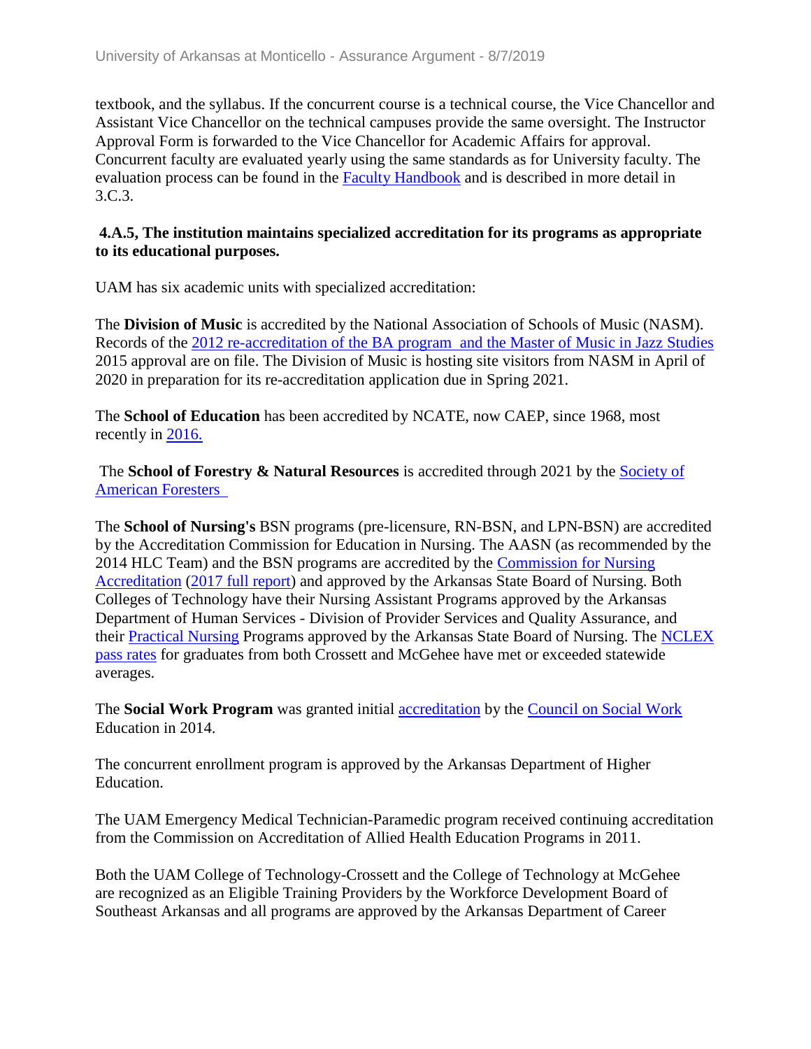textbook, and the syllabus. If the concurrent course is a technical course, the Vice Chancellor and Assistant Vice Chancellor on the technical campuses provide the same oversight. The Instructor Approval Form is forwarded to the Vice Chancellor for Academic Affairs for approval. Concurrent faculty are evaluated yearly using the same standards as for University faculty. The evaluation process can be found in the Faculty Handbook and is described in more detail in 3.C.3.

**4.A.5, The institution maintains specialized accreditation for its programs as appropriate to its educational purposes.**

UAM has six academic units with specialized accreditation:

The **Division of Music** is accredited by the National Association of Schools of Music (NASM). Records of the 2012 re-accreditation of the BA program and the Master of Music in Jazz Studies 2015 approval are on file. The Division of Music is hosting site visitors from NASM in April of 2020 in preparation for its re-accreditation application due in Spring 2021.

The **School of Education** has been accredited by NCATE, now CAEP, since 1968, most recently in 2016.

The **School of Forestry & Natural Resources** is accredited through 2021 by the Society of American Foresters

The **School of Nursing's** BSN programs (pre-licensure, RN-BSN, and LPN-BSN) are accredited by the Accreditation Commission for Education in Nursing. The AASN (as recommended by the 2014 HLC Team) and the BSN programs are accredited by the Commission for Nursing Accreditation (2017 full report) and approved by the Arkansas State Board of Nursing. Both Colleges of Technology have their Nursing Assistant Programs approved by the Arkansas Department of Human Services - Division of Provider Services and Quality Assurance, and their Practical Nursing Programs approved by the Arkansas State Board of Nursing. The NCLEX pass rates for graduates from both Crossett and McGehee have met or exceeded statewide averages.

The **Social Work Program** was granted initial accreditation by the Council on Social Work Education in 2014.

The concurrent enrollment program is approved by the Arkansas Department of Higher Education.

The UAM Emergency Medical Technician-Paramedic program received continuing accreditation from the Commission on Accreditation of Allied Health Education Programs in 2011.

Both the UAM College of Technology-Crossett and the College of Technology at McGehee are recognized as an Eligible Training Providers by the Workforce Development Board of Southeast Arkansas and all programs are approved by the Arkansas Department of Career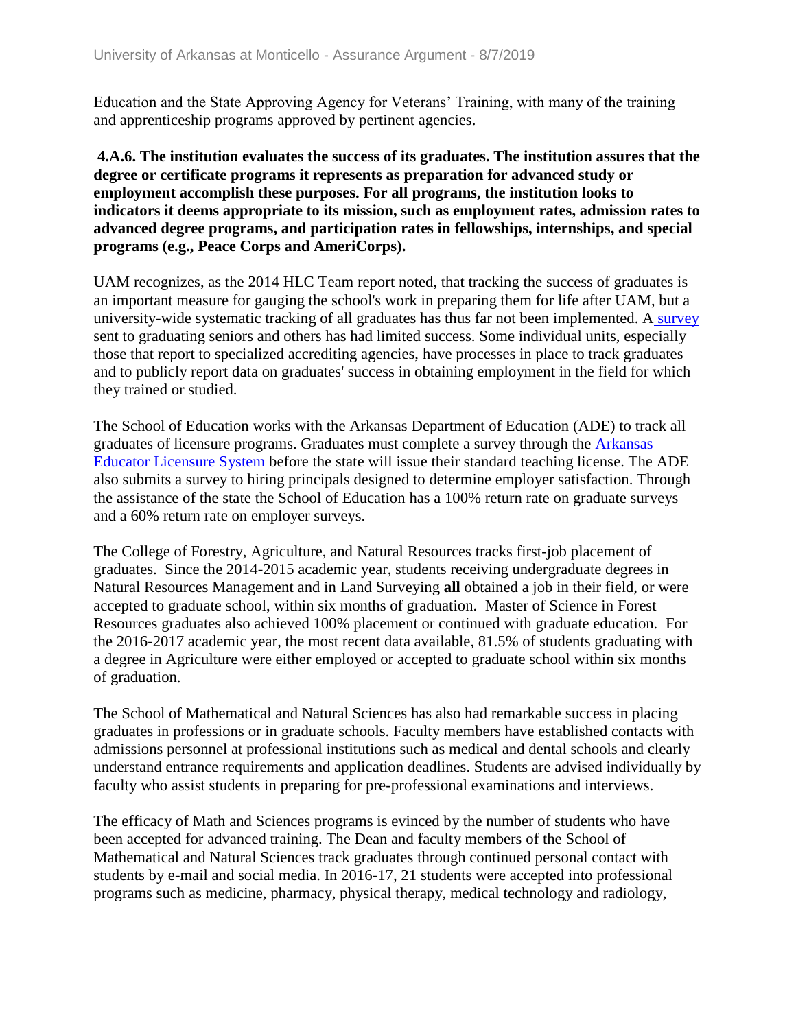Education and the State Approving Agency for Veterans' Training, with many of the training and apprenticeship programs approved by pertinent agencies.

**4.A.6. The institution evaluates the success of its graduates. The institution assures that the degree or certificate programs it represents as preparation for advanced study or employment accomplish these purposes. For all programs, the institution looks to indicators it deems appropriate to its mission, such as employment rates, admission rates to advanced degree programs, and participation rates in fellowships, internships, and special programs (e.g., Peace Corps and AmeriCorps).**

UAM recognizes, as the 2014 HLC Team report noted, that tracking the success of graduates is an important measure for gauging the school's work in preparing them for life after UAM, but a university-wide systematic tracking of all graduates has thus far not been implemented. A survey sent to graduating seniors and others has had limited success. Some individual units, especially those that report to specialized accrediting agencies, have processes in place to track graduates and to publicly report data on graduates' success in obtaining employment in the field for which they trained or studied.

The School of Education works with the Arkansas Department of Education (ADE) to track all graduates of licensure programs. Graduates must complete a survey through the Arkansas Educator Licensure System before the state will issue their standard teaching license. The ADE also submits a survey to hiring principals designed to determine employer satisfaction. Through the assistance of the state the School of Education has a 100% return rate on graduate surveys and a 60% return rate on employer surveys.

The College of Forestry, Agriculture, and Natural Resources tracks first-job placement of graduates. Since the 2014-2015 academic year, students receiving undergraduate degrees in Natural Resources Management and in Land Surveying **all** obtained a job in their field, or were accepted to graduate school, within six months of graduation. Master of Science in Forest Resources graduates also achieved 100% placement or continued with graduate education. For the 2016-2017 academic year, the most recent data available, 81.5% of students graduating with a degree in Agriculture were either employed or accepted to graduate school within six months of graduation.

The School of Mathematical and Natural Sciences has also had remarkable success in placing graduates in professions or in graduate schools. Faculty members have established contacts with admissions personnel at professional institutions such as medical and dental schools and clearly understand entrance requirements and application deadlines. Students are advised individually by faculty who assist students in preparing for pre-professional examinations and interviews.

The efficacy of Math and Sciences programs is evinced by the number of students who have been accepted for advanced training. The Dean and faculty members of the School of Mathematical and Natural Sciences track graduates through continued personal contact with students by e-mail and social media. In 2016-17, 21 students were accepted into professional programs such as medicine, pharmacy, physical therapy, medical technology and radiology,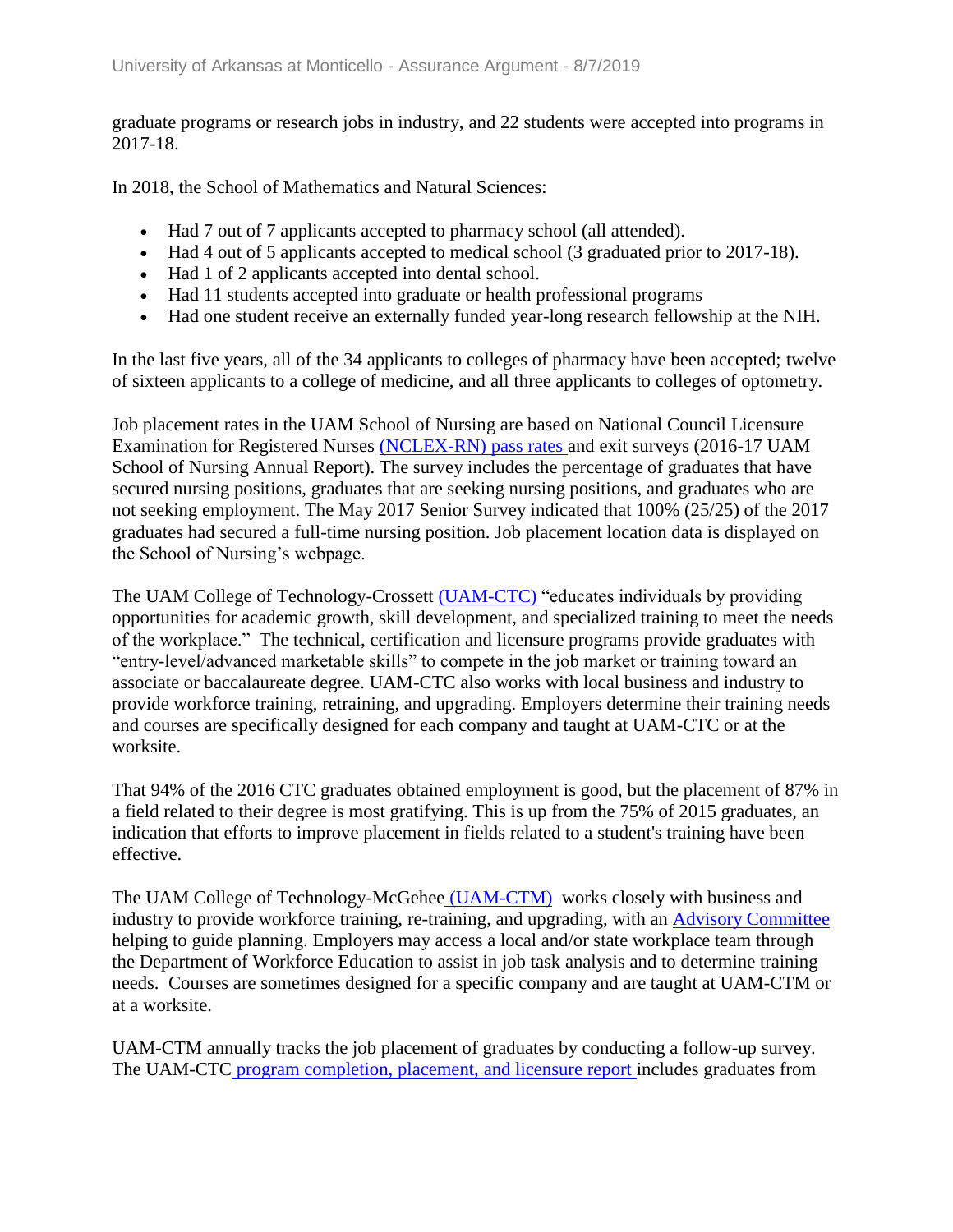graduate programs or research jobs in industry, and 22 students were accepted into programs in 2017-18.

In 2018, the School of Mathematics and Natural Sciences:

- Had 7 out of 7 applicants accepted to pharmacy school (all attended).
- Had 4 out of 5 applicants accepted to medical school (3 graduated prior to 2017-18).
- Had 1 of 2 applicants accepted into dental school.
- Had 11 students accepted into graduate or health professional programs
- Had one student receive an externally funded year-long research fellowship at the NIH.

In the last five years, all of the 34 applicants to colleges of pharmacy have been accepted; twelve of sixteen applicants to a college of medicine, and all three applicants to colleges of optometry.

Job placement rates in the UAM School of Nursing are based on National Council Licensure Examination for Registered Nurses (NCLEX-RN) pass rates and exit surveys (2016-17 UAM School of Nursing Annual Report). The survey includes the percentage of graduates that have secured nursing positions, graduates that are seeking nursing positions, and graduates who are not seeking employment. The May 2017 Senior Survey indicated that 100% (25/25) of the 2017 graduates had secured a full-time nursing position. Job placement location data is displayed on the School of Nursing's webpage.

The UAM College of Technology-Crossett (UAM-CTC) "educates individuals by providing opportunities for academic growth, skill development, and specialized training to meet the needs of the workplace." The technical, certification and licensure programs provide graduates with "entry-level/advanced marketable skills" to compete in the job market or training toward an associate or baccalaureate degree. UAM-CTC also works with local business and industry to provide workforce training, retraining, and upgrading. Employers determine their training needs and courses are specifically designed for each company and taught at UAM-CTC or at the worksite.

That 94% of the 2016 CTC graduates obtained employment is good, but the placement of 87% in a field related to their degree is most gratifying. This is up from the 75% of 2015 graduates, an indication that efforts to improve placement in fields related to a student's training have been effective.

The UAM College of Technology-McGehee (UAM-CTM) works closely with business and industry to provide workforce training, re-training, and upgrading, with an Advisory Committee helping to guide planning. Employers may access a local and/or state workplace team through the Department of Workforce Education to assist in job task analysis and to determine training needs. Courses are sometimes designed for a specific company and are taught at UAM-CTM or at a worksite.

UAM-CTM annually tracks the job placement of graduates by conducting a follow-up survey. The UAM-CTC program completion, placement, and licensure report includes graduates from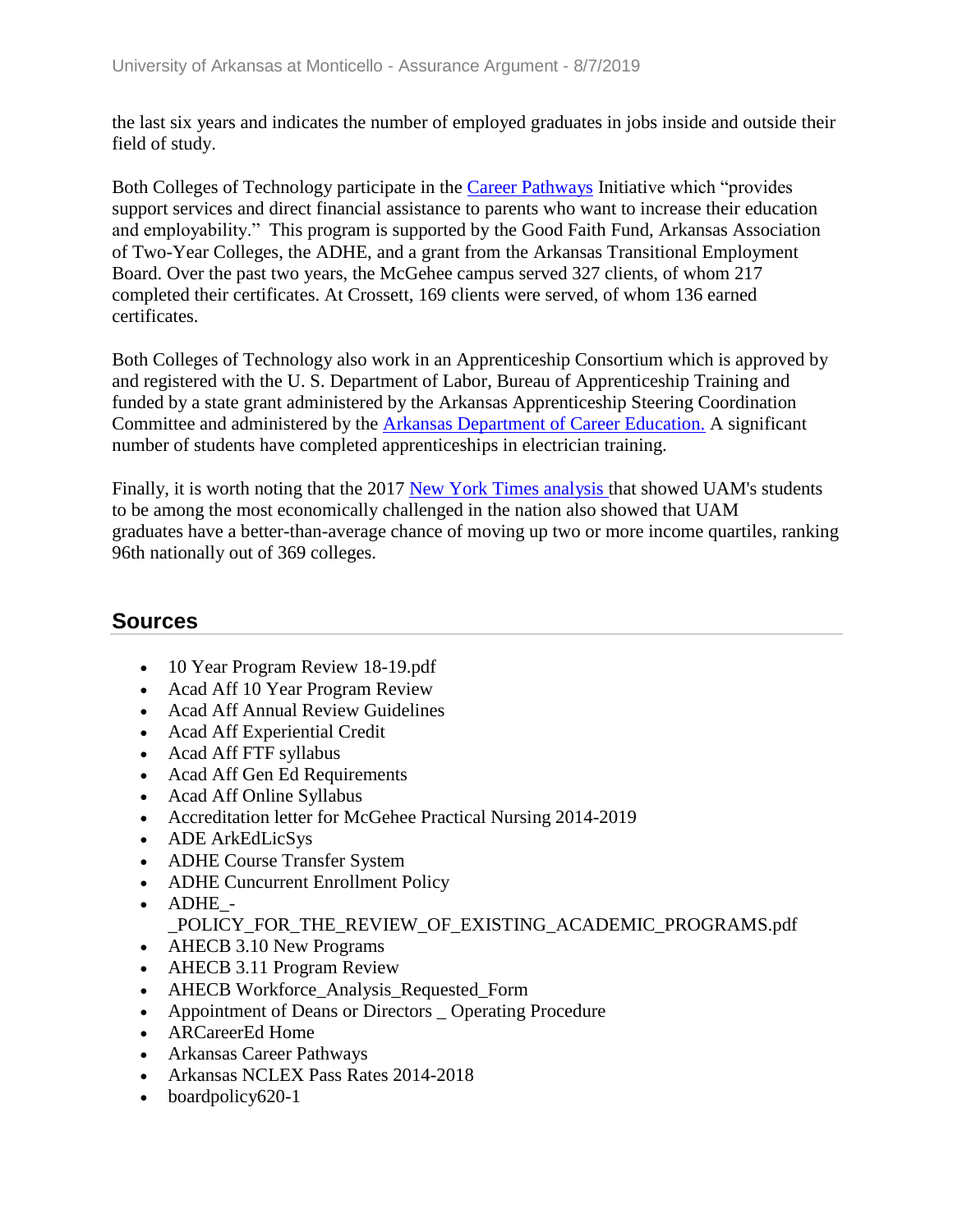the last six years and indicates the number of employed graduates in jobs inside and outside their field of study.

Both Colleges of Technology participate in the Career Pathways Initiative which "provides support services and direct financial assistance to parents who want to increase their education and employability." This program is supported by the Good Faith Fund, Arkansas Association of Two-Year Colleges, the ADHE, and a grant from the Arkansas Transitional Employment Board. Over the past two years, the McGehee campus served 327 clients, of whom 217 completed their certificates. At Crossett, 169 clients were served, of whom 136 earned certificates.

Both Colleges of Technology also work in an Apprenticeship Consortium which is approved by and registered with the U. S. Department of Labor, Bureau of Apprenticeship Training and funded by a state grant administered by the Arkansas Apprenticeship Steering Coordination Committee and administered by the Arkansas Department of Career Education. A significant number of students have completed apprenticeships in electrician training.

Finally, it is worth noting that the 2017 New York Times analysis that showed UAM's students to be among the most economically challenged in the nation also showed that UAM graduates have a better-than-average chance of moving up two or more income quartiles, ranking 96th nationally out of 369 colleges.

## Sources

- 10 Year Program Review 18-19.pdf
- Acad Aff 10 Year Program Review
- Acad Aff Annual Review Guidelines
- Acad Aff Experiential Credit
- Acad Aff FTF syllabus
- Acad Aff Gen Ed Requirements
- Acad Aff Online Syllabus
- Accreditation letter for McGehee Practical Nursing 2014-2019
- ADE ArkEdLicSys
- ADHE Course Transfer System
- ADHE Cuncurrent Enrollment Policy
- ADHE_-_POLICY_FOR_THE_REVIEW_OF_EXISTING_ACADEMIC_PROGRAMS.pdf
- AHECB 3.10 New Programs
- AHECB 3.11 Program Review
- AHECB Workforce_Analysis_Requested_Form
- Appointment of Deans or Directors _ Operating Procedure
- ARCareerEd Home
- Arkansas Career Pathways
- Arkansas NCLEX Pass Rates 2014-2018
- boardpolicy620-1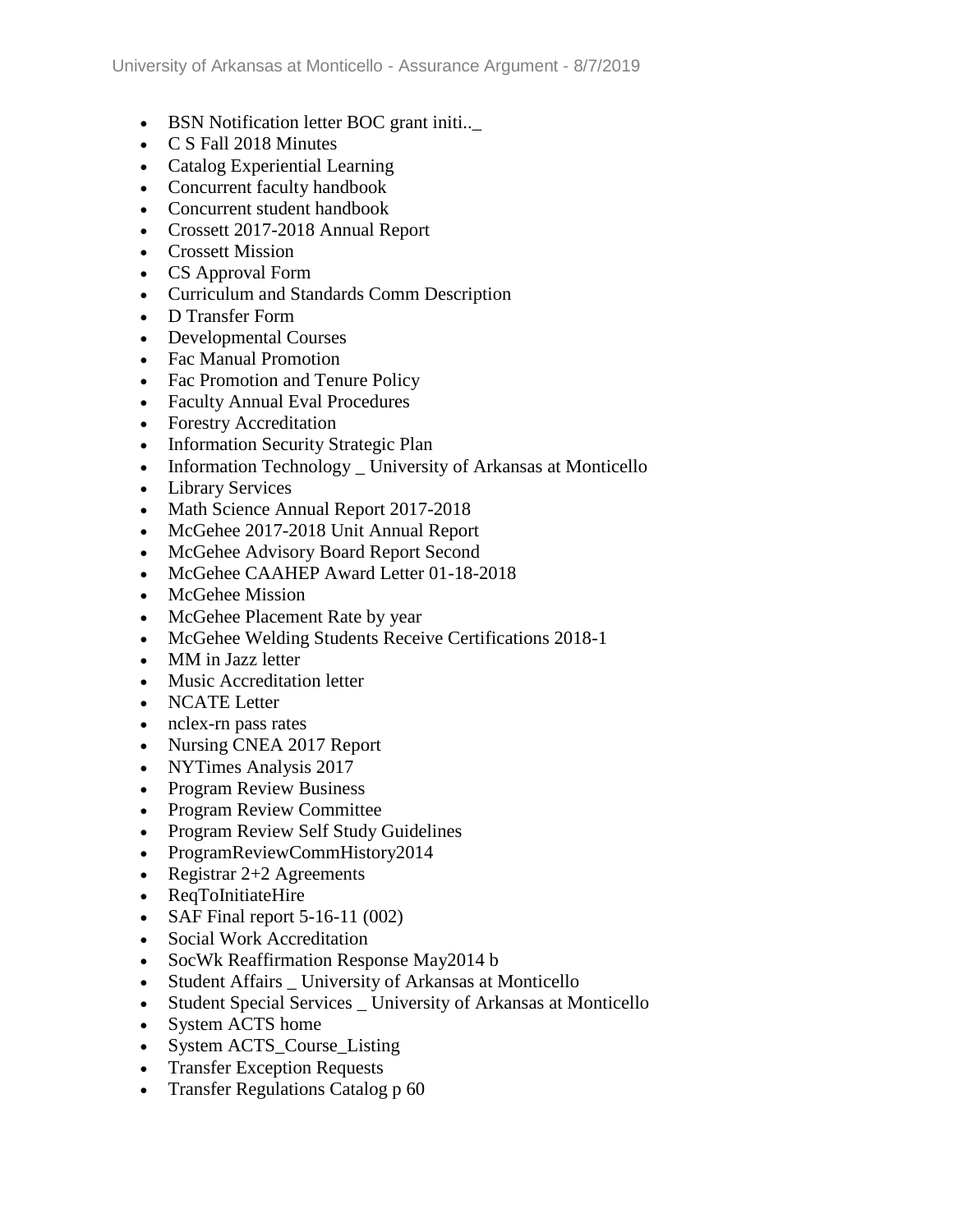- BSN Notification letter BOC grant initi.._
- C S Fall 2018 Minutes
- Catalog Experiential Learning
- Concurrent faculty handbook
- Concurrent student handbook
- Crossett 2017-2018 Annual Report
- Crossett Mission
- CS Approval Form
- Curriculum and Standards Comm Description
- D Transfer Form
- Developmental Courses
- Fac Manual Promotion
- Fac Promotion and Tenure Policy
- Faculty Annual Eval Procedures
- Forestry Accreditation
- Information Security Strategic Plan
- Information Technology _ University of Arkansas at Monticello
- Library Services
- Math Science Annual Report 2017-2018
- McGehee 2017-2018 Unit Annual Report
- McGehee Advisory Board Report Second
- McGehee CAAHEP Award Letter 01-18-2018
- McGehee Mission
- McGehee Placement Rate by year
- McGehee Welding Students Receive Certifications 2018-1
- MM in Jazz letter
- Music Accreditation letter
- NCATE Letter
- nclex-rn pass rates
- Nursing CNEA 2017 Report
- NYTimes Analysis 2017
- Program Review Business
- Program Review Committee
- Program Review Self Study Guidelines
- ProgramReviewCommHistory2014
- Registrar 2+2 Agreements
- ReqToInitiateHire
- SAF Final report 5-16-11 (002)
- Social Work Accreditation
- SocWk Reaffirmation Response May2014 b
- Student Affairs _ University of Arkansas at Monticello
- Student Special Services _ University of Arkansas at Monticello
- System ACTS home
- System ACTS_Course_Listing
- Transfer Exception Requests
- Transfer Regulations Catalog p 60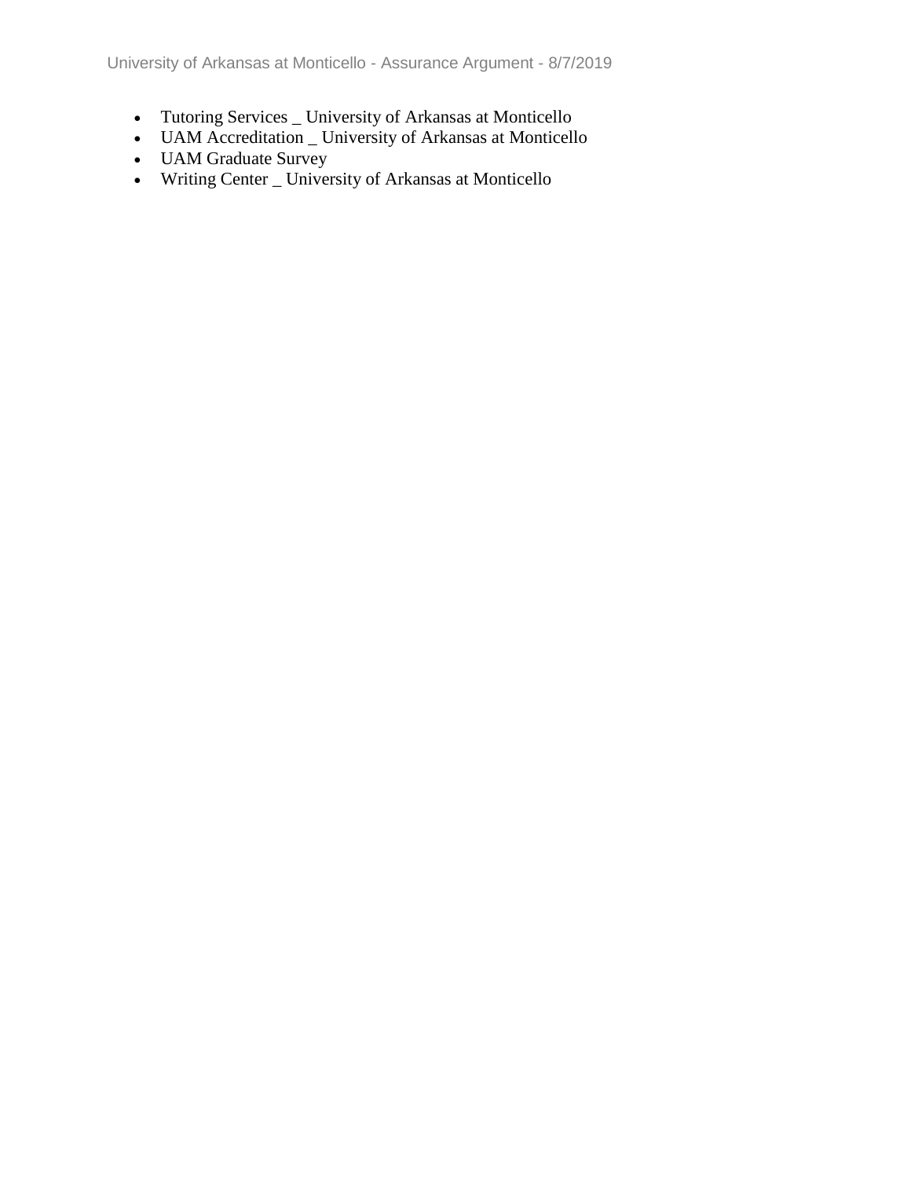- Tutoring Services _ University of Arkansas at Monticello
- UAM Accreditation _ University of Arkansas at Monticello
- UAM Graduate Survey
- Writing Center _ University of Arkansas at Monticello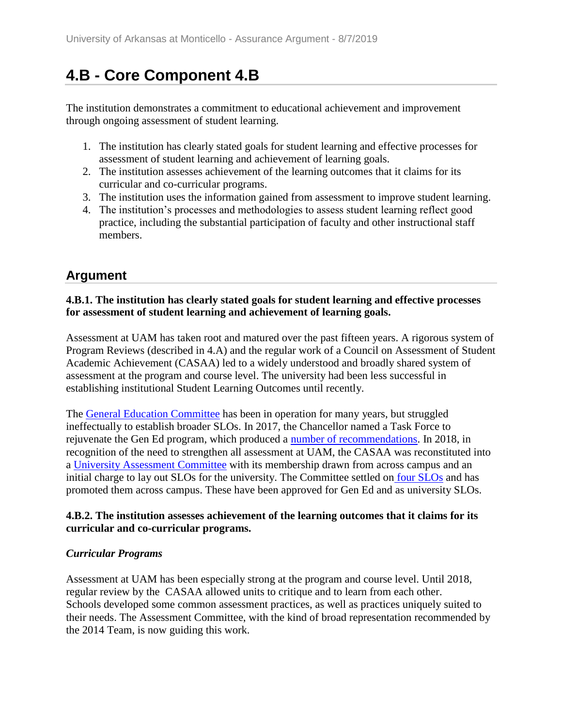## 4.B - Core Component 4.B

The institution demonstrates a commitment to educational achievement and improvement through ongoing assessment of student learning.

1. The institution has clearly stated goals for student learning and effective processes for assessment of student learning and achievement of learning goals.
2. The institution assesses achievement of the learning outcomes that it claims for its curricular and co-curricular programs.
3. The institution uses the information gained from assessment to improve student learning.
4. The institution's processes and methodologies to assess student learning reflect good practice, including the substantial participation of faculty and other instructional staff members.

## Argument

**4.B.1. The institution has clearly stated goals for student learning and effective processes for assessment of student learning and achievement of learning goals.**

Assessment at UAM has taken root and matured over the past fifteen years. A rigorous system of Program Reviews (described in 4.A) and the regular work of a Council on Assessment of Student Academic Achievement (CASAA) led to a widely understood and broadly shared system of assessment at the program and course level. The university had been less successful in establishing institutional Student Learning Outcomes until recently.

The General Education Committee has been in operation for many years, but struggled ineffectually to establish broader SLOs. In 2017, the Chancellor named a Task Force to rejuvenate the Gen Ed program, which produced a number of recommendations. In 2018, in recognition of the need to strengthen all assessment at UAM, the CASAA was reconstituted into a University Assessment Committee with its membership drawn from across campus and an initial charge to lay out SLOs for the university. The Committee settled on four SLOs and has promoted them across campus. These have been approved for Gen Ed and as university SLOs.

**4.B.2. The institution assesses achievement of the learning outcomes that it claims for its curricular and co-curricular programs.**

***Curricular Programs***

Assessment at UAM has been especially strong at the program and course level. Until 2018, regular review by the CASAA allowed units to critique and to learn from each other. Schools developed some common assessment practices, as well as practices uniquely suited to their needs. The Assessment Committee, with the kind of broad representation recommended by the 2014 Team, is now guiding this work.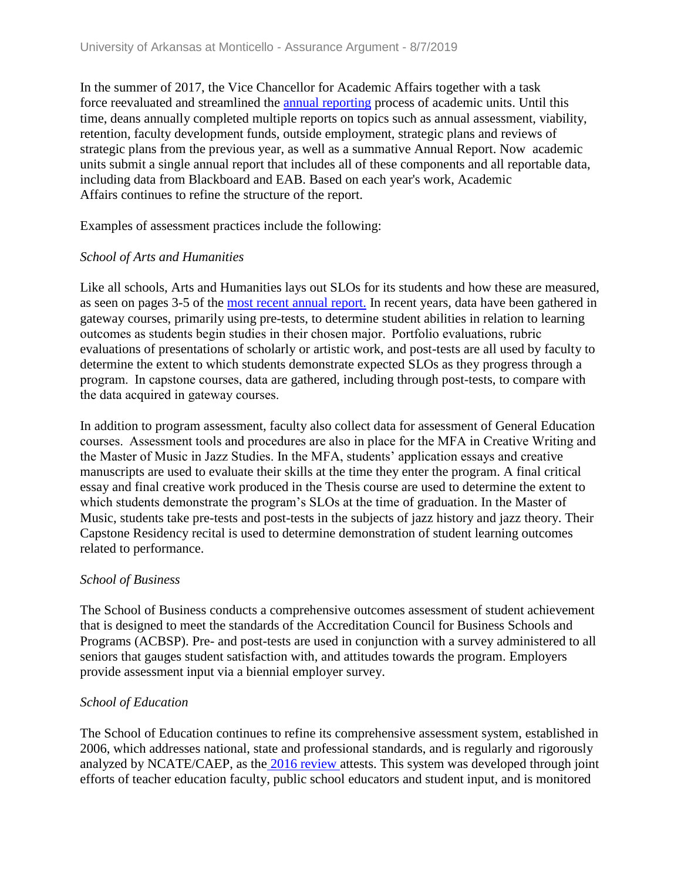In the summer of 2017, the Vice Chancellor for Academic Affairs together with a task force reevaluated and streamlined the annual reporting process of academic units. Until this time, deans annually completed multiple reports on topics such as annual assessment, viability, retention, faculty development funds, outside employment, strategic plans and reviews of strategic plans from the previous year, as well as a summative Annual Report. Now academic units submit a single annual report that includes all of these components and all reportable data, including data from Blackboard and EAB. Based on each year's work, Academic Affairs continues to refine the structure of the report.

Examples of assessment practices include the following:

*School of Arts and Humanities*

Like all schools, Arts and Humanities lays out SLOs for its students and how these are measured, as seen on pages 3-5 of the most recent annual report. In recent years, data have been gathered in gateway courses, primarily using pre-tests, to determine student abilities in relation to learning outcomes as students begin studies in their chosen major. Portfolio evaluations, rubric evaluations of presentations of scholarly or artistic work, and post-tests are all used by faculty to determine the extent to which students demonstrate expected SLOs as they progress through a program. In capstone courses, data are gathered, including through post-tests, to compare with the data acquired in gateway courses.

In addition to program assessment, faculty also collect data for assessment of General Education courses. Assessment tools and procedures are also in place for the MFA in Creative Writing and the Master of Music in Jazz Studies. In the MFA, students' application essays and creative manuscripts are used to evaluate their skills at the time they enter the program. A final critical essay and final creative work produced in the Thesis course are used to determine the extent to which students demonstrate the program's SLOs at the time of graduation. In the Master of Music, students take pre-tests and post-tests in the subjects of jazz history and jazz theory. Their Capstone Residency recital is used to determine demonstration of student learning outcomes related to performance.

*School of Business*

The School of Business conducts a comprehensive outcomes assessment of student achievement that is designed to meet the standards of the Accreditation Council for Business Schools and Programs (ACBSP). Pre- and post-tests are used in conjunction with a survey administered to all seniors that gauges student satisfaction with, and attitudes towards the program. Employers provide assessment input via a biennial employer survey.

*School of Education*

The School of Education continues to refine its comprehensive assessment system, established in 2006, which addresses national, state and professional standards, and is regularly and rigorously analyzed by NCATE/CAEP, as the 2016 review attests. This system was developed through joint efforts of teacher education faculty, public school educators and student input, and is monitored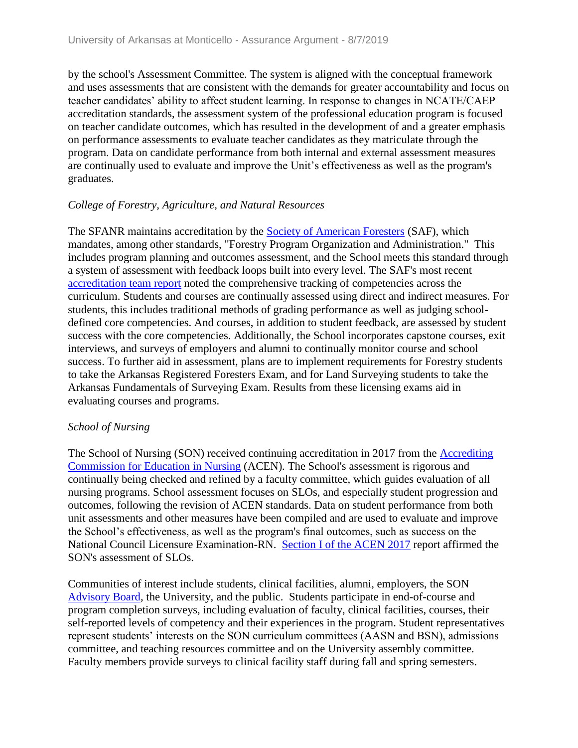by the school's Assessment Committee. The system is aligned with the conceptual framework and uses assessments that are consistent with the demands for greater accountability and focus on teacher candidates' ability to affect student learning. In response to changes in NCATE/CAEP accreditation standards, the assessment system of the professional education program is focused on teacher candidate outcomes, which has resulted in the development of and a greater emphasis on performance assessments to evaluate teacher candidates as they matriculate through the program. Data on candidate performance from both internal and external assessment measures are continually used to evaluate and improve the Unit's effectiveness as well as the program's graduates.

*College of Forestry, Agriculture, and Natural Resources*

The SFANR maintains accreditation by the Society of American Foresters (SAF), which mandates, among other standards, "Forestry Program Organization and Administration." This includes program planning and outcomes assessment, and the School meets this standard through a system of assessment with feedback loops built into every level. The SAF's most recent accreditation team report noted the comprehensive tracking of competencies across the curriculum. Students and courses are continually assessed using direct and indirect measures. For students, this includes traditional methods of grading performance as well as judging school-defined core competencies. And courses, in addition to student feedback, are assessed by student success with the core competencies. Additionally, the School incorporates capstone courses, exit interviews, and surveys of employers and alumni to continually monitor course and school success. To further aid in assessment, plans are to implement requirements for Forestry students to take the Arkansas Registered Foresters Exam, and for Land Surveying students to take the Arkansas Fundamentals of Surveying Exam. Results from these licensing exams aid in evaluating courses and programs.

*School of Nursing*

The School of Nursing (SON) received continuing accreditation in 2017 from the Accrediting Commission for Education in Nursing (ACEN). The School's assessment is rigorous and continually being checked and refined by a faculty committee, which guides evaluation of all nursing programs. School assessment focuses on SLOs, and especially student progression and outcomes, following the revision of ACEN standards. Data on student performance from both unit assessments and other measures have been compiled and are used to evaluate and improve the School's effectiveness, as well as the program's final outcomes, such as success on the National Council Licensure Examination-RN. Section I of the ACEN 2017 report affirmed the SON's assessment of SLOs.

Communities of interest include students, clinical facilities, alumni, employers, the SON Advisory Board, the University, and the public. Students participate in end-of-course and program completion surveys, including evaluation of faculty, clinical facilities, courses, their self-reported levels of competency and their experiences in the program. Student representatives represent students' interests on the SON curriculum committees (AASN and BSN), admissions committee, and teaching resources committee and on the University assembly committee. Faculty members provide surveys to clinical facility staff during fall and spring semesters.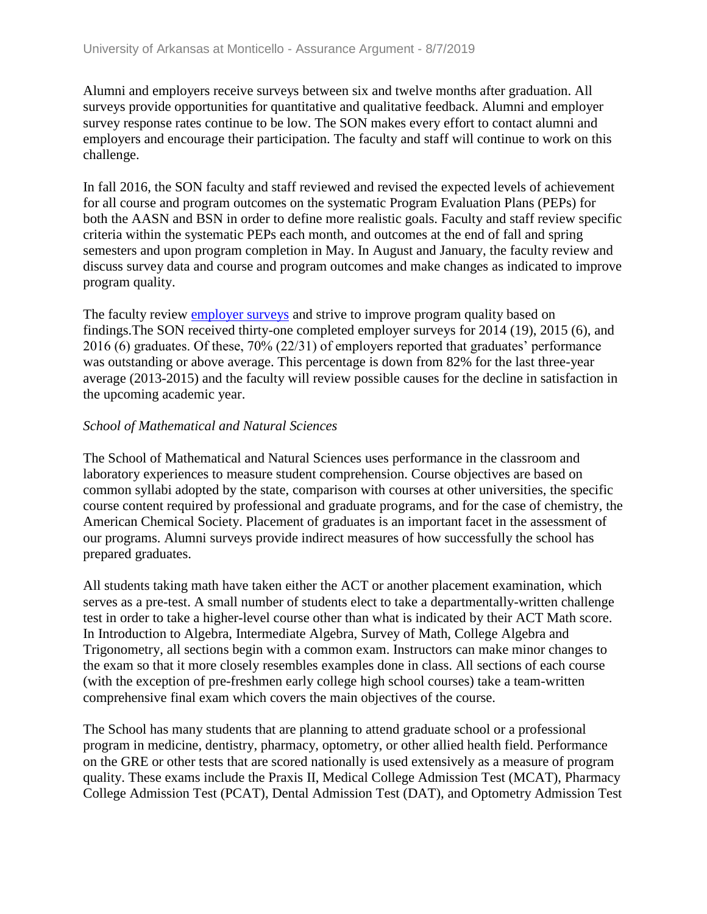Alumni and employers receive surveys between six and twelve months after graduation. All surveys provide opportunities for quantitative and qualitative feedback. Alumni and employer survey response rates continue to be low. The SON makes every effort to contact alumni and employers and encourage their participation. The faculty and staff will continue to work on this challenge.

In fall 2016, the SON faculty and staff reviewed and revised the expected levels of achievement for all course and program outcomes on the systematic Program Evaluation Plans (PEPs) for both the AASN and BSN in order to define more realistic goals. Faculty and staff review specific criteria within the systematic PEPs each month, and outcomes at the end of fall and spring semesters and upon program completion in May. In August and January, the faculty review and discuss survey data and course and program outcomes and make changes as indicated to improve program quality.

The faculty review employer surveys and strive to improve program quality based on findings.The SON received thirty-one completed employer surveys for 2014 (19), 2015 (6), and 2016 (6) graduates. Of these, 70% (22/31) of employers reported that graduates' performance was outstanding or above average. This percentage is down from 82% for the last three-year average (2013-2015) and the faculty will review possible causes for the decline in satisfaction in the upcoming academic year.

*School of Mathematical and Natural Sciences*

The School of Mathematical and Natural Sciences uses performance in the classroom and laboratory experiences to measure student comprehension. Course objectives are based on common syllabi adopted by the state, comparison with courses at other universities, the specific course content required by professional and graduate programs, and for the case of chemistry, the American Chemical Society. Placement of graduates is an important facet in the assessment of our programs. Alumni surveys provide indirect measures of how successfully the school has prepared graduates.

All students taking math have taken either the ACT or another placement examination, which serves as a pre-test. A small number of students elect to take a departmentally-written challenge test in order to take a higher-level course other than what is indicated by their ACT Math score. In Introduction to Algebra, Intermediate Algebra, Survey of Math, College Algebra and Trigonometry, all sections begin with a common exam. Instructors can make minor changes to the exam so that it more closely resembles examples done in class. All sections of each course (with the exception of pre-freshmen early college high school courses) take a team-written comprehensive final exam which covers the main objectives of the course.

The School has many students that are planning to attend graduate school or a professional program in medicine, dentistry, pharmacy, optometry, or other allied health field. Performance on the GRE or other tests that are scored nationally is used extensively as a measure of program quality. These exams include the Praxis II, Medical College Admission Test (MCAT), Pharmacy College Admission Test (PCAT), Dental Admission Test (DAT), and Optometry Admission Test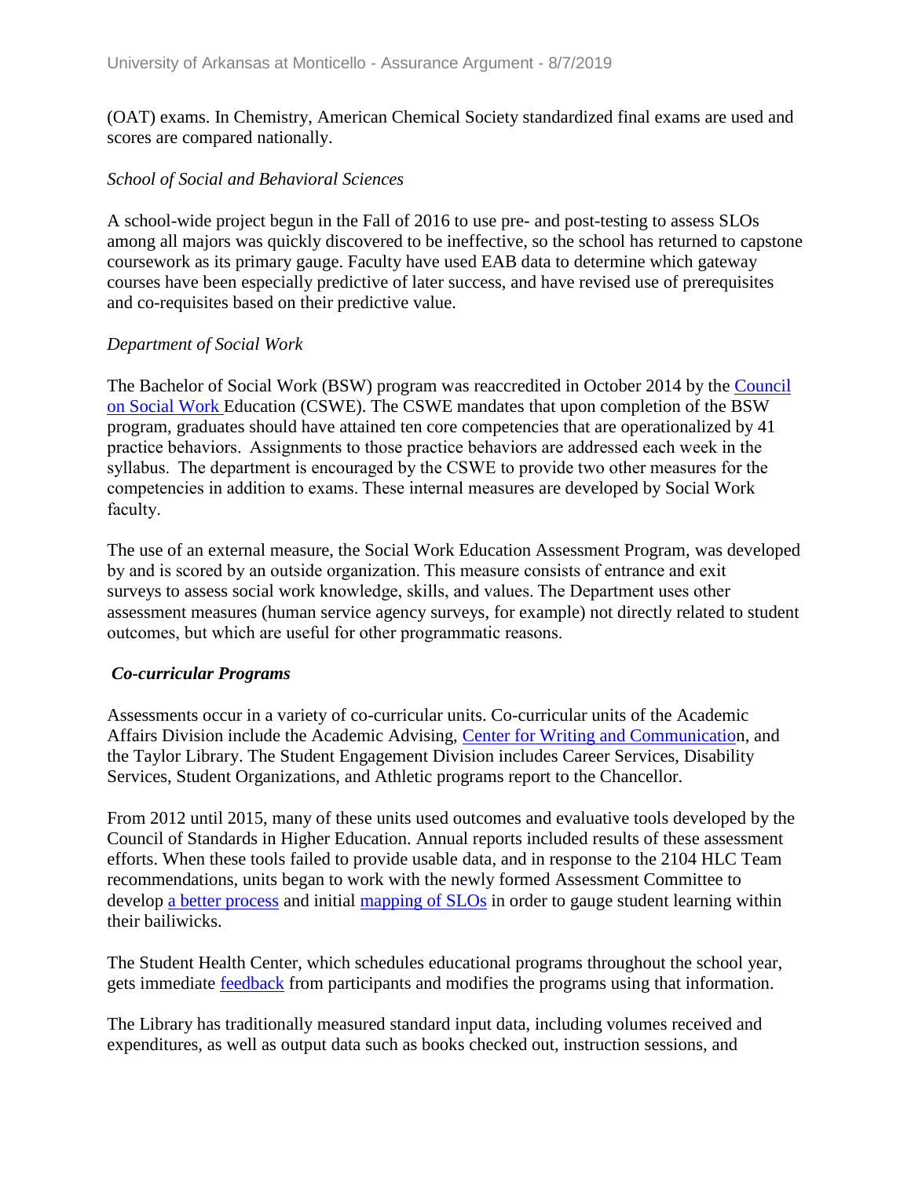(OAT) exams. In Chemistry, American Chemical Society standardized final exams are used and scores are compared nationally.

*School of Social and Behavioral Sciences*

A school-wide project begun in the Fall of 2016 to use pre- and post-testing to assess SLOs among all majors was quickly discovered to be ineffective, so the school has returned to capstone coursework as its primary gauge. Faculty have used EAB data to determine which gateway courses have been especially predictive of later success, and have revised use of prerequisites and co-requisites based on their predictive value.

*Department of Social Work*

The Bachelor of Social Work (BSW) program was reaccredited in October 2014 by the Council on Social Work Education (CSWE). The CSWE mandates that upon completion of the BSW program, graduates should have attained ten core competencies that are operationalized by 41 practice behaviors. Assignments to those practice behaviors are addressed each week in the syllabus. The department is encouraged by the CSWE to provide two other measures for the competencies in addition to exams. These internal measures are developed by Social Work faculty.

The use of an external measure, the Social Work Education Assessment Program, was developed by and is scored by an outside organization. This measure consists of entrance and exit surveys to assess social work knowledge, skills, and values. The Department uses other assessment measures (human service agency surveys, for example) not directly related to student outcomes, but which are useful for other programmatic reasons.

***Co-curricular Programs***

Assessments occur in a variety of co-curricular units. Co-curricular units of the Academic Affairs Division include the Academic Advising, Center for Writing and Communication, and the Taylor Library. The Student Engagement Division includes Career Services, Disability Services, Student Organizations, and Athletic programs report to the Chancellor.

From 2012 until 2015, many of these units used outcomes and evaluative tools developed by the Council of Standards in Higher Education. Annual reports included results of these assessment efforts. When these tools failed to provide usable data, and in response to the 2104 HLC Team recommendations, units began to work with the newly formed Assessment Committee to develop a better process and initial mapping of SLOs in order to gauge student learning within their bailiwicks.

The Student Health Center, which schedules educational programs throughout the school year, gets immediate feedback from participants and modifies the programs using that information.

The Library has traditionally measured standard input data, including volumes received and expenditures, as well as output data such as books checked out, instruction sessions, and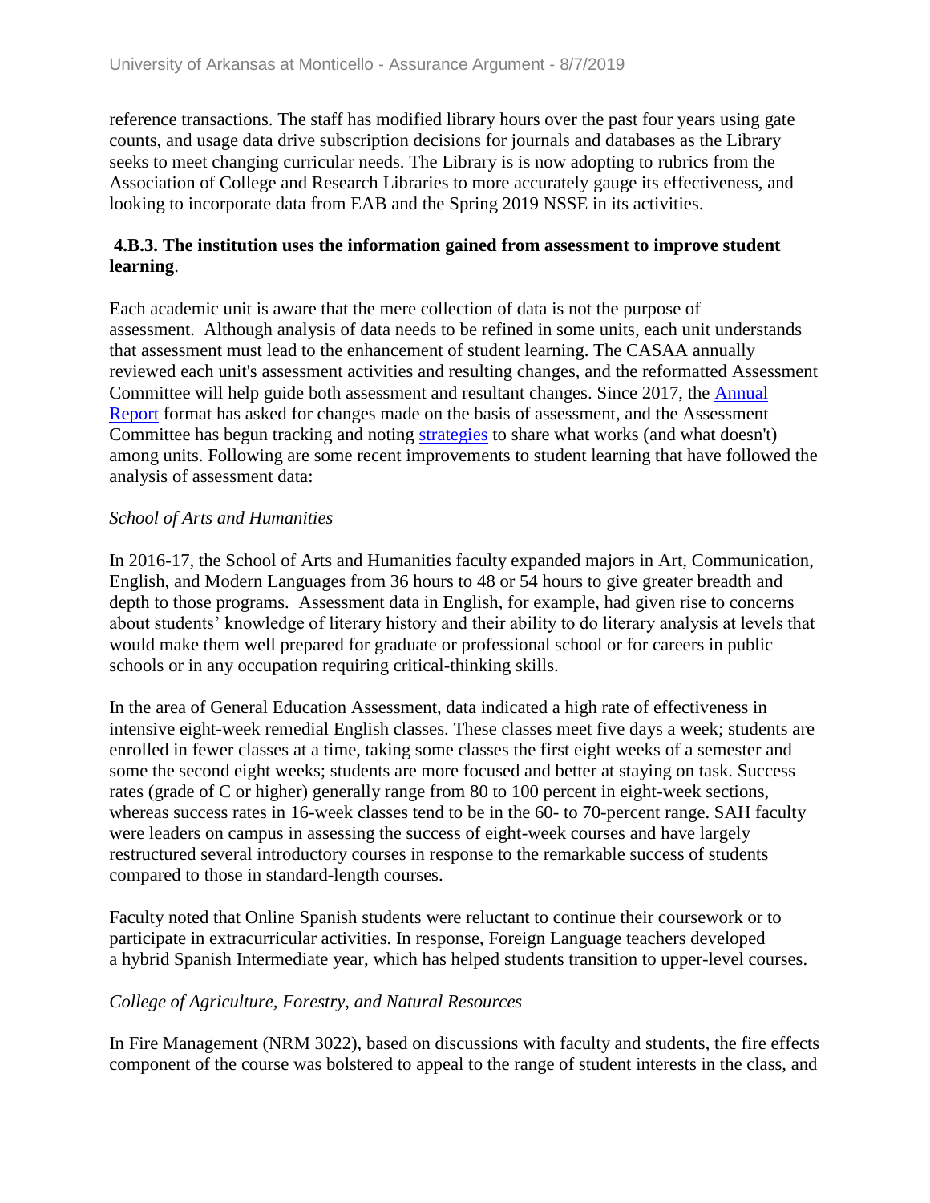reference transactions. The staff has modified library hours over the past four years using gate counts, and usage data drive subscription decisions for journals and databases as the Library seeks to meet changing curricular needs. The Library is is now adopting to rubrics from the Association of College and Research Libraries to more accurately gauge its effectiveness, and looking to incorporate data from EAB and the Spring 2019 NSSE in its activities.

**4.B.3. The institution uses the information gained from assessment to improve student learning**.

Each academic unit is aware that the mere collection of data is not the purpose of assessment. Although analysis of data needs to be refined in some units, each unit understands that assessment must lead to the enhancement of student learning. The CASAA annually reviewed each unit's assessment activities and resulting changes, and the reformatted Assessment Committee will help guide both assessment and resultant changes. Since 2017, the Annual Report format has asked for changes made on the basis of assessment, and the Assessment Committee has begun tracking and noting strategies to share what works (and what doesn't) among units. Following are some recent improvements to student learning that have followed the analysis of assessment data:

*School of Arts and Humanities*

In 2016-17, the School of Arts and Humanities faculty expanded majors in Art, Communication, English, and Modern Languages from 36 hours to 48 or 54 hours to give greater breadth and depth to those programs. Assessment data in English, for example, had given rise to concerns about students' knowledge of literary history and their ability to do literary analysis at levels that would make them well prepared for graduate or professional school or for careers in public schools or in any occupation requiring critical-thinking skills.

In the area of General Education Assessment, data indicated a high rate of effectiveness in intensive eight-week remedial English classes. These classes meet five days a week; students are enrolled in fewer classes at a time, taking some classes the first eight weeks of a semester and some the second eight weeks; students are more focused and better at staying on task. Success rates (grade of C or higher) generally range from 80 to 100 percent in eight-week sections, whereas success rates in 16-week classes tend to be in the 60- to 70-percent range. SAH faculty were leaders on campus in assessing the success of eight-week courses and have largely restructured several introductory courses in response to the remarkable success of students compared to those in standard-length courses.

Faculty noted that Online Spanish students were reluctant to continue their coursework or to participate in extracurricular activities. In response, Foreign Language teachers developed a hybrid Spanish Intermediate year, which has helped students transition to upper-level courses.

*College of Agriculture, Forestry, and Natural Resources*

In Fire Management (NRM 3022), based on discussions with faculty and students, the fire effects component of the course was bolstered to appeal to the range of student interests in the class, and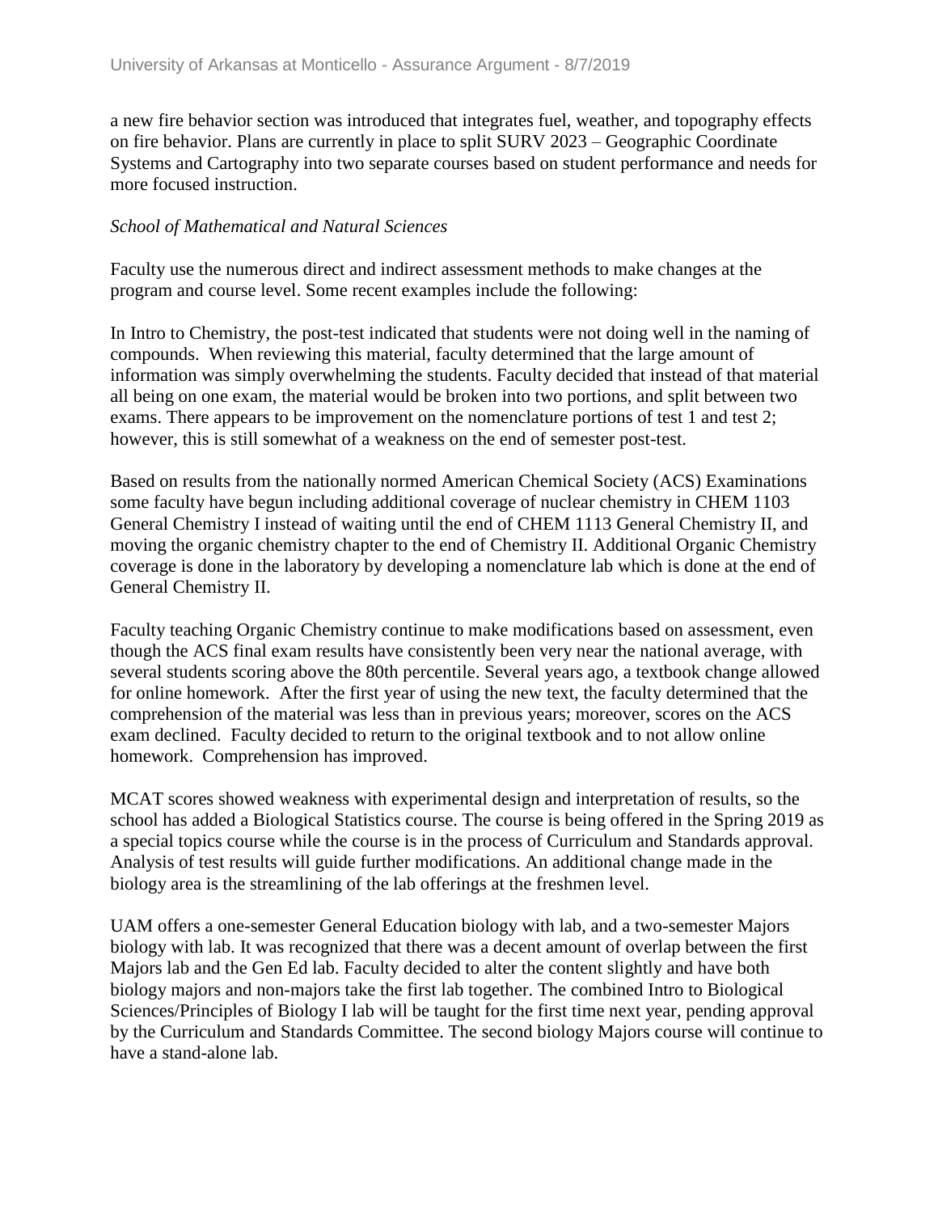a new fire behavior section was introduced that integrates fuel, weather, and topography effects on fire behavior. Plans are currently in place to split SURV 2023 – Geographic Coordinate Systems and Cartography into two separate courses based on student performance and needs for more focused instruction.

*School of Mathematical and Natural Sciences*

Faculty use the numerous direct and indirect assessment methods to make changes at the program and course level. Some recent examples include the following:

In Intro to Chemistry, the post-test indicated that students were not doing well in the naming of compounds. When reviewing this material, faculty determined that the large amount of information was simply overwhelming the students. Faculty decided that instead of that material all being on one exam, the material would be broken into two portions, and split between two exams. There appears to be improvement on the nomenclature portions of test 1 and test 2; however, this is still somewhat of a weakness on the end of semester post-test.

Based on results from the nationally normed American Chemical Society (ACS) Examinations some faculty have begun including additional coverage of nuclear chemistry in CHEM 1103 General Chemistry I instead of waiting until the end of CHEM 1113 General Chemistry II, and moving the organic chemistry chapter to the end of Chemistry II. Additional Organic Chemistry coverage is done in the laboratory by developing a nomenclature lab which is done at the end of General Chemistry II.

Faculty teaching Organic Chemistry continue to make modifications based on assessment, even though the ACS final exam results have consistently been very near the national average, with several students scoring above the 80th percentile. Several years ago, a textbook change allowed for online homework. After the first year of using the new text, the faculty determined that the comprehension of the material was less than in previous years; moreover, scores on the ACS exam declined. Faculty decided to return to the original textbook and to not allow online homework. Comprehension has improved.

MCAT scores showed weakness with experimental design and interpretation of results, so the school has added a Biological Statistics course. The course is being offered in the Spring 2019 as a special topics course while the course is in the process of Curriculum and Standards approval. Analysis of test results will guide further modifications. An additional change made in the biology area is the streamlining of the lab offerings at the freshmen level.

UAM offers a one-semester General Education biology with lab, and a two-semester Majors biology with lab. It was recognized that there was a decent amount of overlap between the first Majors lab and the Gen Ed lab. Faculty decided to alter the content slightly and have both biology majors and non-majors take the first lab together. The combined Intro to Biological Sciences/Principles of Biology I lab will be taught for the first time next year, pending approval by the Curriculum and Standards Committee. The second biology Majors course will continue to have a stand-alone lab.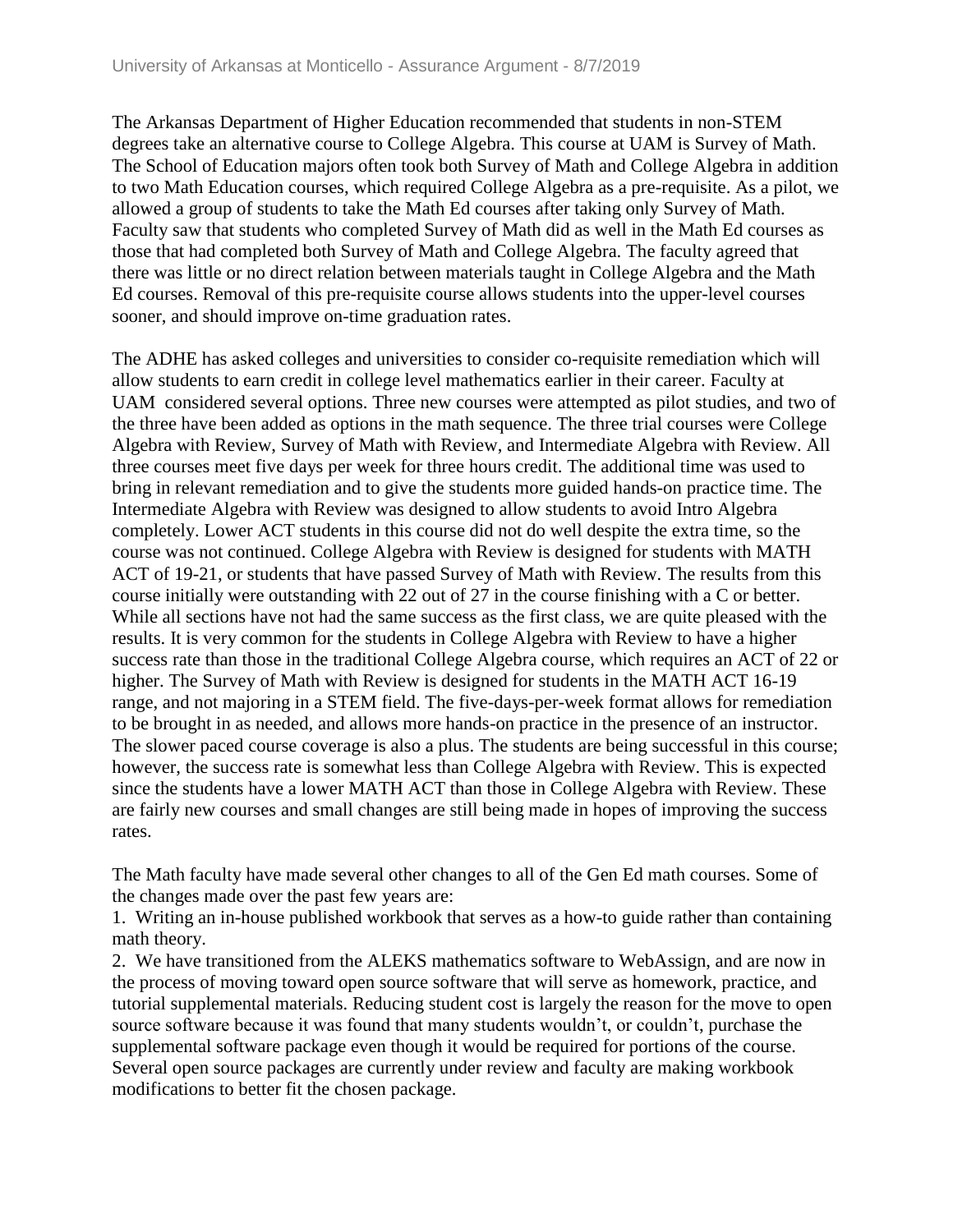The Arkansas Department of Higher Education recommended that students in non-STEM degrees take an alternative course to College Algebra. This course at UAM is Survey of Math. The School of Education majors often took both Survey of Math and College Algebra in addition to two Math Education courses, which required College Algebra as a pre-requisite. As a pilot, we allowed a group of students to take the Math Ed courses after taking only Survey of Math. Faculty saw that students who completed Survey of Math did as well in the Math Ed courses as those that had completed both Survey of Math and College Algebra. The faculty agreed that there was little or no direct relation between materials taught in College Algebra and the Math Ed courses. Removal of this pre-requisite course allows students into the upper-level courses sooner, and should improve on-time graduation rates.

The ADHE has asked colleges and universities to consider co-requisite remediation which will allow students to earn credit in college level mathematics earlier in their career. Faculty at UAM considered several options. Three new courses were attempted as pilot studies, and two of the three have been added as options in the math sequence. The three trial courses were College Algebra with Review, Survey of Math with Review, and Intermediate Algebra with Review. All three courses meet five days per week for three hours credit. The additional time was used to bring in relevant remediation and to give the students more guided hands-on practice time. The Intermediate Algebra with Review was designed to allow students to avoid Intro Algebra completely. Lower ACT students in this course did not do well despite the extra time, so the course was not continued. College Algebra with Review is designed for students with MATH ACT of 19-21, or students that have passed Survey of Math with Review. The results from this course initially were outstanding with 22 out of 27 in the course finishing with a C or better. While all sections have not had the same success as the first class, we are quite pleased with the results. It is very common for the students in College Algebra with Review to have a higher success rate than those in the traditional College Algebra course, which requires an ACT of 22 or higher. The Survey of Math with Review is designed for students in the MATH ACT 16-19 range, and not majoring in a STEM field. The five-days-per-week format allows for remediation to be brought in as needed, and allows more hands-on practice in the presence of an instructor. The slower paced course coverage is also a plus. The students are being successful in this course; however, the success rate is somewhat less than College Algebra with Review. This is expected since the students have a lower MATH ACT than those in College Algebra with Review. These are fairly new courses and small changes are still being made in hopes of improving the success rates.

The Math faculty have made several other changes to all of the Gen Ed math courses. Some of the changes made over the past few years are:

1. Writing an in-house published workbook that serves as a how-to guide rather than containing math theory.
2. We have transitioned from the ALEKS mathematics software to WebAssign, and are now in the process of moving toward open source software that will serve as homework, practice, and tutorial supplemental materials. Reducing student cost is largely the reason for the move to open source software because it was found that many students wouldn't, or couldn't, purchase the supplemental software package even though it would be required for portions of the course. Several open source packages are currently under review and faculty are making workbook modifications to better fit the chosen package.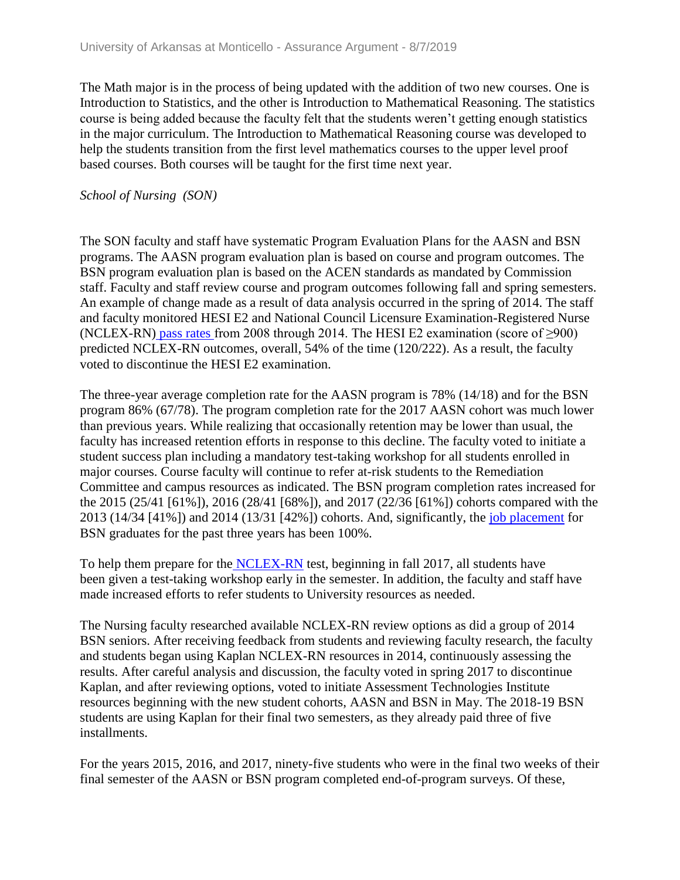The Math major is in the process of being updated with the addition of two new courses. One is Introduction to Statistics, and the other is Introduction to Mathematical Reasoning. The statistics course is being added because the faculty felt that the students weren't getting enough statistics in the major curriculum. The Introduction to Mathematical Reasoning course was developed to help the students transition from the first level mathematics courses to the upper level proof based courses. Both courses will be taught for the first time next year.

*School of Nursing (SON)*

The SON faculty and staff have systematic Program Evaluation Plans for the AASN and BSN programs. The AASN program evaluation plan is based on course and program outcomes. The BSN program evaluation plan is based on the ACEN standards as mandated by Commission staff. Faculty and staff review course and program outcomes following fall and spring semesters. An example of change made as a result of data analysis occurred in the spring of 2014. The staff and faculty monitored HESI E2 and National Council Licensure Examination-Registered Nurse (NCLEX-RN) pass rates from 2008 through 2014. The HESI E2 examination (score of $\geq$900) predicted NCLEX-RN outcomes, overall, 54% of the time (120/222). As a result, the faculty voted to discontinue the HESI E2 examination.

The three-year average completion rate for the AASN program is 78% (14/18) and for the BSN program 86% (67/78). The program completion rate for the 2017 AASN cohort was much lower than previous years. While realizing that occasionally retention may be lower than usual, the faculty has increased retention efforts in response to this decline. The faculty voted to initiate a student success plan including a mandatory test-taking workshop for all students enrolled in major courses. Course faculty will continue to refer at-risk students to the Remediation Committee and campus resources as indicated. The BSN program completion rates increased for the 2015 (25/41 [61%]), 2016 (28/41 [68%]), and 2017 (22/36 [61%]) cohorts compared with the 2013 (14/34 [41%]) and 2014 (13/31 [42%]) cohorts. And, significantly, the job placement for BSN graduates for the past three years has been 100%.

To help them prepare for the NCLEX-RN test, beginning in fall 2017, all students have been given a test-taking workshop early in the semester. In addition, the faculty and staff have made increased efforts to refer students to University resources as needed.

The Nursing faculty researched available NCLEX-RN review options as did a group of 2014 BSN seniors. After receiving feedback from students and reviewing faculty research, the faculty and students began using Kaplan NCLEX-RN resources in 2014, continuously assessing the results. After careful analysis and discussion, the faculty voted in spring 2017 to discontinue Kaplan, and after reviewing options, voted to initiate Assessment Technologies Institute resources beginning with the new student cohorts, AASN and BSN in May. The 2018-19 BSN students are using Kaplan for their final two semesters, as they already paid three of five installments.

For the years 2015, 2016, and 2017, ninety-five students who were in the final two weeks of their final semester of the AASN or BSN program completed end-of-program surveys. Of these,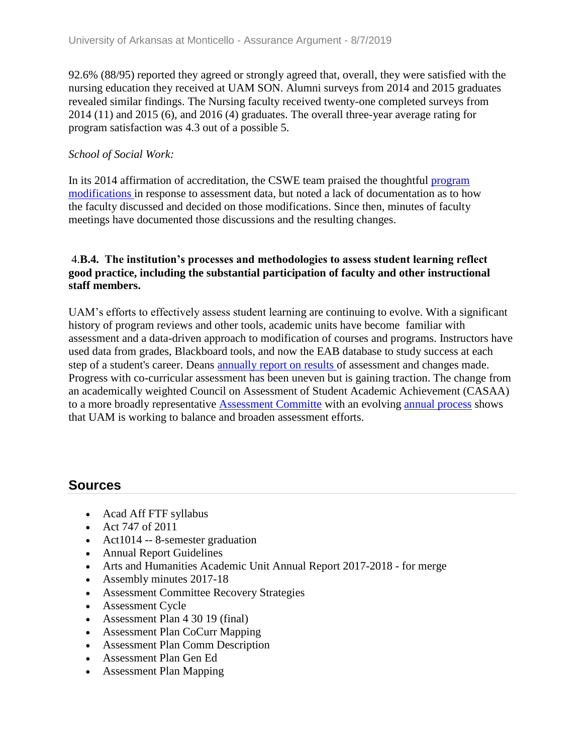92.6% (88/95) reported they agreed or strongly agreed that, overall, they were satisfied with the nursing education they received at UAM SON. Alumni surveys from 2014 and 2015 graduates revealed similar findings. The Nursing faculty received twenty-one completed surveys from 2014 (11) and 2015 (6), and 2016 (4) graduates. The overall three-year average rating for program satisfaction was 4.3 out of a possible 5.

*School of Social Work:*

In its 2014 affirmation of accreditation, the CSWE team praised the thoughtful program modifications in response to assessment data, but noted a lack of documentation as to how the faculty discussed and decided on those modifications. Since then, minutes of faculty meetings have documented those discussions and the resulting changes.

### 4.B.4. The institution's processes and methodologies to assess student learning reflect good practice, including the substantial participation of faculty and other instructional staff members.

UAM's efforts to effectively assess student learning are continuing to evolve. With a significant history of program reviews and other tools, academic units have become familiar with assessment and a data-driven approach to modification of courses and programs. Instructors have used data from grades, Blackboard tools, and now the EAB database to study success at each step of a student's career. Deans annually report on results of assessment and changes made. Progress with co-curricular assessment has been uneven but is gaining traction. The change from an academically weighted Council on Assessment of Student Academic Achievement (CASAA) to a more broadly representative Assessment Committe with an evolving annual process shows that UAM is working to balance and broaden assessment efforts.

## Sources

- Acad Aff FTF syllabus
- Act 747 of 2011
- Act1014 -- 8-semester graduation
- Annual Report Guidelines
- Arts and Humanities Academic Unit Annual Report 2017-2018 - for merge
- Assembly minutes 2017-18
- Assessment Committee Recovery Strategies
- Assessment Cycle
- Assessment Plan 4 30 19 (final)
- Assessment Plan CoCurr Mapping
- Assessment Plan Comm Description
- Assessment Plan Gen Ed
- Assessment Plan Mapping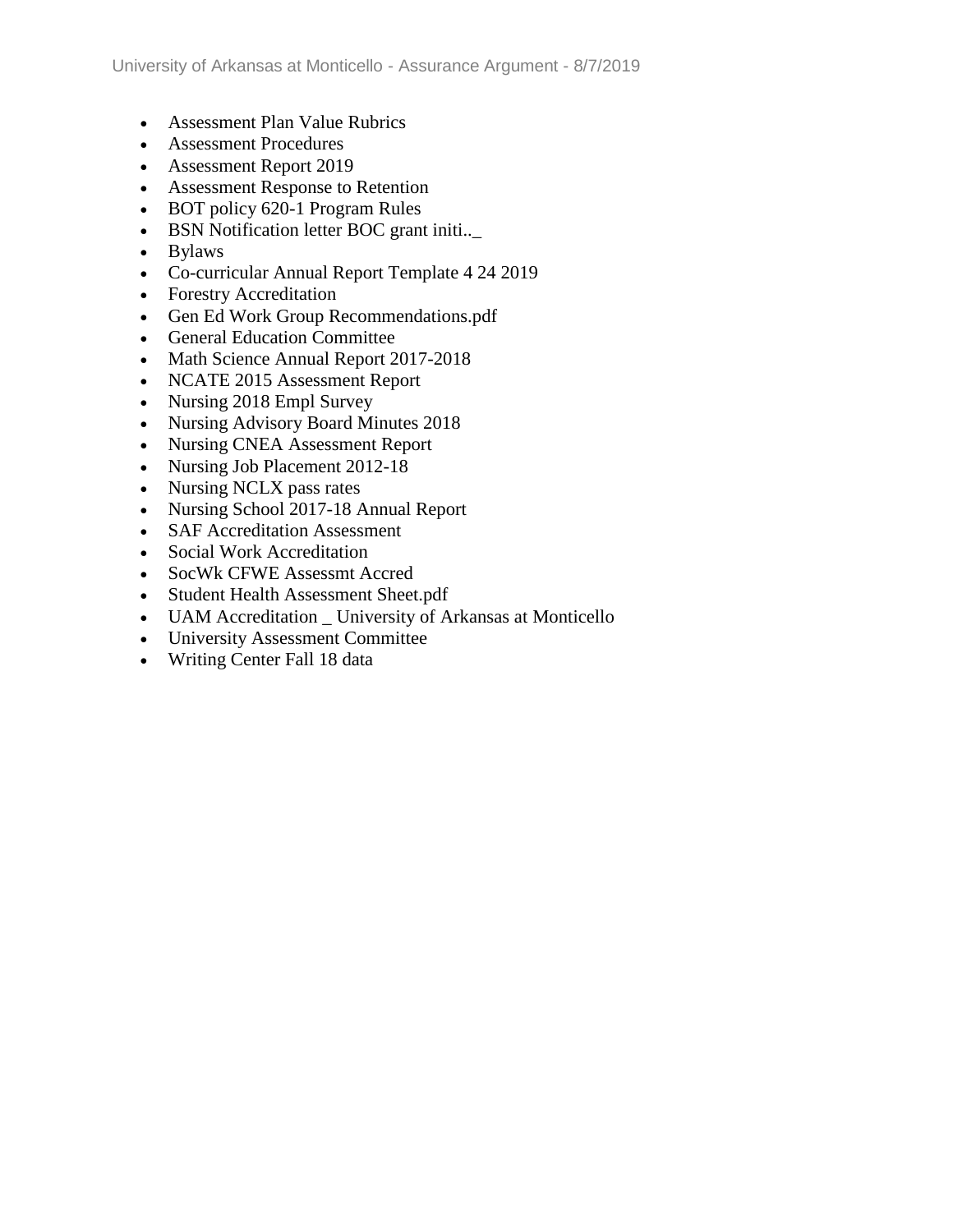- Assessment Plan Value Rubrics
- Assessment Procedures
- Assessment Report 2019
- Assessment Response to Retention
- BOT policy 620-1 Program Rules
- BSN Notification letter BOC grant initi.._
- Bylaws
- Co-curricular Annual Report Template 4 24 2019
- Forestry Accreditation
- Gen Ed Work Group Recommendations.pdf
- General Education Committee
- Math Science Annual Report 2017-2018
- NCATE 2015 Assessment Report
- Nursing 2018 Empl Survey
- Nursing Advisory Board Minutes 2018
- Nursing CNEA Assessment Report
- Nursing Job Placement 2012-18
- Nursing NCLX pass rates
- Nursing School 2017-18 Annual Report
- SAF Accreditation Assessment
- Social Work Accreditation
- SocWk CFWE Assessmt Accred
- Student Health Assessment Sheet.pdf
- UAM Accreditation _ University of Arkansas at Monticello
- University Assessment Committee
- Writing Center Fall 18 data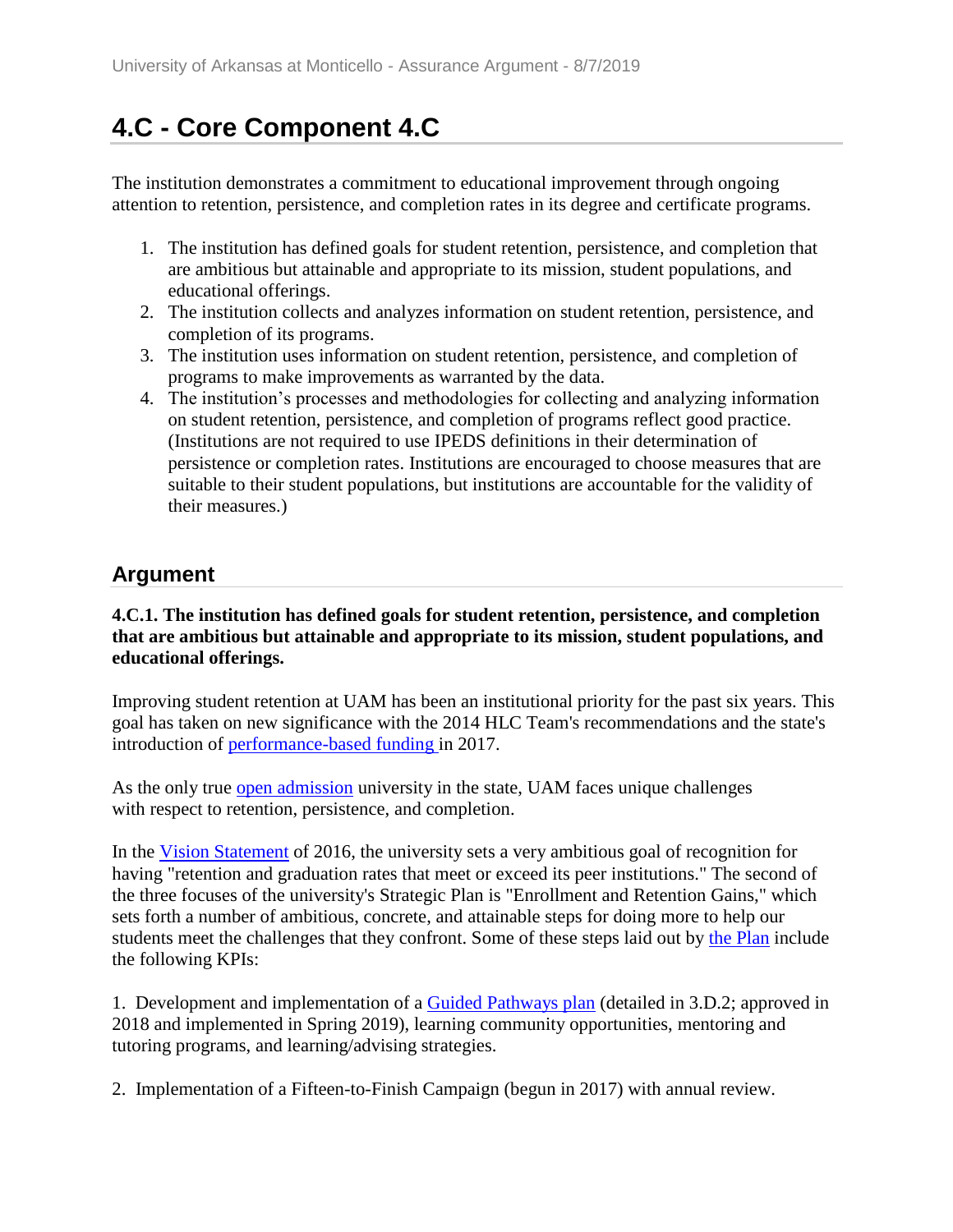# 4.C - Core Component 4.C

The institution demonstrates a commitment to educational improvement through ongoing attention to retention, persistence, and completion rates in its degree and certificate programs.

1. The institution has defined goals for student retention, persistence, and completion that are ambitious but attainable and appropriate to its mission, student populations, and educational offerings.
2. The institution collects and analyzes information on student retention, persistence, and completion of its programs.
3. The institution uses information on student retention, persistence, and completion of programs to make improvements as warranted by the data.
4. The institution's processes and methodologies for collecting and analyzing information on student retention, persistence, and completion of programs reflect good practice. (Institutions are not required to use IPEDS definitions in their determination of persistence or completion rates. Institutions are encouraged to choose measures that are suitable to their student populations, but institutions are accountable for the validity of their measures.)

## Argument

**4.C.1. The institution has defined goals for student retention, persistence, and completion that are ambitious but attainable and appropriate to its mission, student populations, and educational offerings.**

Improving student retention at UAM has been an institutional priority for the past six years. This goal has taken on new significance with the 2014 HLC Team's recommendations and the state's introduction of performance-based funding in 2017.

As the only true open admission university in the state, UAM faces unique challenges with respect to retention, persistence, and completion.

In the Vision Statement of 2016, the university sets a very ambitious goal of recognition for having "retention and graduation rates that meet or exceed its peer institutions." The second of the three focuses of the university's Strategic Plan is "Enrollment and Retention Gains," which sets forth a number of ambitious, concrete, and attainable steps for doing more to help our students meet the challenges that they confront. Some of these steps laid out by the Plan include the following KPIs:

1. Development and implementation of a Guided Pathways plan (detailed in 3.D.2; approved in 2018 and implemented in Spring 2019), learning community opportunities, mentoring and tutoring programs, and learning/advising strategies.

2. Implementation of a Fifteen-to-Finish Campaign (begun in 2017) with annual review.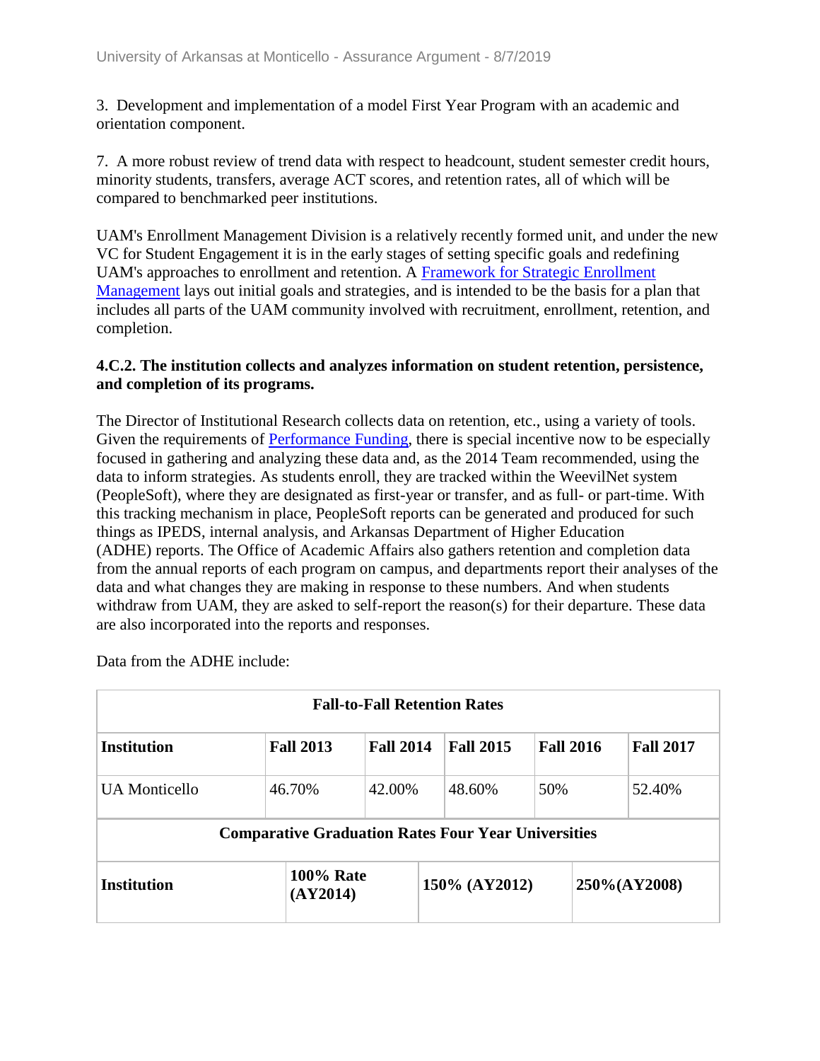3. Development and implementation of a model First Year Program with an academic and orientation component.

7. A more robust review of trend data with respect to headcount, student semester credit hours, minority students, transfers, average ACT scores, and retention rates, all of which will be compared to benchmarked peer institutions.

UAM's Enrollment Management Division is a relatively recently formed unit, and under the new VC for Student Engagement it is in the early stages of setting specific goals and redefining UAM's approaches to enrollment and retention. A Framework for Strategic Enrollment Management lays out initial goals and strategies, and is intended to be the basis for a plan that includes all parts of the UAM community involved with recruitment, enrollment, retention, and completion.

**4.C.2. The institution collects and analyzes information on student retention, persistence, and completion of its programs.**

The Director of Institutional Research collects data on retention, etc., using a variety of tools. Given the requirements of Performance Funding, there is special incentive now to be especially focused in gathering and analyzing these data and, as the 2014 Team recommended, using the data to inform strategies. As students enroll, they are tracked within the WeevilNet system (PeopleSoft), where they are designated as first-year or transfer, and as full- or part-time. With this tracking mechanism in place, PeopleSoft reports can be generated and produced for such things as IPEDS, internal analysis, and Arkansas Department of Higher Education (ADHE) reports. The Office of Academic Affairs also gathers retention and completion data from the annual reports of each program on campus, and departments report their analyses of the data and what changes they are making in response to these numbers. And when students withdraw from UAM, they are asked to self-report the reason(s) for their departure. These data are also incorporated into the reports and responses.

Data from the ADHE include:

| Fall-to-Fall Retention Rates | | | | | |
|---|---|---|---|---|---|
| **Institution** | **Fall 2013** | **Fall 2014** | **Fall 2015** | **Fall 2016** | **Fall 2017** |
| UA Monticello | 46.70% | 42.00% | 48.60% | 50% | 52.40% |

| Comparative Graduation Rates Four Year Universities | | | |
|---|---|---|---|
| **Institution** | **100% Rate (AY2014)** | **150% (AY2012)** | **250%(AY2008)** |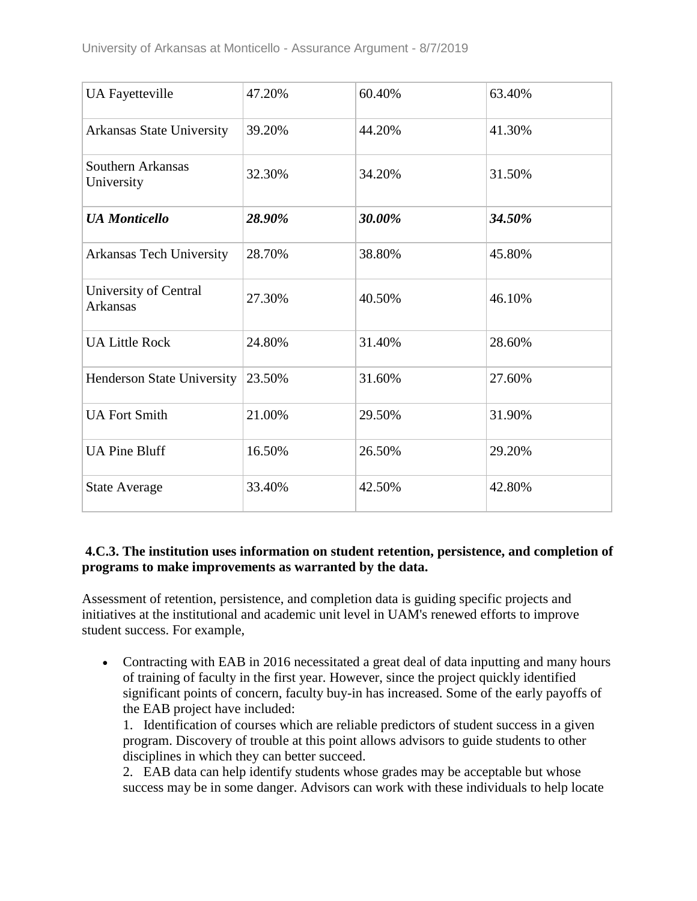| UA Fayetteville | 47.20% | 60.40% | 63.40% |
|---|---|---|---|
| Arkansas State University | 39.20% | 44.20% | 41.30% |
| Southern Arkansas University | 32.30% | 34.20% | 31.50% |
| ***UA Monticello*** | ***28.90%*** | ***30.00%*** | ***34.50%*** |
| Arkansas Tech University | 28.70% | 38.80% | 45.80% |
| University of Central Arkansas | 27.30% | 40.50% | 46.10% |
| UA Little Rock | 24.80% | 31.40% | 28.60% |
| Henderson State University | 23.50% | 31.60% | 27.60% |
| UA Fort Smith | 21.00% | 29.50% | 31.90% |
| UA Pine Bluff | 16.50% | 26.50% | 29.20% |
| State Average | 33.40% | 42.50% | 42.80% |

**4.C.3. The institution uses information on student retention, persistence, and completion of programs to make improvements as warranted by the data.**

Assessment of retention, persistence, and completion data is guiding specific projects and initiatives at the institutional and academic unit level in UAM's renewed efforts to improve student success. For example,

- Contracting with EAB in 2016 necessitated a great deal of data inputting and many hours of training of faculty in the first year. However, since the project quickly identified significant points of concern, faculty buy-in has increased. Some of the early payoffs of the EAB project have included:
  1. Identification of courses which are reliable predictors of student success in a given program. Discovery of trouble at this point allows advisors to guide students to other disciplines in which they can better succeed.
  2. EAB data can help identify students whose grades may be acceptable but whose success may be in some danger. Advisors can work with these individuals to help locate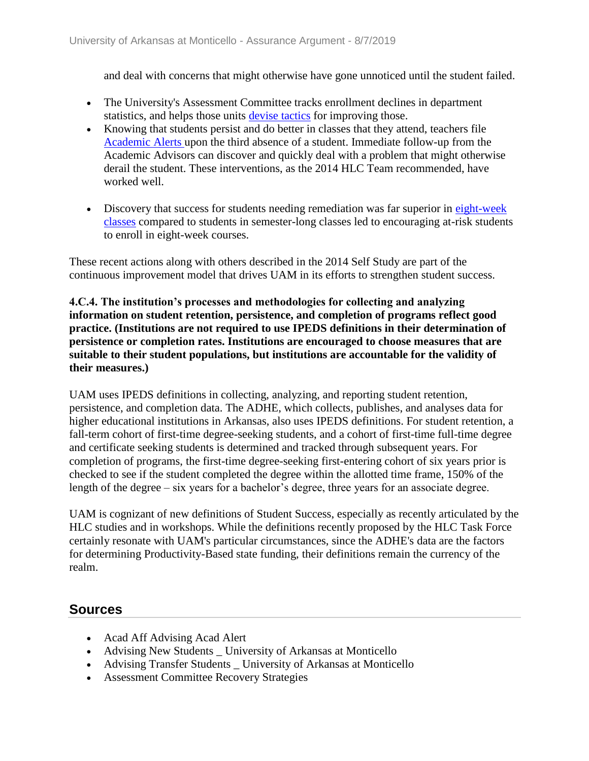and deal with concerns that might otherwise have gone unnoticed until the student failed.

- The University's Assessment Committee tracks enrollment declines in department statistics, and helps those units devise tactics for improving those.
- Knowing that students persist and do better in classes that they attend, teachers file Academic Alerts upon the third absence of a student. Immediate follow-up from the Academic Advisors can discover and quickly deal with a problem that might otherwise derail the student. These interventions, as the 2014 HLC Team recommended, have worked well.
- Discovery that success for students needing remediation was far superior in eight-week classes compared to students in semester-long classes led to encouraging at-risk students to enroll in eight-week courses.

These recent actions along with others described in the 2014 Self Study are part of the continuous improvement model that drives UAM in its efforts to strengthen student success.

**4.C.4. The institution's processes and methodologies for collecting and analyzing information on student retention, persistence, and completion of programs reflect good practice. (Institutions are not required to use IPEDS definitions in their determination of persistence or completion rates. Institutions are encouraged to choose measures that are suitable to their student populations, but institutions are accountable for the validity of their measures.)**

UAM uses IPEDS definitions in collecting, analyzing, and reporting student retention, persistence, and completion data. The ADHE, which collects, publishes, and analyses data for higher educational institutions in Arkansas, also uses IPEDS definitions. For student retention, a fall-term cohort of first-time degree-seeking students, and a cohort of first-time full-time degree and certificate seeking students is determined and tracked through subsequent years. For completion of programs, the first-time degree-seeking first-entering cohort of six years prior is checked to see if the student completed the degree within the allotted time frame, 150% of the length of the degree – six years for a bachelor's degree, three years for an associate degree.

UAM is cognizant of new definitions of Student Success, especially as recently articulated by the HLC studies and in workshops. While the definitions recently proposed by the HLC Task Force certainly resonate with UAM's particular circumstances, since the ADHE's data are the factors for determining Productivity-Based state funding, their definitions remain the currency of the realm.

## Sources

- Acad Aff Advising Acad Alert
- Advising New Students _ University of Arkansas at Monticello
- Advising Transfer Students _ University of Arkansas at Monticello
- Assessment Committee Recovery Strategies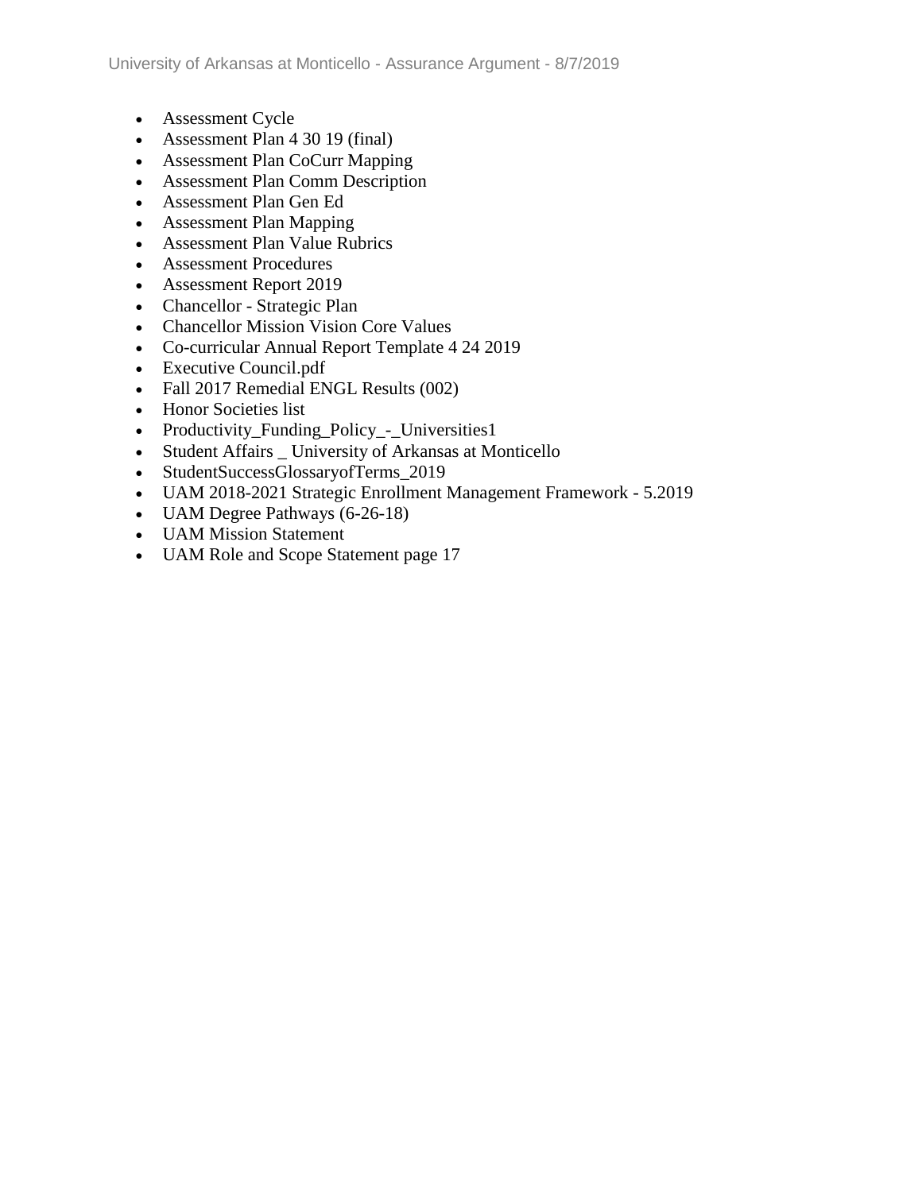- Assessment Cycle
- Assessment Plan 4 30 19 (final)
- Assessment Plan CoCurr Mapping
- Assessment Plan Comm Description
- Assessment Plan Gen Ed
- Assessment Plan Mapping
- Assessment Plan Value Rubrics
- Assessment Procedures
- Assessment Report 2019
- Chancellor - Strategic Plan
- Chancellor Mission Vision Core Values
- Co-curricular Annual Report Template 4 24 2019
- Executive Council.pdf
- Fall 2017 Remedial ENGL Results (002)
- Honor Societies list
- Productivity_Funding_Policy_-_Universities1
- Student Affairs _ University of Arkansas at Monticello
- StudentSuccessGlossaryofTerms_2019
- UAM 2018-2021 Strategic Enrollment Management Framework - 5.2019
- UAM Degree Pathways (6-26-18)
- UAM Mission Statement
- UAM Role and Scope Statement page 17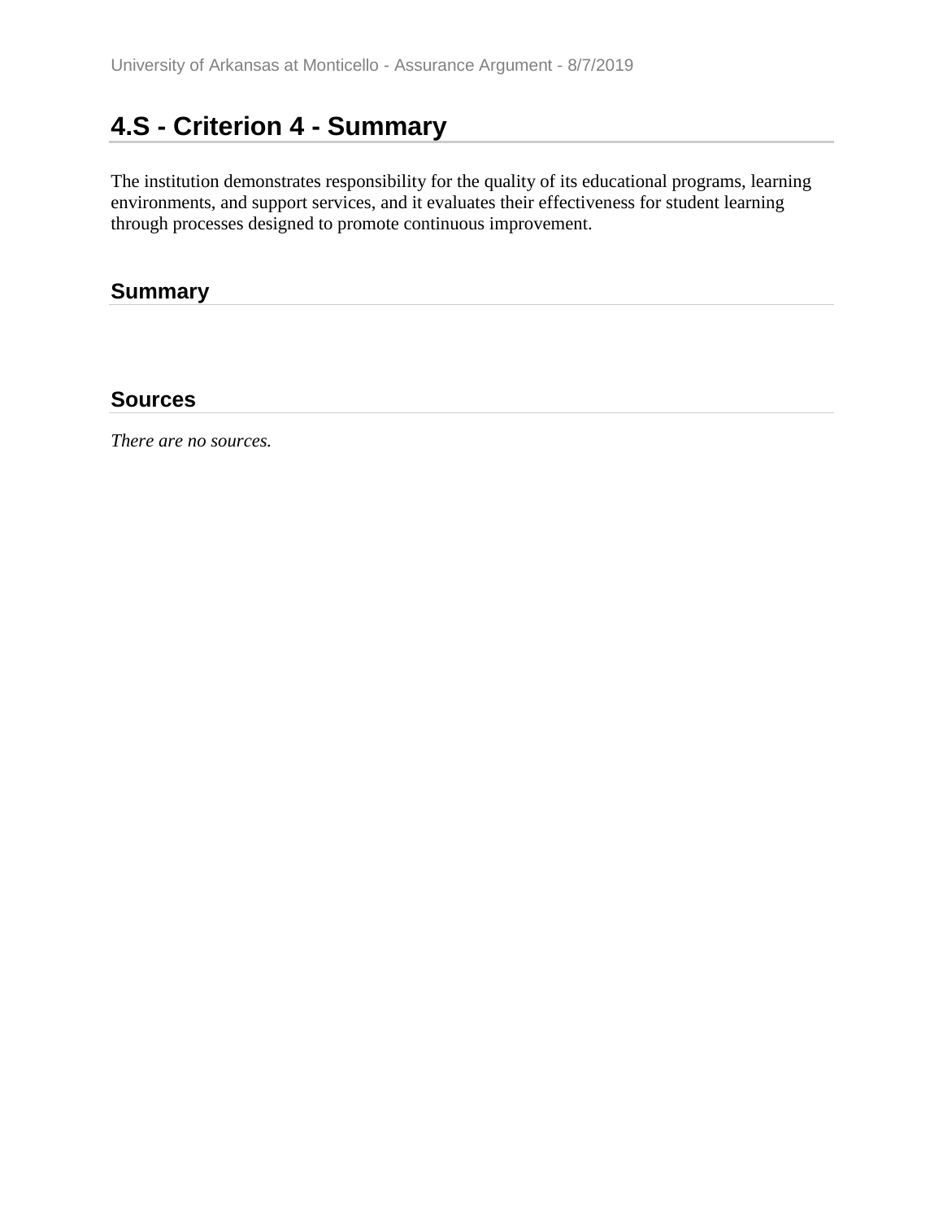## 4.S - Criterion 4 - Summary

The institution demonstrates responsibility for the quality of its educational programs, learning environments, and support services, and it evaluates their effectiveness for student learning through processes designed to promote continuous improvement.

### Summary

### Sources

*There are no sources.*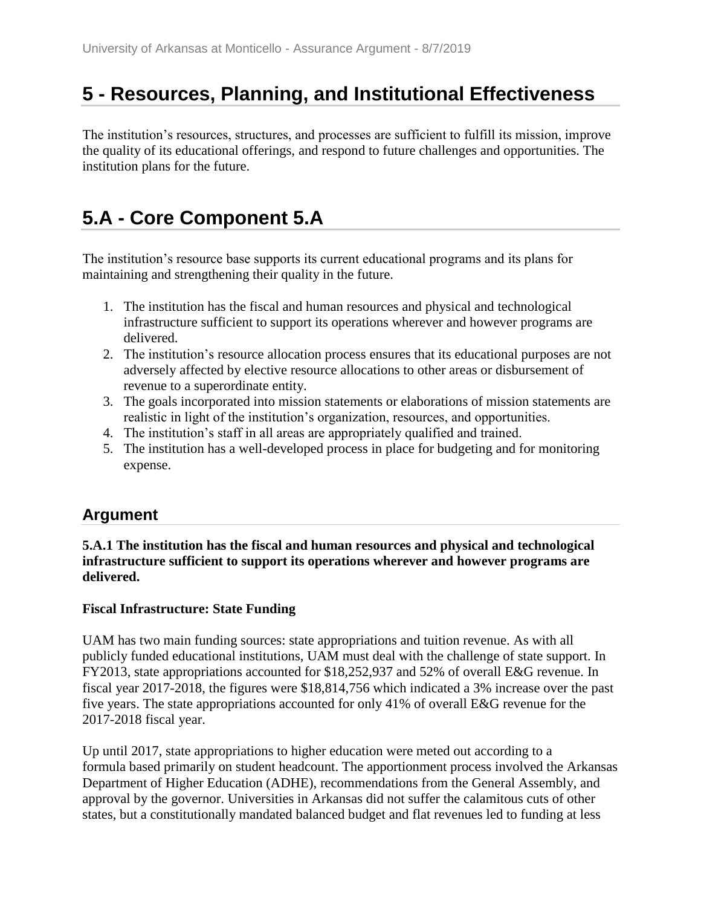# 5 - Resources, Planning, and Institutional Effectiveness

The institution's resources, structures, and processes are sufficient to fulfill its mission, improve the quality of its educational offerings, and respond to future challenges and opportunities. The institution plans for the future.

# 5.A - Core Component 5.A

The institution's resource base supports its current educational programs and its plans for maintaining and strengthening their quality in the future.

1. The institution has the fiscal and human resources and physical and technological infrastructure sufficient to support its operations wherever and however programs are delivered.
2. The institution's resource allocation process ensures that its educational purposes are not adversely affected by elective resource allocations to other areas or disbursement of revenue to a superordinate entity.
3. The goals incorporated into mission statements or elaborations of mission statements are realistic in light of the institution's organization, resources, and opportunities.
4. The institution's staff in all areas are appropriately qualified and trained.
5. The institution has a well-developed process in place for budgeting and for monitoring expense.

## Argument

**5.A.1 The institution has the fiscal and human resources and physical and technological infrastructure sufficient to support its operations wherever and however programs are delivered.**

**Fiscal Infrastructure: State Funding**

UAM has two main funding sources: state appropriations and tuition revenue. As with all publicly funded educational institutions, UAM must deal with the challenge of state support. In FY2013, state appropriations accounted for $18,252,937 and 52% of overall E&G revenue. In fiscal year 2017-2018, the figures were $18,814,756 which indicated a 3% increase over the past five years. The state appropriations accounted for only 41% of overall E&G revenue for the 2017-2018 fiscal year.

Up until 2017, state appropriations to higher education were meted out according to a formula based primarily on student headcount. The apportionment process involved the Arkansas Department of Higher Education (ADHE), recommendations from the General Assembly, and approval by the governor. Universities in Arkansas did not suffer the calamitous cuts of other states, but a constitutionally mandated balanced budget and flat revenues led to funding at less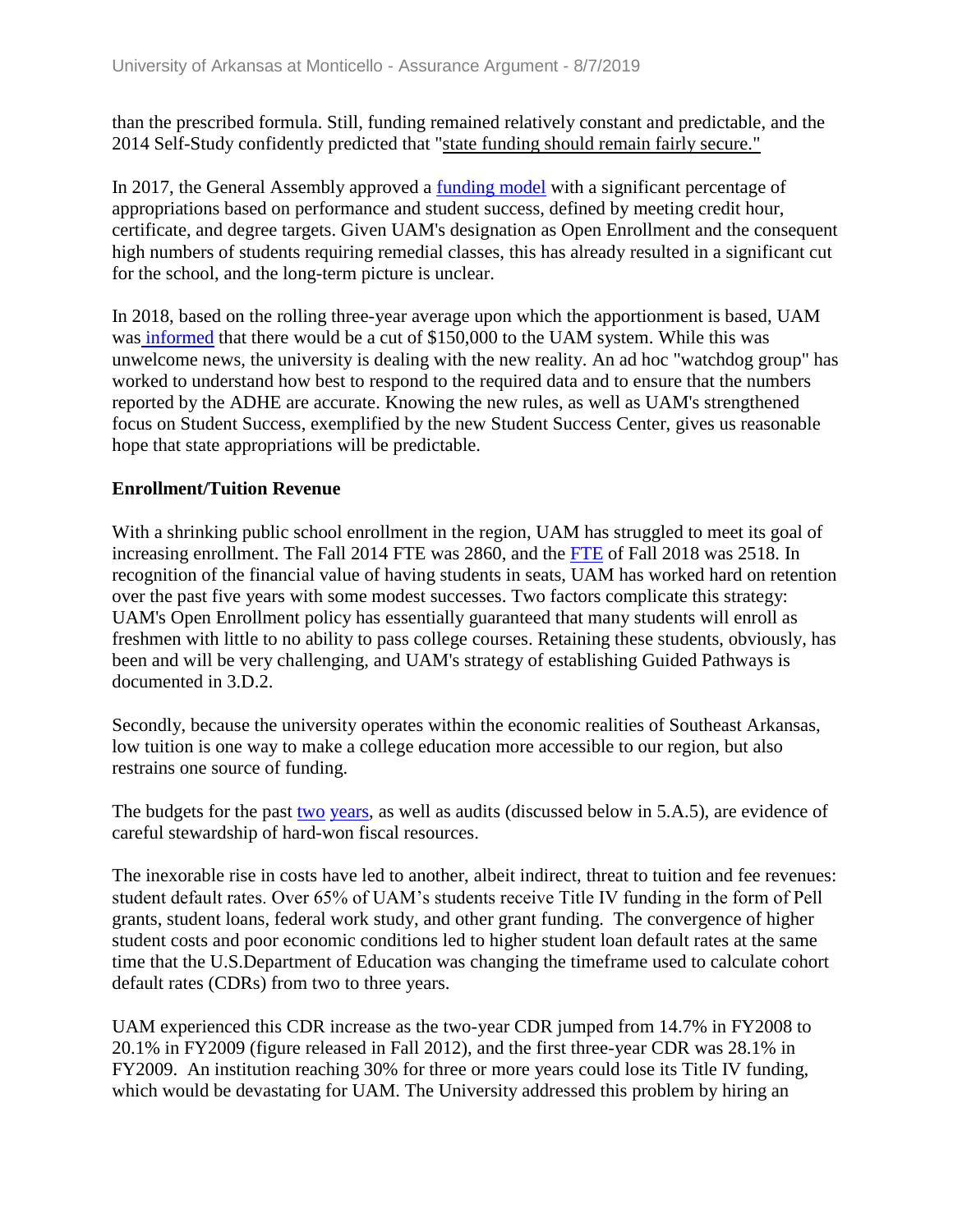than the prescribed formula. Still, funding remained relatively constant and predictable, and the 2014 Self-Study confidently predicted that "state funding should remain fairly secure."

In 2017, the General Assembly approved a funding model with a significant percentage of appropriations based on performance and student success, defined by meeting credit hour, certificate, and degree targets. Given UAM's designation as Open Enrollment and the consequent high numbers of students requiring remedial classes, this has already resulted in a significant cut for the school, and the long-term picture is unclear.

In 2018, based on the rolling three-year average upon which the apportionment is based, UAM was informed that there would be a cut of $150,000 to the UAM system. While this was unwelcome news, the university is dealing with the new reality. An ad hoc "watchdog group" has worked to understand how best to respond to the required data and to ensure that the numbers reported by the ADHE are accurate. Knowing the new rules, as well as UAM's strengthened focus on Student Success, exemplified by the new Student Success Center, gives us reasonable hope that state appropriations will be predictable.

**Enrollment/Tuition Revenue**

With a shrinking public school enrollment in the region, UAM has struggled to meet its goal of increasing enrollment. The Fall 2014 FTE was 2860, and the FTE of Fall 2018 was 2518. In recognition of the financial value of having students in seats, UAM has worked hard on retention over the past five years with some modest successes. Two factors complicate this strategy: UAM's Open Enrollment policy has essentially guaranteed that many students will enroll as freshmen with little to no ability to pass college courses. Retaining these students, obviously, has been and will be very challenging, and UAM's strategy of establishing Guided Pathways is documented in 3.D.2.

Secondly, because the university operates within the economic realities of Southeast Arkansas, low tuition is one way to make a college education more accessible to our region, but also restrains one source of funding.

The budgets for the past two years, as well as audits (discussed below in 5.A.5), are evidence of careful stewardship of hard-won fiscal resources.

The inexorable rise in costs have led to another, albeit indirect, threat to tuition and fee revenues: student default rates. Over 65% of UAM's students receive Title IV funding in the form of Pell grants, student loans, federal work study, and other grant funding. The convergence of higher student costs and poor economic conditions led to higher student loan default rates at the same time that the U.S.Department of Education was changing the timeframe used to calculate cohort default rates (CDRs) from two to three years.

UAM experienced this CDR increase as the two-year CDR jumped from 14.7% in FY2008 to 20.1% in FY2009 (figure released in Fall 2012), and the first three-year CDR was 28.1% in FY2009. An institution reaching 30% for three or more years could lose its Title IV funding, which would be devastating for UAM. The University addressed this problem by hiring an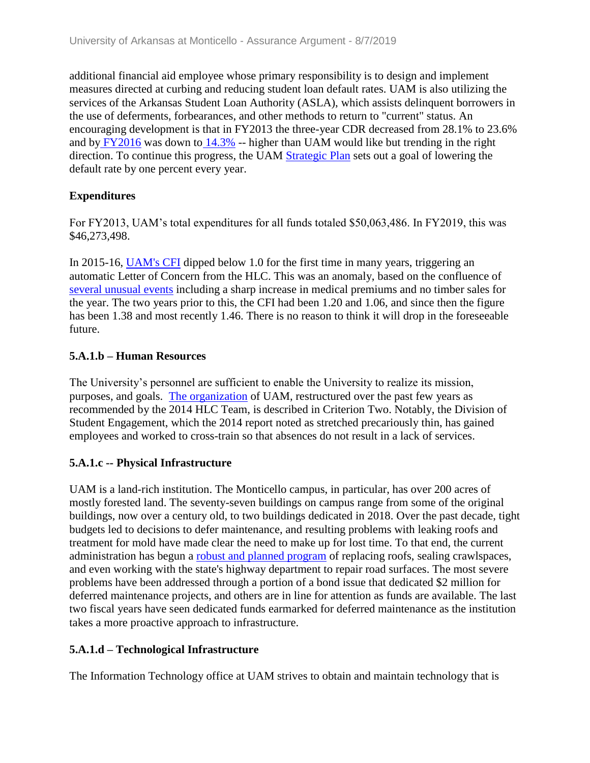additional financial aid employee whose primary responsibility is to design and implement measures directed at curbing and reducing student loan default rates. UAM is also utilizing the services of the Arkansas Student Loan Authority (ASLA), which assists delinquent borrowers in the use of deferments, forbearances, and other methods to return to "current" status. An encouraging development is that in FY2013 the three-year CDR decreased from 28.1% to 23.6% and by FY2016 was down to 14.3% -- higher than UAM would like but trending in the right direction. To continue this progress, the UAM Strategic Plan sets out a goal of lowering the default rate by one percent every year.

**Expenditures**

For FY2013, UAM's total expenditures for all funds totaled $50,063,486. In FY2019, this was $46,273,498.

In 2015-16, UAM's CFI dipped below 1.0 for the first time in many years, triggering an automatic Letter of Concern from the HLC. This was an anomaly, based on the confluence of several unusual events including a sharp increase in medical premiums and no timber sales for the year. The two years prior to this, the CFI had been 1.20 and 1.06, and since then the figure has been 1.38 and most recently 1.46. There is no reason to think it will drop in the foreseeable future.

**5.A.1.b – Human Resources**

The University's personnel are sufficient to enable the University to realize its mission, purposes, and goals. The organization of UAM, restructured over the past few years as recommended by the 2014 HLC Team, is described in Criterion Two. Notably, the Division of Student Engagement, which the 2014 report noted as stretched precariously thin, has gained employees and worked to cross-train so that absences do not result in a lack of services.

**5.A.1.c -- Physical Infrastructure**

UAM is a land-rich institution. The Monticello campus, in particular, has over 200 acres of mostly forested land. The seventy-seven buildings on campus range from some of the original buildings, now over a century old, to two buildings dedicated in 2018. Over the past decade, tight budgets led to decisions to defer maintenance, and resulting problems with leaking roofs and treatment for mold have made clear the need to make up for lost time. To that end, the current administration has begun a robust and planned program of replacing roofs, sealing crawlspaces, and even working with the state's highway department to repair road surfaces. The most severe problems have been addressed through a portion of a bond issue that dedicated $2 million for deferred maintenance projects, and others are in line for attention as funds are available. The last two fiscal years have seen dedicated funds earmarked for deferred maintenance as the institution takes a more proactive approach to infrastructure.

**5.A.1.d – Technological Infrastructure**

The Information Technology office at UAM strives to obtain and maintain technology that is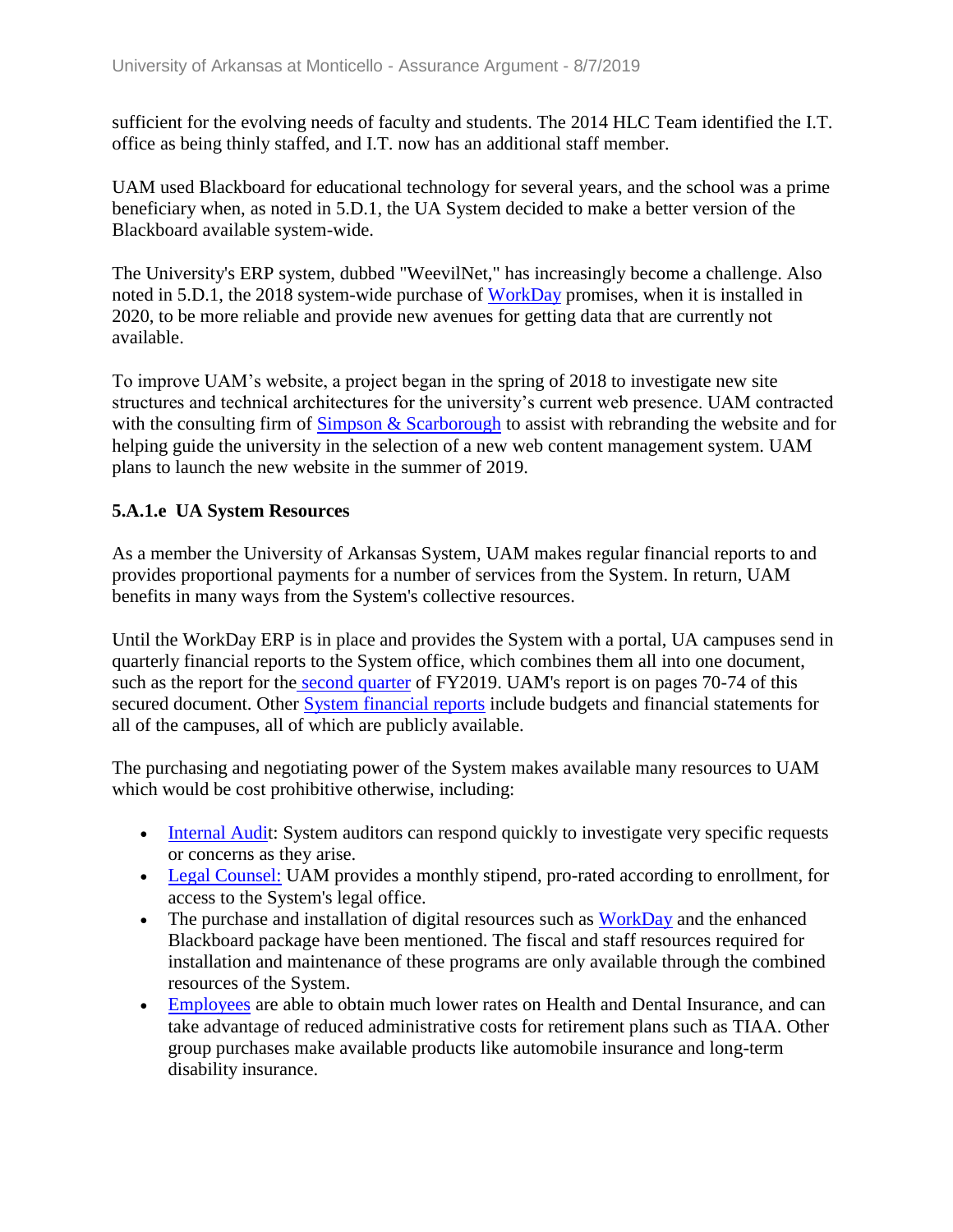sufficient for the evolving needs of faculty and students. The 2014 HLC Team identified the I.T. office as being thinly staffed, and I.T. now has an additional staff member.

UAM used Blackboard for educational technology for several years, and the school was a prime beneficiary when, as noted in 5.D.1, the UA System decided to make a better version of the Blackboard available system-wide.

The University's ERP system, dubbed "WeevilNet," has increasingly become a challenge. Also noted in 5.D.1, the 2018 system-wide purchase of WorkDay promises, when it is installed in 2020, to be more reliable and provide new avenues for getting data that are currently not available.

To improve UAM's website, a project began in the spring of 2018 to investigate new site structures and technical architectures for the university's current web presence. UAM contracted with the consulting firm of Simpson & Scarborough to assist with rebranding the website and for helping guide the university in the selection of a new web content management system. UAM plans to launch the new website in the summer of 2019.

#### 5.A.1.e UA System Resources

As a member the University of Arkansas System, UAM makes regular financial reports to and provides proportional payments for a number of services from the System. In return, UAM benefits in many ways from the System's collective resources.

Until the WorkDay ERP is in place and provides the System with a portal, UA campuses send in quarterly financial reports to the System office, which combines them all into one document, such as the report for the second quarter of FY2019. UAM's report is on pages 70-74 of this secured document. Other System financial reports include budgets and financial statements for all of the campuses, all of which are publicly available.

The purchasing and negotiating power of the System makes available many resources to UAM which would be cost prohibitive otherwise, including:

- Internal Audit: System auditors can respond quickly to investigate very specific requests or concerns as they arise.
- Legal Counsel: UAM provides a monthly stipend, pro-rated according to enrollment, for access to the System's legal office.
- The purchase and installation of digital resources such as WorkDay and the enhanced Blackboard package have been mentioned. The fiscal and staff resources required for installation and maintenance of these programs are only available through the combined resources of the System.
- Employees are able to obtain much lower rates on Health and Dental Insurance, and can take advantage of reduced administrative costs for retirement plans such as TIAA. Other group purchases make available products like automobile insurance and long-term disability insurance.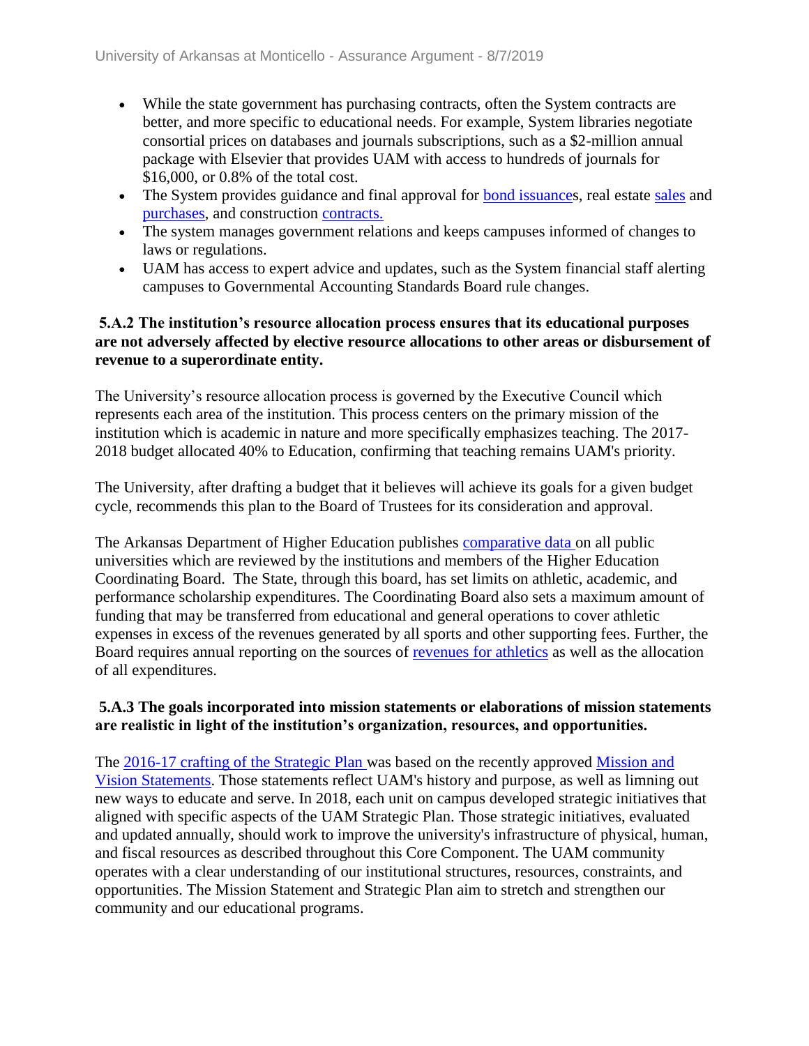- While the state government has purchasing contracts, often the System contracts are better, and more specific to educational needs. For example, System libraries negotiate consortial prices on databases and journals subscriptions, such as a $2-million annual package with Elsevier that provides UAM with access to hundreds of journals for $16,000, or 0.8% of the total cost.
- The System provides guidance and final approval for bond issuances, real estate sales and purchases, and construction contracts.
- The system manages government relations and keeps campuses informed of changes to laws or regulations.
- UAM has access to expert advice and updates, such as the System financial staff alerting campuses to Governmental Accounting Standards Board rule changes.

**5.A.2 The institution's resource allocation process ensures that its educational purposes are not adversely affected by elective resource allocations to other areas or disbursement of revenue to a superordinate entity.**

The University's resource allocation process is governed by the Executive Council which represents each area of the institution. This process centers on the primary mission of the institution which is academic in nature and more specifically emphasizes teaching. The 2017-2018 budget allocated 40% to Education, confirming that teaching remains UAM's priority.

The University, after drafting a budget that it believes will achieve its goals for a given budget cycle, recommends this plan to the Board of Trustees for its consideration and approval.

The Arkansas Department of Higher Education publishes comparative data on all public universities which are reviewed by the institutions and members of the Higher Education Coordinating Board. The State, through this board, has set limits on athletic, academic, and performance scholarship expenditures. The Coordinating Board also sets a maximum amount of funding that may be transferred from educational and general operations to cover athletic expenses in excess of the revenues generated by all sports and other supporting fees. Further, the Board requires annual reporting on the sources of revenues for athletics as well as the allocation of all expenditures.

**5.A.3 The goals incorporated into mission statements or elaborations of mission statements are realistic in light of the institution's organization, resources, and opportunities.**

The 2016-17 crafting of the Strategic Plan was based on the recently approved Mission and Vision Statements. Those statements reflect UAM's history and purpose, as well as limning out new ways to educate and serve. In 2018, each unit on campus developed strategic initiatives that aligned with specific aspects of the UAM Strategic Plan. Those strategic initiatives, evaluated and updated annually, should work to improve the university's infrastructure of physical, human, and fiscal resources as described throughout this Core Component. The UAM community operates with a clear understanding of our institutional structures, resources, constraints, and opportunities. The Mission Statement and Strategic Plan aim to stretch and strengthen our community and our educational programs.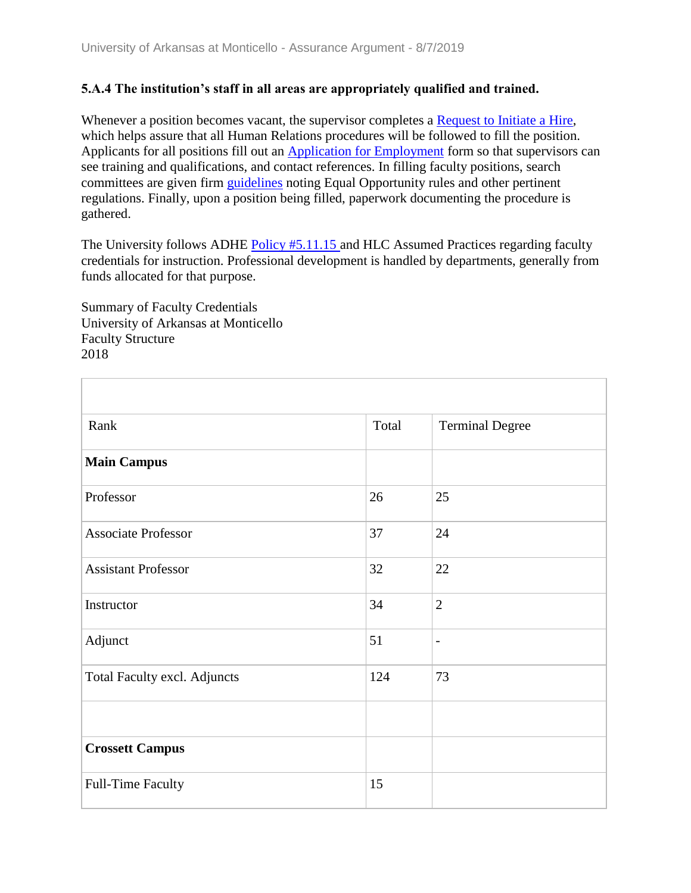**5.A.4 The institution's staff in all areas are appropriately qualified and trained.**

Whenever a position becomes vacant, the supervisor completes a Request to Initiate a Hire, which helps assure that all Human Relations procedures will be followed to fill the position. Applicants for all positions fill out an Application for Employment form so that supervisors can see training and qualifications, and contact references. In filling faculty positions, search committees are given firm guidelines noting Equal Opportunity rules and other pertinent regulations. Finally, upon a position being filled, paperwork documenting the procedure is gathered.

The University follows ADHE Policy #5.11.15 and HLC Assumed Practices regarding faculty credentials for instruction. Professional development is handled by departments, generally from funds allocated for that purpose.

Summary of Faculty Credentials
University of Arkansas at Monticello
Faculty Structure
2018

| Rank | Total | Terminal Degree |
|---|---|---|
| **Main Campus** | | |
| Professor | 26 | 25 |
| Associate Professor | 37 | 24 |
| Assistant Professor | 32 | 22 |
| Instructor | 34 | 2 |
| Adjunct | 51 | - |
| Total Faculty excl. Adjuncts | 124 | 73 |
| | | |
| **Crossett Campus** | | |
| Full-Time Faculty | 15 | |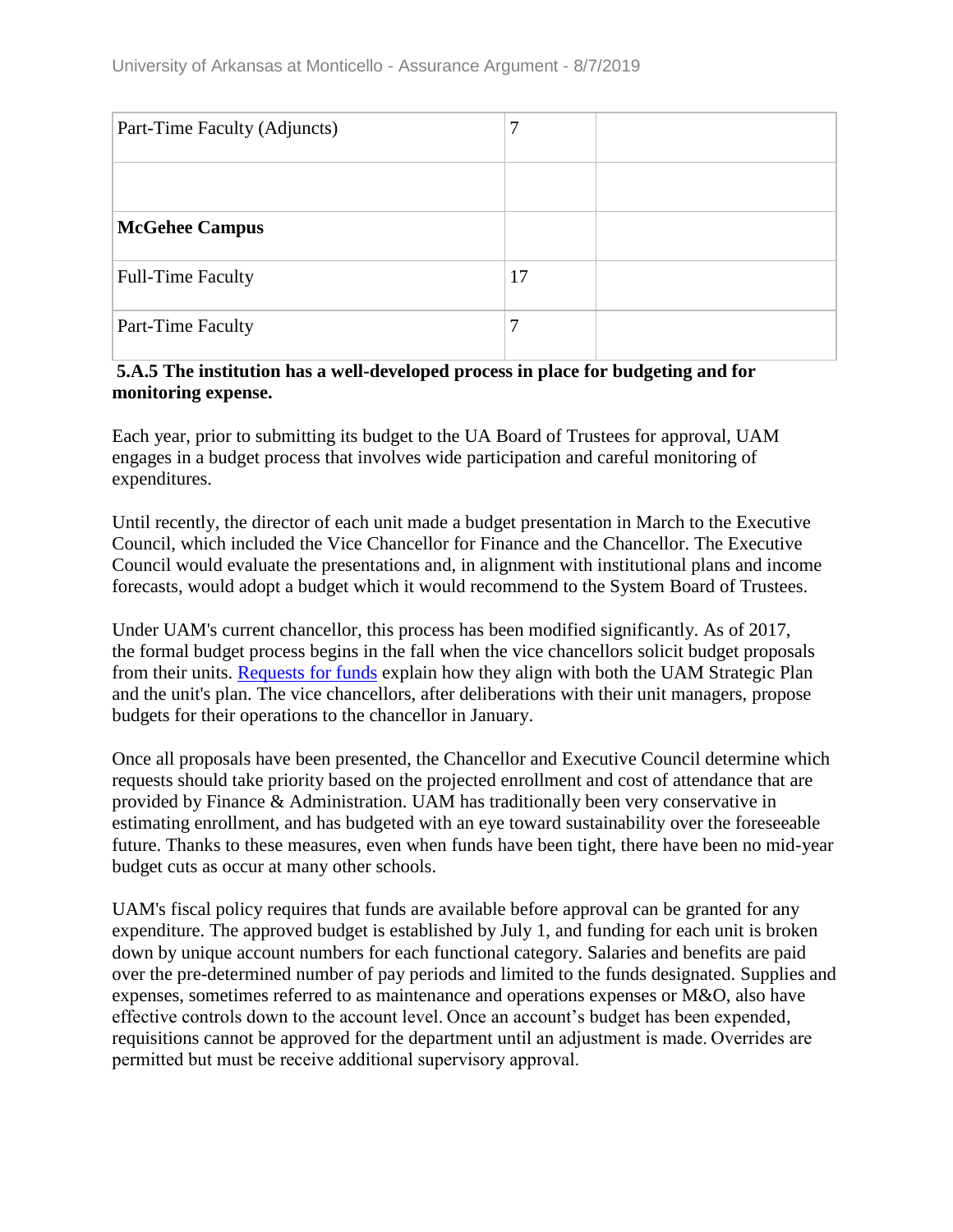| Part-Time Faculty (Adjuncts) | 7 | |
|---|---|---|
| | | |
| **McGehee Campus** | | |
| Full-Time Faculty | 17 | |
| Part-Time Faculty | 7 | |

**5.A.5 The institution has a well-developed process in place for budgeting and for monitoring expense.**

Each year, prior to submitting its budget to the UA Board of Trustees for approval, UAM engages in a budget process that involves wide participation and careful monitoring of expenditures.

Until recently, the director of each unit made a budget presentation in March to the Executive Council, which included the Vice Chancellor for Finance and the Chancellor. The Executive Council would evaluate the presentations and, in alignment with institutional plans and income forecasts, would adopt a budget which it would recommend to the System Board of Trustees.

Under UAM's current chancellor, this process has been modified significantly. As of 2017, the formal budget process begins in the fall when the vice chancellors solicit budget proposals from their units. Requests for funds explain how they align with both the UAM Strategic Plan and the unit's plan. The vice chancellors, after deliberations with their unit managers, propose budgets for their operations to the chancellor in January.

Once all proposals have been presented, the Chancellor and Executive Council determine which requests should take priority based on the projected enrollment and cost of attendance that are provided by Finance & Administration. UAM has traditionally been very conservative in estimating enrollment, and has budgeted with an eye toward sustainability over the foreseeable future. Thanks to these measures, even when funds have been tight, there have been no mid-year budget cuts as occur at many other schools.

UAM's fiscal policy requires that funds are available before approval can be granted for any expenditure. The approved budget is established by July 1, and funding for each unit is broken down by unique account numbers for each functional category. Salaries and benefits are paid over the pre-determined number of pay periods and limited to the funds designated. Supplies and expenses, sometimes referred to as maintenance and operations expenses or M&O, also have effective controls down to the account level. Once an account's budget has been expended, requisitions cannot be approved for the department until an adjustment is made. Overrides are permitted but must be receive additional supervisory approval.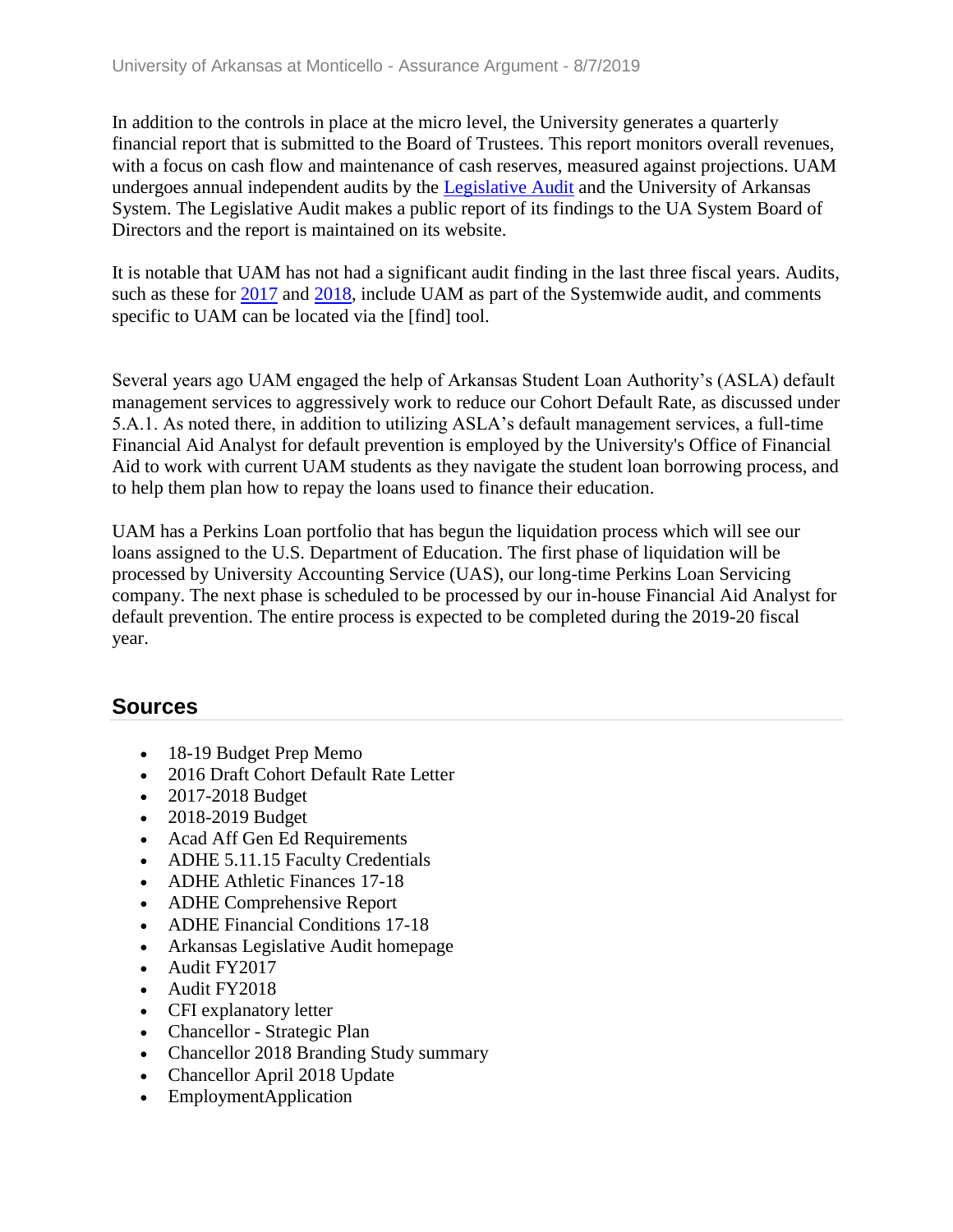In addition to the controls in place at the micro level, the University generates a quarterly financial report that is submitted to the Board of Trustees. This report monitors overall revenues, with a focus on cash flow and maintenance of cash reserves, measured against projections. UAM undergoes annual independent audits by the Legislative Audit and the University of Arkansas System. The Legislative Audit makes a public report of its findings to the UA System Board of Directors and the report is maintained on its website.

It is notable that UAM has not had a significant audit finding in the last three fiscal years. Audits, such as these for 2017 and 2018, include UAM as part of the Systemwide audit, and comments specific to UAM can be located via the [find] tool.

Several years ago UAM engaged the help of Arkansas Student Loan Authority's (ASLA) default management services to aggressively work to reduce our Cohort Default Rate, as discussed under 5.A.1. As noted there, in addition to utilizing ASLA's default management services, a full-time Financial Aid Analyst for default prevention is employed by the University's Office of Financial Aid to work with current UAM students as they navigate the student loan borrowing process, and to help them plan how to repay the loans used to finance their education.

UAM has a Perkins Loan portfolio that has begun the liquidation process which will see our loans assigned to the U.S. Department of Education. The first phase of liquidation will be processed by University Accounting Service (UAS), our long-time Perkins Loan Servicing company. The next phase is scheduled to be processed by our in-house Financial Aid Analyst for default prevention. The entire process is expected to be completed during the 2019-20 fiscal year.

## Sources

- 18-19 Budget Prep Memo
- 2016 Draft Cohort Default Rate Letter
- 2017-2018 Budget
- 2018-2019 Budget
- Acad Aff Gen Ed Requirements
- ADHE 5.11.15 Faculty Credentials
- ADHE Athletic Finances 17-18
- ADHE Comprehensive Report
- ADHE Financial Conditions 17-18
- Arkansas Legislative Audit homepage
- Audit FY2017
- Audit FY2018
- CFI explanatory letter
- Chancellor - Strategic Plan
- Chancellor 2018 Branding Study summary
- Chancellor April 2018 Update
- EmploymentApplication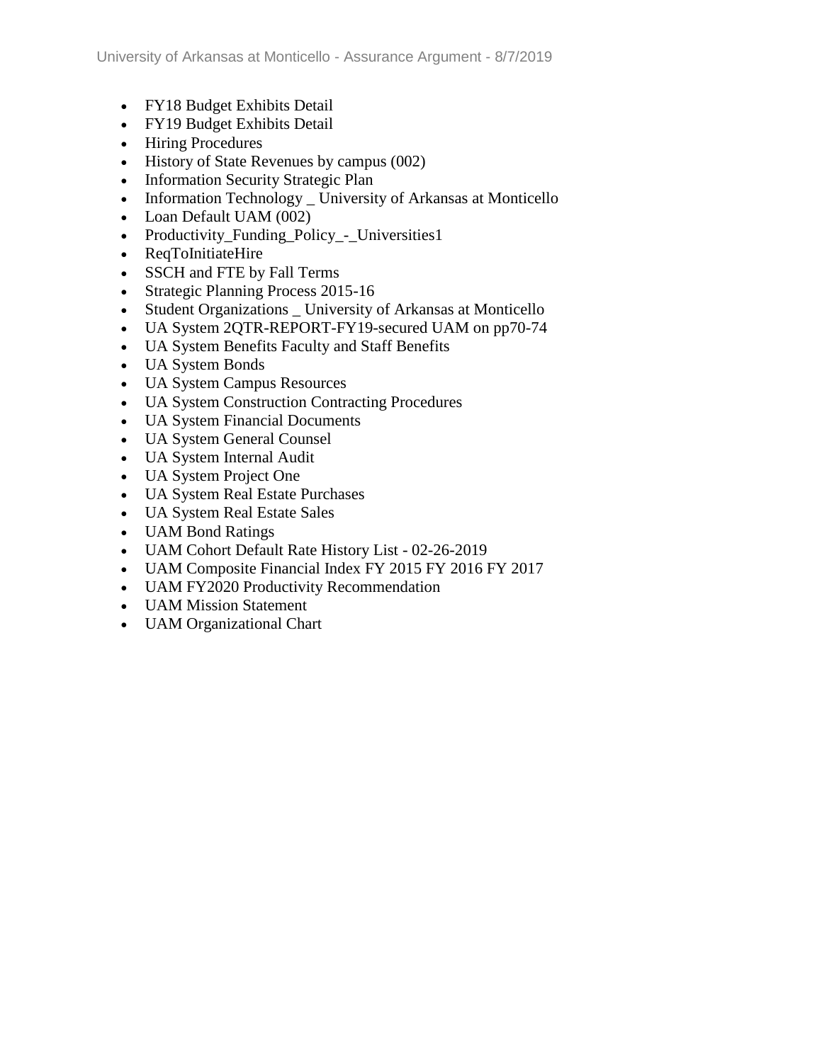- FY18 Budget Exhibits Detail
- FY19 Budget Exhibits Detail
- Hiring Procedures
- History of State Revenues by campus (002)
- Information Security Strategic Plan
- Information Technology _ University of Arkansas at Monticello
- Loan Default UAM (002)
- Productivity_Funding_Policy_-_Universities1
- ReqToInitiateHire
- SSCH and FTE by Fall Terms
- Strategic Planning Process 2015-16
- Student Organizations _ University of Arkansas at Monticello
- UA System 2QTR-REPORT-FY19-secured UAM on pp70-74
- UA System Benefits Faculty and Staff Benefits
- UA System Bonds
- UA System Campus Resources
- UA System Construction Contracting Procedures
- UA System Financial Documents
- UA System General Counsel
- UA System Internal Audit
- UA System Project One
- UA System Real Estate Purchases
- UA System Real Estate Sales
- UAM Bond Ratings
- UAM Cohort Default Rate History List - 02-26-2019
- UAM Composite Financial Index FY 2015 FY 2016 FY 2017
- UAM FY2020 Productivity Recommendation
- UAM Mission Statement
- UAM Organizational Chart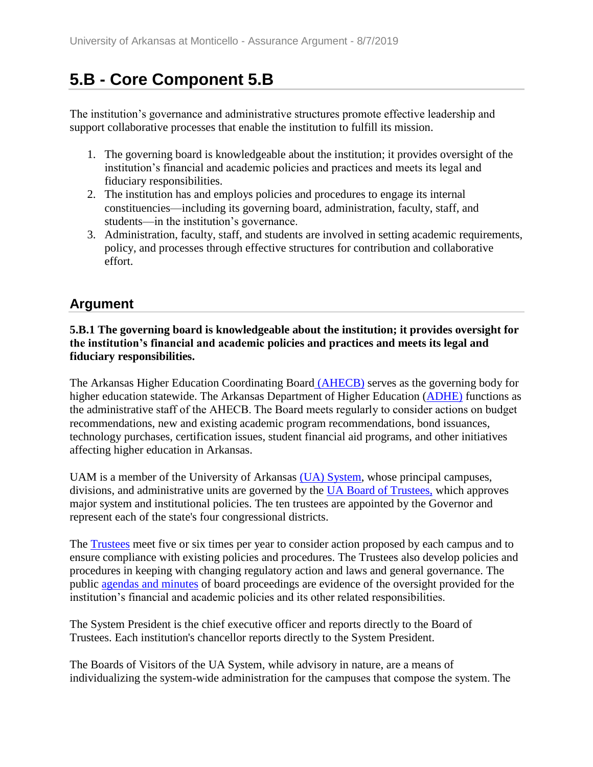# 5.B - Core Component 5.B

The institution's governance and administrative structures promote effective leadership and support collaborative processes that enable the institution to fulfill its mission.

1. The governing board is knowledgeable about the institution; it provides oversight of the institution's financial and academic policies and practices and meets its legal and fiduciary responsibilities.
2. The institution has and employs policies and procedures to engage its internal constituencies—including its governing board, administration, faculty, staff, and students—in the institution's governance.
3. Administration, faculty, staff, and students are involved in setting academic requirements, policy, and processes through effective structures for contribution and collaborative effort.

## Argument

**5.B.1 The governing board is knowledgeable about the institution; it provides oversight for the institution's financial and academic policies and practices and meets its legal and fiduciary responsibilities.**

The Arkansas Higher Education Coordinating Board (AHECB) serves as the governing body for higher education statewide. The Arkansas Department of Higher Education (ADHE) functions as the administrative staff of the AHECB. The Board meets regularly to consider actions on budget recommendations, new and existing academic program recommendations, bond issuances, technology purchases, certification issues, student financial aid programs, and other initiatives affecting higher education in Arkansas.

UAM is a member of the University of Arkansas (UA) System, whose principal campuses, divisions, and administrative units are governed by the UA Board of Trustees, which approves major system and institutional policies. The ten trustees are appointed by the Governor and represent each of the state's four congressional districts.

The Trustees meet five or six times per year to consider action proposed by each campus and to ensure compliance with existing policies and procedures. The Trustees also develop policies and procedures in keeping with changing regulatory action and laws and general governance. The public agendas and minutes of board proceedings are evidence of the oversight provided for the institution's financial and academic policies and its other related responsibilities.

The System President is the chief executive officer and reports directly to the Board of Trustees. Each institution's chancellor reports directly to the System President.

The Boards of Visitors of the UA System, while advisory in nature, are a means of individualizing the system-wide administration for the campuses that compose the system. The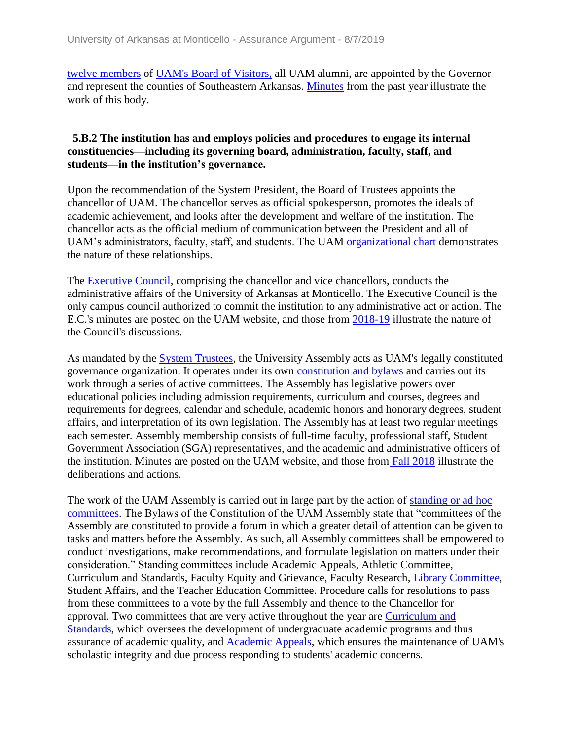twelve members of UAM's Board of Visitors, all UAM alumni, are appointed by the Governor and represent the counties of Southeastern Arkansas. Minutes from the past year illustrate the work of this body.

**5.B.2 The institution has and employs policies and procedures to engage its internal constituencies—including its governing board, administration, faculty, staff, and students—in the institution's governance.**

Upon the recommendation of the System President, the Board of Trustees appoints the chancellor of UAM. The chancellor serves as official spokesperson, promotes the ideals of academic achievement, and looks after the development and welfare of the institution. The chancellor acts as the official medium of communication between the President and all of UAM's administrators, faculty, staff, and students. The UAM organizational chart demonstrates the nature of these relationships.

The Executive Council, comprising the chancellor and vice chancellors, conducts the administrative affairs of the University of Arkansas at Monticello. The Executive Council is the only campus council authorized to commit the institution to any administrative act or action. The E.C.'s minutes are posted on the UAM website, and those from 2018-19 illustrate the nature of the Council's discussions.

As mandated by the System Trustees, the University Assembly acts as UAM's legally constituted governance organization. It operates under its own constitution and bylaws and carries out its work through a series of active committees. The Assembly has legislative powers over educational policies including admission requirements, curriculum and courses, degrees and requirements for degrees, calendar and schedule, academic honors and honorary degrees, student affairs, and interpretation of its own legislation. The Assembly has at least two regular meetings each semester. Assembly membership consists of full-time faculty, professional staff, Student Government Association (SGA) representatives, and the academic and administrative officers of the institution. Minutes are posted on the UAM website, and those from Fall 2018 illustrate the deliberations and actions.

The work of the UAM Assembly is carried out in large part by the action of standing or ad hoc committees. The Bylaws of the Constitution of the UAM Assembly state that "committees of the Assembly are constituted to provide a forum in which a greater detail of attention can be given to tasks and matters before the Assembly. As such, all Assembly committees shall be empowered to conduct investigations, make recommendations, and formulate legislation on matters under their consideration." Standing committees include Academic Appeals, Athletic Committee, Curriculum and Standards, Faculty Equity and Grievance, Faculty Research, Library Committee, Student Affairs, and the Teacher Education Committee. Procedure calls for resolutions to pass from these committees to a vote by the full Assembly and thence to the Chancellor for approval. Two committees that are very active throughout the year are Curriculum and Standards, which oversees the development of undergraduate academic programs and thus assurance of academic quality, and Academic Appeals, which ensures the maintenance of UAM's scholastic integrity and due process responding to students' academic concerns.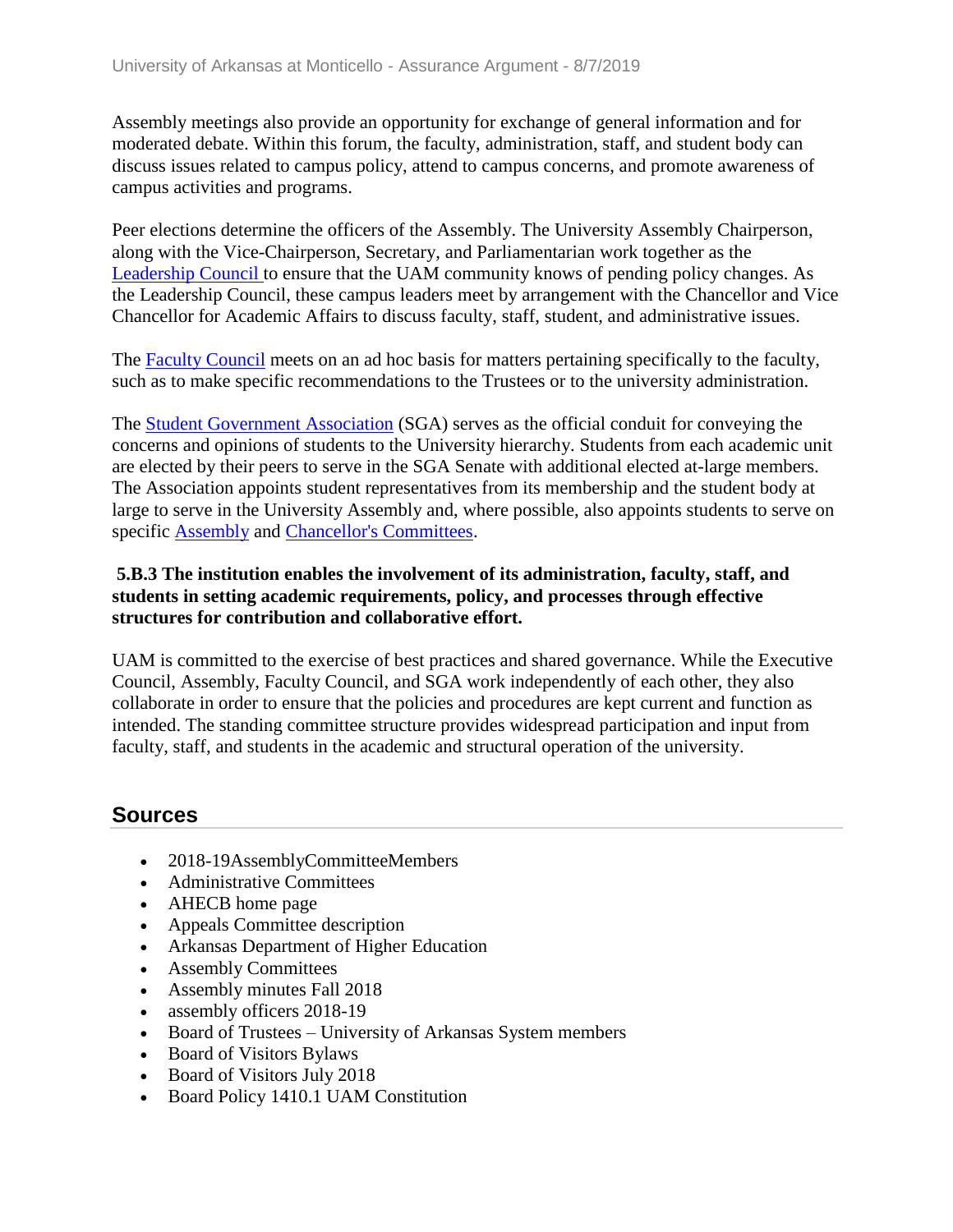Assembly meetings also provide an opportunity for exchange of general information and for moderated debate. Within this forum, the faculty, administration, staff, and student body can discuss issues related to campus policy, attend to campus concerns, and promote awareness of campus activities and programs.

Peer elections determine the officers of the Assembly. The University Assembly Chairperson, along with the Vice-Chairperson, Secretary, and Parliamentarian work together as the Leadership Council to ensure that the UAM community knows of pending policy changes. As the Leadership Council, these campus leaders meet by arrangement with the Chancellor and Vice Chancellor for Academic Affairs to discuss faculty, staff, student, and administrative issues.

The Faculty Council meets on an ad hoc basis for matters pertaining specifically to the faculty, such as to make specific recommendations to the Trustees or to the university administration.

The Student Government Association (SGA) serves as the official conduit for conveying the concerns and opinions of students to the University hierarchy. Students from each academic unit are elected by their peers to serve in the SGA Senate with additional elected at-large members. The Association appoints student representatives from its membership and the student body at large to serve in the University Assembly and, where possible, also appoints students to serve on specific Assembly and Chancellor's Committees.

**5.B.3 The institution enables the involvement of its administration, faculty, staff, and students in setting academic requirements, policy, and processes through effective structures for contribution and collaborative effort.**

UAM is committed to the exercise of best practices and shared governance. While the Executive Council, Assembly, Faculty Council, and SGA work independently of each other, they also collaborate in order to ensure that the policies and procedures are kept current and function as intended. The standing committee structure provides widespread participation and input from faculty, staff, and students in the academic and structural operation of the university.

## Sources

- 2018-19AssemblyCommitteeMembers
- Administrative Committees
- AHECB home page
- Appeals Committee description
- Arkansas Department of Higher Education
- Assembly Committees
- Assembly minutes Fall 2018
- assembly officers 2018-19
- Board of Trustees – University of Arkansas System members
- Board of Visitors Bylaws
- Board of Visitors July 2018
- Board Policy 1410.1 UAM Constitution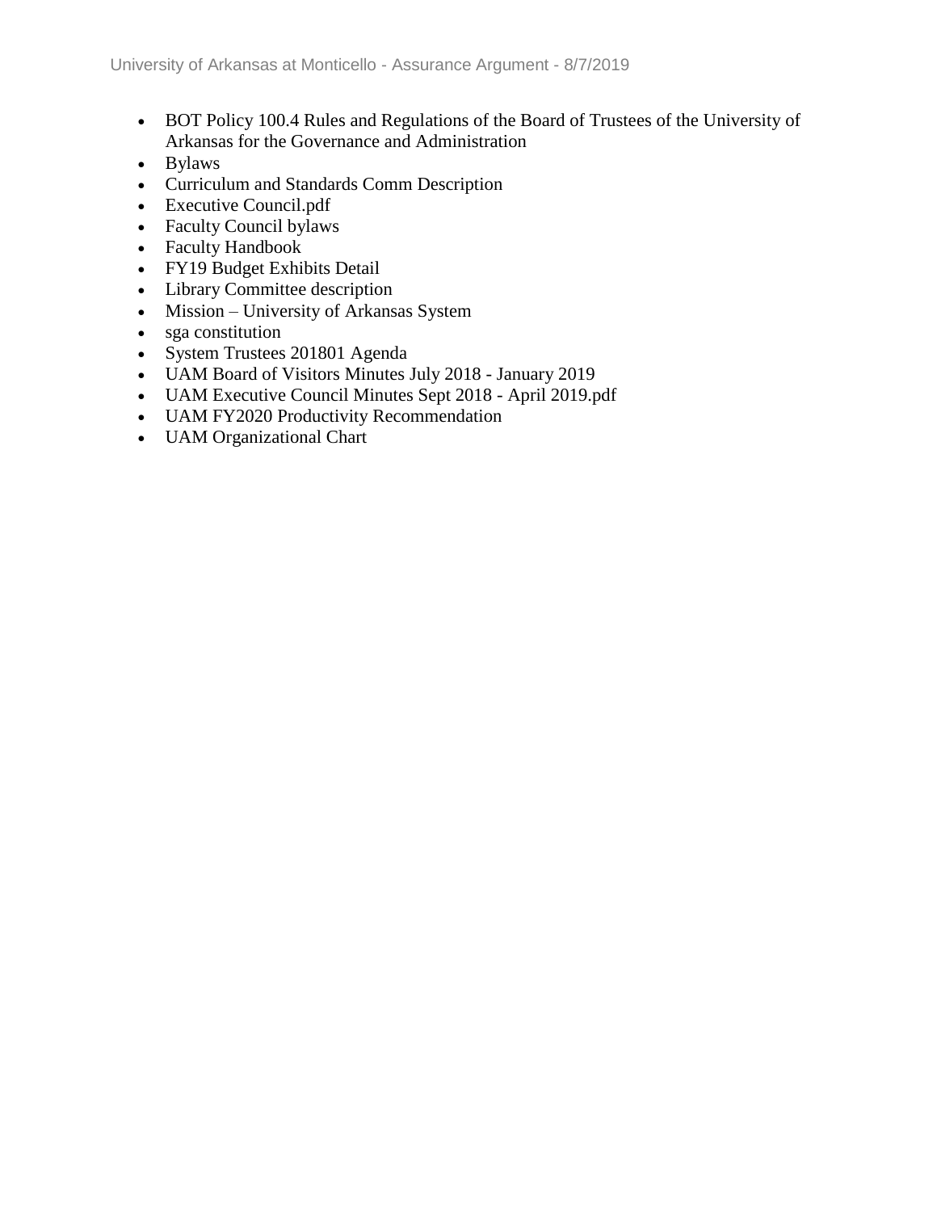- BOT Policy 100.4 Rules and Regulations of the Board of Trustees of the University of Arkansas for the Governance and Administration
- Bylaws
- Curriculum and Standards Comm Description
- Executive Council.pdf
- Faculty Council bylaws
- Faculty Handbook
- FY19 Budget Exhibits Detail
- Library Committee description
- Mission – University of Arkansas System
- sga constitution
- System Trustees 201801 Agenda
- UAM Board of Visitors Minutes July 2018 - January 2019
- UAM Executive Council Minutes Sept 2018 - April 2019.pdf
- UAM FY2020 Productivity Recommendation
- UAM Organizational Chart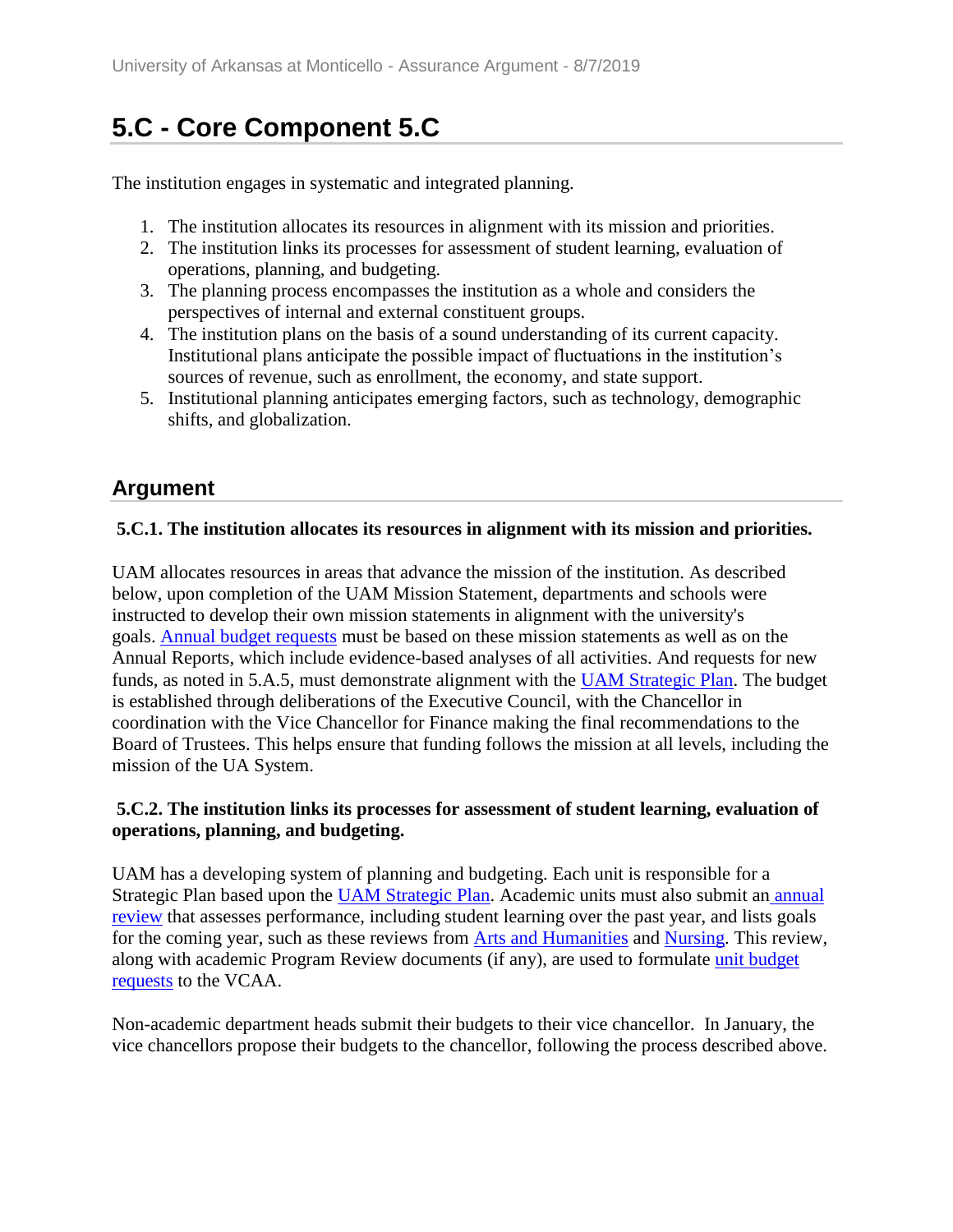# 5.C - Core Component 5.C

The institution engages in systematic and integrated planning.

1. The institution allocates its resources in alignment with its mission and priorities.
2. The institution links its processes for assessment of student learning, evaluation of operations, planning, and budgeting.
3. The planning process encompasses the institution as a whole and considers the perspectives of internal and external constituent groups.
4. The institution plans on the basis of a sound understanding of its current capacity. Institutional plans anticipate the possible impact of fluctuations in the institution's sources of revenue, such as enrollment, the economy, and state support.
5. Institutional planning anticipates emerging factors, such as technology, demographic shifts, and globalization.

## Argument

**5.C.1. The institution allocates its resources in alignment with its mission and priorities.**

UAM allocates resources in areas that advance the mission of the institution. As described below, upon completion of the UAM Mission Statement, departments and schools were instructed to develop their own mission statements in alignment with the university's goals. Annual budget requests must be based on these mission statements as well as on the Annual Reports, which include evidence-based analyses of all activities. And requests for new funds, as noted in 5.A.5, must demonstrate alignment with the UAM Strategic Plan. The budget is established through deliberations of the Executive Council, with the Chancellor in coordination with the Vice Chancellor for Finance making the final recommendations to the Board of Trustees. This helps ensure that funding follows the mission at all levels, including the mission of the UA System.

**5.C.2. The institution links its processes for assessment of student learning, evaluation of operations, planning, and budgeting.**

UAM has a developing system of planning and budgeting. Each unit is responsible for a Strategic Plan based upon the UAM Strategic Plan. Academic units must also submit an annual review that assesses performance, including student learning over the past year, and lists goals for the coming year, such as these reviews from Arts and Humanities and Nursing. This review, along with academic Program Review documents (if any), are used to formulate unit budget requests to the VCAA.

Non-academic department heads submit their budgets to their vice chancellor. In January, the vice chancellors propose their budgets to the chancellor, following the process described above.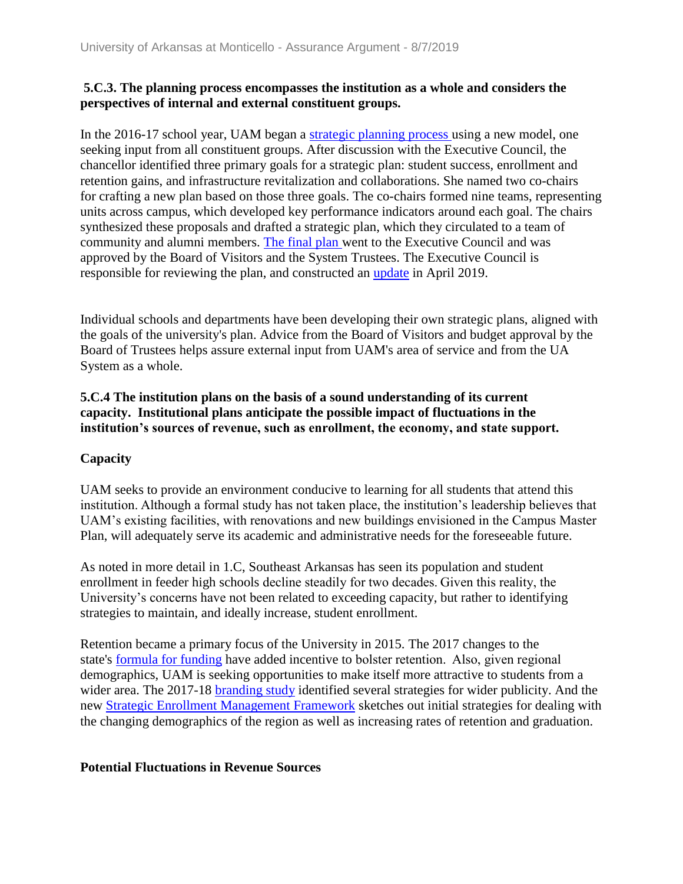**5.C.3. The planning process encompasses the institution as a whole and considers the perspectives of internal and external constituent groups.**

In the 2016-17 school year, UAM began a strategic planning process using a new model, one seeking input from all constituent groups. After discussion with the Executive Council, the chancellor identified three primary goals for a strategic plan: student success, enrollment and retention gains, and infrastructure revitalization and collaborations. She named two co-chairs for crafting a new plan based on those three goals. The co-chairs formed nine teams, representing units across campus, which developed key performance indicators around each goal. The chairs synthesized these proposals and drafted a strategic plan, which they circulated to a team of community and alumni members. The final plan went to the Executive Council and was approved by the Board of Visitors and the System Trustees. The Executive Council is responsible for reviewing the plan, and constructed an update in April 2019.

Individual schools and departments have been developing their own strategic plans, aligned with the goals of the university's plan. Advice from the Board of Visitors and budget approval by the Board of Trustees helps assure external input from UAM's area of service and from the UA System as a whole.

**5.C.4 The institution plans on the basis of a sound understanding of its current capacity. Institutional plans anticipate the possible impact of fluctuations in the institution's sources of revenue, such as enrollment, the economy, and state support.**

**Capacity**

UAM seeks to provide an environment conducive to learning for all students that attend this institution. Although a formal study has not taken place, the institution's leadership believes that UAM's existing facilities, with renovations and new buildings envisioned in the Campus Master Plan, will adequately serve its academic and administrative needs for the foreseeable future.

As noted in more detail in 1.C, Southeast Arkansas has seen its population and student enrollment in feeder high schools decline steadily for two decades. Given this reality, the University's concerns have not been related to exceeding capacity, but rather to identifying strategies to maintain, and ideally increase, student enrollment.

Retention became a primary focus of the University in 2015. The 2017 changes to the state's formula for funding have added incentive to bolster retention. Also, given regional demographics, UAM is seeking opportunities to make itself more attractive to students from a wider area. The 2017-18 branding study identified several strategies for wider publicity. And the new Strategic Enrollment Management Framework sketches out initial strategies for dealing with the changing demographics of the region as well as increasing rates of retention and graduation.

**Potential Fluctuations in Revenue Sources**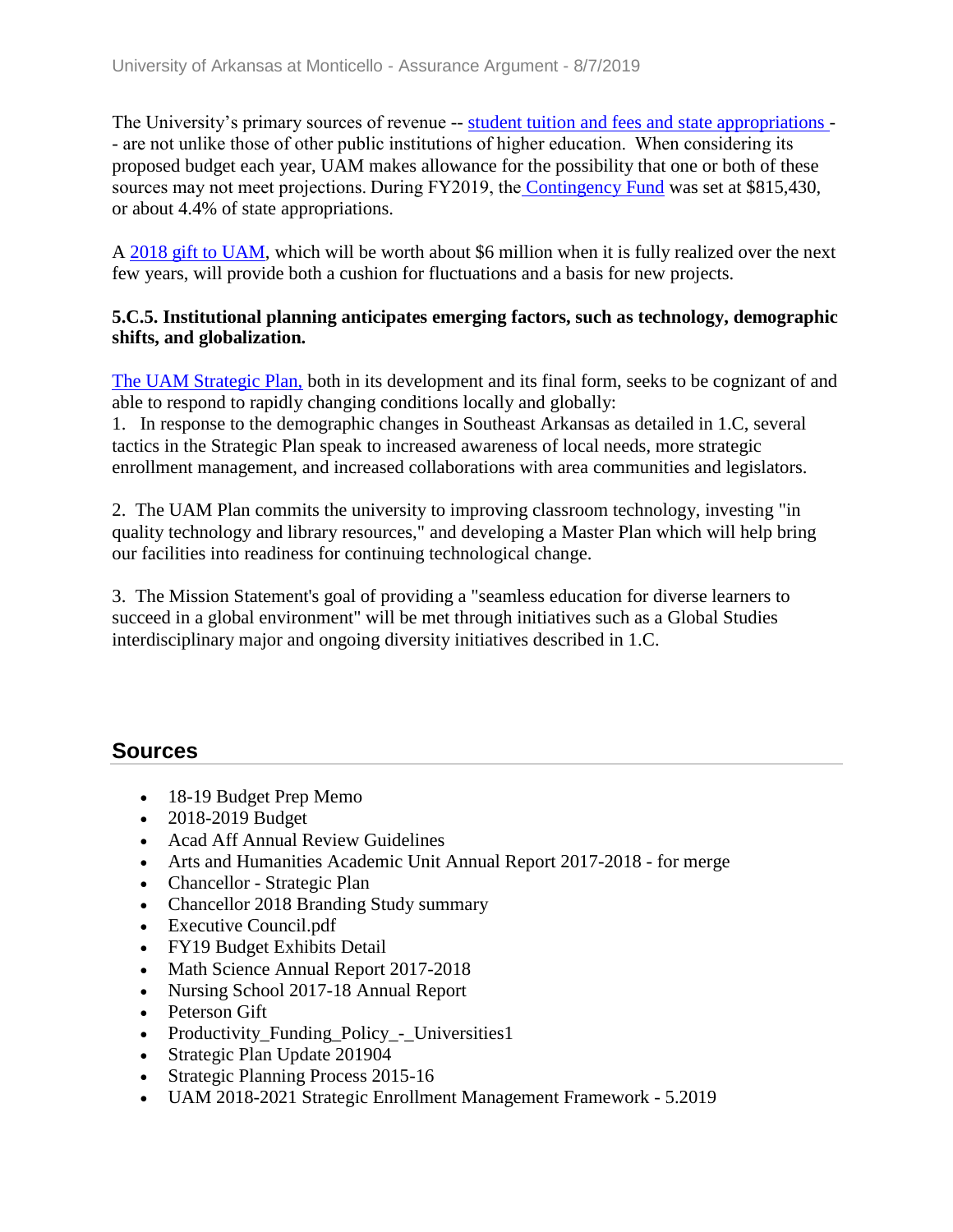The University's primary sources of revenue -- student tuition and fees and state appropriations -- are not unlike those of other public institutions of higher education. When considering its proposed budget each year, UAM makes allowance for the possibility that one or both of these sources may not meet projections. During FY2019, the Contingency Fund was set at $815,430, or about 4.4% of state appropriations.

A 2018 gift to UAM, which will be worth about $6 million when it is fully realized over the next few years, will provide both a cushion for fluctuations and a basis for new projects.

**5.C.5. Institutional planning anticipates emerging factors, such as technology, demographic shifts, and globalization.**

The UAM Strategic Plan, both in its development and its final form, seeks to be cognizant of and able to respond to rapidly changing conditions locally and globally:

1. In response to the demographic changes in Southeast Arkansas as detailed in 1.C, several tactics in the Strategic Plan speak to increased awareness of local needs, more strategic enrollment management, and increased collaborations with area communities and legislators.

2. The UAM Plan commits the university to improving classroom technology, investing "in quality technology and library resources," and developing a Master Plan which will help bring our facilities into readiness for continuing technological change.

3. The Mission Statement's goal of providing a "seamless education for diverse learners to succeed in a global environment" will be met through initiatives such as a Global Studies interdisciplinary major and ongoing diversity initiatives described in 1.C.

## Sources

- 18-19 Budget Prep Memo
- 2018-2019 Budget
- Acad Aff Annual Review Guidelines
- Arts and Humanities Academic Unit Annual Report 2017-2018 - for merge
- Chancellor - Strategic Plan
- Chancellor 2018 Branding Study summary
- Executive Council.pdf
- FY19 Budget Exhibits Detail
- Math Science Annual Report 2017-2018
- Nursing School 2017-18 Annual Report
- Peterson Gift
- Productivity_Funding_Policy_-_Universities1
- Strategic Plan Update 201904
- Strategic Planning Process 2015-16
- UAM 2018-2021 Strategic Enrollment Management Framework - 5.2019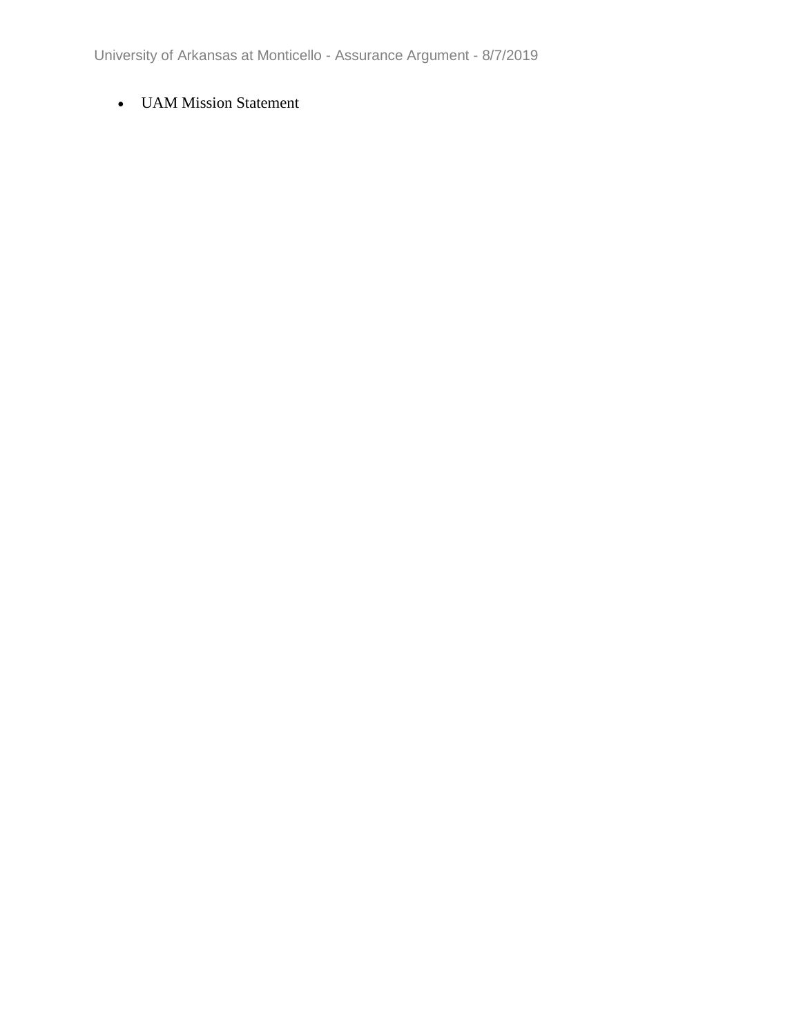- UAM Mission Statement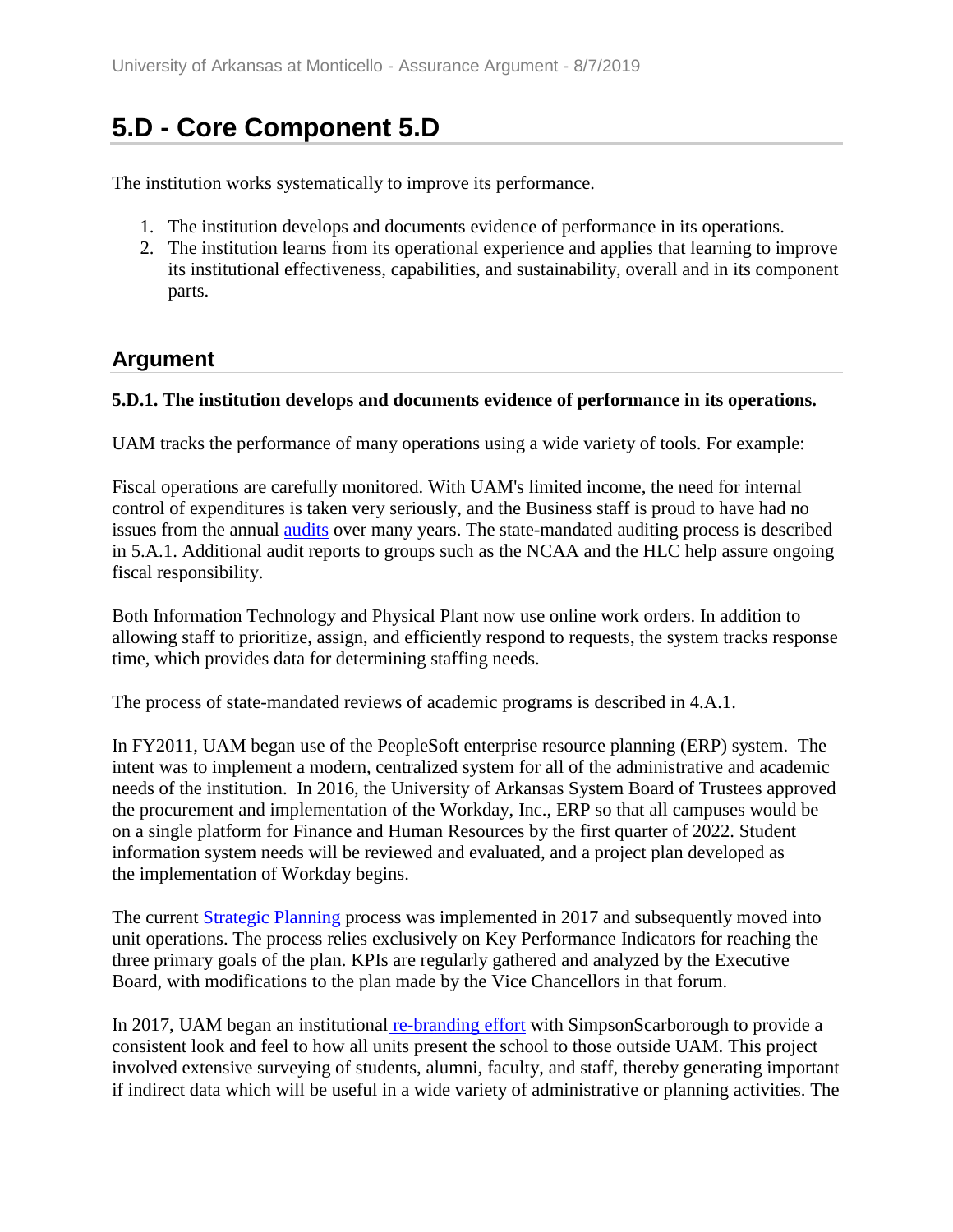# 5.D - Core Component 5.D

The institution works systematically to improve its performance.

1. The institution develops and documents evidence of performance in its operations.
2. The institution learns from its operational experience and applies that learning to improve its institutional effectiveness, capabilities, and sustainability, overall and in its component parts.

## Argument

**5.D.1. The institution develops and documents evidence of performance in its operations.**

UAM tracks the performance of many operations using a wide variety of tools. For example:

Fiscal operations are carefully monitored. With UAM's limited income, the need for internal control of expenditures is taken very seriously, and the Business staff is proud to have had no issues from the annual audits over many years. The state-mandated auditing process is described in 5.A.1. Additional audit reports to groups such as the NCAA and the HLC help assure ongoing fiscal responsibility.

Both Information Technology and Physical Plant now use online work orders. In addition to allowing staff to prioritize, assign, and efficiently respond to requests, the system tracks response time, which provides data for determining staffing needs.

The process of state-mandated reviews of academic programs is described in 4.A.1.

In FY2011, UAM began use of the PeopleSoft enterprise resource planning (ERP) system. The intent was to implement a modern, centralized system for all of the administrative and academic needs of the institution. In 2016, the University of Arkansas System Board of Trustees approved the procurement and implementation of the Workday, Inc., ERP so that all campuses would be on a single platform for Finance and Human Resources by the first quarter of 2022. Student information system needs will be reviewed and evaluated, and a project plan developed as the implementation of Workday begins.

The current Strategic Planning process was implemented in 2017 and subsequently moved into unit operations. The process relies exclusively on Key Performance Indicators for reaching the three primary goals of the plan. KPIs are regularly gathered and analyzed by the Executive Board, with modifications to the plan made by the Vice Chancellors in that forum.

In 2017, UAM began an institutional re-branding effort with SimpsonScarborough to provide a consistent look and feel to how all units present the school to those outside UAM. This project involved extensive surveying of students, alumni, faculty, and staff, thereby generating important if indirect data which will be useful in a wide variety of administrative or planning activities. The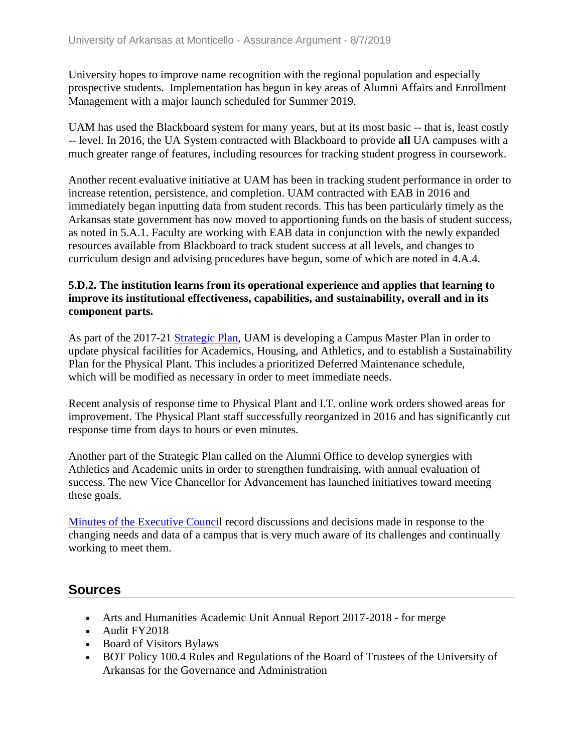University hopes to improve name recognition with the regional population and especially prospective students.  Implementation has begun in key areas of Alumni Affairs and Enrollment Management with a major launch scheduled for Summer 2019.

UAM has used the Blackboard system for many years, but at its most basic -- that is, least costly -- level. In 2016, the UA System contracted with Blackboard to provide **all** UA campuses with a much greater range of features, including resources for tracking student progress in coursework.

Another recent evaluative initiative at UAM has been in tracking student performance in order to increase retention, persistence, and completion. UAM contracted with EAB in 2016 and immediately began inputting data from student records. This has been particularly timely as the Arkansas state government has now moved to apportioning funds on the basis of student success, as noted in 5.A.1. Faculty are working with EAB data in conjunction with the newly expanded resources available from Blackboard to track student success at all levels, and changes to curriculum design and advising procedures have begun, some of which are noted in 4.A.4.

**5.D.2. The institution learns from its operational experience and applies that learning to improve its institutional effectiveness, capabilities, and sustainability, overall and in its component parts.**

As part of the 2017-21 Strategic Plan, UAM is developing a Campus Master Plan in order to update physical facilities for Academics, Housing, and Athletics, and to establish a Sustainability Plan for the Physical Plant. This includes a prioritized Deferred Maintenance schedule, which will be modified as necessary in order to meet immediate needs.

Recent analysis of response time to Physical Plant and I.T. online work orders showed areas for improvement. The Physical Plant staff successfully reorganized in 2016 and has significantly cut response time from days to hours or even minutes.

Another part of the Strategic Plan called on the Alumni Office to develop synergies with Athletics and Academic units in order to strengthen fundraising, with annual evaluation of success. The new Vice Chancellor for Advancement has launched initiatives toward meeting these goals.

Minutes of the Executive Council record discussions and decisions made in response to the changing needs and data of a campus that is very much aware of its challenges and continually working to meet them.

## Sources

- Arts and Humanities Academic Unit Annual Report 2017-2018 - for merge
- Audit FY2018
- Board of Visitors Bylaws
- BOT Policy 100.4 Rules and Regulations of the Board of Trustees of the University of Arkansas for the Governance and Administration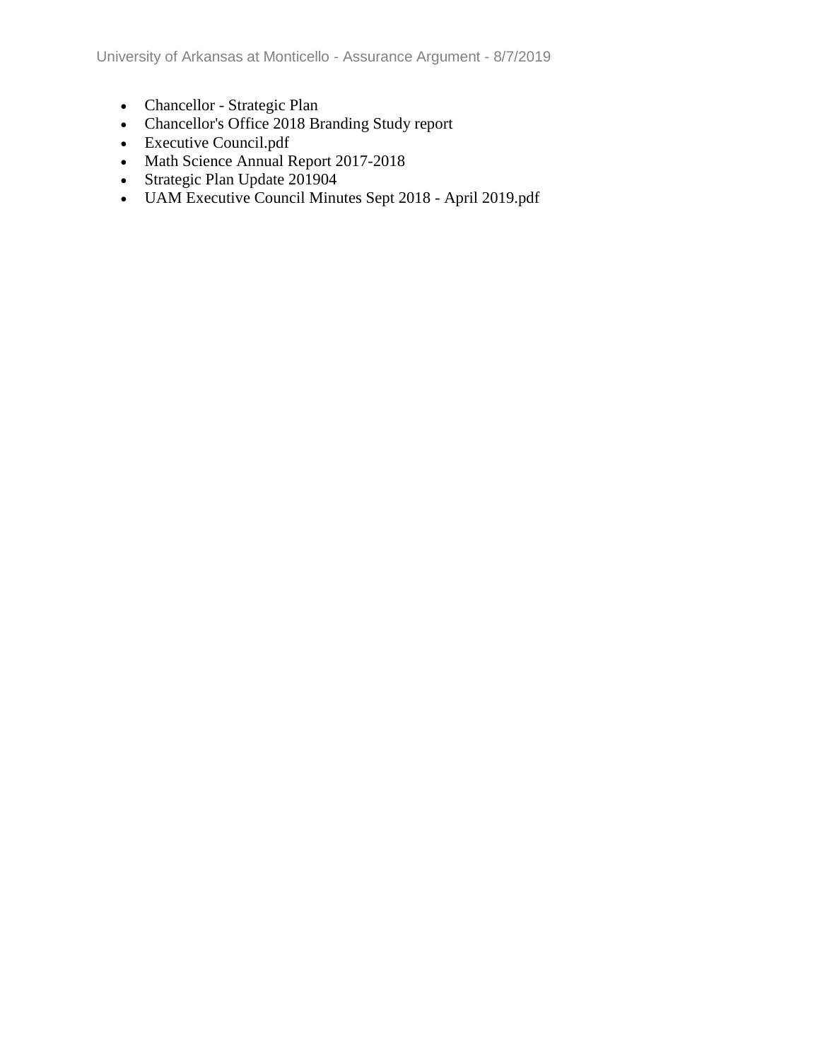- Chancellor - Strategic Plan
- Chancellor's Office 2018 Branding Study report
- Executive Council.pdf
- Math Science Annual Report 2017-2018
- Strategic Plan Update 201904
- UAM Executive Council Minutes Sept 2018 - April 2019.pdf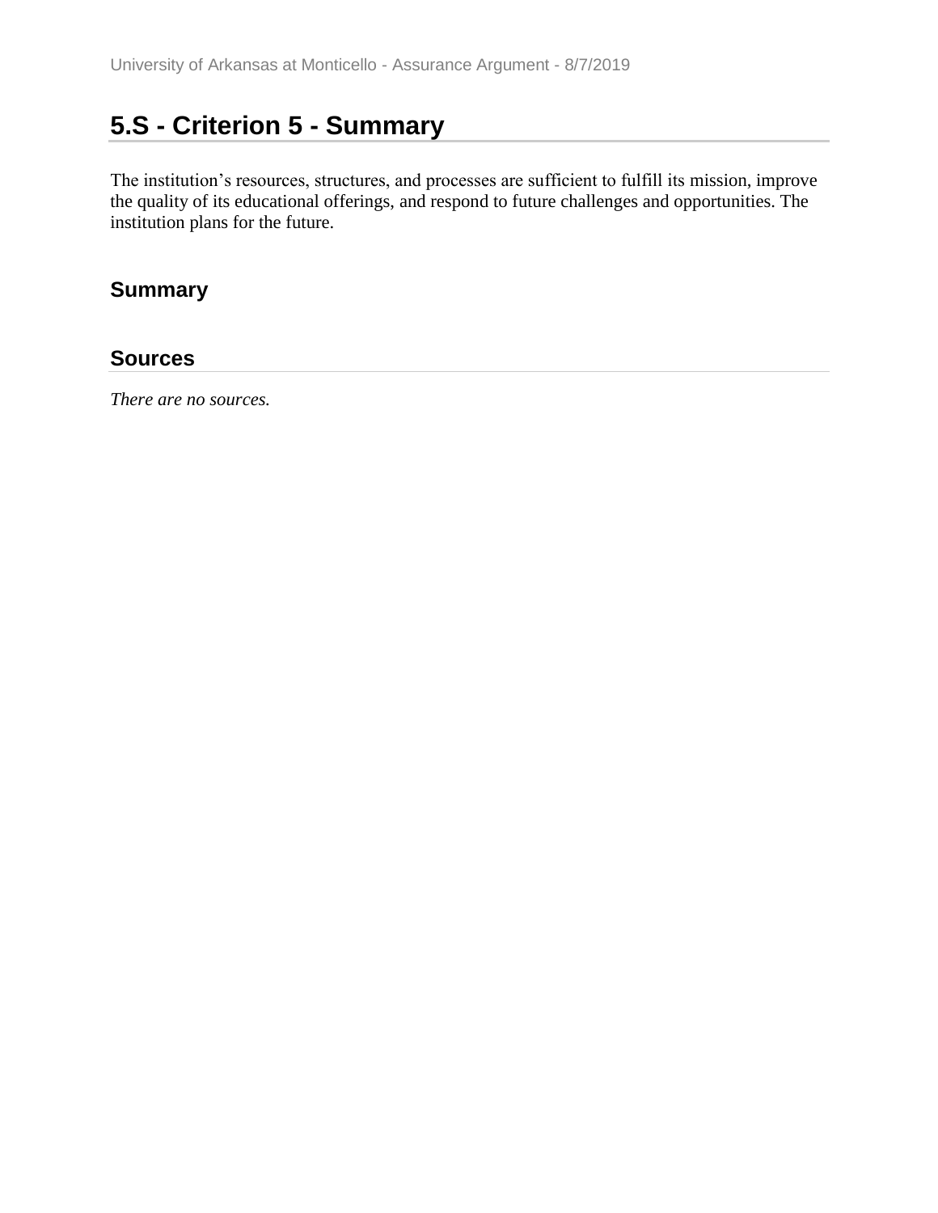# 5.S - Criterion 5 - Summary

The institution's resources, structures, and processes are sufficient to fulfill its mission, improve the quality of its educational offerings, and respond to future challenges and opportunities. The institution plans for the future.

## Summary

## Sources

*There are no sources.*